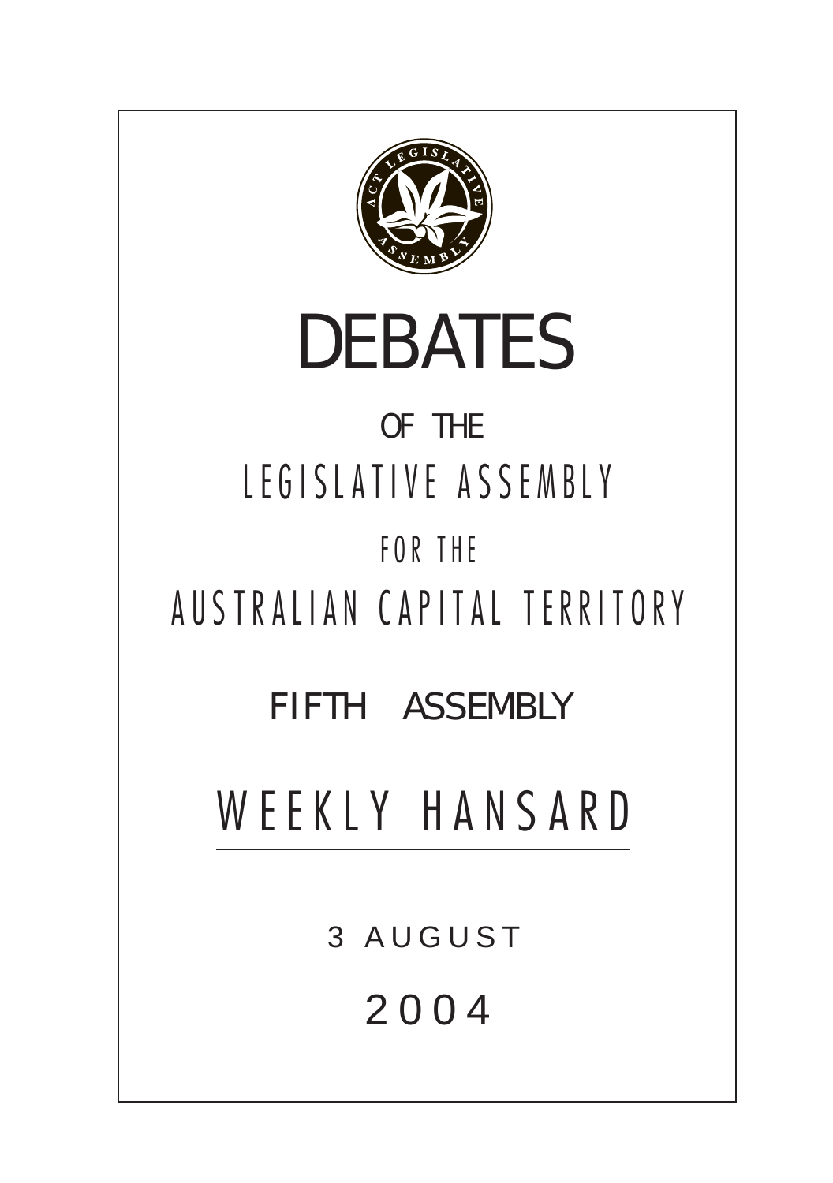# DEBATES

OF THE

LEGISLATIVE ASSEMBLY

FOR THE

AUSTRALIAN CAPITAL TERRITORY

## FIFTH ASSEMBLY

## WEEKLY HANSARD

3 AUGUST

2004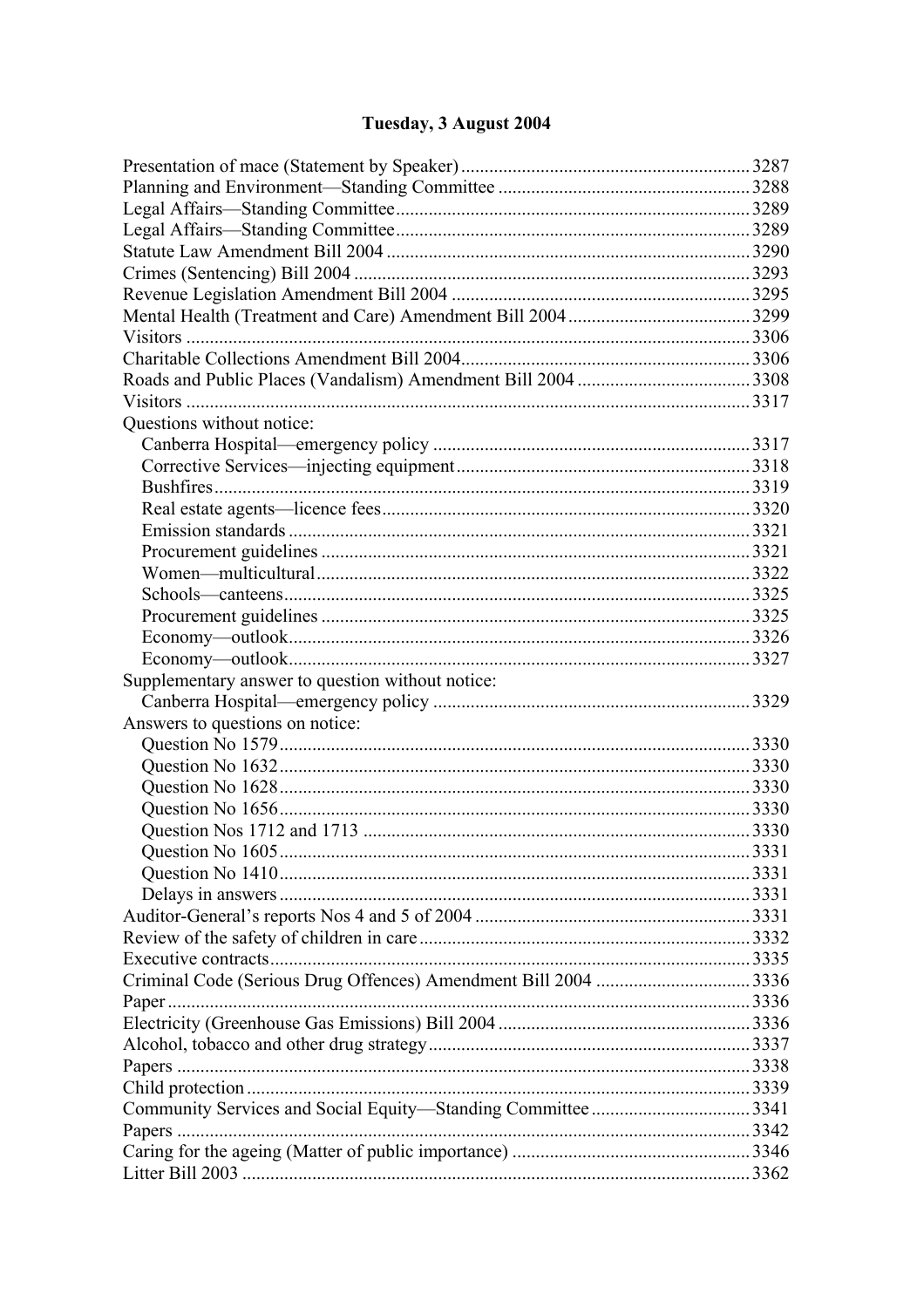## Tuesday, 3 August 2004

| | |
|---|---|
| Presentation of mace (Statement by Speaker) | 3287 |
| Planning and Environment—Standing Committee | 3288 |
| Legal Affairs—Standing Committee | 3289 |
| Legal Affairs—Standing Committee | 3289 |
| Statute Law Amendment Bill 2004 | 3290 |
| Crimes (Sentencing) Bill 2004 | 3293 |
| Revenue Legislation Amendment Bill 2004 | 3295 |
| Mental Health (Treatment and Care) Amendment Bill 2004 | 3299 |
| Visitors | 3306 |
| Charitable Collections Amendment Bill 2004 | 3306 |
| Roads and Public Places (Vandalism) Amendment Bill 2004 | 3308 |
| Visitors | 3317 |
| Questions without notice: | |
| Canberra Hospital—emergency policy | 3317 |
| Corrective Services—injecting equipment | 3318 |
| Bushfires | 3319 |
| Real estate agents—licence fees | 3320 |
| Emission standards | 3321 |
| Procurement guidelines | 3321 |
| Women—multicultural | 3322 |
| Schools—canteens | 3325 |
| Procurement guidelines | 3325 |
| Economy—outlook | 3326 |
| Economy—outlook | 3327 |
| Supplementary answer to question without notice: | |
| Canberra Hospital—emergency policy | 3329 |
| Answers to questions on notice: | |
| Question No 1579 | 3330 |
| Question No 1632 | 3330 |
| Question No 1628 | 3330 |
| Question No 1656 | 3330 |
| Question Nos 1712 and 1713 | 3330 |
| Question No 1605 | 3331 |
| Question No 1410 | 3331 |
| Delays in answers | 3331 |
| Auditor-General's reports Nos 4 and 5 of 2004 | 3331 |
| Review of the safety of children in care | 3332 |
| Executive contracts | 3335 |
| Criminal Code (Serious Drug Offences) Amendment Bill 2004 | 3336 |
| Paper | 3336 |
| Electricity (Greenhouse Gas Emissions) Bill 2004 | 3336 |
| Alcohol, tobacco and other drug strategy | 3337 |
| Papers | 3338 |
| Child protection | 3339 |
| Community Services and Social Equity—Standing Committee | 3341 |
| Papers | 3342 |
| Caring for the ageing (Matter of public importance) | 3346 |
| Litter Bill 2003 | 3362 |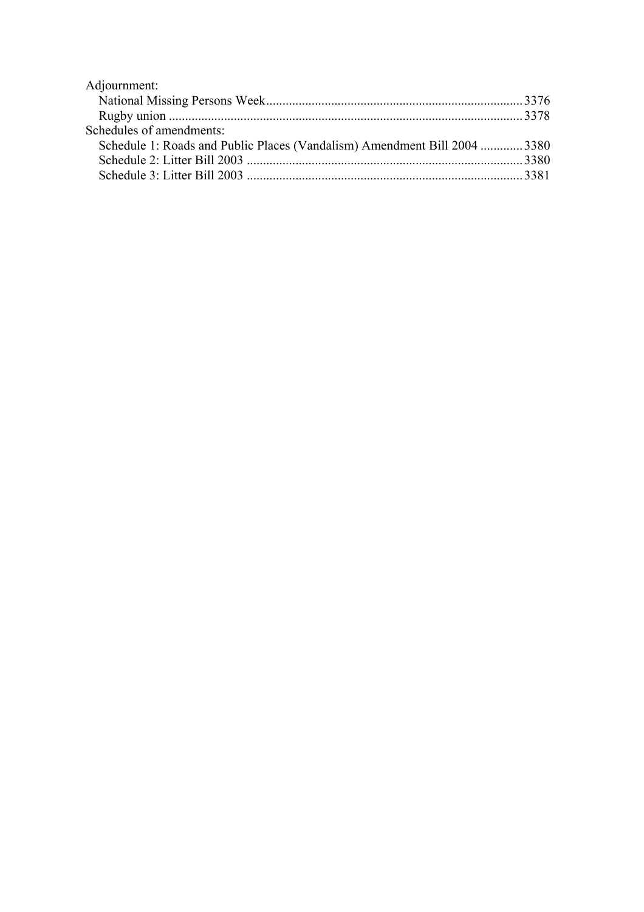Adjournment:

- National Missing Persons Week .......... 3376
- Rugby union .......... 3378

Schedules of amendments:

- Schedule 1: Roads and Public Places (Vandalism) Amendment Bill 2004 .......... 3380
- Schedule 2: Litter Bill 2003 .......... 3380
- Schedule 3: Litter Bill 2003 .......... 3381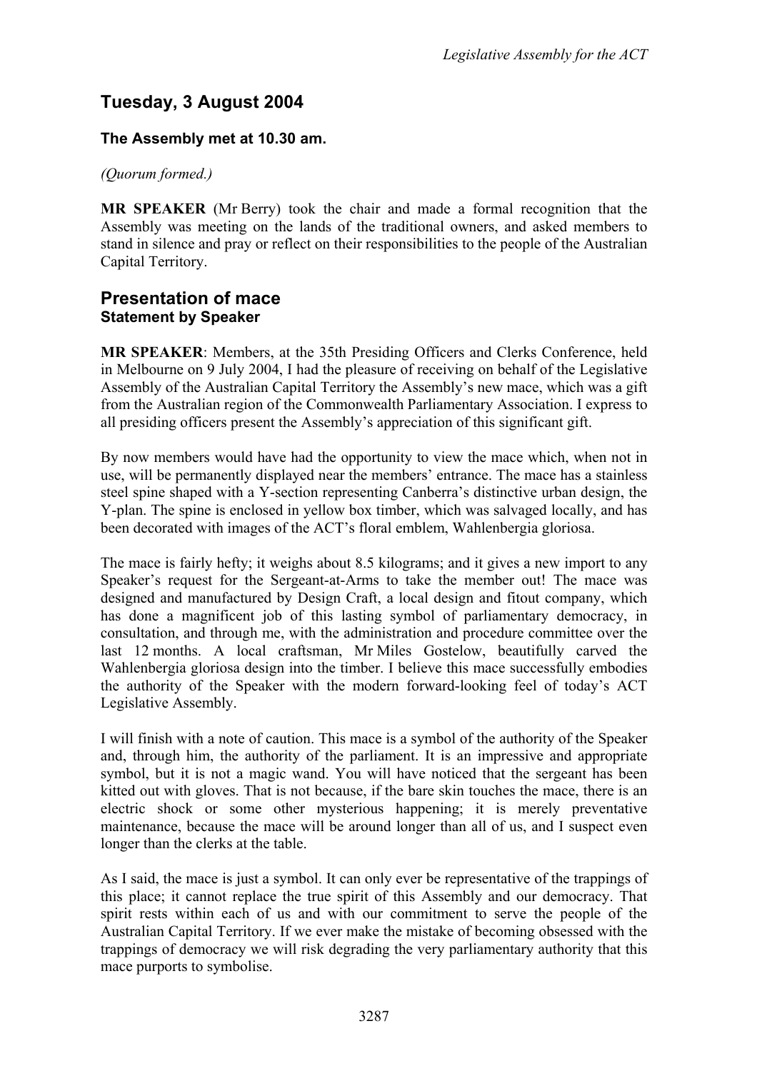## Tuesday, 3 August 2004

### The Assembly met at 10.30 am.

*(Quorum formed.)*

**MR SPEAKER** (Mr Berry) took the chair and made a formal recognition that the Assembly was meeting on the lands of the traditional owners, and asked members to stand in silence and pray or reflect on their responsibilities to the people of the Australian Capital Territory.

## Presentation of mace
### Statement by Speaker

**MR SPEAKER**: Members, at the 35th Presiding Officers and Clerks Conference, held in Melbourne on 9 July 2004, I had the pleasure of receiving on behalf of the Legislative Assembly of the Australian Capital Territory the Assembly's new mace, which was a gift from the Australian region of the Commonwealth Parliamentary Association. I express to all presiding officers present the Assembly's appreciation of this significant gift.

By now members would have had the opportunity to view the mace which, when not in use, will be permanently displayed near the members' entrance. The mace has a stainless steel spine shaped with a Y-section representing Canberra's distinctive urban design, the Y-plan. The spine is enclosed in yellow box timber, which was salvaged locally, and has been decorated with images of the ACT's floral emblem, Wahlenbergia gloriosa.

The mace is fairly hefty; it weighs about 8.5 kilograms; and it gives a new import to any Speaker's request for the Sergeant-at-Arms to take the member out! The mace was designed and manufactured by Design Craft, a local design and fitout company, which has done a magnificent job of this lasting symbol of parliamentary democracy, in consultation, and through me, with the administration and procedure committee over the last 12 months. A local craftsman, Mr Miles Gostelow, beautifully carved the Wahlenbergia gloriosa design into the timber. I believe this mace successfully embodies the authority of the Speaker with the modern forward-looking feel of today's ACT Legislative Assembly.

I will finish with a note of caution. This mace is a symbol of the authority of the Speaker and, through him, the authority of the parliament. It is an impressive and appropriate symbol, but it is not a magic wand. You will have noticed that the sergeant has been kitted out with gloves. That is not because, if the bare skin touches the mace, there is an electric shock or some other mysterious happening; it is merely preventative maintenance, because the mace will be around longer than all of us, and I suspect even longer than the clerks at the table.

As I said, the mace is just a symbol. It can only ever be representative of the trappings of this place; it cannot replace the true spirit of this Assembly and our democracy. That spirit rests within each of us and with our commitment to serve the people of the Australian Capital Territory. If we ever make the mistake of becoming obsessed with the trappings of democracy we will risk degrading the very parliamentary authority that this mace purports to symbolise.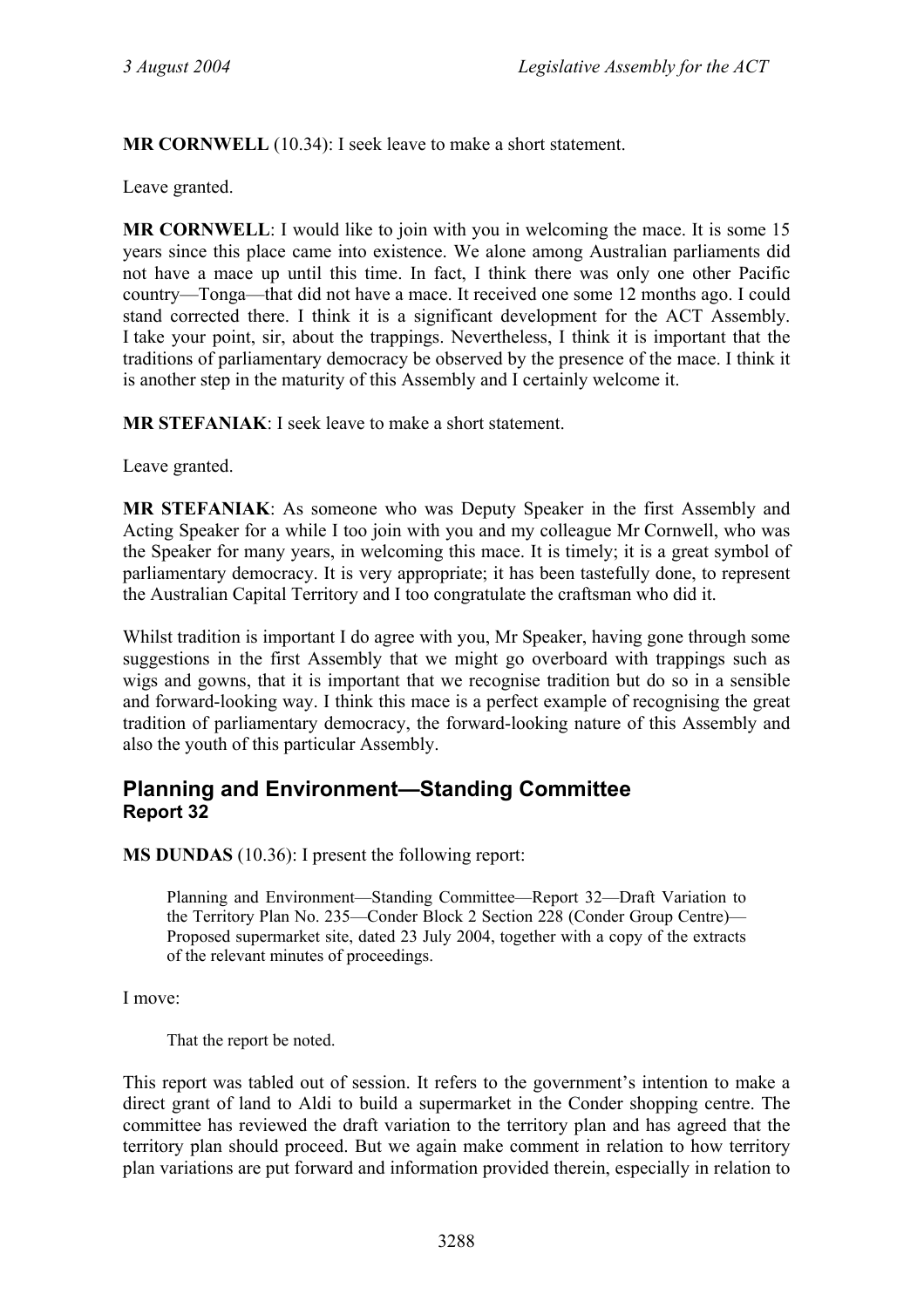**MR CORNWELL** (10.34): I seek leave to make a short statement.

Leave granted.

**MR CORNWELL**: I would like to join with you in welcoming the mace. It is some 15 years since this place came into existence. We alone among Australian parliaments did not have a mace up until this time. In fact, I think there was only one other Pacific country—Tonga—that did not have a mace. It received one some 12 months ago. I could stand corrected there. I think it is a significant development for the ACT Assembly. I take your point, sir, about the trappings. Nevertheless, I think it is important that the traditions of parliamentary democracy be observed by the presence of the mace. I think it is another step in the maturity of this Assembly and I certainly welcome it.

**MR STEFANIAK**: I seek leave to make a short statement.

Leave granted.

**MR STEFANIAK**: As someone who was Deputy Speaker in the first Assembly and Acting Speaker for a while I too join with you and my colleague Mr Cornwell, who was the Speaker for many years, in welcoming this mace. It is timely; it is a great symbol of parliamentary democracy. It is very appropriate; it has been tastefully done, to represent the Australian Capital Territory and I too congratulate the craftsman who did it.

Whilst tradition is important I do agree with you, Mr Speaker, having gone through some suggestions in the first Assembly that we might go overboard with trappings such as wigs and gowns, that it is important that we recognise tradition but do so in a sensible and forward-looking way. I think this mace is a perfect example of recognising the great tradition of parliamentary democracy, the forward-looking nature of this Assembly and also the youth of this particular Assembly.

## Planning and Environment—Standing Committee
### Report 32

**MS DUNDAS** (10.36): I present the following report:

> Planning and Environment—Standing Committee—Report 32—Draft Variation to the Territory Plan No. 235—Conder Block 2 Section 228 (Conder Group Centre)—Proposed supermarket site, dated 23 July 2004, together with a copy of the extracts of the relevant minutes of proceedings.

I move:

> That the report be noted.

This report was tabled out of session. It refers to the government's intention to make a direct grant of land to Aldi to build a supermarket in the Conder shopping centre. The committee has reviewed the draft variation to the territory plan and has agreed that the territory plan should proceed. But we again make comment in relation to how territory plan variations are put forward and information provided therein, especially in relation to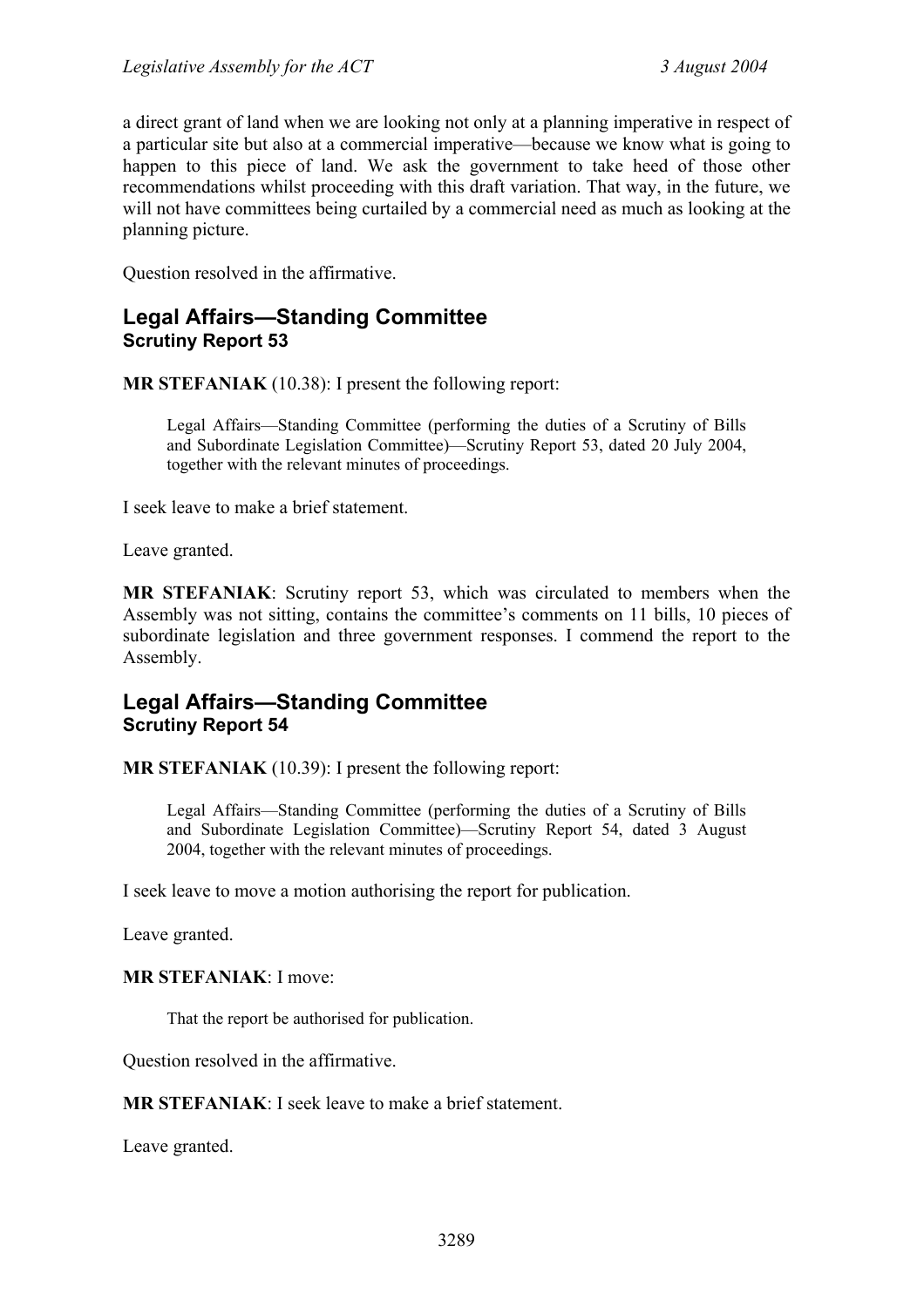a direct grant of land when we are looking not only at a planning imperative in respect of a particular site but also at a commercial imperative—because we know what is going to happen to this piece of land. We ask the government to take heed of those other recommendations whilst proceeding with this draft variation. That way, in the future, we will not have committees being curtailed by a commercial need as much as looking at the planning picture.

Question resolved in the affirmative.

## Legal Affairs—Standing Committee
### Scrutiny Report 53

**MR STEFANIAK** (10.38): I present the following report:

> Legal Affairs—Standing Committee (performing the duties of a Scrutiny of Bills and Subordinate Legislation Committee)—Scrutiny Report 53, dated 20 July 2004, together with the relevant minutes of proceedings.

I seek leave to make a brief statement.

Leave granted.

**MR STEFANIAK**: Scrutiny report 53, which was circulated to members when the Assembly was not sitting, contains the committee's comments on 11 bills, 10 pieces of subordinate legislation and three government responses. I commend the report to the Assembly.

## Legal Affairs—Standing Committee
### Scrutiny Report 54

**MR STEFANIAK** (10.39): I present the following report:

> Legal Affairs—Standing Committee (performing the duties of a Scrutiny of Bills and Subordinate Legislation Committee)—Scrutiny Report 54, dated 3 August 2004, together with the relevant minutes of proceedings.

I seek leave to move a motion authorising the report for publication.

Leave granted.

**MR STEFANIAK**: I move:

> That the report be authorised for publication.

Question resolved in the affirmative.

**MR STEFANIAK**: I seek leave to make a brief statement.

Leave granted.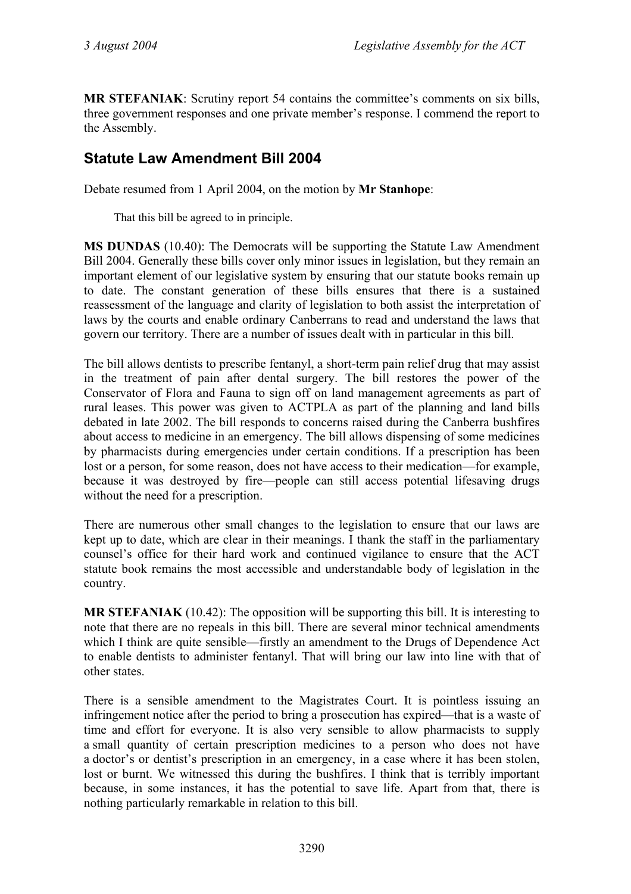**MR STEFANIAK**: Scrutiny report 54 contains the committee's comments on six bills, three government responses and one private member's response. I commend the report to the Assembly.

## Statute Law Amendment Bill 2004

Debate resumed from 1 April 2004, on the motion by **Mr Stanhope**:

> That this bill be agreed to in principle.

**MS DUNDAS** (10.40): The Democrats will be supporting the Statute Law Amendment Bill 2004. Generally these bills cover only minor issues in legislation, but they remain an important element of our legislative system by ensuring that our statute books remain up to date. The constant generation of these bills ensures that there is a sustained reassessment of the language and clarity of legislation to both assist the interpretation of laws by the courts and enable ordinary Canberrans to read and understand the laws that govern our territory. There are a number of issues dealt with in particular in this bill.

The bill allows dentists to prescribe fentanyl, a short-term pain relief drug that may assist in the treatment of pain after dental surgery. The bill restores the power of the Conservator of Flora and Fauna to sign off on land management agreements as part of rural leases. This power was given to ACTPLA as part of the planning and land bills debated in late 2002. The bill responds to concerns raised during the Canberra bushfires about access to medicine in an emergency. The bill allows dispensing of some medicines by pharmacists during emergencies under certain conditions. If a prescription has been lost or a person, for some reason, does not have access to their medication—for example, because it was destroyed by fire—people can still access potential lifesaving drugs without the need for a prescription.

There are numerous other small changes to the legislation to ensure that our laws are kept up to date, which are clear in their meanings. I thank the staff in the parliamentary counsel's office for their hard work and continued vigilance to ensure that the ACT statute book remains the most accessible and understandable body of legislation in the country.

**MR STEFANIAK** (10.42): The opposition will be supporting this bill. It is interesting to note that there are no repeals in this bill. There are several minor technical amendments which I think are quite sensible—firstly an amendment to the Drugs of Dependence Act to enable dentists to administer fentanyl. That will bring our law into line with that of other states.

There is a sensible amendment to the Magistrates Court. It is pointless issuing an infringement notice after the period to bring a prosecution has expired—that is a waste of time and effort for everyone. It is also very sensible to allow pharmacists to supply a small quantity of certain prescription medicines to a person who does not have a doctor's or dentist's prescription in an emergency, in a case where it has been stolen, lost or burnt. We witnessed this during the bushfires. I think that is terribly important because, in some instances, it has the potential to save life. Apart from that, there is nothing particularly remarkable in relation to this bill.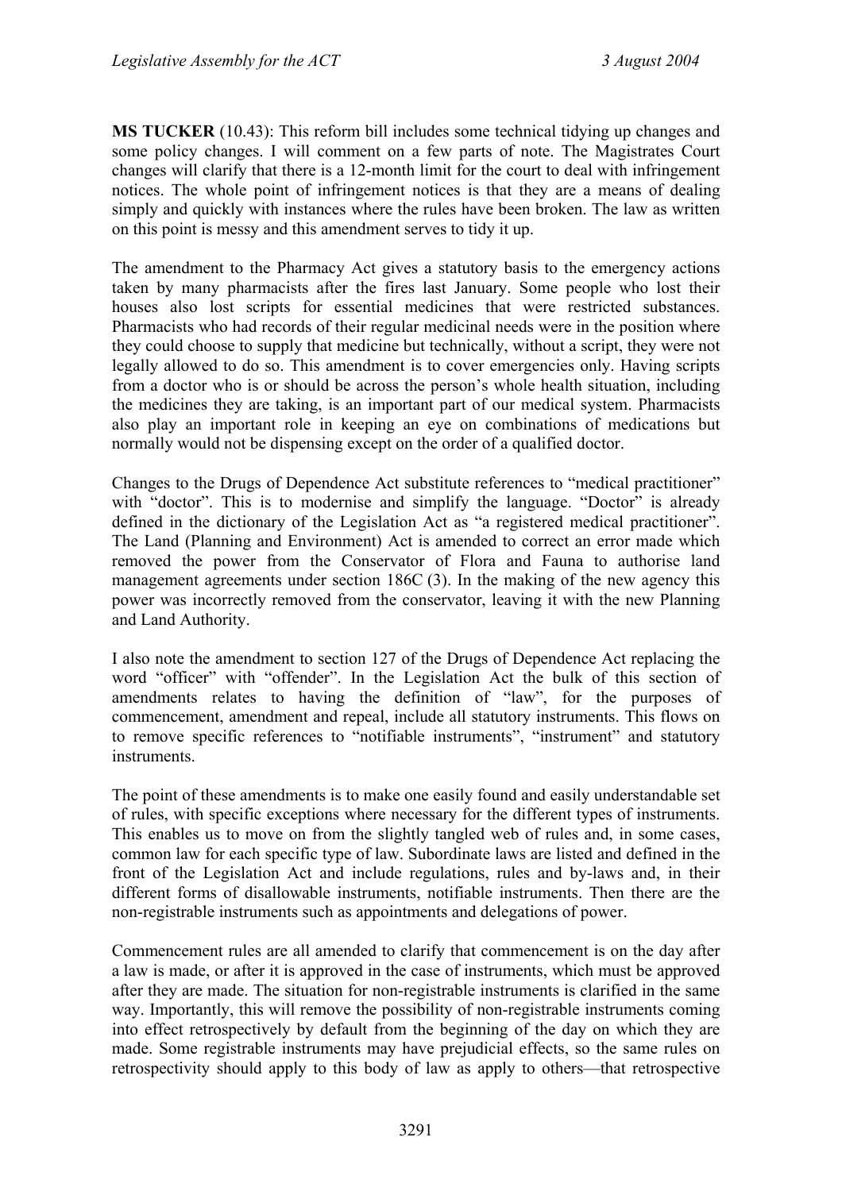**MS TUCKER** (10.43): This reform bill includes some technical tidying up changes and some policy changes. I will comment on a few parts of note. The Magistrates Court changes will clarify that there is a 12-month limit for the court to deal with infringement notices. The whole point of infringement notices is that they are a means of dealing simply and quickly with instances where the rules have been broken. The law as written on this point is messy and this amendment serves to tidy it up.

The amendment to the Pharmacy Act gives a statutory basis to the emergency actions taken by many pharmacists after the fires last January. Some people who lost their houses also lost scripts for essential medicines that were restricted substances. Pharmacists who had records of their regular medicinal needs were in the position where they could choose to supply that medicine but technically, without a script, they were not legally allowed to do so. This amendment is to cover emergencies only. Having scripts from a doctor who is or should be across the person's whole health situation, including the medicines they are taking, is an important part of our medical system. Pharmacists also play an important role in keeping an eye on combinations of medications but normally would not be dispensing except on the order of a qualified doctor.

Changes to the Drugs of Dependence Act substitute references to "medical practitioner" with "doctor". This is to modernise and simplify the language. "Doctor" is already defined in the dictionary of the Legislation Act as "a registered medical practitioner". The Land (Planning and Environment) Act is amended to correct an error made which removed the power from the Conservator of Flora and Fauna to authorise land management agreements under section 186C (3). In the making of the new agency this power was incorrectly removed from the conservator, leaving it with the new Planning and Land Authority.

I also note the amendment to section 127 of the Drugs of Dependence Act replacing the word "officer" with "offender". In the Legislation Act the bulk of this section of amendments relates to having the definition of "law", for the purposes of commencement, amendment and repeal, include all statutory instruments. This flows on to remove specific references to "notifiable instruments", "instrument" and statutory instruments.

The point of these amendments is to make one easily found and easily understandable set of rules, with specific exceptions where necessary for the different types of instruments. This enables us to move on from the slightly tangled web of rules and, in some cases, common law for each specific type of law. Subordinate laws are listed and defined in the front of the Legislation Act and include regulations, rules and by-laws and, in their different forms of disallowable instruments, notifiable instruments. Then there are the non-registrable instruments such as appointments and delegations of power.

Commencement rules are all amended to clarify that commencement is on the day after a law is made, or after it is approved in the case of instruments, which must be approved after they are made. The situation for non-registrable instruments is clarified in the same way. Importantly, this will remove the possibility of non-registrable instruments coming into effect retrospectively by default from the beginning of the day on which they are made. Some registrable instruments may have prejudicial effects, so the same rules on retrospectivity should apply to this body of law as apply to others—that retrospective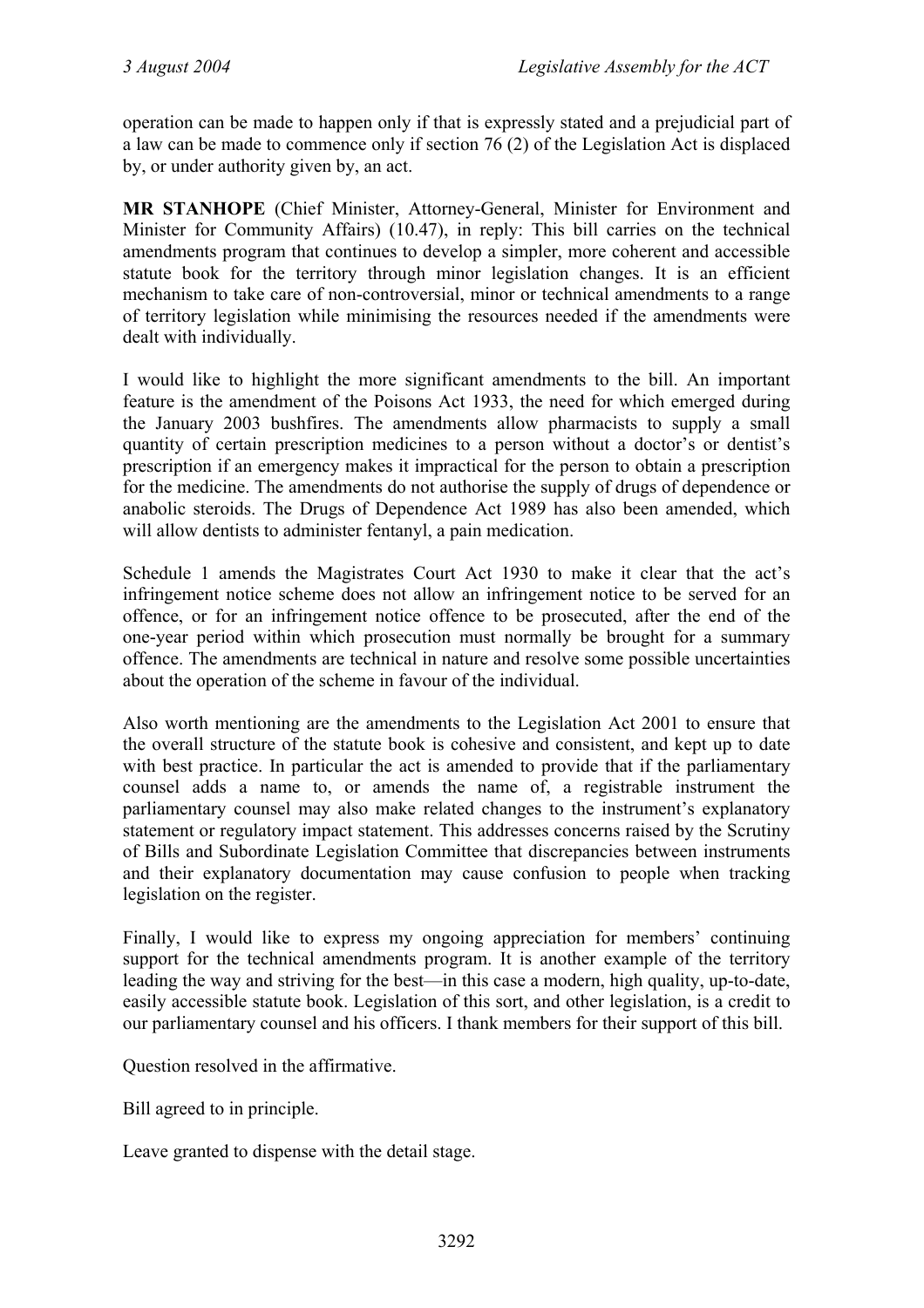operation can be made to happen only if that is expressly stated and a prejudicial part of a law can be made to commence only if section 76 (2) of the Legislation Act is displaced by, or under authority given by, an act.

**MR STANHOPE** (Chief Minister, Attorney-General, Minister for Environment and Minister for Community Affairs) (10.47), in reply: This bill carries on the technical amendments program that continues to develop a simpler, more coherent and accessible statute book for the territory through minor legislation changes. It is an efficient mechanism to take care of non-controversial, minor or technical amendments to a range of territory legislation while minimising the resources needed if the amendments were dealt with individually.

I would like to highlight the more significant amendments to the bill. An important feature is the amendment of the Poisons Act 1933, the need for which emerged during the January 2003 bushfires. The amendments allow pharmacists to supply a small quantity of certain prescription medicines to a person without a doctor's or dentist's prescription if an emergency makes it impractical for the person to obtain a prescription for the medicine. The amendments do not authorise the supply of drugs of dependence or anabolic steroids. The Drugs of Dependence Act 1989 has also been amended, which will allow dentists to administer fentanyl, a pain medication.

Schedule 1 amends the Magistrates Court Act 1930 to make it clear that the act's infringement notice scheme does not allow an infringement notice to be served for an offence, or for an infringement notice offence to be prosecuted, after the end of the one-year period within which prosecution must normally be brought for a summary offence. The amendments are technical in nature and resolve some possible uncertainties about the operation of the scheme in favour of the individual.

Also worth mentioning are the amendments to the Legislation Act 2001 to ensure that the overall structure of the statute book is cohesive and consistent, and kept up to date with best practice. In particular the act is amended to provide that if the parliamentary counsel adds a name to, or amends the name of, a registrable instrument the parliamentary counsel may also make related changes to the instrument's explanatory statement or regulatory impact statement. This addresses concerns raised by the Scrutiny of Bills and Subordinate Legislation Committee that discrepancies between instruments and their explanatory documentation may cause confusion to people when tracking legislation on the register.

Finally, I would like to express my ongoing appreciation for members' continuing support for the technical amendments program. It is another example of the territory leading the way and striving for the best—in this case a modern, high quality, up-to-date, easily accessible statute book. Legislation of this sort, and other legislation, is a credit to our parliamentary counsel and his officers. I thank members for their support of this bill.

Question resolved in the affirmative.

Bill agreed to in principle.

Leave granted to dispense with the detail stage.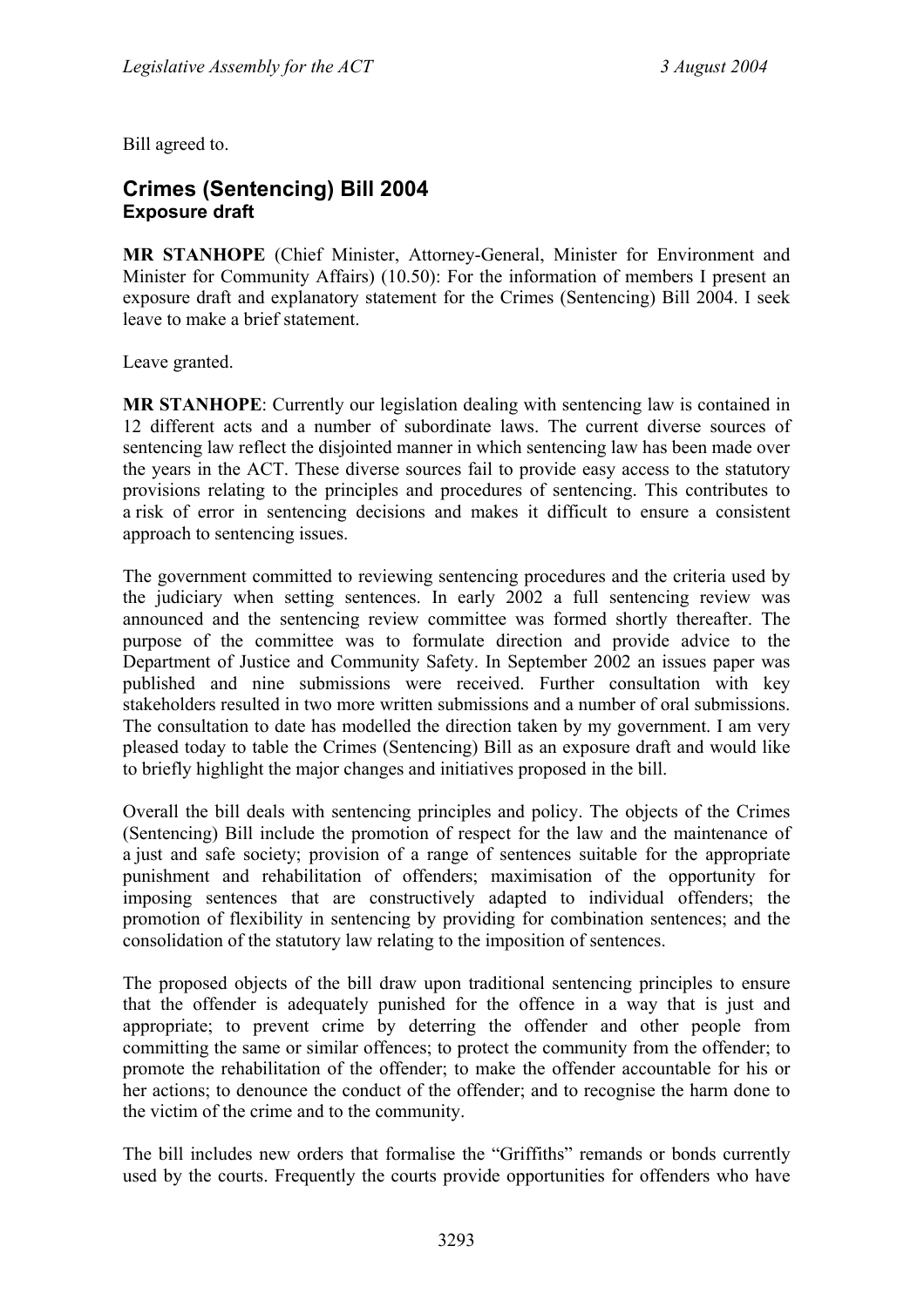Bill agreed to.

## Crimes (Sentencing) Bill 2004
### Exposure draft

**MR STANHOPE** (Chief Minister, Attorney-General, Minister for Environment and Minister for Community Affairs) (10.50): For the information of members I present an exposure draft and explanatory statement for the Crimes (Sentencing) Bill 2004. I seek leave to make a brief statement.

Leave granted.

**MR STANHOPE**: Currently our legislation dealing with sentencing law is contained in 12 different acts and a number of subordinate laws. The current diverse sources of sentencing law reflect the disjointed manner in which sentencing law has been made over the years in the ACT. These diverse sources fail to provide easy access to the statutory provisions relating to the principles and procedures of sentencing. This contributes to a risk of error in sentencing decisions and makes it difficult to ensure a consistent approach to sentencing issues.

The government committed to reviewing sentencing procedures and the criteria used by the judiciary when setting sentences. In early 2002 a full sentencing review was announced and the sentencing review committee was formed shortly thereafter. The purpose of the committee was to formulate direction and provide advice to the Department of Justice and Community Safety. In September 2002 an issues paper was published and nine submissions were received. Further consultation with key stakeholders resulted in two more written submissions and a number of oral submissions. The consultation to date has modelled the direction taken by my government. I am very pleased today to table the Crimes (Sentencing) Bill as an exposure draft and would like to briefly highlight the major changes and initiatives proposed in the bill.

Overall the bill deals with sentencing principles and policy. The objects of the Crimes (Sentencing) Bill include the promotion of respect for the law and the maintenance of a just and safe society; provision of a range of sentences suitable for the appropriate punishment and rehabilitation of offenders; maximisation of the opportunity for imposing sentences that are constructively adapted to individual offenders; the promotion of flexibility in sentencing by providing for combination sentences; and the consolidation of the statutory law relating to the imposition of sentences.

The proposed objects of the bill draw upon traditional sentencing principles to ensure that the offender is adequately punished for the offence in a way that is just and appropriate; to prevent crime by deterring the offender and other people from committing the same or similar offences; to protect the community from the offender; to promote the rehabilitation of the offender; to make the offender accountable for his or her actions; to denounce the conduct of the offender; and to recognise the harm done to the victim of the crime and to the community.

The bill includes new orders that formalise the "Griffiths" remands or bonds currently used by the courts. Frequently the courts provide opportunities for offenders who have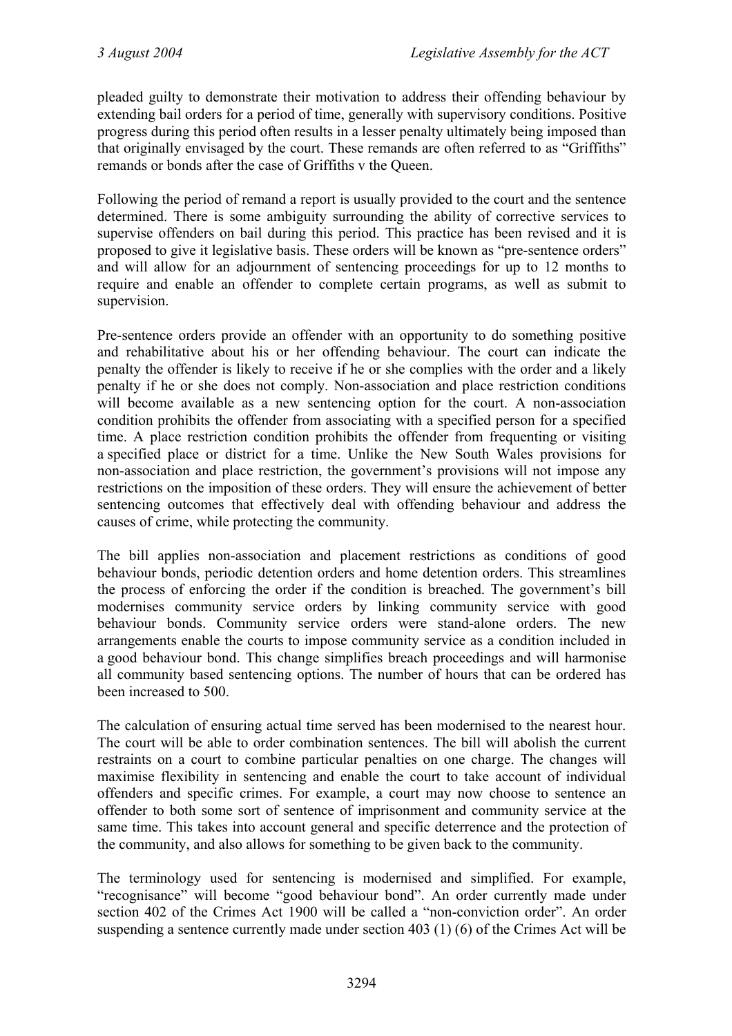pleaded guilty to demonstrate their motivation to address their offending behaviour by extending bail orders for a period of time, generally with supervisory conditions. Positive progress during this period often results in a lesser penalty ultimately being imposed than that originally envisaged by the court. These remands are often referred to as "Griffiths" remands or bonds after the case of Griffiths v the Queen.

Following the period of remand a report is usually provided to the court and the sentence determined. There is some ambiguity surrounding the ability of corrective services to supervise offenders on bail during this period. This practice has been revised and it is proposed to give it legislative basis. These orders will be known as "pre-sentence orders" and will allow for an adjournment of sentencing proceedings for up to 12 months to require and enable an offender to complete certain programs, as well as submit to supervision.

Pre-sentence orders provide an offender with an opportunity to do something positive and rehabilitative about his or her offending behaviour. The court can indicate the penalty the offender is likely to receive if he or she complies with the order and a likely penalty if he or she does not comply. Non-association and place restriction conditions will become available as a new sentencing option for the court. A non-association condition prohibits the offender from associating with a specified person for a specified time. A place restriction condition prohibits the offender from frequenting or visiting a specified place or district for a time. Unlike the New South Wales provisions for non-association and place restriction, the government's provisions will not impose any restrictions on the imposition of these orders. They will ensure the achievement of better sentencing outcomes that effectively deal with offending behaviour and address the causes of crime, while protecting the community.

The bill applies non-association and placement restrictions as conditions of good behaviour bonds, periodic detention orders and home detention orders. This streamlines the process of enforcing the order if the condition is breached. The government's bill modernises community service orders by linking community service with good behaviour bonds. Community service orders were stand-alone orders. The new arrangements enable the courts to impose community service as a condition included in a good behaviour bond. This change simplifies breach proceedings and will harmonise all community based sentencing options. The number of hours that can be ordered has been increased to 500.

The calculation of ensuring actual time served has been modernised to the nearest hour. The court will be able to order combination sentences. The bill will abolish the current restraints on a court to combine particular penalties on one charge. The changes will maximise flexibility in sentencing and enable the court to take account of individual offenders and specific crimes. For example, a court may now choose to sentence an offender to both some sort of sentence of imprisonment and community service at the same time. This takes into account general and specific deterrence and the protection of the community, and also allows for something to be given back to the community.

The terminology used for sentencing is modernised and simplified. For example, "recognisance" will become "good behaviour bond". An order currently made under section 402 of the Crimes Act 1900 will be called a "non-conviction order". An order suspending a sentence currently made under section 403 (1) (6) of the Crimes Act will be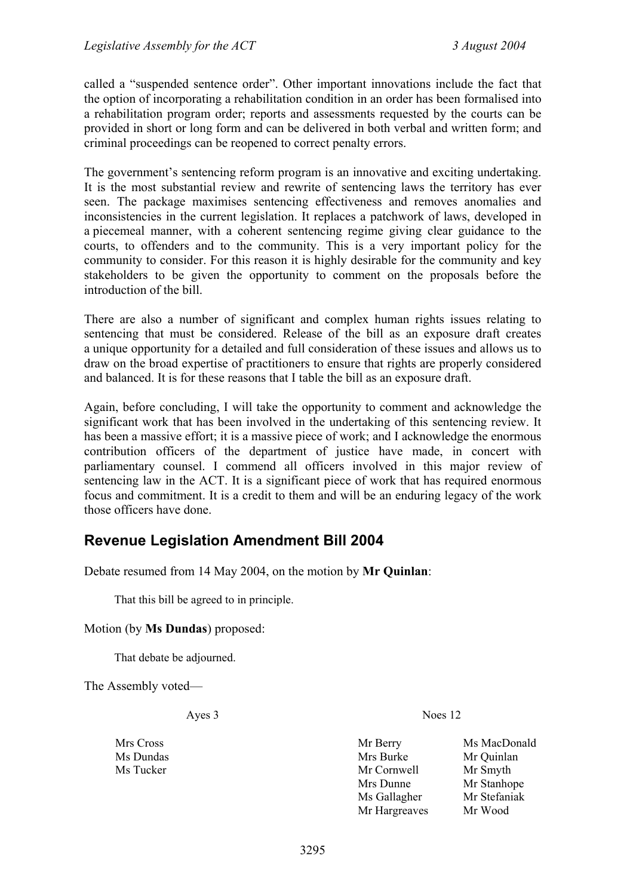called a "suspended sentence order". Other important innovations include the fact that the option of incorporating a rehabilitation condition in an order has been formalised into a rehabilitation program order; reports and assessments requested by the courts can be provided in short or long form and can be delivered in both verbal and written form; and criminal proceedings can be reopened to correct penalty errors.

The government's sentencing reform program is an innovative and exciting undertaking. It is the most substantial review and rewrite of sentencing laws the territory has ever seen. The package maximises sentencing effectiveness and removes anomalies and inconsistencies in the current legislation. It replaces a patchwork of laws, developed in a piecemeal manner, with a coherent sentencing regime giving clear guidance to the courts, to offenders and to the community. This is a very important policy for the community to consider. For this reason it is highly desirable for the community and key stakeholders to be given the opportunity to comment on the proposals before the introduction of the bill.

There are also a number of significant and complex human rights issues relating to sentencing that must be considered. Release of the bill as an exposure draft creates a unique opportunity for a detailed and full consideration of these issues and allows us to draw on the broad expertise of practitioners to ensure that rights are properly considered and balanced. It is for these reasons that I table the bill as an exposure draft.

Again, before concluding, I will take the opportunity to comment and acknowledge the significant work that has been involved in the undertaking of this sentencing review. It has been a massive effort; it is a massive piece of work; and I acknowledge the enormous contribution officers of the department of justice have made, in concert with parliamentary counsel. I commend all officers involved in this major review of sentencing law in the ACT. It is a significant piece of work that has required enormous focus and commitment. It is a credit to them and will be an enduring legacy of the work those officers have done.

## Revenue Legislation Amendment Bill 2004

Debate resumed from 14 May 2004, on the motion by **Mr Quinlan**:

> That this bill be agreed to in principle.

Motion (by **Ms Dundas**) proposed:

> That debate be adjourned.

The Assembly voted—

| Ayes 3 | Noes 12 | |
|---|---|---|
| Mrs Cross | Mr Berry | Ms MacDonald |
| Ms Dundas | Mrs Burke | Mr Quinlan |
| Ms Tucker | Mr Cornwell | Mr Smyth |
| | Mrs Dunne | Mr Stanhope |
| | Ms Gallagher | Mr Stefaniak |
| | Mr Hargreaves | Mr Wood |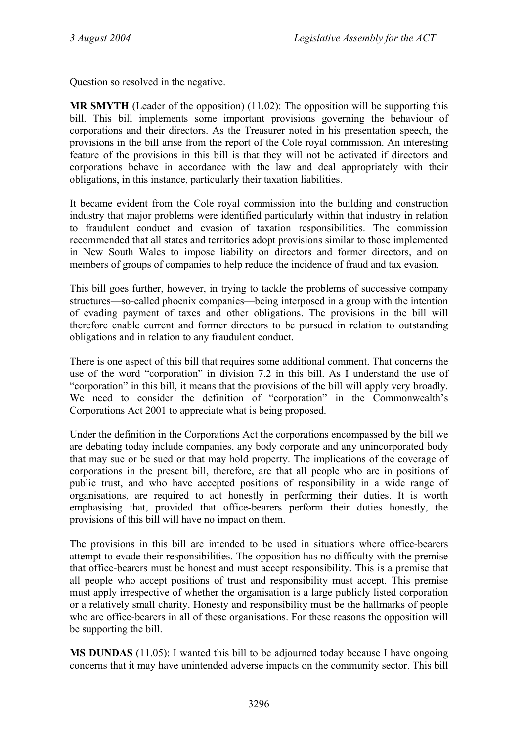Question so resolved in the negative.

**MR SMYTH** (Leader of the opposition) (11.02): The opposition will be supporting this bill. This bill implements some important provisions governing the behaviour of corporations and their directors. As the Treasurer noted in his presentation speech, the provisions in the bill arise from the report of the Cole royal commission. An interesting feature of the provisions in this bill is that they will not be activated if directors and corporations behave in accordance with the law and deal appropriately with their obligations, in this instance, particularly their taxation liabilities.

It became evident from the Cole royal commission into the building and construction industry that major problems were identified particularly within that industry in relation to fraudulent conduct and evasion of taxation responsibilities. The commission recommended that all states and territories adopt provisions similar to those implemented in New South Wales to impose liability on directors and former directors, and on members of groups of companies to help reduce the incidence of fraud and tax evasion.

This bill goes further, however, in trying to tackle the problems of successive company structures—so-called phoenix companies—being interposed in a group with the intention of evading payment of taxes and other obligations. The provisions in the bill will therefore enable current and former directors to be pursued in relation to outstanding obligations and in relation to any fraudulent conduct.

There is one aspect of this bill that requires some additional comment. That concerns the use of the word "corporation" in division 7.2 in this bill. As I understand the use of "corporation" in this bill, it means that the provisions of the bill will apply very broadly. We need to consider the definition of "corporation" in the Commonwealth's Corporations Act 2001 to appreciate what is being proposed.

Under the definition in the Corporations Act the corporations encompassed by the bill we are debating today include companies, any body corporate and any unincorporated body that may sue or be sued or that may hold property. The implications of the coverage of corporations in the present bill, therefore, are that all people who are in positions of public trust, and who have accepted positions of responsibility in a wide range of organisations, are required to act honestly in performing their duties. It is worth emphasising that, provided that office-bearers perform their duties honestly, the provisions of this bill will have no impact on them.

The provisions in this bill are intended to be used in situations where office-bearers attempt to evade their responsibilities. The opposition has no difficulty with the premise that office-bearers must be honest and must accept responsibility. This is a premise that all people who accept positions of trust and responsibility must accept. This premise must apply irrespective of whether the organisation is a large publicly listed corporation or a relatively small charity. Honesty and responsibility must be the hallmarks of people who are office-bearers in all of these organisations. For these reasons the opposition will be supporting the bill.

**MS DUNDAS** (11.05): I wanted this bill to be adjourned today because I have ongoing concerns that it may have unintended adverse impacts on the community sector. This bill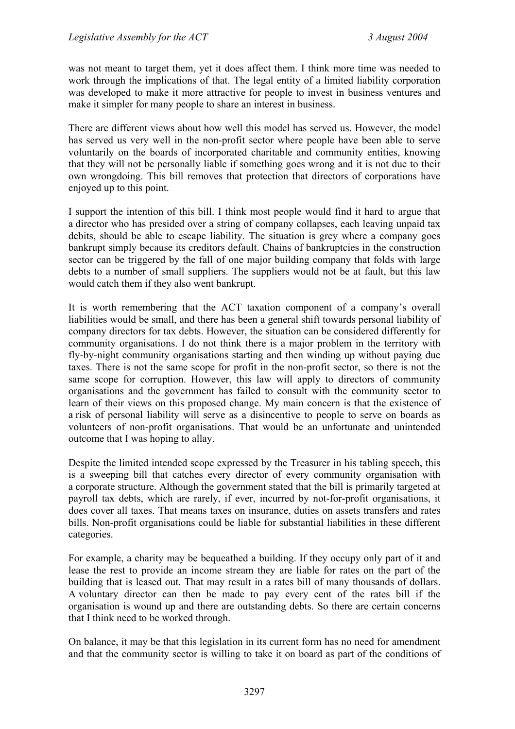was not meant to target them, yet it does affect them. I think more time was needed to work through the implications of that. The legal entity of a limited liability corporation was developed to make it more attractive for people to invest in business ventures and make it simpler for many people to share an interest in business.

There are different views about how well this model has served us. However, the model has served us very well in the non-profit sector where people have been able to serve voluntarily on the boards of incorporated charitable and community entities, knowing that they will not be personally liable if something goes wrong and it is not due to their own wrongdoing. This bill removes that protection that directors of corporations have enjoyed up to this point.

I support the intention of this bill. I think most people would find it hard to argue that a director who has presided over a string of company collapses, each leaving unpaid tax debits, should be able to escape liability. The situation is grey where a company goes bankrupt simply because its creditors default. Chains of bankruptcies in the construction sector can be triggered by the fall of one major building company that folds with large debts to a number of small suppliers. The suppliers would not be at fault, but this law would catch them if they also went bankrupt.

It is worth remembering that the ACT taxation component of a company's overall liabilities would be small, and there has been a general shift towards personal liability of company directors for tax debts. However, the situation can be considered differently for community organisations. I do not think there is a major problem in the territory with fly-by-night community organisations starting and then winding up without paying due taxes. There is not the same scope for profit in the non-profit sector, so there is not the same scope for corruption. However, this law will apply to directors of community organisations and the government has failed to consult with the community sector to learn of their views on this proposed change. My main concern is that the existence of a risk of personal liability will serve as a disincentive to people to serve on boards as volunteers of non-profit organisations. That would be an unfortunate and unintended outcome that I was hoping to allay.

Despite the limited intended scope expressed by the Treasurer in his tabling speech, this is a sweeping bill that catches every director of every community organisation with a corporate structure. Although the government stated that the bill is primarily targeted at payroll tax debts, which are rarely, if ever, incurred by not-for-profit organisations, it does cover all taxes. That means taxes on insurance, duties on assets transfers and rates bills. Non-profit organisations could be liable for substantial liabilities in these different categories.

For example, a charity may be bequeathed a building. If they occupy only part of it and lease the rest to provide an income stream they are liable for rates on the part of the building that is leased out. That may result in a rates bill of many thousands of dollars. A voluntary director can then be made to pay every cent of the rates bill if the organisation is wound up and there are outstanding debts. So there are certain concerns that I think need to be worked through.

On balance, it may be that this legislation in its current form has no need for amendment and that the community sector is willing to take it on board as part of the conditions of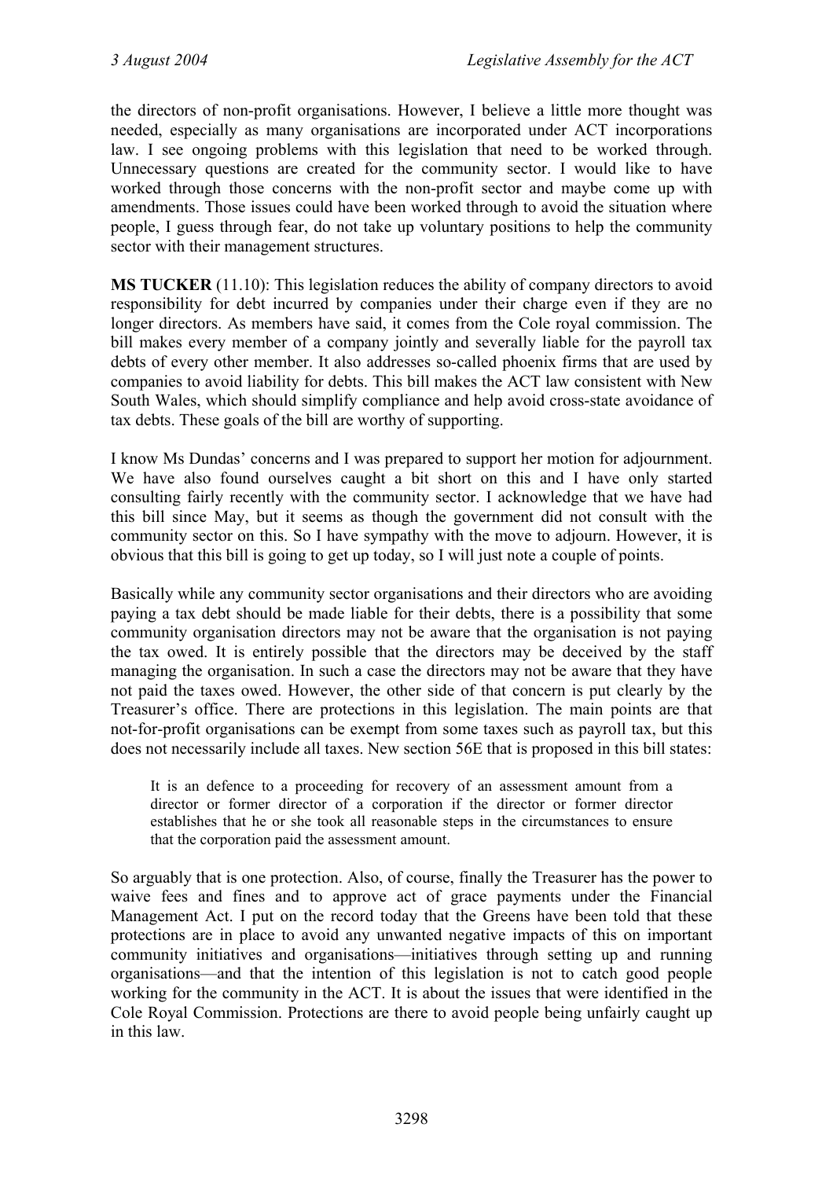the directors of non-profit organisations. However, I believe a little more thought was needed, especially as many organisations are incorporated under ACT incorporations law. I see ongoing problems with this legislation that need to be worked through. Unnecessary questions are created for the community sector. I would like to have worked through those concerns with the non-profit sector and maybe come up with amendments. Those issues could have been worked through to avoid the situation where people, I guess through fear, do not take up voluntary positions to help the community sector with their management structures.

**MS TUCKER** (11.10): This legislation reduces the ability of company directors to avoid responsibility for debt incurred by companies under their charge even if they are no longer directors. As members have said, it comes from the Cole royal commission. The bill makes every member of a company jointly and severally liable for the payroll tax debts of every other member. It also addresses so-called phoenix firms that are used by companies to avoid liability for debts. This bill makes the ACT law consistent with New South Wales, which should simplify compliance and help avoid cross-state avoidance of tax debts. These goals of the bill are worthy of supporting.

I know Ms Dundas' concerns and I was prepared to support her motion for adjournment. We have also found ourselves caught a bit short on this and I have only started consulting fairly recently with the community sector. I acknowledge that we have had this bill since May, but it seems as though the government did not consult with the community sector on this. So I have sympathy with the move to adjourn. However, it is obvious that this bill is going to get up today, so I will just note a couple of points.

Basically while any community sector organisations and their directors who are avoiding paying a tax debt should be made liable for their debts, there is a possibility that some community organisation directors may not be aware that the organisation is not paying the tax owed. It is entirely possible that the directors may be deceived by the staff managing the organisation. In such a case the directors may not be aware that they have not paid the taxes owed. However, the other side of that concern is put clearly by the Treasurer's office. There are protections in this legislation. The main points are that not-for-profit organisations can be exempt from some taxes such as payroll tax, but this does not necessarily include all taxes. New section 56E that is proposed in this bill states:

> It is an defence to a proceeding for recovery of an assessment amount from a director or former director of a corporation if the director or former director establishes that he or she took all reasonable steps in the circumstances to ensure that the corporation paid the assessment amount.

So arguably that is one protection. Also, of course, finally the Treasurer has the power to waive fees and fines and to approve act of grace payments under the Financial Management Act. I put on the record today that the Greens have been told that these protections are in place to avoid any unwanted negative impacts of this on important community initiatives and organisations—initiatives through setting up and running organisations—and that the intention of this legislation is not to catch good people working for the community in the ACT. It is about the issues that were identified in the Cole Royal Commission. Protections are there to avoid people being unfairly caught up in this law.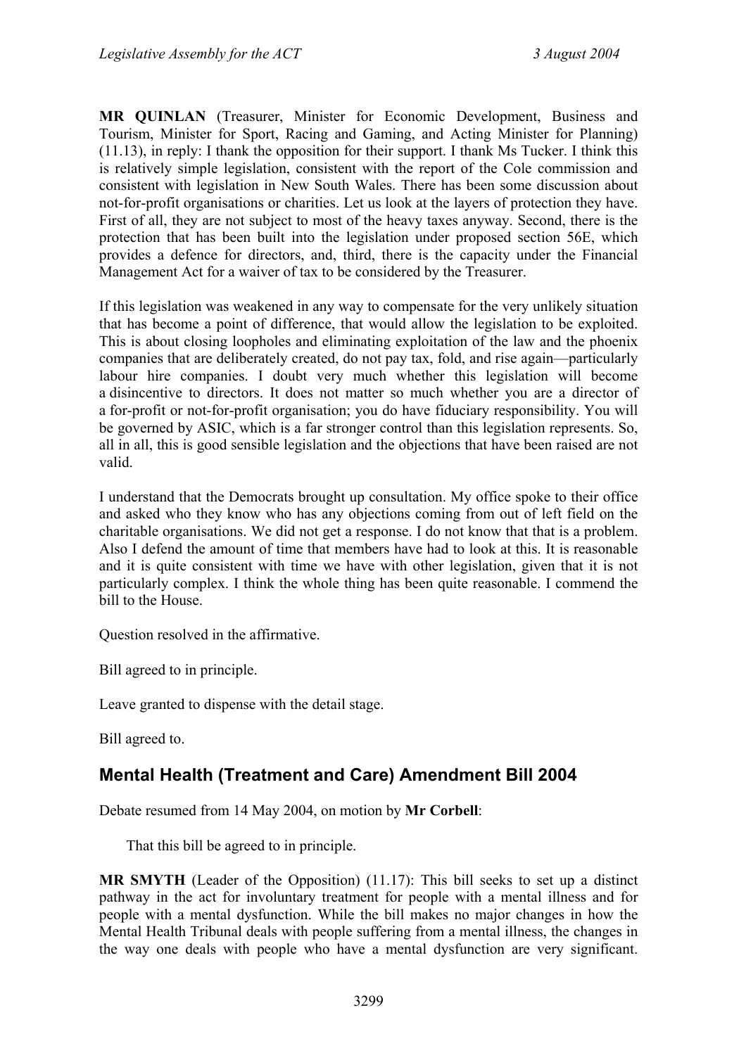**MR QUINLAN** (Treasurer, Minister for Economic Development, Business and Tourism, Minister for Sport, Racing and Gaming, and Acting Minister for Planning) (11.13), in reply: I thank the opposition for their support. I thank Ms Tucker. I think this is relatively simple legislation, consistent with the report of the Cole commission and consistent with legislation in New South Wales. There has been some discussion about not-for-profit organisations or charities. Let us look at the layers of protection they have. First of all, they are not subject to most of the heavy taxes anyway. Second, there is the protection that has been built into the legislation under proposed section 56E, which provides a defence for directors, and, third, there is the capacity under the Financial Management Act for a waiver of tax to be considered by the Treasurer.

If this legislation was weakened in any way to compensate for the very unlikely situation that has become a point of difference, that would allow the legislation to be exploited. This is about closing loopholes and eliminating exploitation of the law and the phoenix companies that are deliberately created, do not pay tax, fold, and rise again—particularly labour hire companies. I doubt very much whether this legislation will become a disincentive to directors. It does not matter so much whether you are a director of a for-profit or not-for-profit organisation; you do have fiduciary responsibility. You will be governed by ASIC, which is a far stronger control than this legislation represents. So, all in all, this is good sensible legislation and the objections that have been raised are not valid.

I understand that the Democrats brought up consultation. My office spoke to their office and asked who they know who has any objections coming from out of left field on the charitable organisations. We did not get a response. I do not know that that is a problem. Also I defend the amount of time that members have had to look at this. It is reasonable and it is quite consistent with time we have with other legislation, given that it is not particularly complex. I think the whole thing has been quite reasonable. I commend the bill to the House.

Question resolved in the affirmative.

Bill agreed to in principle.

Leave granted to dispense with the detail stage.

Bill agreed to.

## Mental Health (Treatment and Care) Amendment Bill 2004

Debate resumed from 14 May 2004, on motion by **Mr Corbell**:

> That this bill be agreed to in principle.

**MR SMYTH** (Leader of the Opposition) (11.17): This bill seeks to set up a distinct pathway in the act for involuntary treatment for people with a mental illness and for people with a mental dysfunction. While the bill makes no major changes in how the Mental Health Tribunal deals with people suffering from a mental illness, the changes in the way one deals with people who have a mental dysfunction are very significant.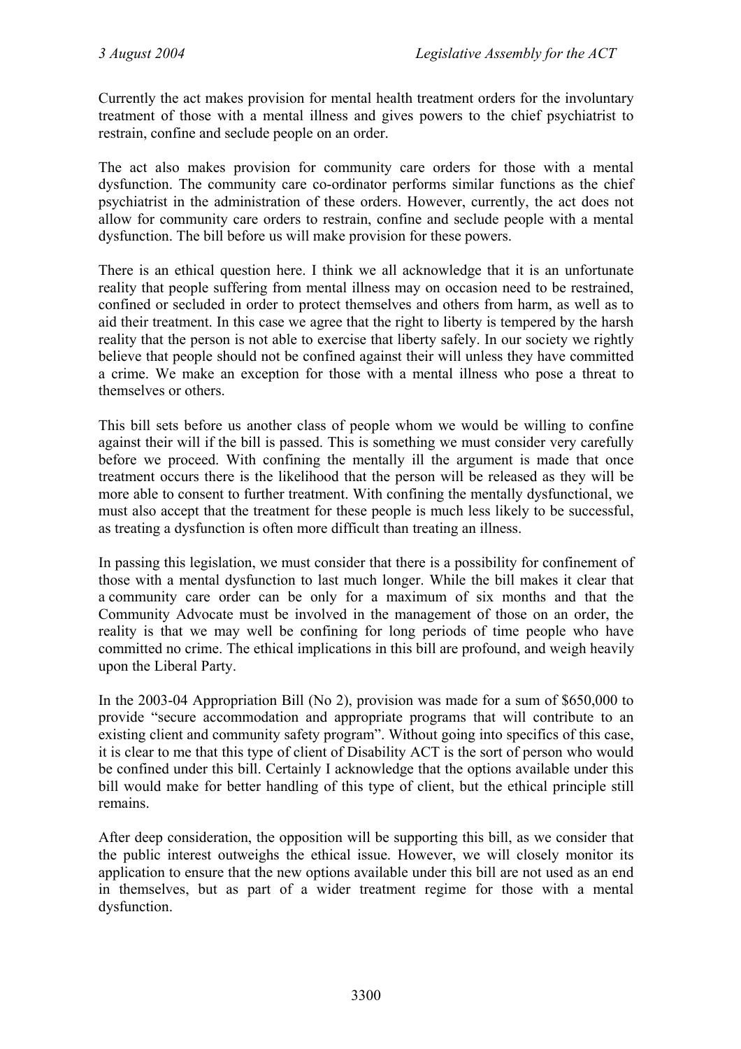Currently the act makes provision for mental health treatment orders for the involuntary treatment of those with a mental illness and gives powers to the chief psychiatrist to restrain, confine and seclude people on an order.

The act also makes provision for community care orders for those with a mental dysfunction. The community care co-ordinator performs similar functions as the chief psychiatrist in the administration of these orders. However, currently, the act does not allow for community care orders to restrain, confine and seclude people with a mental dysfunction. The bill before us will make provision for these powers.

There is an ethical question here. I think we all acknowledge that it is an unfortunate reality that people suffering from mental illness may on occasion need to be restrained, confined or secluded in order to protect themselves and others from harm, as well as to aid their treatment. In this case we agree that the right to liberty is tempered by the harsh reality that the person is not able to exercise that liberty safely. In our society we rightly believe that people should not be confined against their will unless they have committed a crime. We make an exception for those with a mental illness who pose a threat to themselves or others.

This bill sets before us another class of people whom we would be willing to confine against their will if the bill is passed. This is something we must consider very carefully before we proceed. With confining the mentally ill the argument is made that once treatment occurs there is the likelihood that the person will be released as they will be more able to consent to further treatment. With confining the mentally dysfunctional, we must also accept that the treatment for these people is much less likely to be successful, as treating a dysfunction is often more difficult than treating an illness.

In passing this legislation, we must consider that there is a possibility for confinement of those with a mental dysfunction to last much longer. While the bill makes it clear that a community care order can be only for a maximum of six months and that the Community Advocate must be involved in the management of those on an order, the reality is that we may well be confining for long periods of time people who have committed no crime. The ethical implications in this bill are profound, and weigh heavily upon the Liberal Party.

In the 2003-04 Appropriation Bill (No 2), provision was made for a sum of $650,000 to provide "secure accommodation and appropriate programs that will contribute to an existing client and community safety program". Without going into specifics of this case, it is clear to me that this type of client of Disability ACT is the sort of person who would be confined under this bill. Certainly I acknowledge that the options available under this bill would make for better handling of this type of client, but the ethical principle still remains.

After deep consideration, the opposition will be supporting this bill, as we consider that the public interest outweighs the ethical issue. However, we will closely monitor its application to ensure that the new options available under this bill are not used as an end in themselves, but as part of a wider treatment regime for those with a mental dysfunction.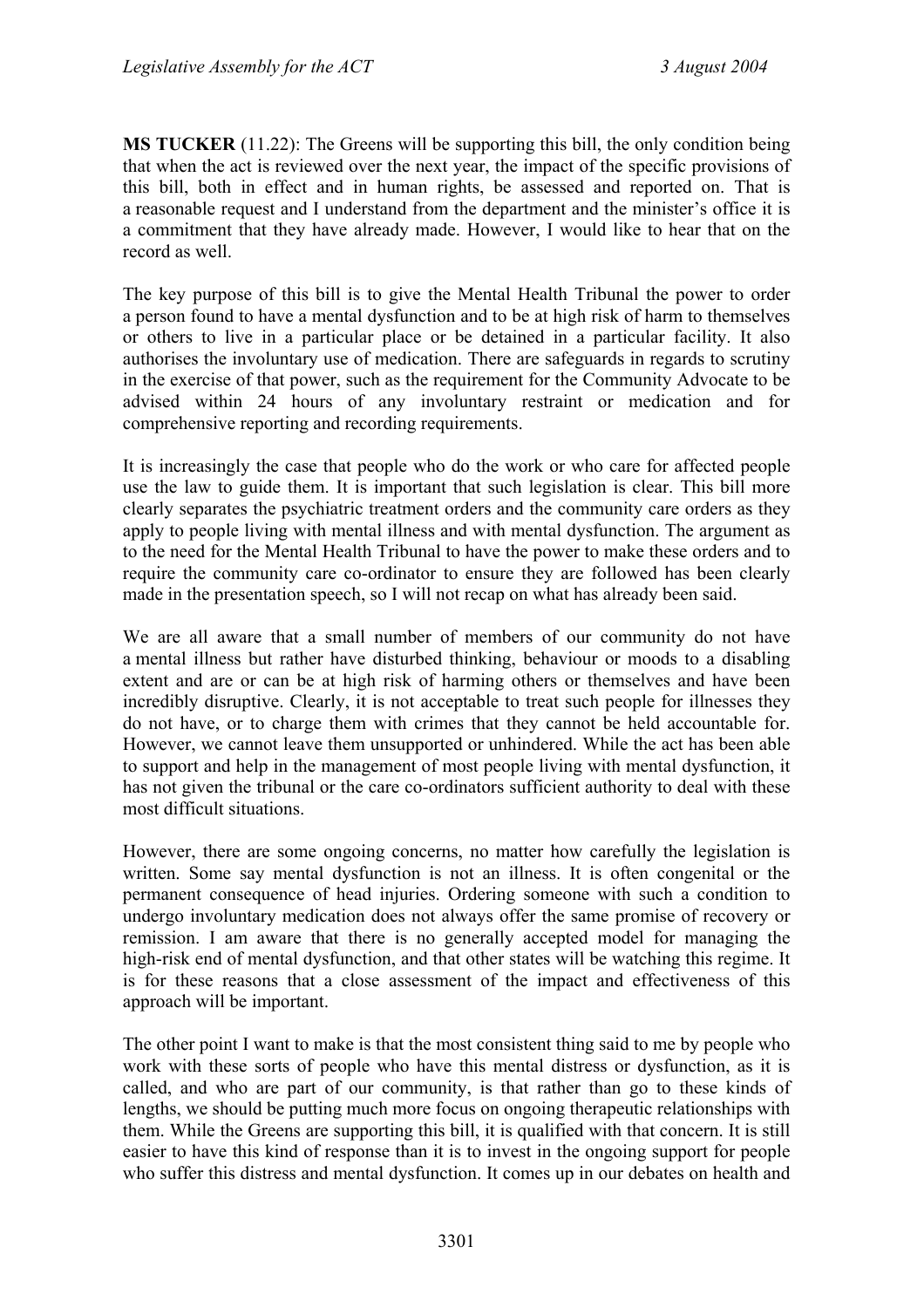**MS TUCKER** (11.22): The Greens will be supporting this bill, the only condition being that when the act is reviewed over the next year, the impact of the specific provisions of this bill, both in effect and in human rights, be assessed and reported on. That is a reasonable request and I understand from the department and the minister's office it is a commitment that they have already made. However, I would like to hear that on the record as well.

The key purpose of this bill is to give the Mental Health Tribunal the power to order a person found to have a mental dysfunction and to be at high risk of harm to themselves or others to live in a particular place or be detained in a particular facility. It also authorises the involuntary use of medication. There are safeguards in regards to scrutiny in the exercise of that power, such as the requirement for the Community Advocate to be advised within 24 hours of any involuntary restraint or medication and for comprehensive reporting and recording requirements.

It is increasingly the case that people who do the work or who care for affected people use the law to guide them. It is important that such legislation is clear. This bill more clearly separates the psychiatric treatment orders and the community care orders as they apply to people living with mental illness and with mental dysfunction. The argument as to the need for the Mental Health Tribunal to have the power to make these orders and to require the community care co-ordinator to ensure they are followed has been clearly made in the presentation speech, so I will not recap on what has already been said.

We are all aware that a small number of members of our community do not have a mental illness but rather have disturbed thinking, behaviour or moods to a disabling extent and are or can be at high risk of harming others or themselves and have been incredibly disruptive. Clearly, it is not acceptable to treat such people for illnesses they do not have, or to charge them with crimes that they cannot be held accountable for. However, we cannot leave them unsupported or unhindered. While the act has been able to support and help in the management of most people living with mental dysfunction, it has not given the tribunal or the care co-ordinators sufficient authority to deal with these most difficult situations.

However, there are some ongoing concerns, no matter how carefully the legislation is written. Some say mental dysfunction is not an illness. It is often congenital or the permanent consequence of head injuries. Ordering someone with such a condition to undergo involuntary medication does not always offer the same promise of recovery or remission. I am aware that there is no generally accepted model for managing the high-risk end of mental dysfunction, and that other states will be watching this regime. It is for these reasons that a close assessment of the impact and effectiveness of this approach will be important.

The other point I want to make is that the most consistent thing said to me by people who work with these sorts of people who have this mental distress or dysfunction, as it is called, and who are part of our community, is that rather than go to these kinds of lengths, we should be putting much more focus on ongoing therapeutic relationships with them. While the Greens are supporting this bill, it is qualified with that concern. It is still easier to have this kind of response than it is to invest in the ongoing support for people who suffer this distress and mental dysfunction. It comes up in our debates on health and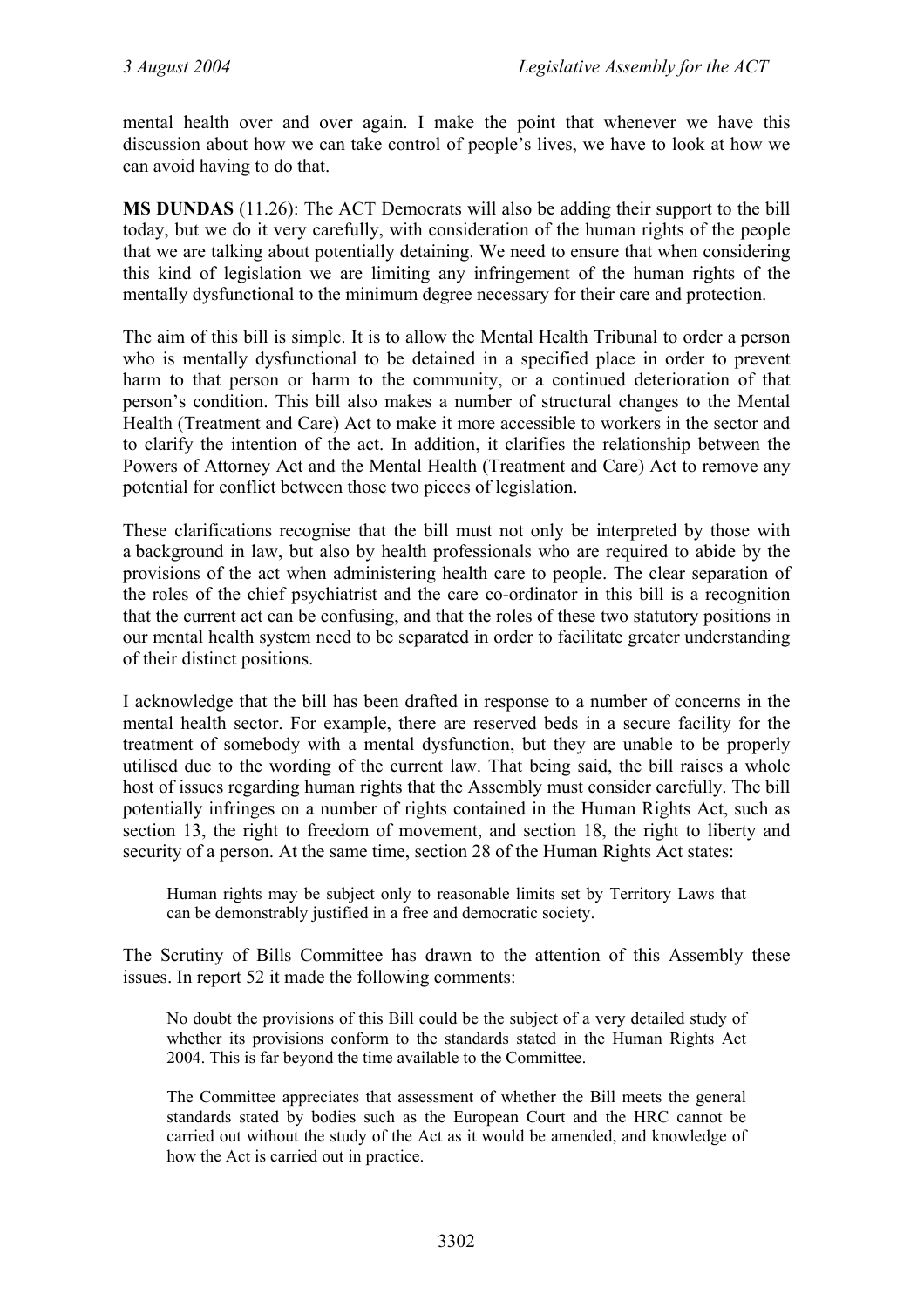mental health over and over again. I make the point that whenever we have this discussion about how we can take control of people's lives, we have to look at how we can avoid having to do that.

**MS DUNDAS** (11.26): The ACT Democrats will also be adding their support to the bill today, but we do it very carefully, with consideration of the human rights of the people that we are talking about potentially detaining. We need to ensure that when considering this kind of legislation we are limiting any infringement of the human rights of the mentally dysfunctional to the minimum degree necessary for their care and protection.

The aim of this bill is simple. It is to allow the Mental Health Tribunal to order a person who is mentally dysfunctional to be detained in a specified place in order to prevent harm to that person or harm to the community, or a continued deterioration of that person's condition. This bill also makes a number of structural changes to the Mental Health (Treatment and Care) Act to make it more accessible to workers in the sector and to clarify the intention of the act. In addition, it clarifies the relationship between the Powers of Attorney Act and the Mental Health (Treatment and Care) Act to remove any potential for conflict between those two pieces of legislation.

These clarifications recognise that the bill must not only be interpreted by those with a background in law, but also by health professionals who are required to abide by the provisions of the act when administering health care to people. The clear separation of the roles of the chief psychiatrist and the care co-ordinator in this bill is a recognition that the current act can be confusing, and that the roles of these two statutory positions in our mental health system need to be separated in order to facilitate greater understanding of their distinct positions.

I acknowledge that the bill has been drafted in response to a number of concerns in the mental health sector. For example, there are reserved beds in a secure facility for the treatment of somebody with a mental dysfunction, but they are unable to be properly utilised due to the wording of the current law. That being said, the bill raises a whole host of issues regarding human rights that the Assembly must consider carefully. The bill potentially infringes on a number of rights contained in the Human Rights Act, such as section 13, the right to freedom of movement, and section 18, the right to liberty and security of a person. At the same time, section 28 of the Human Rights Act states:

> Human rights may be subject only to reasonable limits set by Territory Laws that can be demonstrably justified in a free and democratic society.

The Scrutiny of Bills Committee has drawn to the attention of this Assembly these issues. In report 52 it made the following comments:

> No doubt the provisions of this Bill could be the subject of a very detailed study of whether its provisions conform to the standards stated in the Human Rights Act 2004. This is far beyond the time available to the Committee.
>
> The Committee appreciates that assessment of whether the Bill meets the general standards stated by bodies such as the European Court and the HRC cannot be carried out without the study of the Act as it would be amended, and knowledge of how the Act is carried out in practice.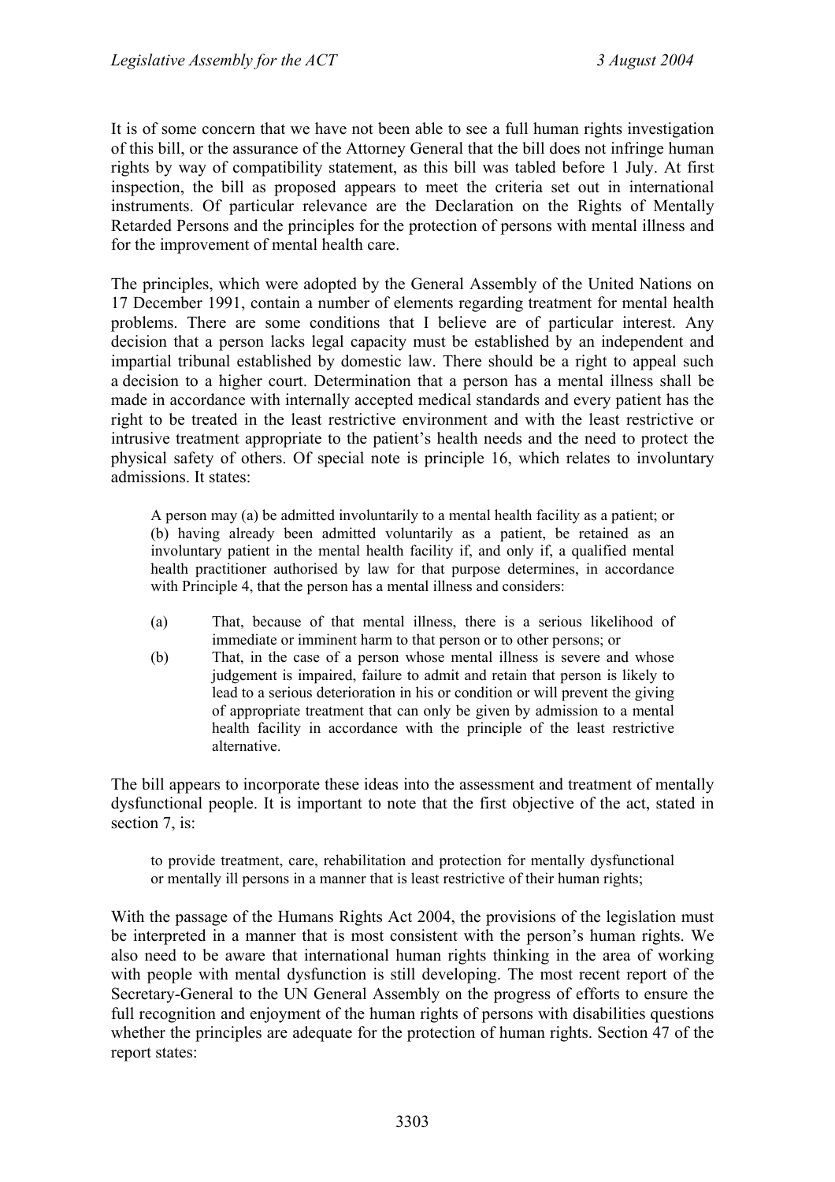It is of some concern that we have not been able to see a full human rights investigation of this bill, or the assurance of the Attorney General that the bill does not infringe human rights by way of compatibility statement, as this bill was tabled before 1 July. At first inspection, the bill as proposed appears to meet the criteria set out in international instruments. Of particular relevance are the Declaration on the Rights of Mentally Retarded Persons and the principles for the protection of persons with mental illness and for the improvement of mental health care.

The principles, which were adopted by the General Assembly of the United Nations on 17 December 1991, contain a number of elements regarding treatment for mental health problems. There are some conditions that I believe are of particular interest. Any decision that a person lacks legal capacity must be established by an independent and impartial tribunal established by domestic law. There should be a right to appeal such a decision to a higher court. Determination that a person has a mental illness shall be made in accordance with internally accepted medical standards and every patient has the right to be treated in the least restrictive environment and with the least restrictive or intrusive treatment appropriate to the patient's health needs and the need to protect the physical safety of others. Of special note is principle 16, which relates to involuntary admissions. It states:

> A person may (a) be admitted involuntarily to a mental health facility as a patient; or (b) having already been admitted voluntarily as a patient, be retained as an involuntary patient in the mental health facility if, and only if, a qualified mental health practitioner authorised by law for that purpose determines, in accordance with Principle 4, that the person has a mental illness and considers:
>
> (a) That, because of that mental illness, there is a serious likelihood of immediate or imminent harm to that person or to other persons; or
>
> (b) That, in the case of a person whose mental illness is severe and whose judgement is impaired, failure to admit and retain that person is likely to lead to a serious deterioration in his or condition or will prevent the giving of appropriate treatment that can only be given by admission to a mental health facility in accordance with the principle of the least restrictive alternative.

The bill appears to incorporate these ideas into the assessment and treatment of mentally dysfunctional people. It is important to note that the first objective of the act, stated in section 7, is:

> to provide treatment, care, rehabilitation and protection for mentally dysfunctional or mentally ill persons in a manner that is least restrictive of their human rights;

With the passage of the Humans Rights Act 2004, the provisions of the legislation must be interpreted in a manner that is most consistent with the person's human rights. We also need to be aware that international human rights thinking in the area of working with people with mental dysfunction is still developing. The most recent report of the Secretary-General to the UN General Assembly on the progress of efforts to ensure the full recognition and enjoyment of the human rights of persons with disabilities questions whether the principles are adequate for the protection of human rights. Section 47 of the report states: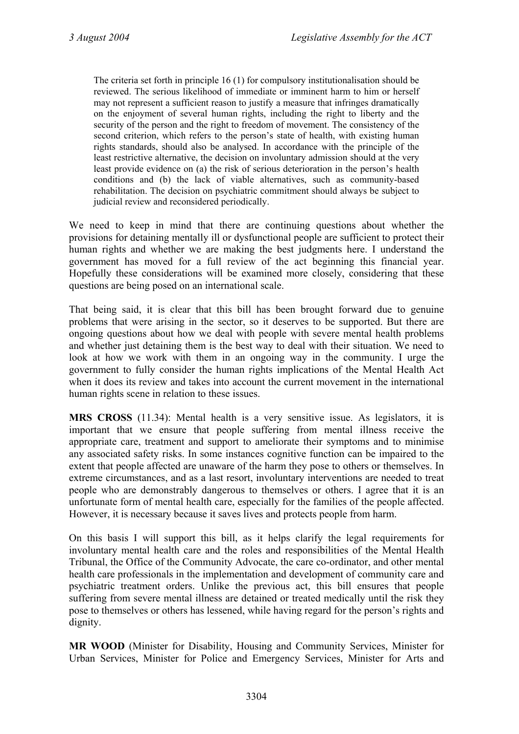> The criteria set forth in principle 16 (1) for compulsory institutionalisation should be reviewed. The serious likelihood of immediate or imminent harm to him or herself may not represent a sufficient reason to justify a measure that infringes dramatically on the enjoyment of several human rights, including the right to liberty and the security of the person and the right to freedom of movement. The consistency of the second criterion, which refers to the person's state of health, with existing human rights standards, should also be analysed. In accordance with the principle of the least restrictive alternative, the decision on involuntary admission should at the very least provide evidence on (a) the risk of serious deterioration in the person's health conditions and (b) the lack of viable alternatives, such as community-based rehabilitation. The decision on psychiatric commitment should always be subject to judicial review and reconsidered periodically.

We need to keep in mind that there are continuing questions about whether the provisions for detaining mentally ill or dysfunctional people are sufficient to protect their human rights and whether we are making the best judgments here. I understand the government has moved for a full review of the act beginning this financial year. Hopefully these considerations will be examined more closely, considering that these questions are being posed on an international scale.

That being said, it is clear that this bill has been brought forward due to genuine problems that were arising in the sector, so it deserves to be supported. But there are ongoing questions about how we deal with people with severe mental health problems and whether just detaining them is the best way to deal with their situation. We need to look at how we work with them in an ongoing way in the community. I urge the government to fully consider the human rights implications of the Mental Health Act when it does its review and takes into account the current movement in the international human rights scene in relation to these issues.

**MRS CROSS** (11.34): Mental health is a very sensitive issue. As legislators, it is important that we ensure that people suffering from mental illness receive the appropriate care, treatment and support to ameliorate their symptoms and to minimise any associated safety risks. In some instances cognitive function can be impaired to the extent that people affected are unaware of the harm they pose to others or themselves. In extreme circumstances, and as a last resort, involuntary interventions are needed to treat people who are demonstrably dangerous to themselves or others. I agree that it is an unfortunate form of mental health care, especially for the families of the people affected. However, it is necessary because it saves lives and protects people from harm.

On this basis I will support this bill, as it helps clarify the legal requirements for involuntary mental health care and the roles and responsibilities of the Mental Health Tribunal, the Office of the Community Advocate, the care co-ordinator, and other mental health care professionals in the implementation and development of community care and psychiatric treatment orders. Unlike the previous act, this bill ensures that people suffering from severe mental illness are detained or treated medically until the risk they pose to themselves or others has lessened, while having regard for the person's rights and dignity.

**MR WOOD** (Minister for Disability, Housing and Community Services, Minister for Urban Services, Minister for Police and Emergency Services, Minister for Arts and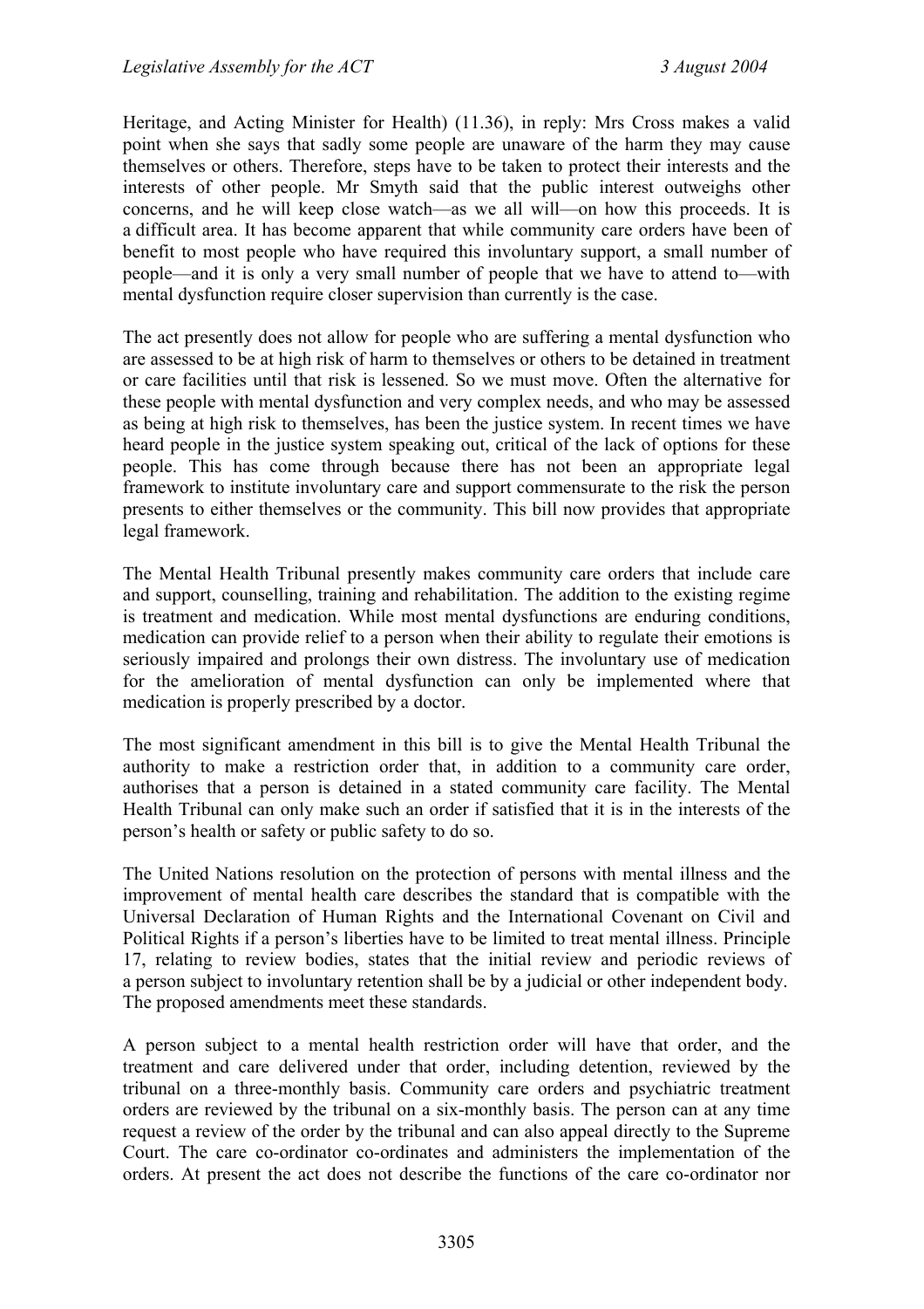Heritage, and Acting Minister for Health) (11.36), in reply: Mrs Cross makes a valid point when she says that sadly some people are unaware of the harm they may cause themselves or others. Therefore, steps have to be taken to protect their interests and the interests of other people. Mr Smyth said that the public interest outweighs other concerns, and he will keep close watch—as we all will—on how this proceeds. It is a difficult area. It has become apparent that while community care orders have been of benefit to most people who have required this involuntary support, a small number of people—and it is only a very small number of people that we have to attend to—with mental dysfunction require closer supervision than currently is the case.

The act presently does not allow for people who are suffering a mental dysfunction who are assessed to be at high risk of harm to themselves or others to be detained in treatment or care facilities until that risk is lessened. So we must move. Often the alternative for these people with mental dysfunction and very complex needs, and who may be assessed as being at high risk to themselves, has been the justice system. In recent times we have heard people in the justice system speaking out, critical of the lack of options for these people. This has come through because there has not been an appropriate legal framework to institute involuntary care and support commensurate to the risk the person presents to either themselves or the community. This bill now provides that appropriate legal framework.

The Mental Health Tribunal presently makes community care orders that include care and support, counselling, training and rehabilitation. The addition to the existing regime is treatment and medication. While most mental dysfunctions are enduring conditions, medication can provide relief to a person when their ability to regulate their emotions is seriously impaired and prolongs their own distress. The involuntary use of medication for the amelioration of mental dysfunction can only be implemented where that medication is properly prescribed by a doctor.

The most significant amendment in this bill is to give the Mental Health Tribunal the authority to make a restriction order that, in addition to a community care order, authorises that a person is detained in a stated community care facility. The Mental Health Tribunal can only make such an order if satisfied that it is in the interests of the person's health or safety or public safety to do so.

The United Nations resolution on the protection of persons with mental illness and the improvement of mental health care describes the standard that is compatible with the Universal Declaration of Human Rights and the International Covenant on Civil and Political Rights if a person's liberties have to be limited to treat mental illness. Principle 17, relating to review bodies, states that the initial review and periodic reviews of a person subject to involuntary retention shall be by a judicial or other independent body. The proposed amendments meet these standards.

A person subject to a mental health restriction order will have that order, and the treatment and care delivered under that order, including detention, reviewed by the tribunal on a three-monthly basis. Community care orders and psychiatric treatment orders are reviewed by the tribunal on a six-monthly basis. The person can at any time request a review of the order by the tribunal and can also appeal directly to the Supreme Court. The care co-ordinator co-ordinates and administers the implementation of the orders. At present the act does not describe the functions of the care co-ordinator nor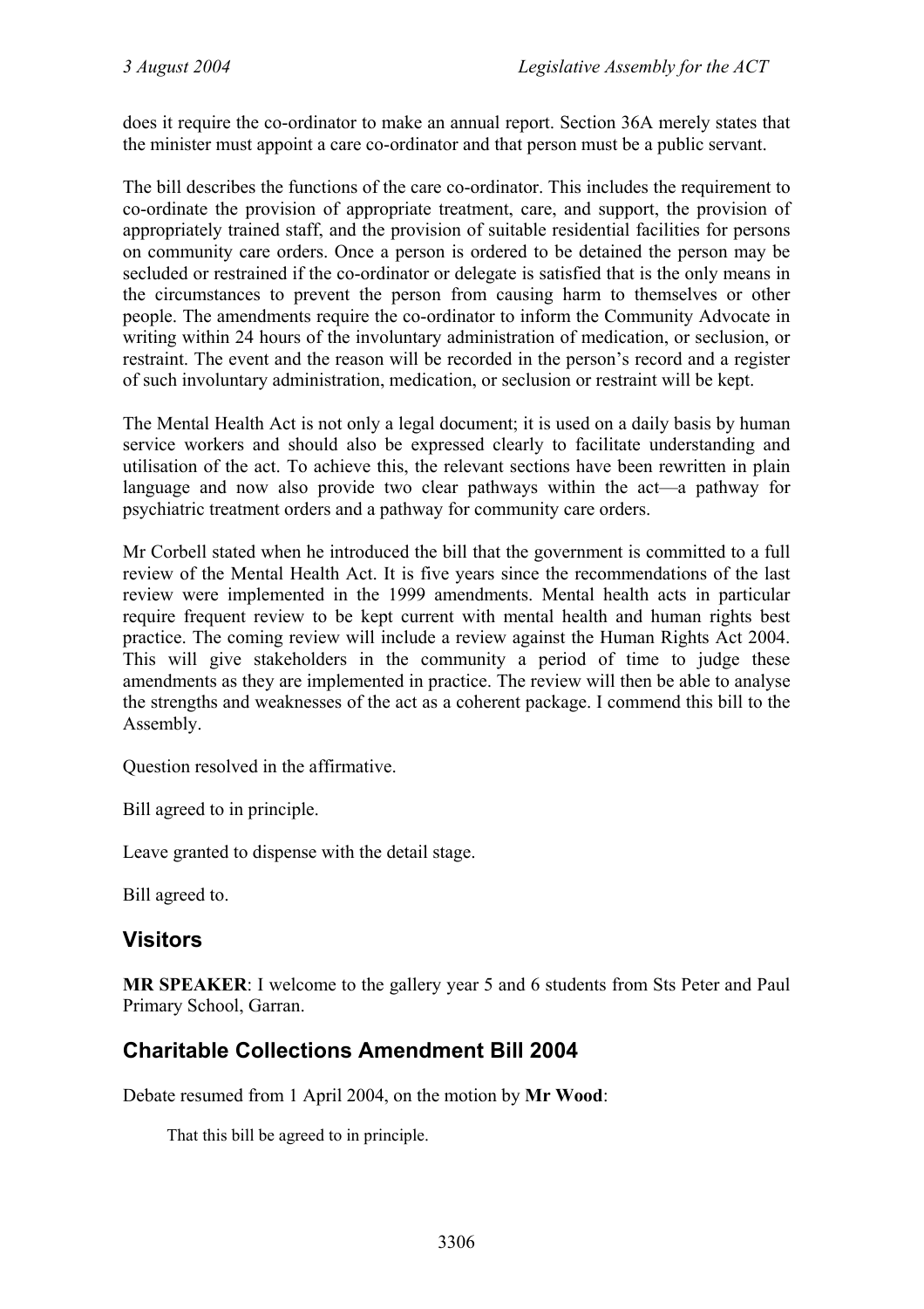does it require the co-ordinator to make an annual report. Section 36A merely states that the minister must appoint a care co-ordinator and that person must be a public servant.

The bill describes the functions of the care co-ordinator. This includes the requirement to co-ordinate the provision of appropriate treatment, care, and support, the provision of appropriately trained staff, and the provision of suitable residential facilities for persons on community care orders. Once a person is ordered to be detained the person may be secluded or restrained if the co-ordinator or delegate is satisfied that is the only means in the circumstances to prevent the person from causing harm to themselves or other people. The amendments require the co-ordinator to inform the Community Advocate in writing within 24 hours of the involuntary administration of medication, or seclusion, or restraint. The event and the reason will be recorded in the person's record and a register of such involuntary administration, medication, or seclusion or restraint will be kept.

The Mental Health Act is not only a legal document; it is used on a daily basis by human service workers and should also be expressed clearly to facilitate understanding and utilisation of the act. To achieve this, the relevant sections have been rewritten in plain language and now also provide two clear pathways within the act—a pathway for psychiatric treatment orders and a pathway for community care orders.

Mr Corbell stated when he introduced the bill that the government is committed to a full review of the Mental Health Act. It is five years since the recommendations of the last review were implemented in the 1999 amendments. Mental health acts in particular require frequent review to be kept current with mental health and human rights best practice. The coming review will include a review against the Human Rights Act 2004. This will give stakeholders in the community a period of time to judge these amendments as they are implemented in practice. The review will then be able to analyse the strengths and weaknesses of the act as a coherent package. I commend this bill to the Assembly.

Question resolved in the affirmative.

Bill agreed to in principle.

Leave granted to dispense with the detail stage.

Bill agreed to.

## Visitors

**MR SPEAKER**: I welcome to the gallery year 5 and 6 students from Sts Peter and Paul Primary School, Garran.

## Charitable Collections Amendment Bill 2004

Debate resumed from 1 April 2004, on the motion by **Mr Wood**:

> That this bill be agreed to in principle.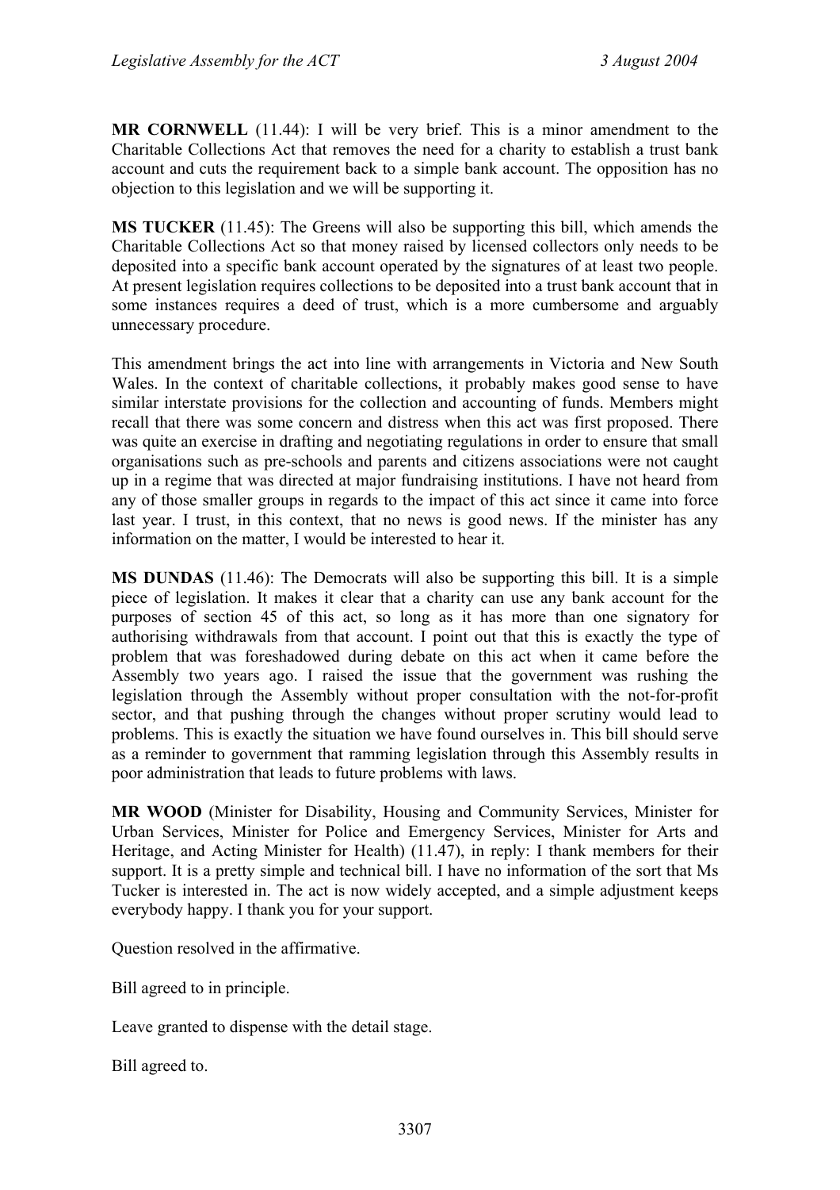**MR CORNWELL** (11.44): I will be very brief. This is a minor amendment to the Charitable Collections Act that removes the need for a charity to establish a trust bank account and cuts the requirement back to a simple bank account. The opposition has no objection to this legislation and we will be supporting it.

**MS TUCKER** (11.45): The Greens will also be supporting this bill, which amends the Charitable Collections Act so that money raised by licensed collectors only needs to be deposited into a specific bank account operated by the signatures of at least two people. At present legislation requires collections to be deposited into a trust bank account that in some instances requires a deed of trust, which is a more cumbersome and arguably unnecessary procedure.

This amendment brings the act into line with arrangements in Victoria and New South Wales. In the context of charitable collections, it probably makes good sense to have similar interstate provisions for the collection and accounting of funds. Members might recall that there was some concern and distress when this act was first proposed. There was quite an exercise in drafting and negotiating regulations in order to ensure that small organisations such as pre-schools and parents and citizens associations were not caught up in a regime that was directed at major fundraising institutions. I have not heard from any of those smaller groups in regards to the impact of this act since it came into force last year. I trust, in this context, that no news is good news. If the minister has any information on the matter, I would be interested to hear it.

**MS DUNDAS** (11.46): The Democrats will also be supporting this bill. It is a simple piece of legislation. It makes it clear that a charity can use any bank account for the purposes of section 45 of this act, so long as it has more than one signatory for authorising withdrawals from that account. I point out that this is exactly the type of problem that was foreshadowed during debate on this act when it came before the Assembly two years ago. I raised the issue that the government was rushing the legislation through the Assembly without proper consultation with the not-for-profit sector, and that pushing through the changes without proper scrutiny would lead to problems. This is exactly the situation we have found ourselves in. This bill should serve as a reminder to government that ramming legislation through this Assembly results in poor administration that leads to future problems with laws.

**MR WOOD** (Minister for Disability, Housing and Community Services, Minister for Urban Services, Minister for Police and Emergency Services, Minister for Arts and Heritage, and Acting Minister for Health) (11.47), in reply: I thank members for their support. It is a pretty simple and technical bill. I have no information of the sort that Ms Tucker is interested in. The act is now widely accepted, and a simple adjustment keeps everybody happy. I thank you for your support.

Question resolved in the affirmative.

Bill agreed to in principle.

Leave granted to dispense with the detail stage.

Bill agreed to.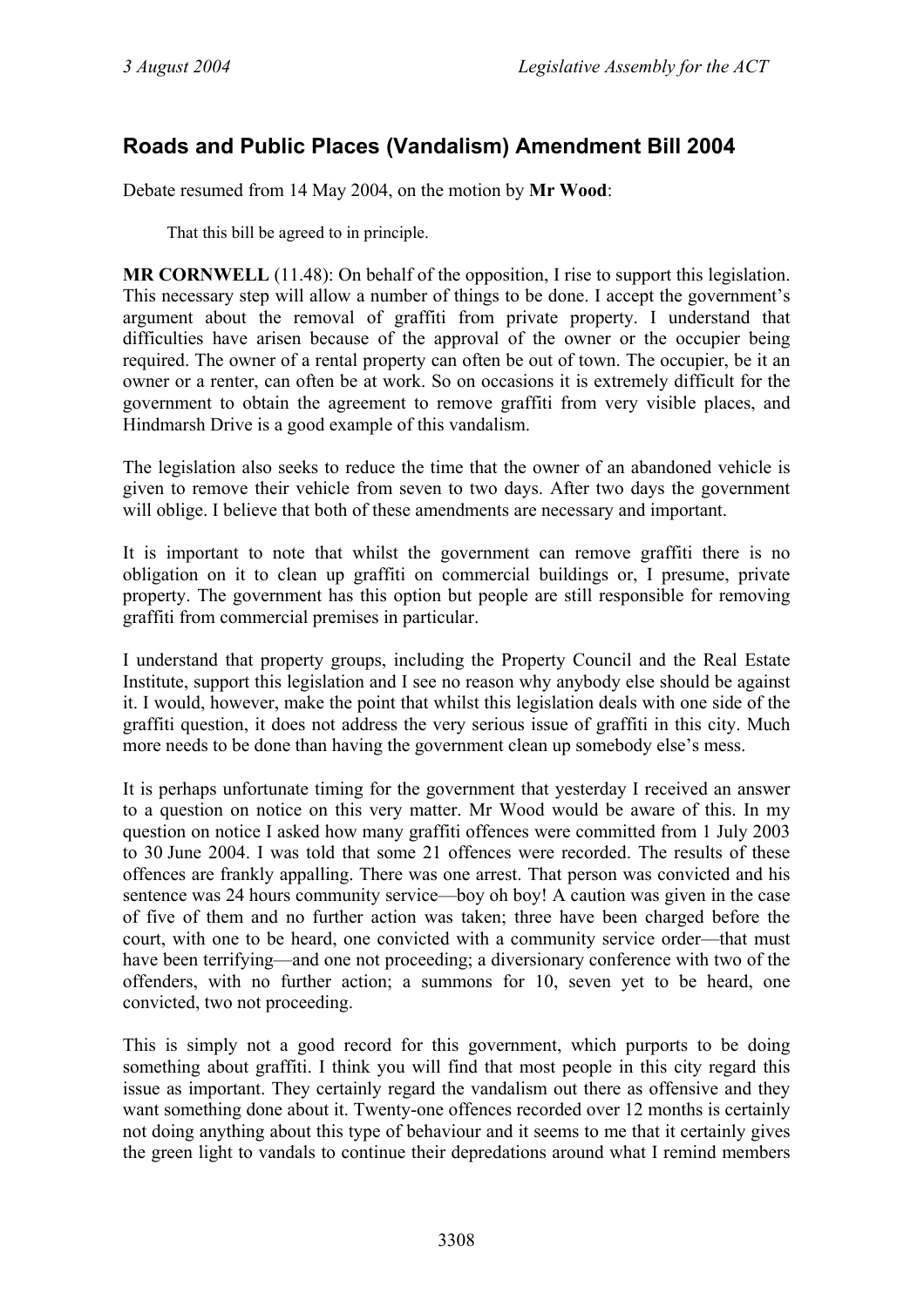## Roads and Public Places (Vandalism) Amendment Bill 2004

Debate resumed from 14 May 2004, on the motion by **Mr Wood**:

> That this bill be agreed to in principle.

**MR CORNWELL** (11.48): On behalf of the opposition, I rise to support this legislation. This necessary step will allow a number of things to be done. I accept the government's argument about the removal of graffiti from private property. I understand that difficulties have arisen because of the approval of the owner or the occupier being required. The owner of a rental property can often be out of town. The occupier, be it an owner or a renter, can often be at work. So on occasions it is extremely difficult for the government to obtain the agreement to remove graffiti from very visible places, and Hindmarsh Drive is a good example of this vandalism.

The legislation also seeks to reduce the time that the owner of an abandoned vehicle is given to remove their vehicle from seven to two days. After two days the government will oblige. I believe that both of these amendments are necessary and important.

It is important to note that whilst the government can remove graffiti there is no obligation on it to clean up graffiti on commercial buildings or, I presume, private property. The government has this option but people are still responsible for removing graffiti from commercial premises in particular.

I understand that property groups, including the Property Council and the Real Estate Institute, support this legislation and I see no reason why anybody else should be against it. I would, however, make the point that whilst this legislation deals with one side of the graffiti question, it does not address the very serious issue of graffiti in this city. Much more needs to be done than having the government clean up somebody else's mess.

It is perhaps unfortunate timing for the government that yesterday I received an answer to a question on notice on this very matter. Mr Wood would be aware of this. In my question on notice I asked how many graffiti offences were committed from 1 July 2003 to 30 June 2004. I was told that some 21 offences were recorded. The results of these offences are frankly appalling. There was one arrest. That person was convicted and his sentence was 24 hours community service—boy oh boy! A caution was given in the case of five of them and no further action was taken; three have been charged before the court, with one to be heard, one convicted with a community service order—that must have been terrifying—and one not proceeding; a diversionary conference with two of the offenders, with no further action; a summons for 10, seven yet to be heard, one convicted, two not proceeding.

This is simply not a good record for this government, which purports to be doing something about graffiti. I think you will find that most people in this city regard this issue as important. They certainly regard the vandalism out there as offensive and they want something done about it. Twenty-one offences recorded over 12 months is certainly not doing anything about this type of behaviour and it seems to me that it certainly gives the green light to vandals to continue their depredations around what I remind members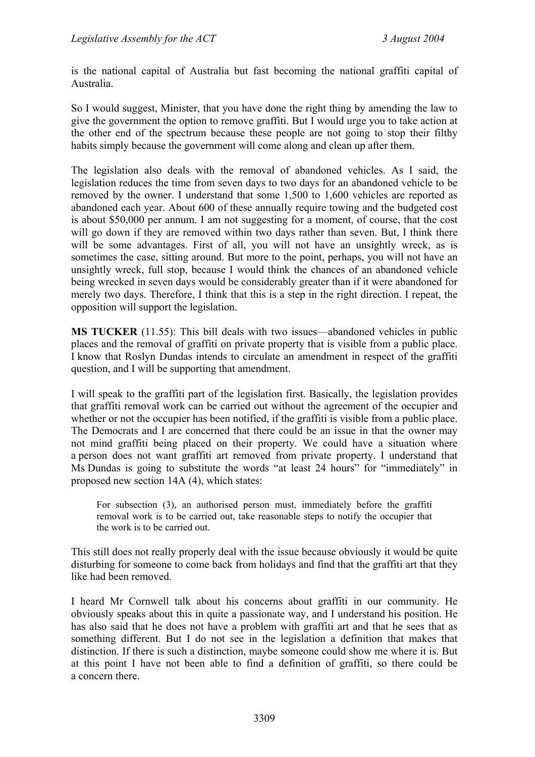is the national capital of Australia but fast becoming the national graffiti capital of Australia.

So I would suggest, Minister, that you have done the right thing by amending the law to give the government the option to remove graffiti. But I would urge you to take action at the other end of the spectrum because these people are not going to stop their filthy habits simply because the government will come along and clean up after them.

The legislation also deals with the removal of abandoned vehicles. As I said, the legislation reduces the time from seven days to two days for an abandoned vehicle to be removed by the owner. I understand that some 1,500 to 1,600 vehicles are reported as abandoned each year. About 600 of these annually require towing and the budgeted cost is about $50,000 per annum. I am not suggesting for a moment, of course, that the cost will go down if they are removed within two days rather than seven. But, I think there will be some advantages. First of all, you will not have an unsightly wreck, as is sometimes the case, sitting around. But more to the point, perhaps, you will not have an unsightly wreck, full stop, because I would think the chances of an abandoned vehicle being wrecked in seven days would be considerably greater than if it were abandoned for merely two days. Therefore, I think that this is a step in the right direction. I repeat, the opposition will support the legislation.

**MS TUCKER** (11.55): This bill deals with two issues—abandoned vehicles in public places and the removal of graffiti on private property that is visible from a public place. I know that Roslyn Dundas intends to circulate an amendment in respect of the graffiti question, and I will be supporting that amendment.

I will speak to the graffiti part of the legislation first. Basically, the legislation provides that graffiti removal work can be carried out without the agreement of the occupier and whether or not the occupier has been notified, if the graffiti is visible from a public place. The Democrats and I are concerned that there could be an issue in that the owner may not mind graffiti being placed on their property. We could have a situation where a person does not want graffiti art removed from private property. I understand that Ms Dundas is going to substitute the words "at least 24 hours" for "immediately" in proposed new section 14A (4), which states:

> For subsection (3), an authorised person must, immediately before the graffiti removal work is to be carried out, take reasonable steps to notify the occupier that the work is to be carried out.

This still does not really properly deal with the issue because obviously it would be quite disturbing for someone to come back from holidays and find that the graffiti art that they like had been removed.

I heard Mr Cornwell talk about his concerns about graffiti in our community. He obviously speaks about this in quite a passionate way, and I understand his position. He has also said that he does not have a problem with graffiti art and that he sees that as something different. But I do not see in the legislation a definition that makes that distinction. If there is such a distinction, maybe someone could show me where it is. But at this point I have not been able to find a definition of graffiti, so there could be a concern there.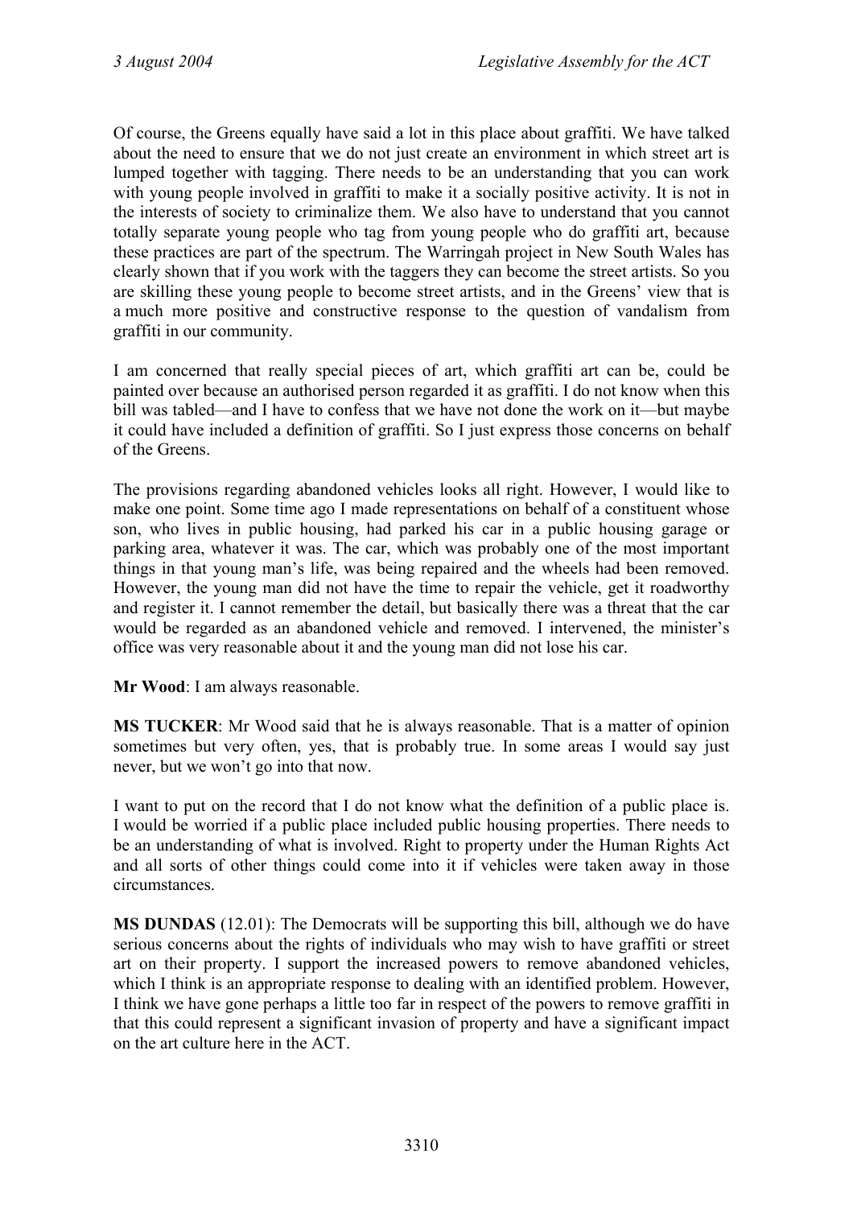Of course, the Greens equally have said a lot in this place about graffiti. We have talked about the need to ensure that we do not just create an environment in which street art is lumped together with tagging. There needs to be an understanding that you can work with young people involved in graffiti to make it a socially positive activity. It is not in the interests of society to criminalize them. We also have to understand that you cannot totally separate young people who tag from young people who do graffiti art, because these practices are part of the spectrum. The Warringah project in New South Wales has clearly shown that if you work with the taggers they can become the street artists. So you are skilling these young people to become street artists, and in the Greens' view that is a much more positive and constructive response to the question of vandalism from graffiti in our community.

I am concerned that really special pieces of art, which graffiti art can be, could be painted over because an authorised person regarded it as graffiti. I do not know when this bill was tabled—and I have to confess that we have not done the work on it—but maybe it could have included a definition of graffiti. So I just express those concerns on behalf of the Greens.

The provisions regarding abandoned vehicles looks all right. However, I would like to make one point. Some time ago I made representations on behalf of a constituent whose son, who lives in public housing, had parked his car in a public housing garage or parking area, whatever it was. The car, which was probably one of the most important things in that young man's life, was being repaired and the wheels had been removed. However, the young man did not have the time to repair the vehicle, get it roadworthy and register it. I cannot remember the detail, but basically there was a threat that the car would be regarded as an abandoned vehicle and removed. I intervened, the minister's office was very reasonable about it and the young man did not lose his car.

**Mr Wood**: I am always reasonable.

**MS TUCKER**: Mr Wood said that he is always reasonable. That is a matter of opinion sometimes but very often, yes, that is probably true. In some areas I would say just never, but we won't go into that now.

I want to put on the record that I do not know what the definition of a public place is. I would be worried if a public place included public housing properties. There needs to be an understanding of what is involved. Right to property under the Human Rights Act and all sorts of other things could come into it if vehicles were taken away in those circumstances.

**MS DUNDAS** (12.01): The Democrats will be supporting this bill, although we do have serious concerns about the rights of individuals who may wish to have graffiti or street art on their property. I support the increased powers to remove abandoned vehicles, which I think is an appropriate response to dealing with an identified problem. However, I think we have gone perhaps a little too far in respect of the powers to remove graffiti in that this could represent a significant invasion of property and have a significant impact on the art culture here in the ACT.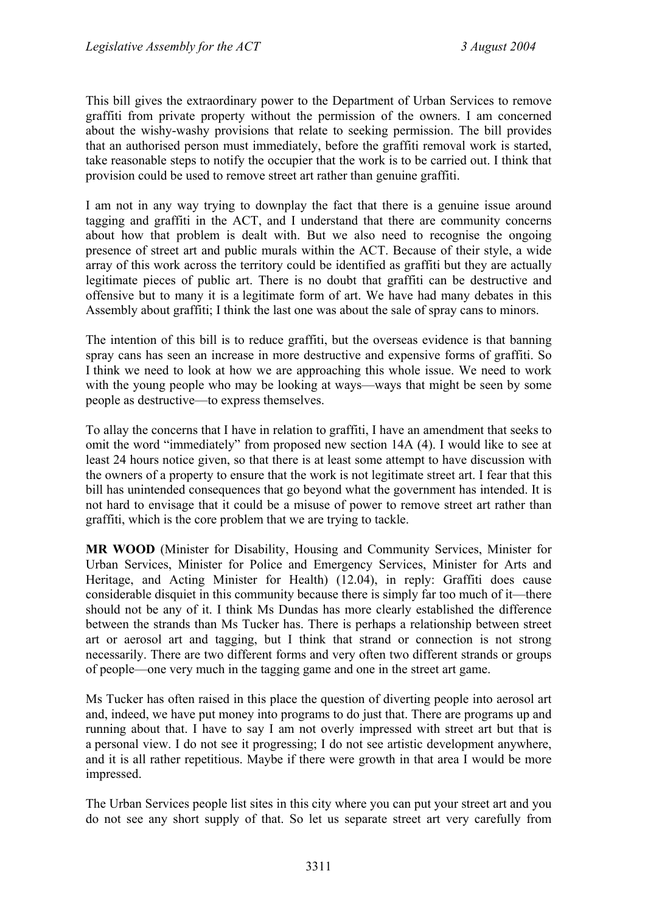This bill gives the extraordinary power to the Department of Urban Services to remove graffiti from private property without the permission of the owners. I am concerned about the wishy-washy provisions that relate to seeking permission. The bill provides that an authorised person must immediately, before the graffiti removal work is started, take reasonable steps to notify the occupier that the work is to be carried out. I think that provision could be used to remove street art rather than genuine graffiti.

I am not in any way trying to downplay the fact that there is a genuine issue around tagging and graffiti in the ACT, and I understand that there are community concerns about how that problem is dealt with. But we also need to recognise the ongoing presence of street art and public murals within the ACT. Because of their style, a wide array of this work across the territory could be identified as graffiti but they are actually legitimate pieces of public art. There is no doubt that graffiti can be destructive and offensive but to many it is a legitimate form of art. We have had many debates in this Assembly about graffiti; I think the last one was about the sale of spray cans to minors.

The intention of this bill is to reduce graffiti, but the overseas evidence is that banning spray cans has seen an increase in more destructive and expensive forms of graffiti. So I think we need to look at how we are approaching this whole issue. We need to work with the young people who may be looking at ways—ways that might be seen by some people as destructive—to express themselves.

To allay the concerns that I have in relation to graffiti, I have an amendment that seeks to omit the word "immediately" from proposed new section 14A (4). I would like to see at least 24 hours notice given, so that there is at least some attempt to have discussion with the owners of a property to ensure that the work is not legitimate street art. I fear that this bill has unintended consequences that go beyond what the government has intended. It is not hard to envisage that it could be a misuse of power to remove street art rather than graffiti, which is the core problem that we are trying to tackle.

**MR WOOD** (Minister for Disability, Housing and Community Services, Minister for Urban Services, Minister for Police and Emergency Services, Minister for Arts and Heritage, and Acting Minister for Health) (12.04), in reply: Graffiti does cause considerable disquiet in this community because there is simply far too much of it—there should not be any of it. I think Ms Dundas has more clearly established the difference between the strands than Ms Tucker has. There is perhaps a relationship between street art or aerosol art and tagging, but I think that strand or connection is not strong necessarily. There are two different forms and very often two different strands or groups of people—one very much in the tagging game and one in the street art game.

Ms Tucker has often raised in this place the question of diverting people into aerosol art and, indeed, we have put money into programs to do just that. There are programs up and running about that. I have to say I am not overly impressed with street art but that is a personal view. I do not see it progressing; I do not see artistic development anywhere, and it is all rather repetitious. Maybe if there were growth in that area I would be more impressed.

The Urban Services people list sites in this city where you can put your street art and you do not see any short supply of that. So let us separate street art very carefully from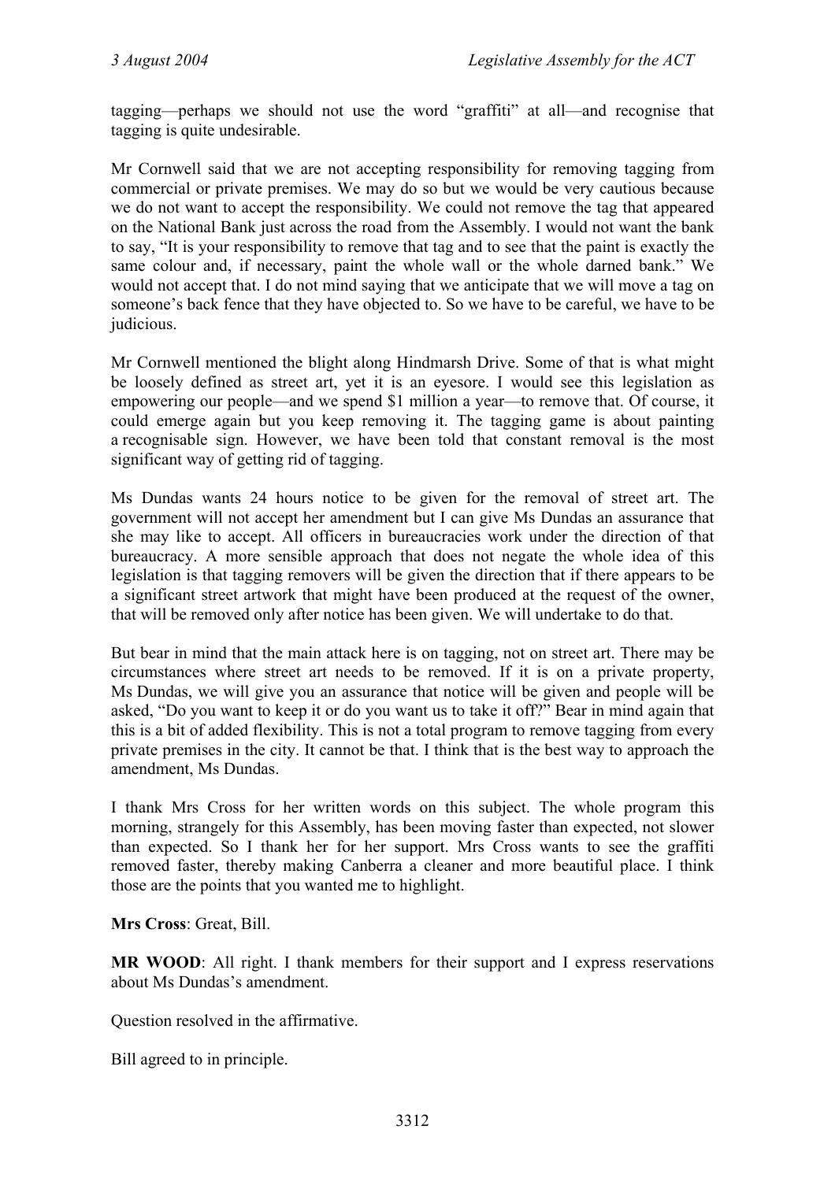tagging—perhaps we should not use the word "graffiti" at all—and recognise that tagging is quite undesirable.

Mr Cornwell said that we are not accepting responsibility for removing tagging from commercial or private premises. We may do so but we would be very cautious because we do not want to accept the responsibility. We could not remove the tag that appeared on the National Bank just across the road from the Assembly. I would not want the bank to say, "It is your responsibility to remove that tag and to see that the paint is exactly the same colour and, if necessary, paint the whole wall or the whole darned bank." We would not accept that. I do not mind saying that we anticipate that we will move a tag on someone's back fence that they have objected to. So we have to be careful, we have to be judicious.

Mr Cornwell mentioned the blight along Hindmarsh Drive. Some of that is what might be loosely defined as street art, yet it is an eyesore. I would see this legislation as empowering our people—and we spend $1 million a year—to remove that. Of course, it could emerge again but you keep removing it. The tagging game is about painting a recognisable sign. However, we have been told that constant removal is the most significant way of getting rid of tagging.

Ms Dundas wants 24 hours notice to be given for the removal of street art. The government will not accept her amendment but I can give Ms Dundas an assurance that she may like to accept. All officers in bureaucracies work under the direction of that bureaucracy. A more sensible approach that does not negate the whole idea of this legislation is that tagging removers will be given the direction that if there appears to be a significant street artwork that might have been produced at the request of the owner, that will be removed only after notice has been given. We will undertake to do that.

But bear in mind that the main attack here is on tagging, not on street art. There may be circumstances where street art needs to be removed. If it is on a private property, Ms Dundas, we will give you an assurance that notice will be given and people will be asked, "Do you want to keep it or do you want us to take it off?" Bear in mind again that this is a bit of added flexibility. This is not a total program to remove tagging from every private premises in the city. It cannot be that. I think that is the best way to approach the amendment, Ms Dundas.

I thank Mrs Cross for her written words on this subject. The whole program this morning, strangely for this Assembly, has been moving faster than expected, not slower than expected. So I thank her for her support. Mrs Cross wants to see the graffiti removed faster, thereby making Canberra a cleaner and more beautiful place. I think those are the points that you wanted me to highlight.

**Mrs Cross**: Great, Bill.

**MR WOOD**: All right. I thank members for their support and I express reservations about Ms Dundas's amendment.

Question resolved in the affirmative.

Bill agreed to in principle.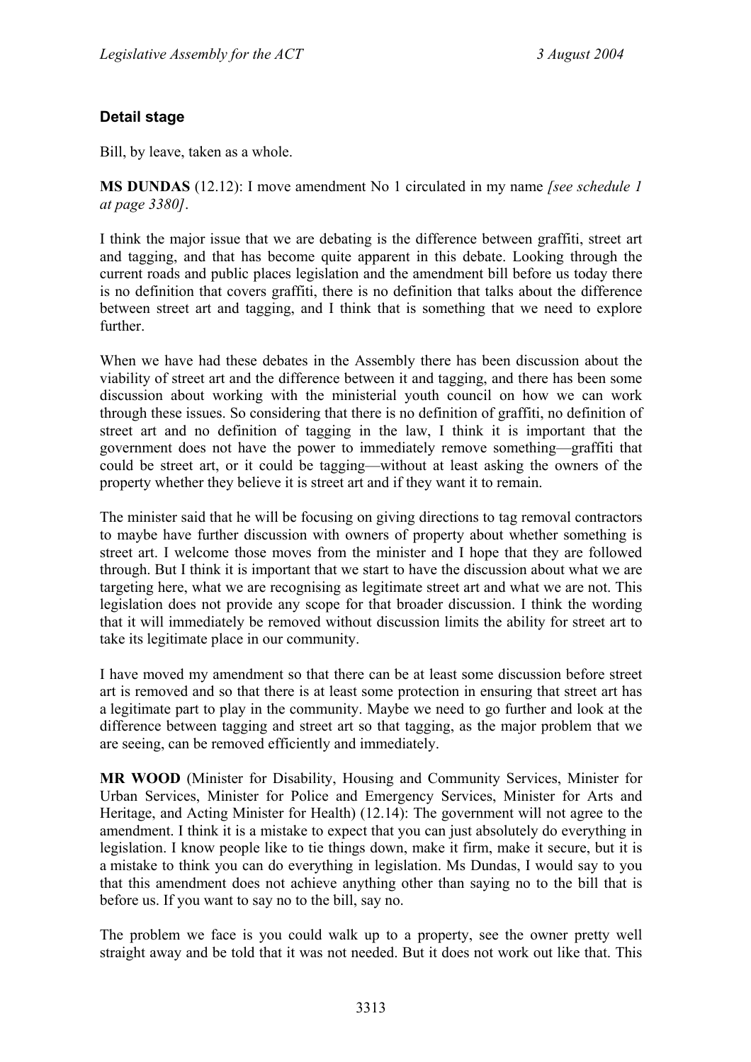### Detail stage

Bill, by leave, taken as a whole.

**MS DUNDAS** (12.12): I move amendment No 1 circulated in my name *[see schedule 1 at page 3380]*.

I think the major issue that we are debating is the difference between graffiti, street art and tagging, and that has become quite apparent in this debate. Looking through the current roads and public places legislation and the amendment bill before us today there is no definition that covers graffiti, there is no definition that talks about the difference between street art and tagging, and I think that is something that we need to explore further.

When we have had these debates in the Assembly there has been discussion about the viability of street art and the difference between it and tagging, and there has been some discussion about working with the ministerial youth council on how we can work through these issues. So considering that there is no definition of graffiti, no definition of street art and no definition of tagging in the law, I think it is important that the government does not have the power to immediately remove something—graffiti that could be street art, or it could be tagging—without at least asking the owners of the property whether they believe it is street art and if they want it to remain.

The minister said that he will be focusing on giving directions to tag removal contractors to maybe have further discussion with owners of property about whether something is street art. I welcome those moves from the minister and I hope that they are followed through. But I think it is important that we start to have the discussion about what we are targeting here, what we are recognising as legitimate street art and what we are not. This legislation does not provide any scope for that broader discussion. I think the wording that it will immediately be removed without discussion limits the ability for street art to take its legitimate place in our community.

I have moved my amendment so that there can be at least some discussion before street art is removed and so that there is at least some protection in ensuring that street art has a legitimate part to play in the community. Maybe we need to go further and look at the difference between tagging and street art so that tagging, as the major problem that we are seeing, can be removed efficiently and immediately.

**MR WOOD** (Minister for Disability, Housing and Community Services, Minister for Urban Services, Minister for Police and Emergency Services, Minister for Arts and Heritage, and Acting Minister for Health) (12.14): The government will not agree to the amendment. I think it is a mistake to expect that you can just absolutely do everything in legislation. I know people like to tie things down, make it firm, make it secure, but it is a mistake to think you can do everything in legislation. Ms Dundas, I would say to you that this amendment does not achieve anything other than saying no to the bill that is before us. If you want to say no to the bill, say no.

The problem we face is you could walk up to a property, see the owner pretty well straight away and be told that it was not needed. But it does not work out like that. This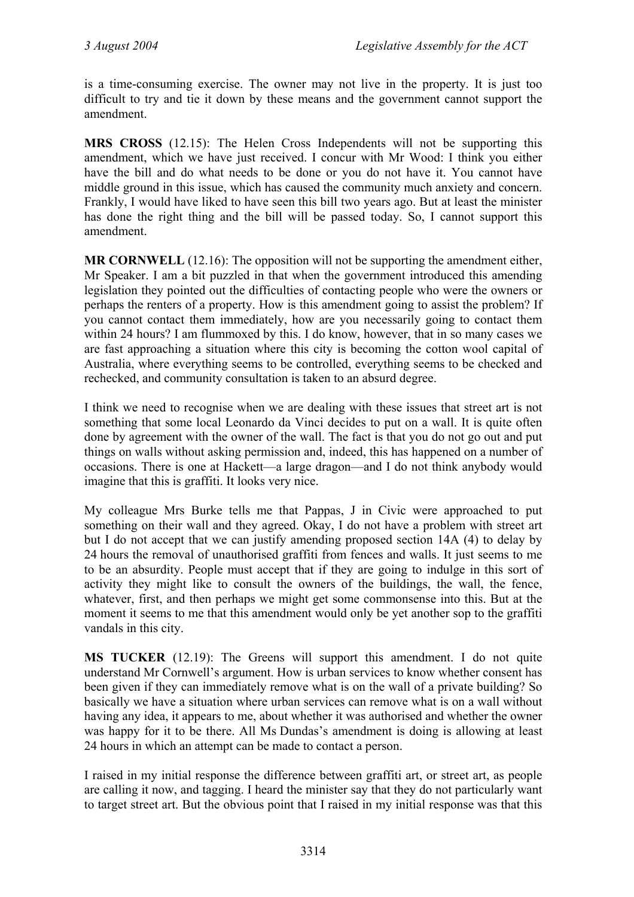is a time-consuming exercise. The owner may not live in the property. It is just too difficult to try and tie it down by these means and the government cannot support the amendment.

**MRS CROSS** (12.15): The Helen Cross Independents will not be supporting this amendment, which we have just received. I concur with Mr Wood: I think you either have the bill and do what needs to be done or you do not have it. You cannot have middle ground in this issue, which has caused the community much anxiety and concern. Frankly, I would have liked to have seen this bill two years ago. But at least the minister has done the right thing and the bill will be passed today. So, I cannot support this amendment.

**MR CORNWELL** (12.16): The opposition will not be supporting the amendment either, Mr Speaker. I am a bit puzzled in that when the government introduced this amending legislation they pointed out the difficulties of contacting people who were the owners or perhaps the renters of a property. How is this amendment going to assist the problem? If you cannot contact them immediately, how are you necessarily going to contact them within 24 hours? I am flummoxed by this. I do know, however, that in so many cases we are fast approaching a situation where this city is becoming the cotton wool capital of Australia, where everything seems to be controlled, everything seems to be checked and rechecked, and community consultation is taken to an absurd degree.

I think we need to recognise when we are dealing with these issues that street art is not something that some local Leonardo da Vinci decides to put on a wall. It is quite often done by agreement with the owner of the wall. The fact is that you do not go out and put things on walls without asking permission and, indeed, this has happened on a number of occasions. There is one at Hackett—a large dragon—and I do not think anybody would imagine that this is graffiti. It looks very nice.

My colleague Mrs Burke tells me that Pappas, J in Civic were approached to put something on their wall and they agreed. Okay, I do not have a problem with street art but I do not accept that we can justify amending proposed section 14A (4) to delay by 24 hours the removal of unauthorised graffiti from fences and walls. It just seems to me to be an absurdity. People must accept that if they are going to indulge in this sort of activity they might like to consult the owners of the buildings, the wall, the fence, whatever, first, and then perhaps we might get some commonsense into this. But at the moment it seems to me that this amendment would only be yet another sop to the graffiti vandals in this city.

**MS TUCKER** (12.19): The Greens will support this amendment. I do not quite understand Mr Cornwell's argument. How is urban services to know whether consent has been given if they can immediately remove what is on the wall of a private building? So basically we have a situation where urban services can remove what is on a wall without having any idea, it appears to me, about whether it was authorised and whether the owner was happy for it to be there. All Ms Dundas's amendment is doing is allowing at least 24 hours in which an attempt can be made to contact a person.

I raised in my initial response the difference between graffiti art, or street art, as people are calling it now, and tagging. I heard the minister say that they do not particularly want to target street art. But the obvious point that I raised in my initial response was that this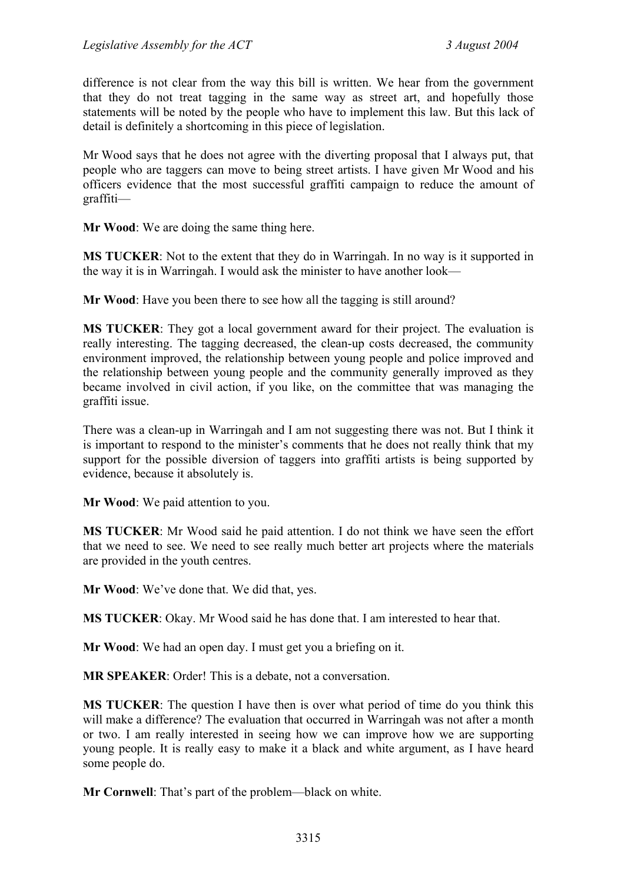difference is not clear from the way this bill is written. We hear from the government that they do not treat tagging in the same way as street art, and hopefully those statements will be noted by the people who have to implement this law. But this lack of detail is definitely a shortcoming in this piece of legislation.

Mr Wood says that he does not agree with the diverting proposal that I always put, that people who are taggers can move to being street artists. I have given Mr Wood and his officers evidence that the most successful graffiti campaign to reduce the amount of graffiti—

**Mr Wood**: We are doing the same thing here.

**MS TUCKER**: Not to the extent that they do in Warringah. In no way is it supported in the way it is in Warringah. I would ask the minister to have another look—

**Mr Wood**: Have you been there to see how all the tagging is still around?

**MS TUCKER**: They got a local government award for their project. The evaluation is really interesting. The tagging decreased, the clean-up costs decreased, the community environment improved, the relationship between young people and police improved and the relationship between young people and the community generally improved as they became involved in civil action, if you like, on the committee that was managing the graffiti issue.

There was a clean-up in Warringah and I am not suggesting there was not. But I think it is important to respond to the minister's comments that he does not really think that my support for the possible diversion of taggers into graffiti artists is being supported by evidence, because it absolutely is.

**Mr Wood**: We paid attention to you.

**MS TUCKER**: Mr Wood said he paid attention. I do not think we have seen the effort that we need to see. We need to see really much better art projects where the materials are provided in the youth centres.

**Mr Wood**: We've done that. We did that, yes.

**MS TUCKER**: Okay. Mr Wood said he has done that. I am interested to hear that.

**Mr Wood**: We had an open day. I must get you a briefing on it.

**MR SPEAKER**: Order! This is a debate, not a conversation.

**MS TUCKER**: The question I have then is over what period of time do you think this will make a difference? The evaluation that occurred in Warringah was not after a month or two. I am really interested in seeing how we can improve how we are supporting young people. It is really easy to make it a black and white argument, as I have heard some people do.

**Mr Cornwell**: That's part of the problem—black on white.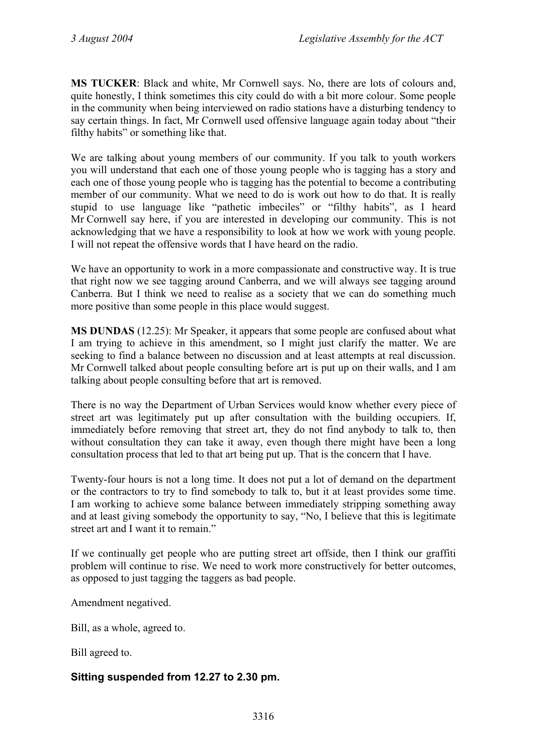**MS TUCKER**: Black and white, Mr Cornwell says. No, there are lots of colours and, quite honestly, I think sometimes this city could do with a bit more colour. Some people in the community when being interviewed on radio stations have a disturbing tendency to say certain things. In fact, Mr Cornwell used offensive language again today about "their filthy habits" or something like that.

We are talking about young members of our community. If you talk to youth workers you will understand that each one of those young people who is tagging has a story and each one of those young people who is tagging has the potential to become a contributing member of our community. What we need to do is work out how to do that. It is really stupid to use language like "pathetic imbeciles" or "filthy habits", as I heard Mr Cornwell say here, if you are interested in developing our community. This is not acknowledging that we have a responsibility to look at how we work with young people. I will not repeat the offensive words that I have heard on the radio.

We have an opportunity to work in a more compassionate and constructive way. It is true that right now we see tagging around Canberra, and we will always see tagging around Canberra. But I think we need to realise as a society that we can do something much more positive than some people in this place would suggest.

**MS DUNDAS** (12.25): Mr Speaker, it appears that some people are confused about what I am trying to achieve in this amendment, so I might just clarify the matter. We are seeking to find a balance between no discussion and at least attempts at real discussion. Mr Cornwell talked about people consulting before art is put up on their walls, and I am talking about people consulting before that art is removed.

There is no way the Department of Urban Services would know whether every piece of street art was legitimately put up after consultation with the building occupiers. If, immediately before removing that street art, they do not find anybody to talk to, then without consultation they can take it away, even though there might have been a long consultation process that led to that art being put up. That is the concern that I have.

Twenty-four hours is not a long time. It does not put a lot of demand on the department or the contractors to try to find somebody to talk to, but it at least provides some time. I am working to achieve some balance between immediately stripping something away and at least giving somebody the opportunity to say, "No, I believe that this is legitimate street art and I want it to remain."

If we continually get people who are putting street art offside, then I think our graffiti problem will continue to rise. We need to work more constructively for better outcomes, as opposed to just tagging the taggers as bad people.

Amendment negatived.

Bill, as a whole, agreed to.

Bill agreed to.

### Sitting suspended from 12.27 to 2.30 pm.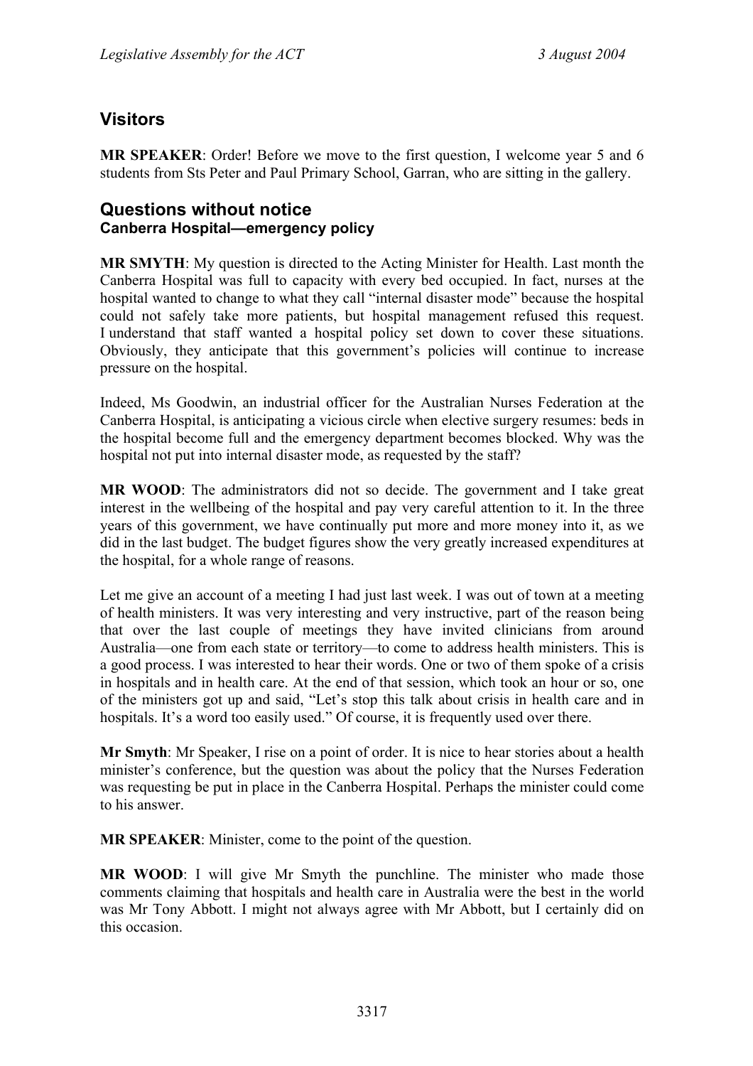## Visitors

**MR SPEAKER**: Order! Before we move to the first question, I welcome year 5 and 6 students from Sts Peter and Paul Primary School, Garran, who are sitting in the gallery.

## Questions without notice

### Canberra Hospital—emergency policy

**MR SMYTH**: My question is directed to the Acting Minister for Health. Last month the Canberra Hospital was full to capacity with every bed occupied. In fact, nurses at the hospital wanted to change to what they call "internal disaster mode" because the hospital could not safely take more patients, but hospital management refused this request. I understand that staff wanted a hospital policy set down to cover these situations. Obviously, they anticipate that this government's policies will continue to increase pressure on the hospital.

Indeed, Ms Goodwin, an industrial officer for the Australian Nurses Federation at the Canberra Hospital, is anticipating a vicious circle when elective surgery resumes: beds in the hospital become full and the emergency department becomes blocked. Why was the hospital not put into internal disaster mode, as requested by the staff?

**MR WOOD**: The administrators did not so decide. The government and I take great interest in the wellbeing of the hospital and pay very careful attention to it. In the three years of this government, we have continually put more and more money into it, as we did in the last budget. The budget figures show the very greatly increased expenditures at the hospital, for a whole range of reasons.

Let me give an account of a meeting I had just last week. I was out of town at a meeting of health ministers. It was very interesting and very instructive, part of the reason being that over the last couple of meetings they have invited clinicians from around Australia—one from each state or territory—to come to address health ministers. This is a good process. I was interested to hear their words. One or two of them spoke of a crisis in hospitals and in health care. At the end of that session, which took an hour or so, one of the ministers got up and said, "Let's stop this talk about crisis in health care and in hospitals. It's a word too easily used." Of course, it is frequently used over there.

**Mr Smyth**: Mr Speaker, I rise on a point of order. It is nice to hear stories about a health minister's conference, but the question was about the policy that the Nurses Federation was requesting be put in place in the Canberra Hospital. Perhaps the minister could come to his answer.

**MR SPEAKER**: Minister, come to the point of the question.

**MR WOOD**: I will give Mr Smyth the punchline. The minister who made those comments claiming that hospitals and health care in Australia were the best in the world was Mr Tony Abbott. I might not always agree with Mr Abbott, but I certainly did on this occasion.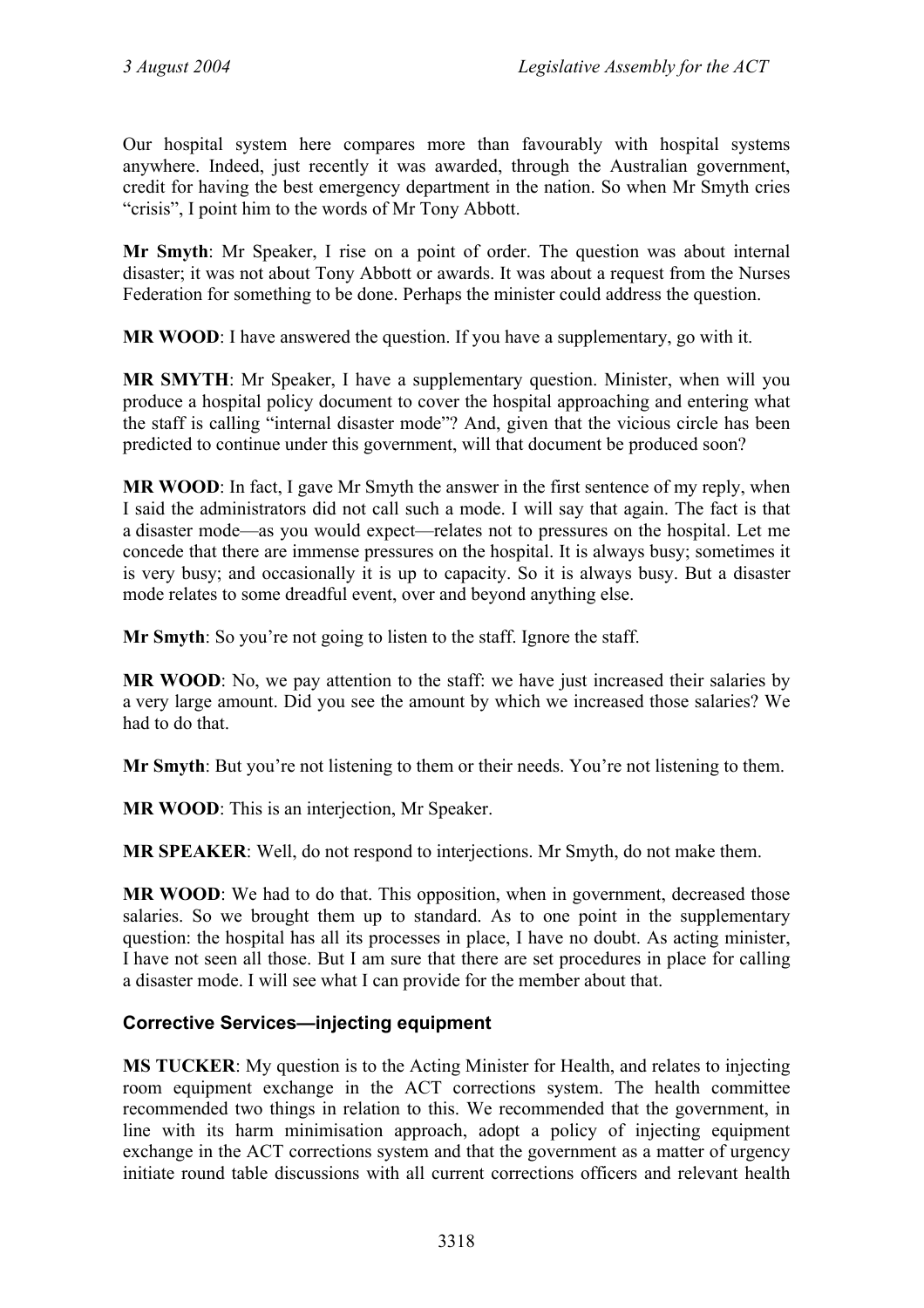Our hospital system here compares more than favourably with hospital systems anywhere. Indeed, just recently it was awarded, through the Australian government, credit for having the best emergency department in the nation. So when Mr Smyth cries "crisis", I point him to the words of Mr Tony Abbott.

**Mr Smyth**: Mr Speaker, I rise on a point of order. The question was about internal disaster; it was not about Tony Abbott or awards. It was about a request from the Nurses Federation for something to be done. Perhaps the minister could address the question.

**MR WOOD**: I have answered the question. If you have a supplementary, go with it.

**MR SMYTH**: Mr Speaker, I have a supplementary question. Minister, when will you produce a hospital policy document to cover the hospital approaching and entering what the staff is calling "internal disaster mode"? And, given that the vicious circle has been predicted to continue under this government, will that document be produced soon?

**MR WOOD**: In fact, I gave Mr Smyth the answer in the first sentence of my reply, when I said the administrators did not call such a mode. I will say that again. The fact is that a disaster mode—as you would expect—relates not to pressures on the hospital. Let me concede that there are immense pressures on the hospital. It is always busy; sometimes it is very busy; and occasionally it is up to capacity. So it is always busy. But a disaster mode relates to some dreadful event, over and beyond anything else.

**Mr Smyth**: So you're not going to listen to the staff. Ignore the staff.

**MR WOOD**: No, we pay attention to the staff: we have just increased their salaries by a very large amount. Did you see the amount by which we increased those salaries? We had to do that.

**Mr Smyth**: But you're not listening to them or their needs. You're not listening to them.

**MR WOOD**: This is an interjection, Mr Speaker.

**MR SPEAKER**: Well, do not respond to interjections. Mr Smyth, do not make them.

**MR WOOD**: We had to do that. This opposition, when in government, decreased those salaries. So we brought them up to standard. As to one point in the supplementary question: the hospital has all its processes in place, I have no doubt. As acting minister, I have not seen all those. But I am sure that there are set procedures in place for calling a disaster mode. I will see what I can provide for the member about that.

## Corrective Services—injecting equipment

**MS TUCKER**: My question is to the Acting Minister for Health, and relates to injecting room equipment exchange in the ACT corrections system. The health committee recommended two things in relation to this. We recommended that the government, in line with its harm minimisation approach, adopt a policy of injecting equipment exchange in the ACT corrections system and that the government as a matter of urgency initiate round table discussions with all current corrections officers and relevant health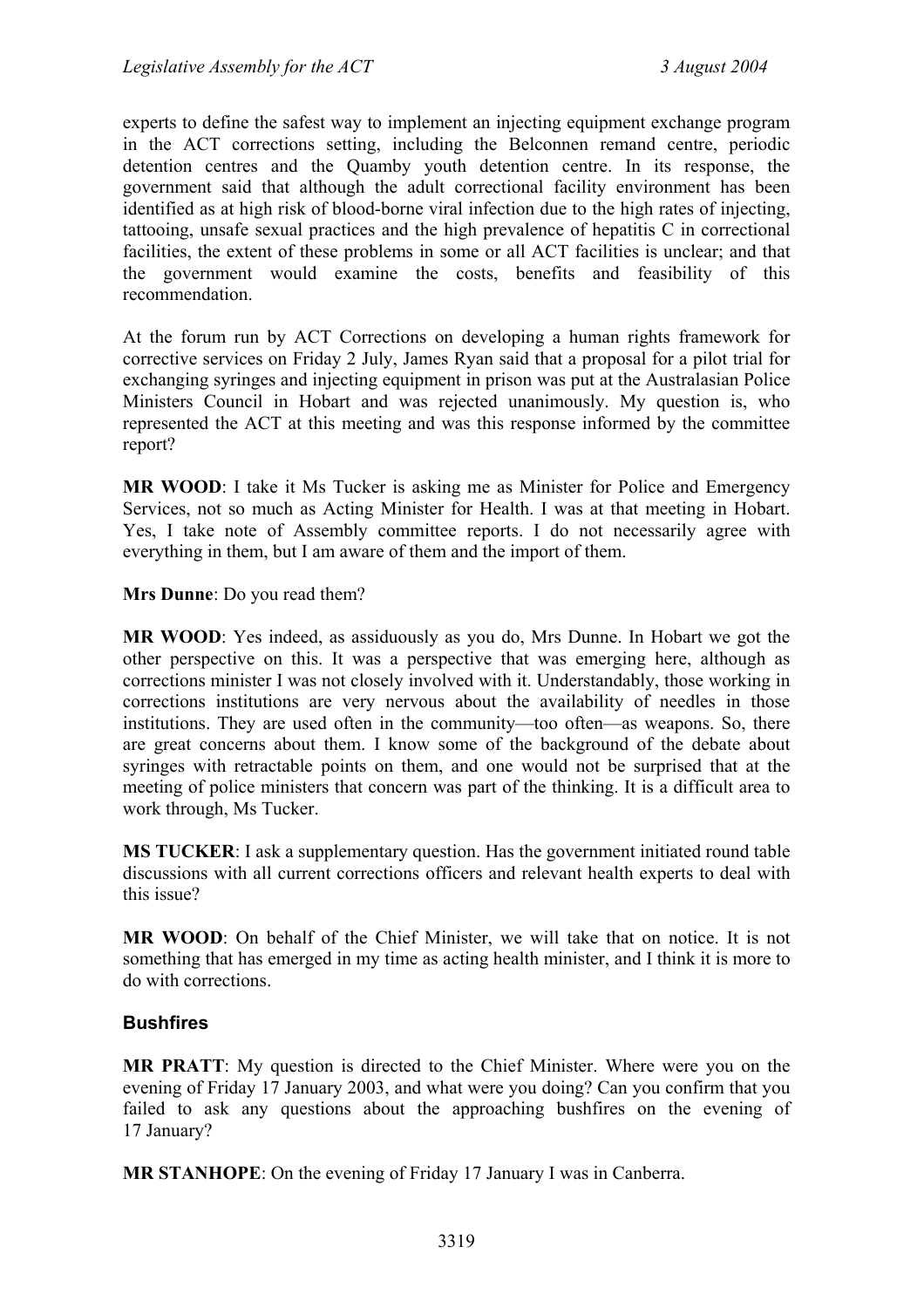experts to define the safest way to implement an injecting equipment exchange program in the ACT corrections setting, including the Belconnen remand centre, periodic detention centres and the Quamby youth detention centre. In its response, the government said that although the adult correctional facility environment has been identified as at high risk of blood-borne viral infection due to the high rates of injecting, tattooing, unsafe sexual practices and the high prevalence of hepatitis C in correctional facilities, the extent of these problems in some or all ACT facilities is unclear; and that the government would examine the costs, benefits and feasibility of this recommendation.

At the forum run by ACT Corrections on developing a human rights framework for corrective services on Friday 2 July, James Ryan said that a proposal for a pilot trial for exchanging syringes and injecting equipment in prison was put at the Australasian Police Ministers Council in Hobart and was rejected unanimously. My question is, who represented the ACT at this meeting and was this response informed by the committee report?

**MR WOOD**: I take it Ms Tucker is asking me as Minister for Police and Emergency Services, not so much as Acting Minister for Health. I was at that meeting in Hobart. Yes, I take note of Assembly committee reports. I do not necessarily agree with everything in them, but I am aware of them and the import of them.

**Mrs Dunne**: Do you read them?

**MR WOOD**: Yes indeed, as assiduously as you do, Mrs Dunne. In Hobart we got the other perspective on this. It was a perspective that was emerging here, although as corrections minister I was not closely involved with it. Understandably, those working in corrections institutions are very nervous about the availability of needles in those institutions. They are used often in the community—too often—as weapons. So, there are great concerns about them. I know some of the background of the debate about syringes with retractable points on them, and one would not be surprised that at the meeting of police ministers that concern was part of the thinking. It is a difficult area to work through, Ms Tucker.

**MS TUCKER**: I ask a supplementary question. Has the government initiated round table discussions with all current corrections officers and relevant health experts to deal with this issue?

**MR WOOD**: On behalf of the Chief Minister, we will take that on notice. It is not something that has emerged in my time as acting health minister, and I think it is more to do with corrections.

### Bushfires

**MR PRATT**: My question is directed to the Chief Minister. Where were you on the evening of Friday 17 January 2003, and what were you doing? Can you confirm that you failed to ask any questions about the approaching bushfires on the evening of 17 January?

**MR STANHOPE**: On the evening of Friday 17 January I was in Canberra.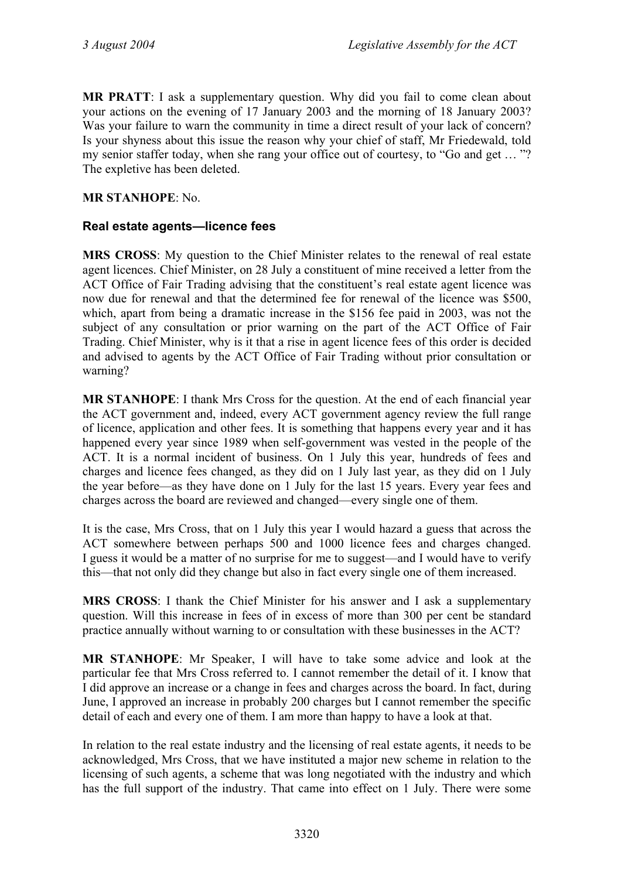**MR PRATT**: I ask a supplementary question. Why did you fail to come clean about your actions on the evening of 17 January 2003 and the morning of 18 January 2003? Was your failure to warn the community in time a direct result of your lack of concern? Is your shyness about this issue the reason why your chief of staff, Mr Friedewald, told my senior staffer today, when she rang your office out of courtesy, to "Go and get … "? The expletive has been deleted.

**MR STANHOPE**: No.

### Real estate agents—licence fees

**MRS CROSS**: My question to the Chief Minister relates to the renewal of real estate agent licences. Chief Minister, on 28 July a constituent of mine received a letter from the ACT Office of Fair Trading advising that the constituent's real estate agent licence was now due for renewal and that the determined fee for renewal of the licence was $500, which, apart from being a dramatic increase in the $156 fee paid in 2003, was not the subject of any consultation or prior warning on the part of the ACT Office of Fair Trading. Chief Minister, why is it that a rise in agent licence fees of this order is decided and advised to agents by the ACT Office of Fair Trading without prior consultation or warning?

**MR STANHOPE**: I thank Mrs Cross for the question. At the end of each financial year the ACT government and, indeed, every ACT government agency review the full range of licence, application and other fees. It is something that happens every year and it has happened every year since 1989 when self-government was vested in the people of the ACT. It is a normal incident of business. On 1 July this year, hundreds of fees and charges and licence fees changed, as they did on 1 July last year, as they did on 1 July the year before—as they have done on 1 July for the last 15 years. Every year fees and charges across the board are reviewed and changed—every single one of them.

It is the case, Mrs Cross, that on 1 July this year I would hazard a guess that across the ACT somewhere between perhaps 500 and 1000 licence fees and charges changed. I guess it would be a matter of no surprise for me to suggest—and I would have to verify this—that not only did they change but also in fact every single one of them increased.

**MRS CROSS**: I thank the Chief Minister for his answer and I ask a supplementary question. Will this increase in fees of in excess of more than 300 per cent be standard practice annually without warning to or consultation with these businesses in the ACT?

**MR STANHOPE**: Mr Speaker, I will have to take some advice and look at the particular fee that Mrs Cross referred to. I cannot remember the detail of it. I know that I did approve an increase or a change in fees and charges across the board. In fact, during June, I approved an increase in probably 200 charges but I cannot remember the specific detail of each and every one of them. I am more than happy to have a look at that.

In relation to the real estate industry and the licensing of real estate agents, it needs to be acknowledged, Mrs Cross, that we have instituted a major new scheme in relation to the licensing of such agents, a scheme that was long negotiated with the industry and which has the full support of the industry. That came into effect on 1 July. There were some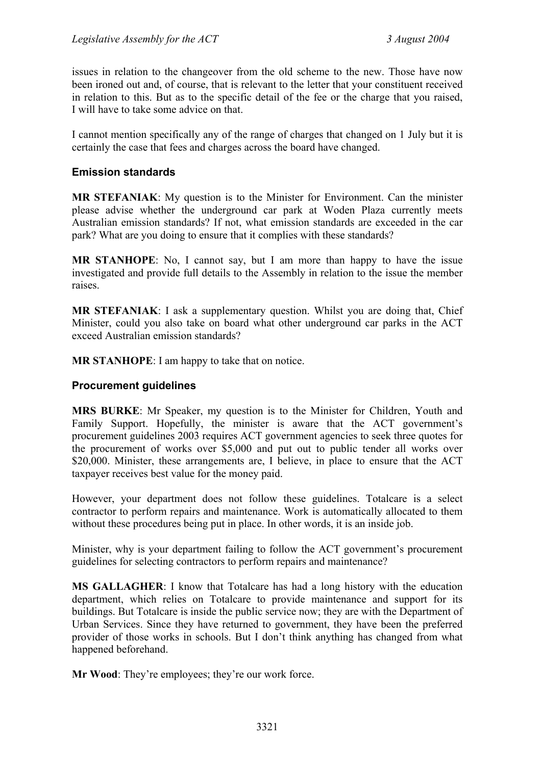issues in relation to the changeover from the old scheme to the new. Those have now been ironed out and, of course, that is relevant to the letter that your constituent received in relation to this. But as to the specific detail of the fee or the charge that you raised, I will have to take some advice on that.

I cannot mention specifically any of the range of charges that changed on 1 July but it is certainly the case that fees and charges across the board have changed.

### Emission standards

**MR STEFANIAK**: My question is to the Minister for Environment. Can the minister please advise whether the underground car park at Woden Plaza currently meets Australian emission standards? If not, what emission standards are exceeded in the car park? What are you doing to ensure that it complies with these standards?

**MR STANHOPE**: No, I cannot say, but I am more than happy to have the issue investigated and provide full details to the Assembly in relation to the issue the member raises.

**MR STEFANIAK**: I ask a supplementary question. Whilst you are doing that, Chief Minister, could you also take on board what other underground car parks in the ACT exceed Australian emission standards?

**MR STANHOPE**: I am happy to take that on notice.

### Procurement guidelines

**MRS BURKE**: Mr Speaker, my question is to the Minister for Children, Youth and Family Support. Hopefully, the minister is aware that the ACT government's procurement guidelines 2003 requires ACT government agencies to seek three quotes for the procurement of works over $5,000 and put out to public tender all works over $20,000. Minister, these arrangements are, I believe, in place to ensure that the ACT taxpayer receives best value for the money paid.

However, your department does not follow these guidelines. Totalcare is a select contractor to perform repairs and maintenance. Work is automatically allocated to them without these procedures being put in place. In other words, it is an inside job.

Minister, why is your department failing to follow the ACT government's procurement guidelines for selecting contractors to perform repairs and maintenance?

**MS GALLAGHER**: I know that Totalcare has had a long history with the education department, which relies on Totalcare to provide maintenance and support for its buildings. But Totalcare is inside the public service now; they are with the Department of Urban Services. Since they have returned to government, they have been the preferred provider of those works in schools. But I don't think anything has changed from what happened beforehand.

**Mr Wood**: They're employees; they're our work force.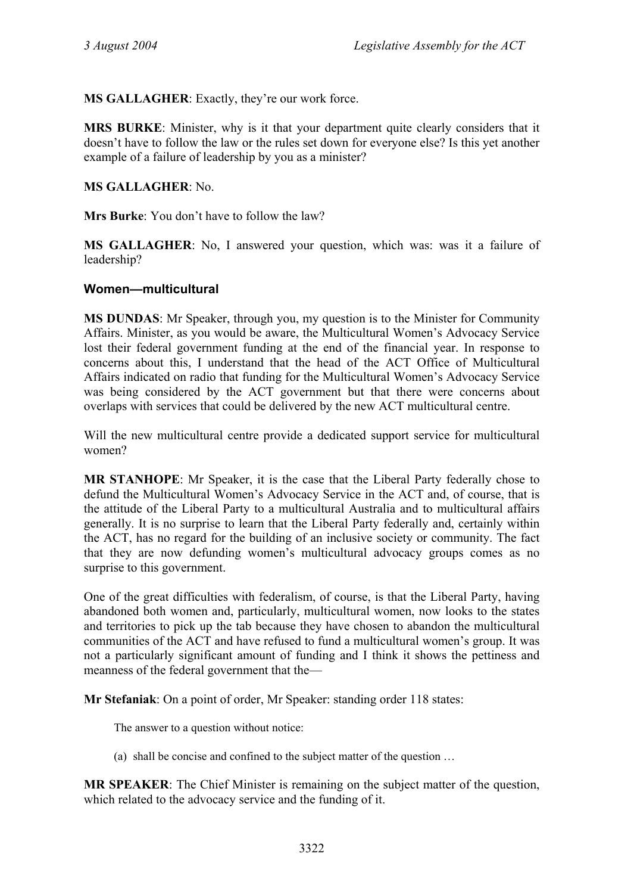**MS GALLAGHER**: Exactly, they're our work force.

**MRS BURKE**: Minister, why is it that your department quite clearly considers that it doesn't have to follow the law or the rules set down for everyone else? Is this yet another example of a failure of leadership by you as a minister?

**MS GALLAGHER**: No.

**Mrs Burke**: You don't have to follow the law?

**MS GALLAGHER**: No, I answered your question, which was: was it a failure of leadership?

### Women—multicultural

**MS DUNDAS**: Mr Speaker, through you, my question is to the Minister for Community Affairs. Minister, as you would be aware, the Multicultural Women's Advocacy Service lost their federal government funding at the end of the financial year. In response to concerns about this, I understand that the head of the ACT Office of Multicultural Affairs indicated on radio that funding for the Multicultural Women's Advocacy Service was being considered by the ACT government but that there were concerns about overlaps with services that could be delivered by the new ACT multicultural centre.

Will the new multicultural centre provide a dedicated support service for multicultural women?

**MR STANHOPE**: Mr Speaker, it is the case that the Liberal Party federally chose to defund the Multicultural Women's Advocacy Service in the ACT and, of course, that is the attitude of the Liberal Party to a multicultural Australia and to multicultural affairs generally. It is no surprise to learn that the Liberal Party federally and, certainly within the ACT, has no regard for the building of an inclusive society or community. The fact that they are now defunding women's multicultural advocacy groups comes as no surprise to this government.

One of the great difficulties with federalism, of course, is that the Liberal Party, having abandoned both women and, particularly, multicultural women, now looks to the states and territories to pick up the tab because they have chosen to abandon the multicultural communities of the ACT and have refused to fund a multicultural women's group. It was not a particularly significant amount of funding and I think it shows the pettiness and meanness of the federal government that the—

**Mr Stefaniak**: On a point of order, Mr Speaker: standing order 118 states:

> The answer to a question without notice:
>
> (a) shall be concise and confined to the subject matter of the question …

**MR SPEAKER**: The Chief Minister is remaining on the subject matter of the question, which related to the advocacy service and the funding of it.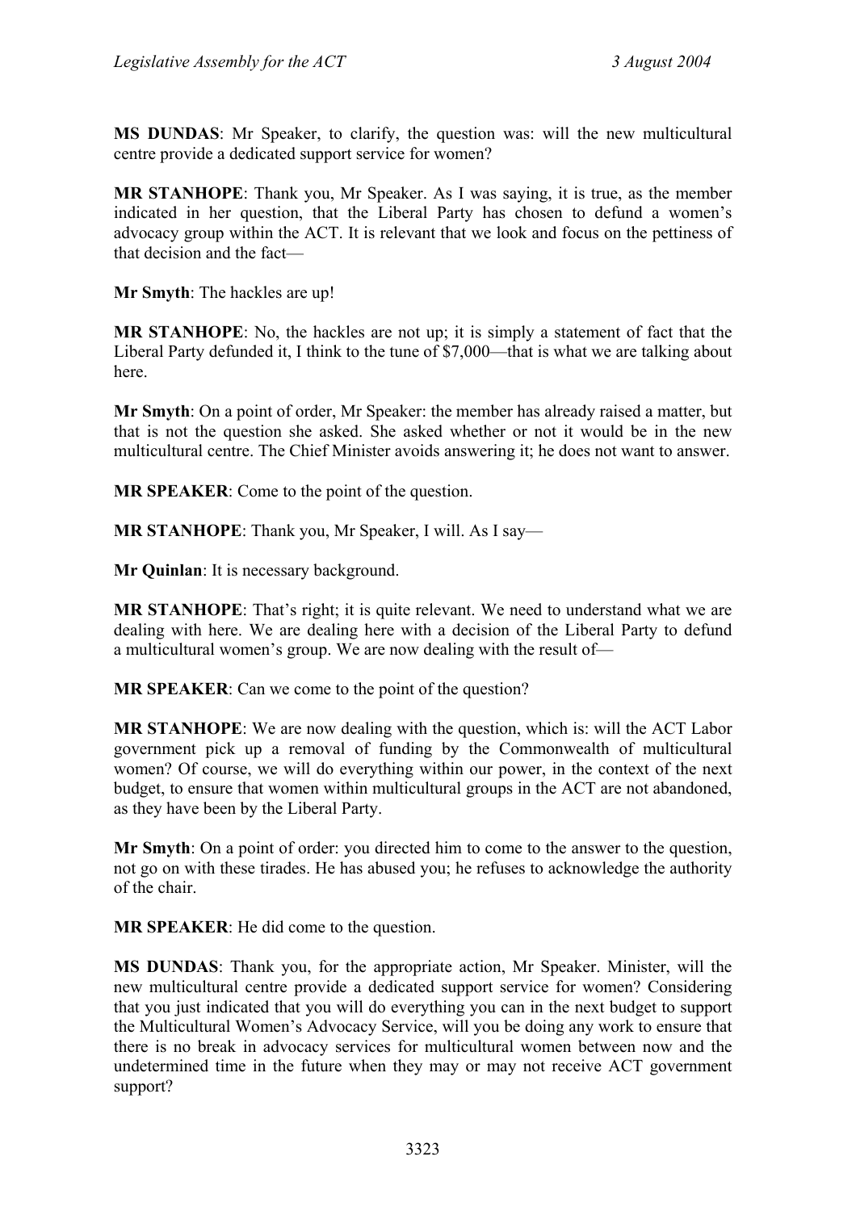**MS DUNDAS**: Mr Speaker, to clarify, the question was: will the new multicultural centre provide a dedicated support service for women?

**MR STANHOPE**: Thank you, Mr Speaker. As I was saying, it is true, as the member indicated in her question, that the Liberal Party has chosen to defund a women's advocacy group within the ACT. It is relevant that we look and focus on the pettiness of that decision and the fact—

**Mr Smyth**: The hackles are up!

**MR STANHOPE**: No, the hackles are not up; it is simply a statement of fact that the Liberal Party defunded it, I think to the tune of $7,000—that is what we are talking about here.

**Mr Smyth**: On a point of order, Mr Speaker: the member has already raised a matter, but that is not the question she asked. She asked whether or not it would be in the new multicultural centre. The Chief Minister avoids answering it; he does not want to answer.

**MR SPEAKER**: Come to the point of the question.

**MR STANHOPE**: Thank you, Mr Speaker, I will. As I say—

**Mr Quinlan**: It is necessary background.

**MR STANHOPE**: That's right; it is quite relevant. We need to understand what we are dealing with here. We are dealing here with a decision of the Liberal Party to defund a multicultural women's group. We are now dealing with the result of—

**MR SPEAKER**: Can we come to the point of the question?

**MR STANHOPE**: We are now dealing with the question, which is: will the ACT Labor government pick up a removal of funding by the Commonwealth of multicultural women? Of course, we will do everything within our power, in the context of the next budget, to ensure that women within multicultural groups in the ACT are not abandoned, as they have been by the Liberal Party.

**Mr Smyth**: On a point of order: you directed him to come to the answer to the question, not go on with these tirades. He has abused you; he refuses to acknowledge the authority of the chair.

**MR SPEAKER**: He did come to the question.

**MS DUNDAS**: Thank you, for the appropriate action, Mr Speaker. Minister, will the new multicultural centre provide a dedicated support service for women? Considering that you just indicated that you will do everything you can in the next budget to support the Multicultural Women's Advocacy Service, will you be doing any work to ensure that there is no break in advocacy services for multicultural women between now and the undetermined time in the future when they may or may not receive ACT government support?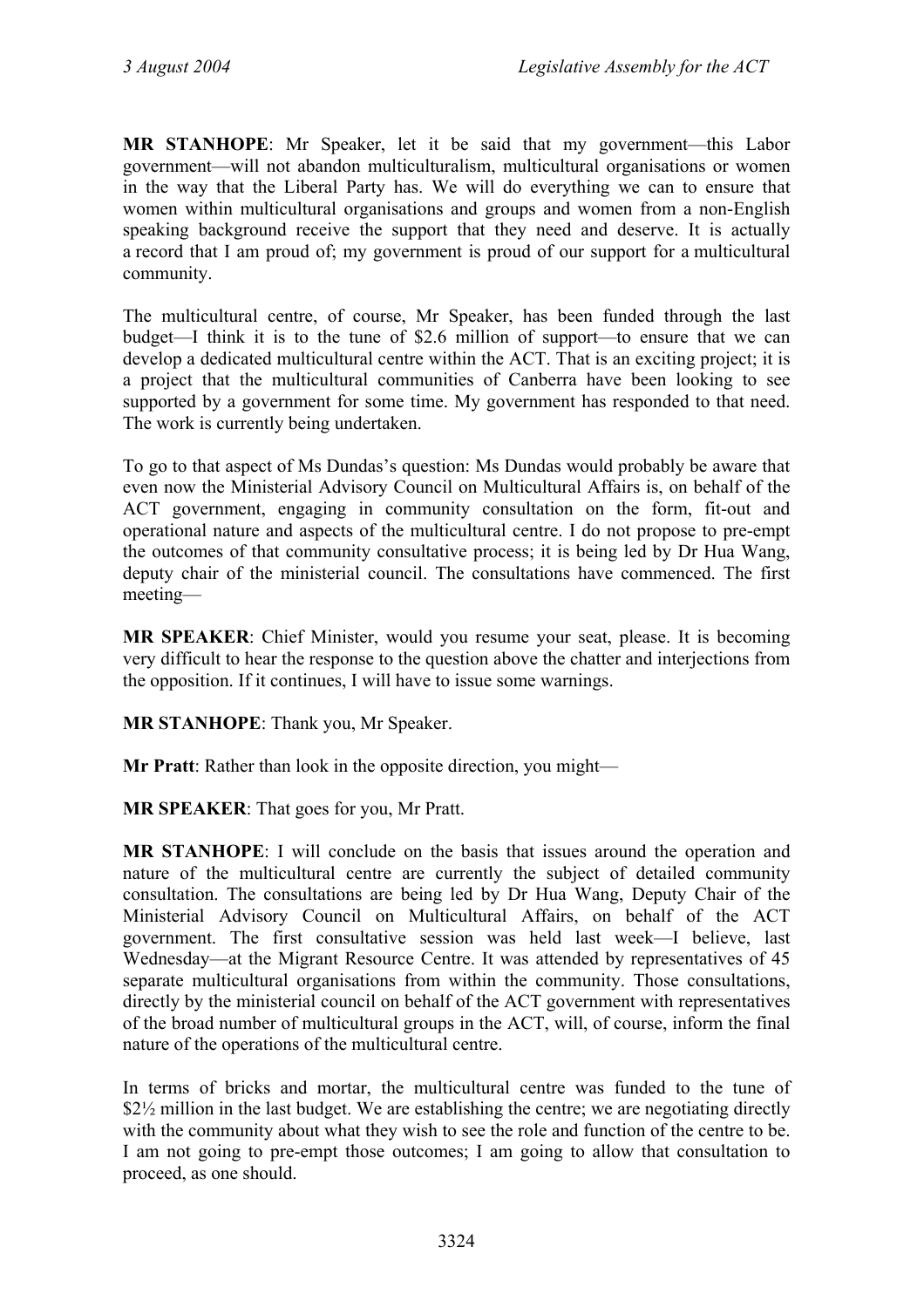**MR STANHOPE**: Mr Speaker, let it be said that my government—this Labor government—will not abandon multiculturalism, multicultural organisations or women in the way that the Liberal Party has. We will do everything we can to ensure that women within multicultural organisations and groups and women from a non-English speaking background receive the support that they need and deserve. It is actually a record that I am proud of; my government is proud of our support for a multicultural community.

The multicultural centre, of course, Mr Speaker, has been funded through the last budget—I think it is to the tune of $2.6 million of support—to ensure that we can develop a dedicated multicultural centre within the ACT. That is an exciting project; it is a project that the multicultural communities of Canberra have been looking to see supported by a government for some time. My government has responded to that need. The work is currently being undertaken.

To go to that aspect of Ms Dundas's question: Ms Dundas would probably be aware that even now the Ministerial Advisory Council on Multicultural Affairs is, on behalf of the ACT government, engaging in community consultation on the form, fit-out and operational nature and aspects of the multicultural centre. I do not propose to pre-empt the outcomes of that community consultative process; it is being led by Dr Hua Wang, deputy chair of the ministerial council. The consultations have commenced. The first meeting—

**MR SPEAKER**: Chief Minister, would you resume your seat, please. It is becoming very difficult to hear the response to the question above the chatter and interjections from the opposition. If it continues, I will have to issue some warnings.

**MR STANHOPE**: Thank you, Mr Speaker.

**Mr Pratt**: Rather than look in the opposite direction, you might—

**MR SPEAKER**: That goes for you, Mr Pratt.

**MR STANHOPE**: I will conclude on the basis that issues around the operation and nature of the multicultural centre are currently the subject of detailed community consultation. The consultations are being led by Dr Hua Wang, Deputy Chair of the Ministerial Advisory Council on Multicultural Affairs, on behalf of the ACT government. The first consultative session was held last week—I believe, last Wednesday—at the Migrant Resource Centre. It was attended by representatives of 45 separate multicultural organisations from within the community. Those consultations, directly by the ministerial council on behalf of the ACT government with representatives of the broad number of multicultural groups in the ACT, will, of course, inform the final nature of the operations of the multicultural centre.

In terms of bricks and mortar, the multicultural centre was funded to the tune of $2½ million in the last budget. We are establishing the centre; we are negotiating directly with the community about what they wish to see the role and function of the centre to be. I am not going to pre-empt those outcomes; I am going to allow that consultation to proceed, as one should.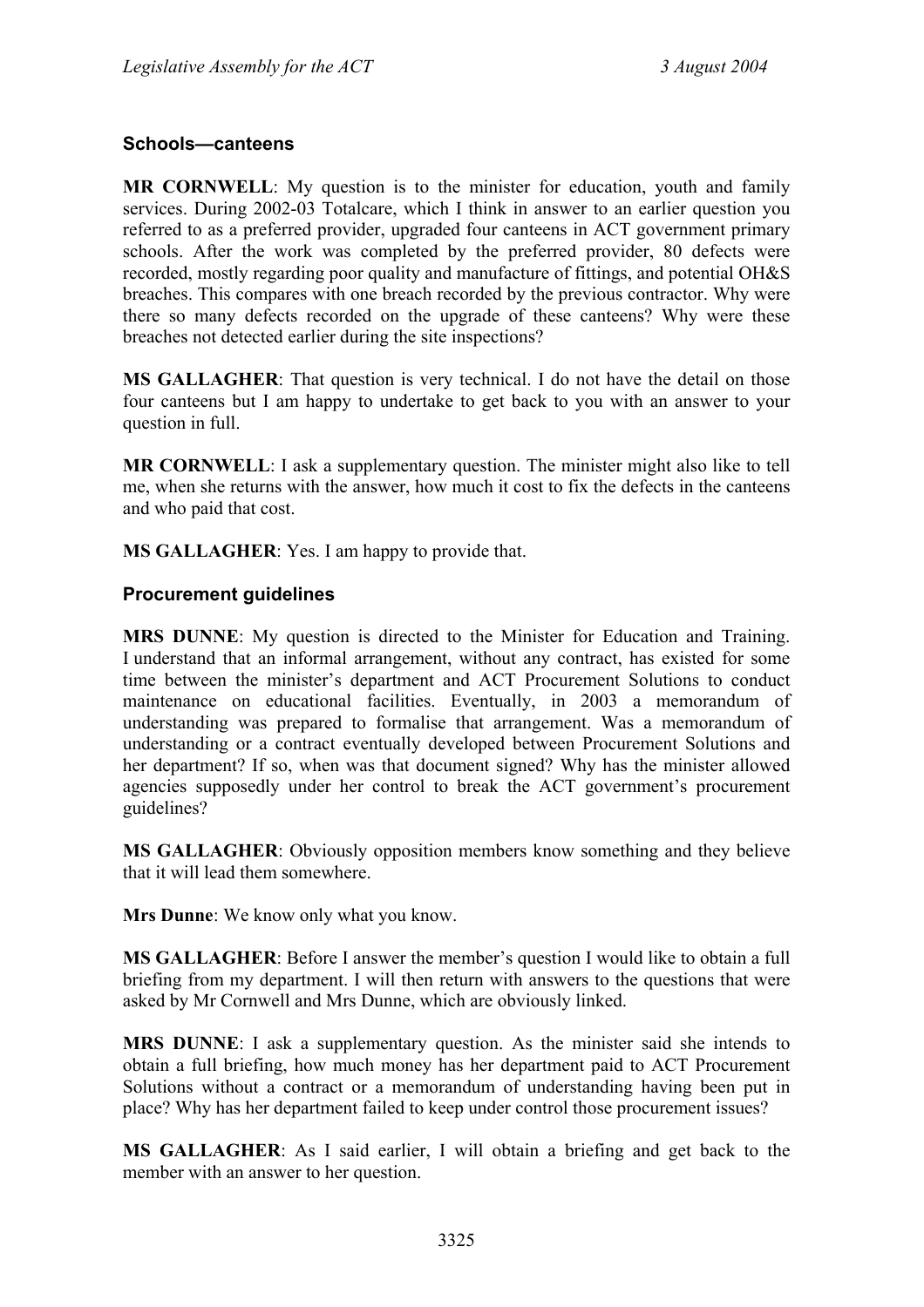### Schools—canteens

**MR CORNWELL**: My question is to the minister for education, youth and family services. During 2002-03 Totalcare, which I think in answer to an earlier question you referred to as a preferred provider, upgraded four canteens in ACT government primary schools. After the work was completed by the preferred provider, 80 defects were recorded, mostly regarding poor quality and manufacture of fittings, and potential OH&S breaches. This compares with one breach recorded by the previous contractor. Why were there so many defects recorded on the upgrade of these canteens? Why were these breaches not detected earlier during the site inspections?

**MS GALLAGHER**: That question is very technical. I do not have the detail on those four canteens but I am happy to undertake to get back to you with an answer to your question in full.

**MR CORNWELL**: I ask a supplementary question. The minister might also like to tell me, when she returns with the answer, how much it cost to fix the defects in the canteens and who paid that cost.

**MS GALLAGHER**: Yes. I am happy to provide that.

### Procurement guidelines

**MRS DUNNE**: My question is directed to the Minister for Education and Training. I understand that an informal arrangement, without any contract, has existed for some time between the minister's department and ACT Procurement Solutions to conduct maintenance on educational facilities. Eventually, in 2003 a memorandum of understanding was prepared to formalise that arrangement. Was a memorandum of understanding or a contract eventually developed between Procurement Solutions and her department? If so, when was that document signed? Why has the minister allowed agencies supposedly under her control to break the ACT government's procurement guidelines?

**MS GALLAGHER**: Obviously opposition members know something and they believe that it will lead them somewhere.

**Mrs Dunne**: We know only what you know.

**MS GALLAGHER**: Before I answer the member's question I would like to obtain a full briefing from my department. I will then return with answers to the questions that were asked by Mr Cornwell and Mrs Dunne, which are obviously linked.

**MRS DUNNE**: I ask a supplementary question. As the minister said she intends to obtain a full briefing, how much money has her department paid to ACT Procurement Solutions without a contract or a memorandum of understanding having been put in place? Why has her department failed to keep under control those procurement issues?

**MS GALLAGHER**: As I said earlier, I will obtain a briefing and get back to the member with an answer to her question.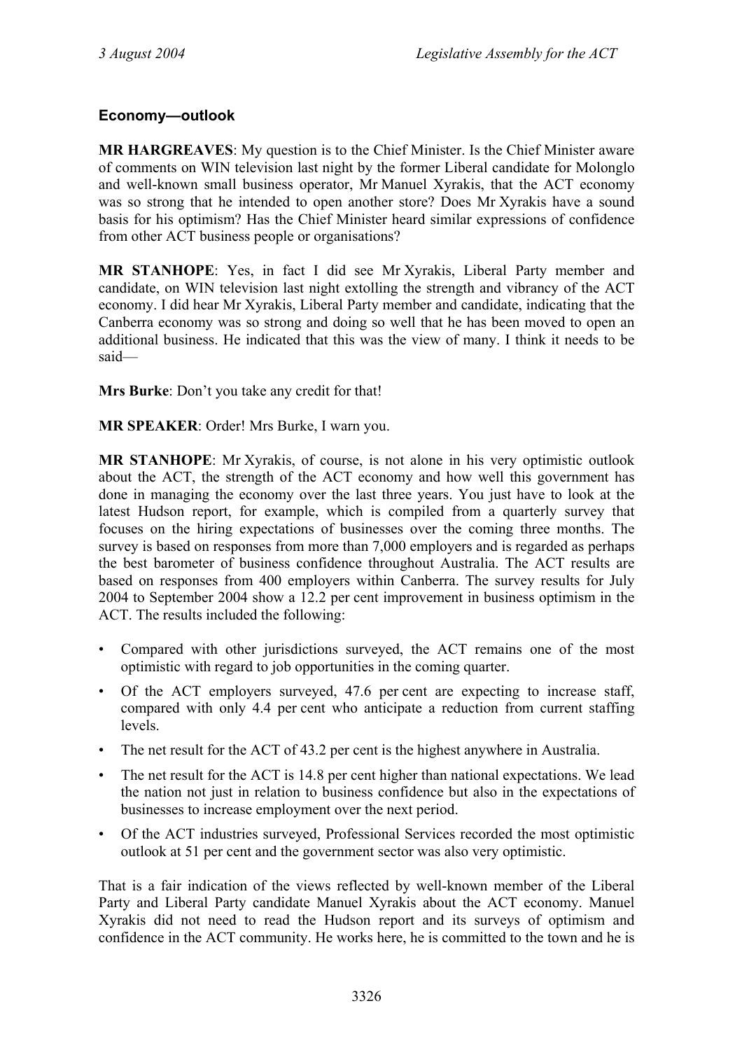### Economy—outlook

**MR HARGREAVES**: My question is to the Chief Minister. Is the Chief Minister aware of comments on WIN television last night by the former Liberal candidate for Molonglo and well-known small business operator, Mr Manuel Xyrakis, that the ACT economy was so strong that he intended to open another store? Does Mr Xyrakis have a sound basis for his optimism? Has the Chief Minister heard similar expressions of confidence from other ACT business people or organisations?

**MR STANHOPE**: Yes, in fact I did see Mr Xyrakis, Liberal Party member and candidate, on WIN television last night extolling the strength and vibrancy of the ACT economy. I did hear Mr Xyrakis, Liberal Party member and candidate, indicating that the Canberra economy was so strong and doing so well that he has been moved to open an additional business. He indicated that this was the view of many. I think it needs to be said—

**Mrs Burke**: Don't you take any credit for that!

**MR SPEAKER**: Order! Mrs Burke, I warn you.

**MR STANHOPE**: Mr Xyrakis, of course, is not alone in his very optimistic outlook about the ACT, the strength of the ACT economy and how well this government has done in managing the economy over the last three years. You just have to look at the latest Hudson report, for example, which is compiled from a quarterly survey that focuses on the hiring expectations of businesses over the coming three months. The survey is based on responses from more than 7,000 employers and is regarded as perhaps the best barometer of business confidence throughout Australia. The ACT results are based on responses from 400 employers within Canberra. The survey results for July 2004 to September 2004 show a 12.2 per cent improvement in business optimism in the ACT. The results included the following:

- Compared with other jurisdictions surveyed, the ACT remains one of the most optimistic with regard to job opportunities in the coming quarter.
- Of the ACT employers surveyed, 47.6 per cent are expecting to increase staff, compared with only 4.4 per cent who anticipate a reduction from current staffing levels.
- The net result for the ACT of 43.2 per cent is the highest anywhere in Australia.
- The net result for the ACT is 14.8 per cent higher than national expectations. We lead the nation not just in relation to business confidence but also in the expectations of businesses to increase employment over the next period.
- Of the ACT industries surveyed, Professional Services recorded the most optimistic outlook at 51 per cent and the government sector was also very optimistic.

That is a fair indication of the views reflected by well-known member of the Liberal Party and Liberal Party candidate Manuel Xyrakis about the ACT economy. Manuel Xyrakis did not need to read the Hudson report and its surveys of optimism and confidence in the ACT community. He works here, he is committed to the town and he is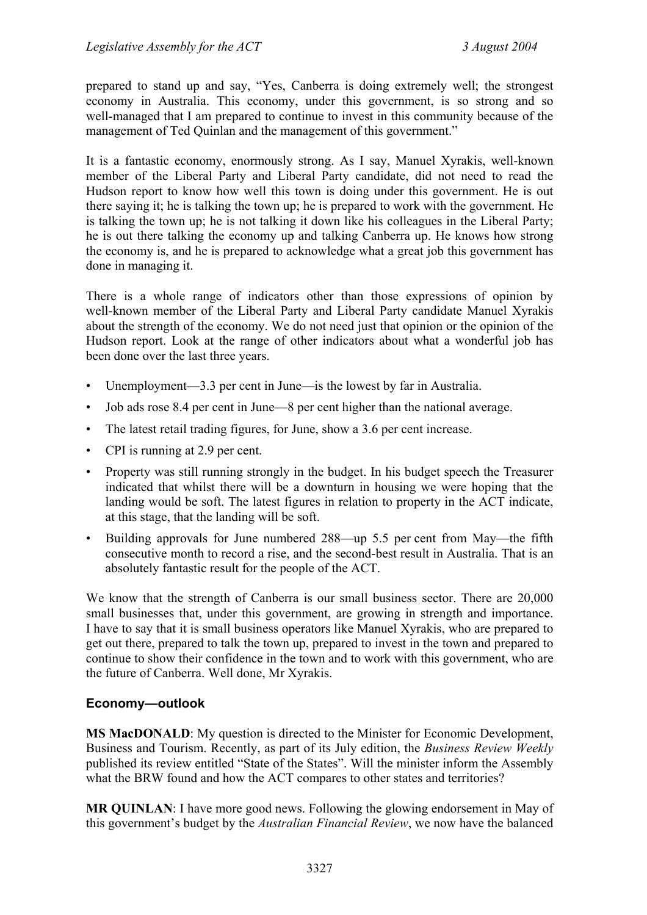prepared to stand up and say, "Yes, Canberra is doing extremely well; the strongest economy in Australia. This economy, under this government, is so strong and so well-managed that I am prepared to continue to invest in this community because of the management of Ted Quinlan and the management of this government."

It is a fantastic economy, enormously strong. As I say, Manuel Xyrakis, well-known member of the Liberal Party and Liberal Party candidate, did not need to read the Hudson report to know how well this town is doing under this government. He is out there saying it; he is talking the town up; he is prepared to work with the government. He is talking the town up; he is not talking it down like his colleagues in the Liberal Party; he is out there talking the economy up and talking Canberra up. He knows how strong the economy is, and he is prepared to acknowledge what a great job this government has done in managing it.

There is a whole range of indicators other than those expressions of opinion by well-known member of the Liberal Party and Liberal Party candidate Manuel Xyrakis about the strength of the economy. We do not need just that opinion or the opinion of the Hudson report. Look at the range of other indicators about what a wonderful job has been done over the last three years.

- Unemployment—3.3 per cent in June—is the lowest by far in Australia.
- Job ads rose 8.4 per cent in June—8 per cent higher than the national average.
- The latest retail trading figures, for June, show a 3.6 per cent increase.
- CPI is running at 2.9 per cent.
- Property was still running strongly in the budget. In his budget speech the Treasurer indicated that whilst there will be a downturn in housing we were hoping that the landing would be soft. The latest figures in relation to property in the ACT indicate, at this stage, that the landing will be soft.
- Building approvals for June numbered 288—up 5.5 per cent from May—the fifth consecutive month to record a rise, and the second-best result in Australia. That is an absolutely fantastic result for the people of the ACT.

We know that the strength of Canberra is our small business sector. There are 20,000 small businesses that, under this government, are growing in strength and importance. I have to say that it is small business operators like Manuel Xyrakis, who are prepared to get out there, prepared to talk the town up, prepared to invest in the town and prepared to continue to show their confidence in the town and to work with this government, who are the future of Canberra. Well done, Mr Xyrakis.

## Economy—outlook

**MS MacDONALD**: My question is directed to the Minister for Economic Development, Business and Tourism. Recently, as part of its July edition, the *Business Review Weekly* published its review entitled "State of the States". Will the minister inform the Assembly what the BRW found and how the ACT compares to other states and territories?

**MR QUINLAN**: I have more good news. Following the glowing endorsement in May of this government's budget by the *Australian Financial Review*, we now have the balanced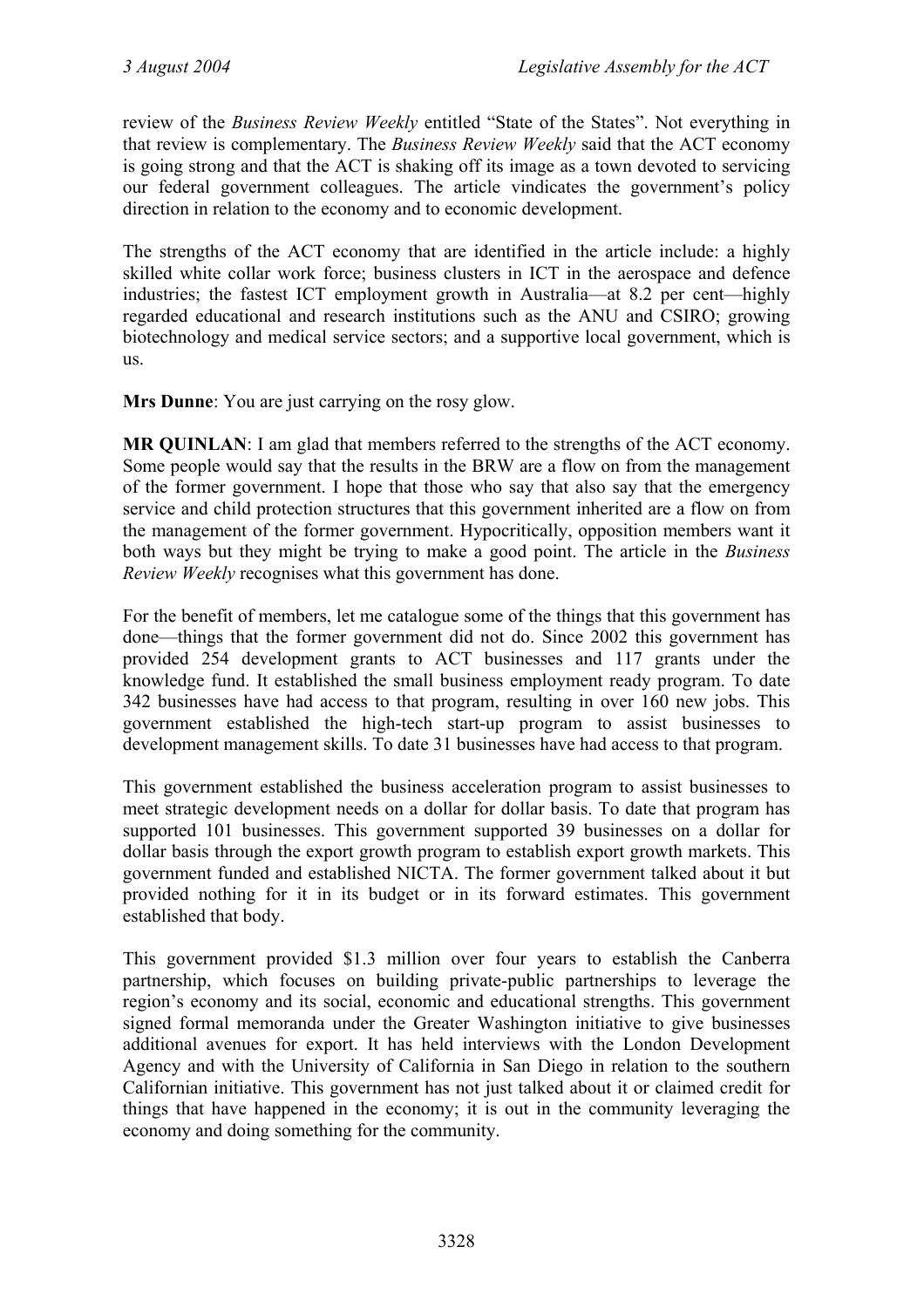review of the *Business Review Weekly* entitled "State of the States". Not everything in that review is complementary. The *Business Review Weekly* said that the ACT economy is going strong and that the ACT is shaking off its image as a town devoted to servicing our federal government colleagues. The article vindicates the government's policy direction in relation to the economy and to economic development.

The strengths of the ACT economy that are identified in the article include: a highly skilled white collar work force; business clusters in ICT in the aerospace and defence industries; the fastest ICT employment growth in Australia—at 8.2 per cent—highly regarded educational and research institutions such as the ANU and CSIRO; growing biotechnology and medical service sectors; and a supportive local government, which is us.

**Mrs Dunne**: You are just carrying on the rosy glow.

**MR QUINLAN**: I am glad that members referred to the strengths of the ACT economy. Some people would say that the results in the BRW are a flow on from the management of the former government. I hope that those who say that also say that the emergency service and child protection structures that this government inherited are a flow on from the management of the former government. Hypocritically, opposition members want it both ways but they might be trying to make a good point. The article in the *Business Review Weekly* recognises what this government has done.

For the benefit of members, let me catalogue some of the things that this government has done—things that the former government did not do. Since 2002 this government has provided 254 development grants to ACT businesses and 117 grants under the knowledge fund. It established the small business employment ready program. To date 342 businesses have had access to that program, resulting in over 160 new jobs. This government established the high-tech start-up program to assist businesses to development management skills. To date 31 businesses have had access to that program.

This government established the business acceleration program to assist businesses to meet strategic development needs on a dollar for dollar basis. To date that program has supported 101 businesses. This government supported 39 businesses on a dollar for dollar basis through the export growth program to establish export growth markets. This government funded and established NICTA. The former government talked about it but provided nothing for it in its budget or in its forward estimates. This government established that body.

This government provided $1.3 million over four years to establish the Canberra partnership, which focuses on building private-public partnerships to leverage the region's economy and its social, economic and educational strengths. This government signed formal memoranda under the Greater Washington initiative to give businesses additional avenues for export. It has held interviews with the London Development Agency and with the University of California in San Diego in relation to the southern Californian initiative. This government has not just talked about it or claimed credit for things that have happened in the economy; it is out in the community leveraging the economy and doing something for the community.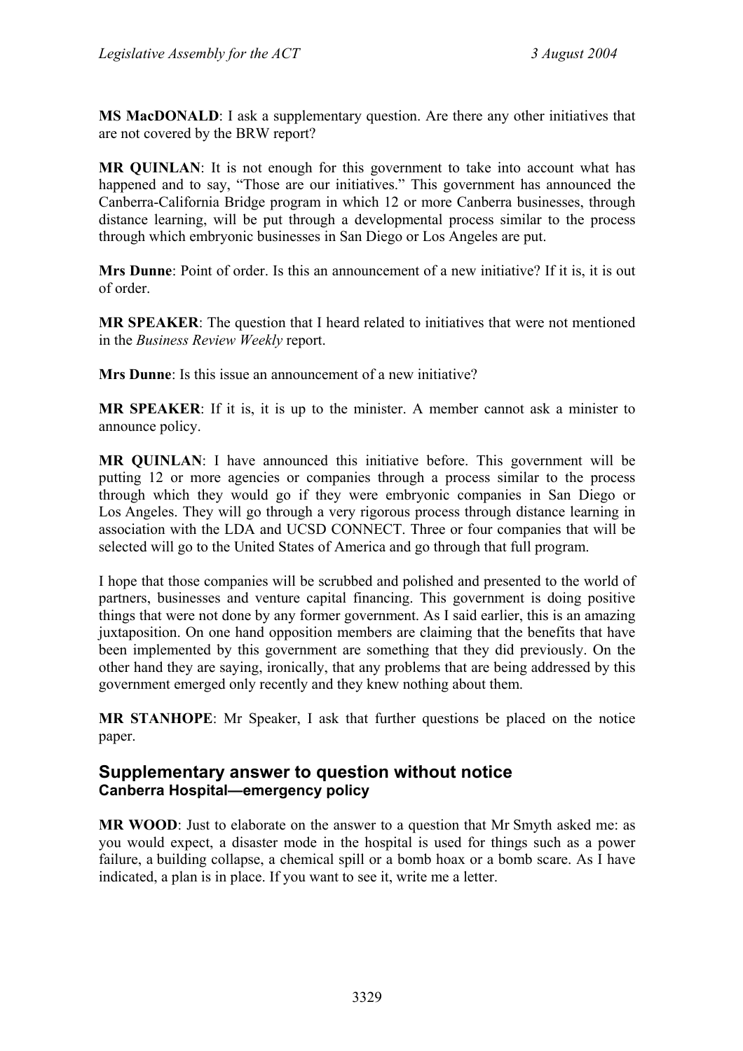**MS MacDONALD**: I ask a supplementary question. Are there any other initiatives that are not covered by the BRW report?

**MR QUINLAN**: It is not enough for this government to take into account what has happened and to say, "Those are our initiatives." This government has announced the Canberra-California Bridge program in which 12 or more Canberra businesses, through distance learning, will be put through a developmental process similar to the process through which embryonic businesses in San Diego or Los Angeles are put.

**Mrs Dunne**: Point of order. Is this an announcement of a new initiative? If it is, it is out of order.

**MR SPEAKER**: The question that I heard related to initiatives that were not mentioned in the *Business Review Weekly* report.

**Mrs Dunne**: Is this issue an announcement of a new initiative?

**MR SPEAKER**: If it is, it is up to the minister. A member cannot ask a minister to announce policy.

**MR QUINLAN**: I have announced this initiative before. This government will be putting 12 or more agencies or companies through a process similar to the process through which they would go if they were embryonic companies in San Diego or Los Angeles. They will go through a very rigorous process through distance learning in association with the LDA and UCSD CONNECT. Three or four companies that will be selected will go to the United States of America and go through that full program.

I hope that those companies will be scrubbed and polished and presented to the world of partners, businesses and venture capital financing. This government is doing positive things that were not done by any former government. As I said earlier, this is an amazing juxtaposition. On one hand opposition members are claiming that the benefits that have been implemented by this government are something that they did previously. On the other hand they are saying, ironically, that any problems that are being addressed by this government emerged only recently and they knew nothing about them.

**MR STANHOPE**: Mr Speaker, I ask that further questions be placed on the notice paper.

## Supplementary answer to question without notice

### Canberra Hospital—emergency policy

**MR WOOD**: Just to elaborate on the answer to a question that Mr Smyth asked me: as you would expect, a disaster mode in the hospital is used for things such as a power failure, a building collapse, a chemical spill or a bomb hoax or a bomb scare. As I have indicated, a plan is in place. If you want to see it, write me a letter.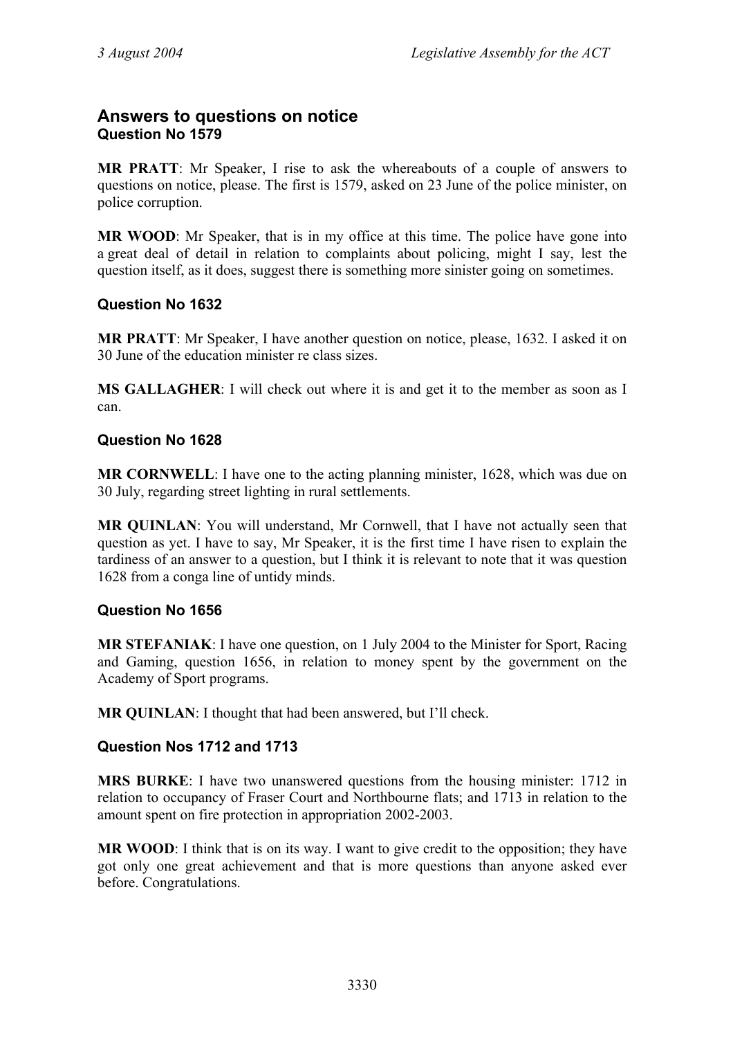## Answers to questions on notice

### Question No 1579

**MR PRATT**: Mr Speaker, I rise to ask the whereabouts of a couple of answers to questions on notice, please. The first is 1579, asked on 23 June of the police minister, on police corruption.

**MR WOOD**: Mr Speaker, that is in my office at this time. The police have gone into a great deal of detail in relation to complaints about policing, might I say, lest the question itself, as it does, suggest there is something more sinister going on sometimes.

### Question No 1632

**MR PRATT**: Mr Speaker, I have another question on notice, please, 1632. I asked it on 30 June of the education minister re class sizes.

**MS GALLAGHER**: I will check out where it is and get it to the member as soon as I can.

### Question No 1628

**MR CORNWELL**: I have one to the acting planning minister, 1628, which was due on 30 July, regarding street lighting in rural settlements.

**MR QUINLAN**: You will understand, Mr Cornwell, that I have not actually seen that question as yet. I have to say, Mr Speaker, it is the first time I have risen to explain the tardiness of an answer to a question, but I think it is relevant to note that it was question 1628 from a conga line of untidy minds.

### Question No 1656

**MR STEFANIAK**: I have one question, on 1 July 2004 to the Minister for Sport, Racing and Gaming, question 1656, in relation to money spent by the government on the Academy of Sport programs.

**MR QUINLAN**: I thought that had been answered, but I'll check.

### Question Nos 1712 and 1713

**MRS BURKE**: I have two unanswered questions from the housing minister: 1712 in relation to occupancy of Fraser Court and Northbourne flats; and 1713 in relation to the amount spent on fire protection in appropriation 2002-2003.

**MR WOOD**: I think that is on its way. I want to give credit to the opposition; they have got only one great achievement and that is more questions than anyone asked ever before. Congratulations.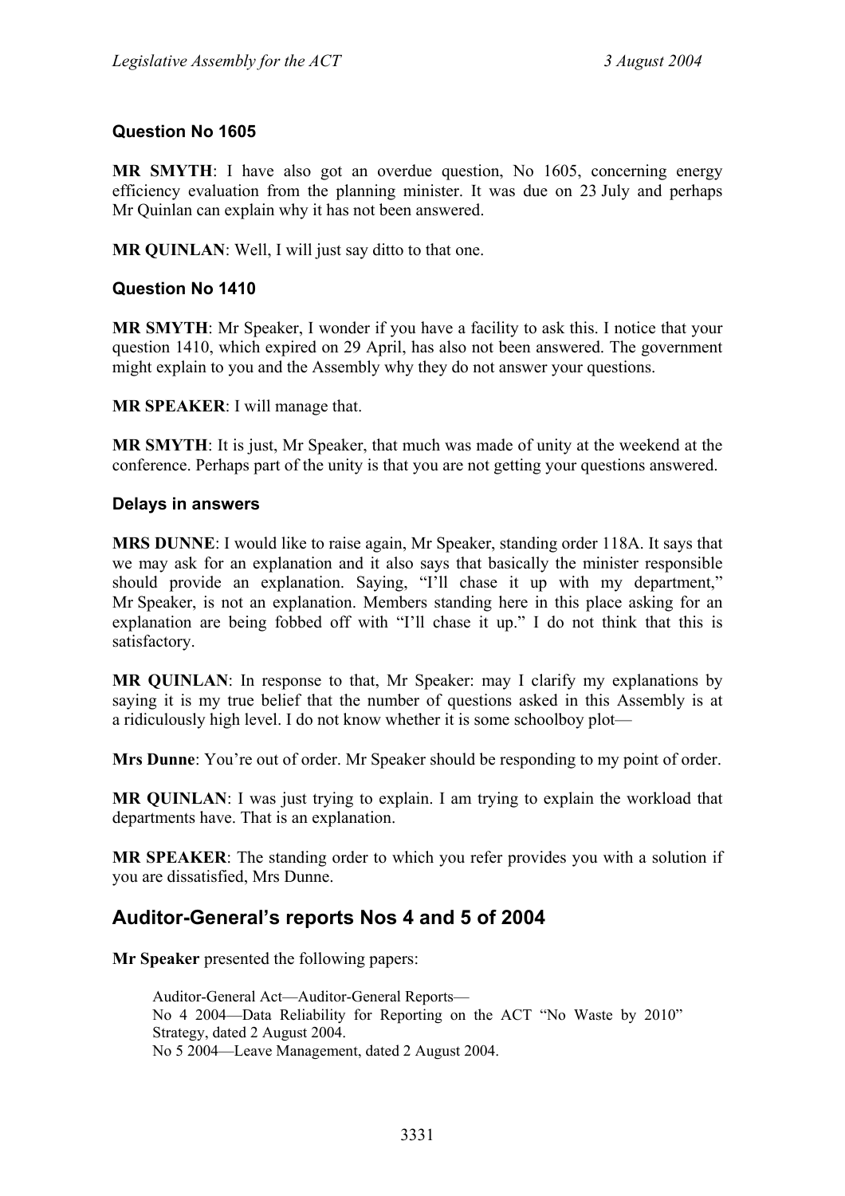### Question No 1605

**MR SMYTH**: I have also got an overdue question, No 1605, concerning energy efficiency evaluation from the planning minister. It was due on 23 July and perhaps Mr Quinlan can explain why it has not been answered.

**MR QUINLAN**: Well, I will just say ditto to that one.

### Question No 1410

**MR SMYTH**: Mr Speaker, I wonder if you have a facility to ask this. I notice that your question 1410, which expired on 29 April, has also not been answered. The government might explain to you and the Assembly why they do not answer your questions.

**MR SPEAKER**: I will manage that.

**MR SMYTH**: It is just, Mr Speaker, that much was made of unity at the weekend at the conference. Perhaps part of the unity is that you are not getting your questions answered.

### Delays in answers

**MRS DUNNE**: I would like to raise again, Mr Speaker, standing order 118A. It says that we may ask for an explanation and it also says that basically the minister responsible should provide an explanation. Saying, "I'll chase it up with my department," Mr Speaker, is not an explanation. Members standing here in this place asking for an explanation are being fobbed off with "I'll chase it up." I do not think that this is satisfactory.

**MR QUINLAN**: In response to that, Mr Speaker: may I clarify my explanations by saying it is my true belief that the number of questions asked in this Assembly is at a ridiculously high level. I do not know whether it is some schoolboy plot—

**Mrs Dunne**: You're out of order. Mr Speaker should be responding to my point of order.

**MR QUINLAN**: I was just trying to explain. I am trying to explain the workload that departments have. That is an explanation.

**MR SPEAKER**: The standing order to which you refer provides you with a solution if you are dissatisfied, Mrs Dunne.

## Auditor-General's reports Nos 4 and 5 of 2004

**Mr Speaker** presented the following papers:

> Auditor-General Act—Auditor-General Reports—
> No 4 2004—Data Reliability for Reporting on the ACT "No Waste by 2010" Strategy, dated 2 August 2004.
> No 5 2004—Leave Management, dated 2 August 2004.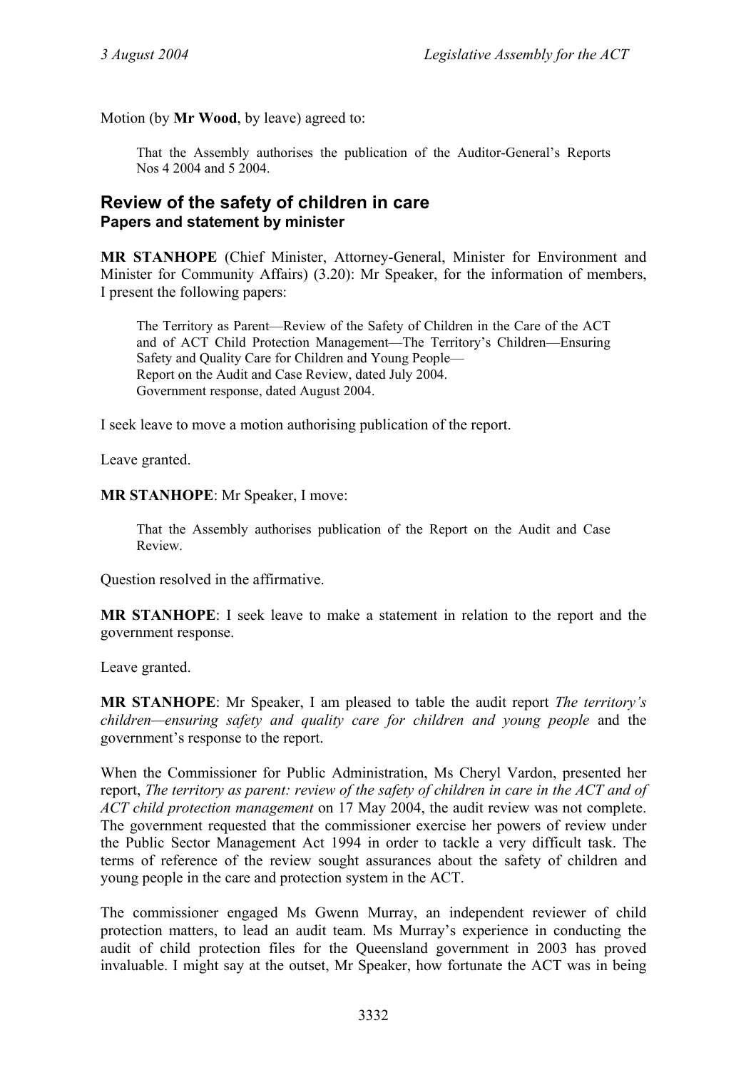Motion (by **Mr Wood**, by leave) agreed to:

> That the Assembly authorises the publication of the Auditor-General's Reports Nos 4 2004 and 5 2004.

## Review of the safety of children in care

### Papers and statement by minister

**MR STANHOPE** (Chief Minister, Attorney-General, Minister for Environment and Minister for Community Affairs) (3.20): Mr Speaker, for the information of members, I present the following papers:

> The Territory as Parent—Review of the Safety of Children in the Care of the ACT and of ACT Child Protection Management—The Territory's Children—Ensuring Safety and Quality Care for Children and Young People—
> Report on the Audit and Case Review, dated July 2004.
> Government response, dated August 2004.

I seek leave to move a motion authorising publication of the report.

Leave granted.

**MR STANHOPE**: Mr Speaker, I move:

> That the Assembly authorises publication of the Report on the Audit and Case Review.

Question resolved in the affirmative.

**MR STANHOPE**: I seek leave to make a statement in relation to the report and the government response.

Leave granted.

**MR STANHOPE**: Mr Speaker, I am pleased to table the audit report *The territory's children—ensuring safety and quality care for children and young people* and the government's response to the report.

When the Commissioner for Public Administration, Ms Cheryl Vardon, presented her report, *The territory as parent: review of the safety of children in care in the ACT and of ACT child protection management* on 17 May 2004, the audit review was not complete. The government requested that the commissioner exercise her powers of review under the Public Sector Management Act 1994 in order to tackle a very difficult task. The terms of reference of the review sought assurances about the safety of children and young people in the care and protection system in the ACT.

The commissioner engaged Ms Gwenn Murray, an independent reviewer of child protection matters, to lead an audit team. Ms Murray's experience in conducting the audit of child protection files for the Queensland government in 2003 has proved invaluable. I might say at the outset, Mr Speaker, how fortunate the ACT was in being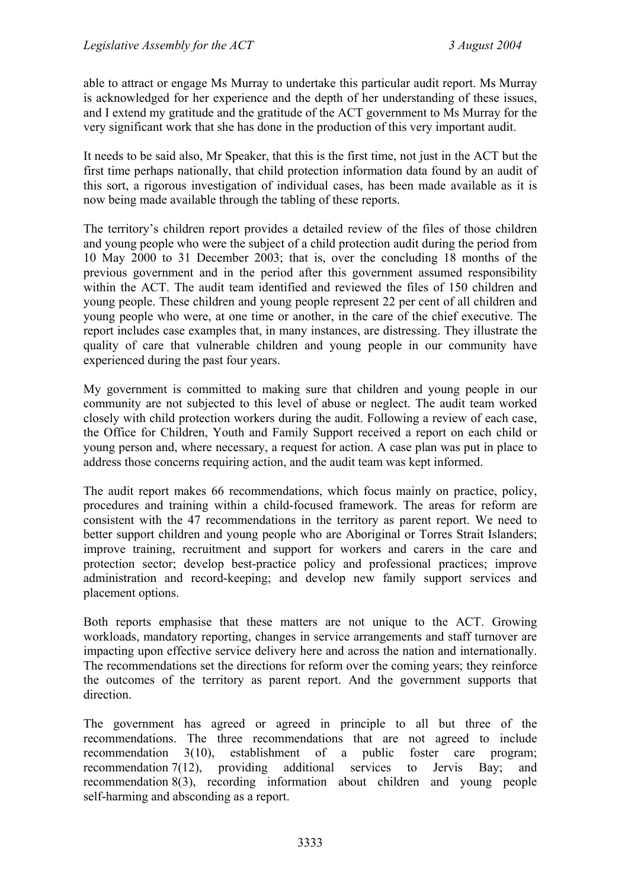able to attract or engage Ms Murray to undertake this particular audit report. Ms Murray is acknowledged for her experience and the depth of her understanding of these issues, and I extend my gratitude and the gratitude of the ACT government to Ms Murray for the very significant work that she has done in the production of this very important audit.

It needs to be said also, Mr Speaker, that this is the first time, not just in the ACT but the first time perhaps nationally, that child protection information data found by an audit of this sort, a rigorous investigation of individual cases, has been made available as it is now being made available through the tabling of these reports.

The territory's children report provides a detailed review of the files of those children and young people who were the subject of a child protection audit during the period from 10 May 2000 to 31 December 2003; that is, over the concluding 18 months of the previous government and in the period after this government assumed responsibility within the ACT. The audit team identified and reviewed the files of 150 children and young people. These children and young people represent 22 per cent of all children and young people who were, at one time or another, in the care of the chief executive. The report includes case examples that, in many instances, are distressing. They illustrate the quality of care that vulnerable children and young people in our community have experienced during the past four years.

My government is committed to making sure that children and young people in our community are not subjected to this level of abuse or neglect. The audit team worked closely with child protection workers during the audit. Following a review of each case, the Office for Children, Youth and Family Support received a report on each child or young person and, where necessary, a request for action. A case plan was put in place to address those concerns requiring action, and the audit team was kept informed.

The audit report makes 66 recommendations, which focus mainly on practice, policy, procedures and training within a child-focused framework. The areas for reform are consistent with the 47 recommendations in the territory as parent report. We need to better support children and young people who are Aboriginal or Torres Strait Islanders; improve training, recruitment and support for workers and carers in the care and protection sector; develop best-practice policy and professional practices; improve administration and record-keeping; and develop new family support services and placement options.

Both reports emphasise that these matters are not unique to the ACT. Growing workloads, mandatory reporting, changes in service arrangements and staff turnover are impacting upon effective service delivery here and across the nation and internationally. The recommendations set the directions for reform over the coming years; they reinforce the outcomes of the territory as parent report. And the government supports that direction.

The government has agreed or agreed in principle to all but three of the recommendations. The three recommendations that are not agreed to include recommendation 3(10), establishment of a public foster care program; recommendation 7(12), providing additional services to Jervis Bay; and recommendation 8(3), recording information about children and young people self-harming and absconding as a report.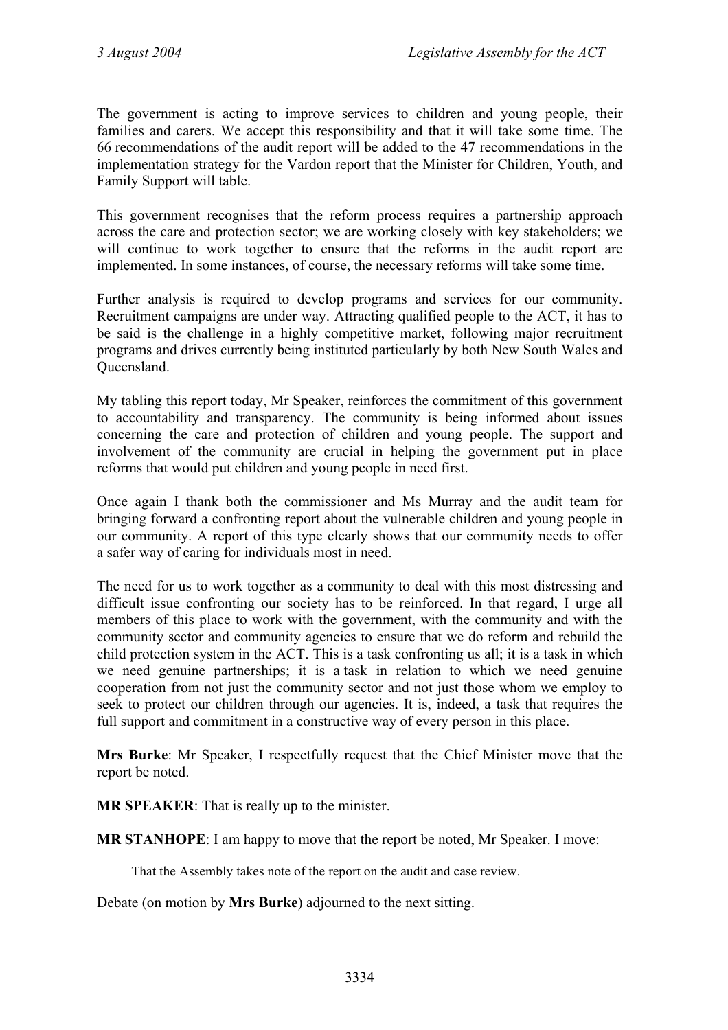The government is acting to improve services to children and young people, their families and carers. We accept this responsibility and that it will take some time. The 66 recommendations of the audit report will be added to the 47 recommendations in the implementation strategy for the Vardon report that the Minister for Children, Youth, and Family Support will table.

This government recognises that the reform process requires a partnership approach across the care and protection sector; we are working closely with key stakeholders; we will continue to work together to ensure that the reforms in the audit report are implemented. In some instances, of course, the necessary reforms will take some time.

Further analysis is required to develop programs and services for our community. Recruitment campaigns are under way. Attracting qualified people to the ACT, it has to be said is the challenge in a highly competitive market, following major recruitment programs and drives currently being instituted particularly by both New South Wales and Queensland.

My tabling this report today, Mr Speaker, reinforces the commitment of this government to accountability and transparency. The community is being informed about issues concerning the care and protection of children and young people. The support and involvement of the community are crucial in helping the government put in place reforms that would put children and young people in need first.

Once again I thank both the commissioner and Ms Murray and the audit team for bringing forward a confronting report about the vulnerable children and young people in our community. A report of this type clearly shows that our community needs to offer a safer way of caring for individuals most in need.

The need for us to work together as a community to deal with this most distressing and difficult issue confronting our society has to be reinforced. In that regard, I urge all members of this place to work with the government, with the community and with the community sector and community agencies to ensure that we do reform and rebuild the child protection system in the ACT. This is a task confronting us all; it is a task in which we need genuine partnerships; it is a task in relation to which we need genuine cooperation from not just the community sector and not just those whom we employ to seek to protect our children through our agencies. It is, indeed, a task that requires the full support and commitment in a constructive way of every person in this place.

**Mrs Burke**: Mr Speaker, I respectfully request that the Chief Minister move that the report be noted.

**MR SPEAKER**: That is really up to the minister.

**MR STANHOPE**: I am happy to move that the report be noted, Mr Speaker. I move:

> That the Assembly takes note of the report on the audit and case review.

Debate (on motion by **Mrs Burke**) adjourned to the next sitting.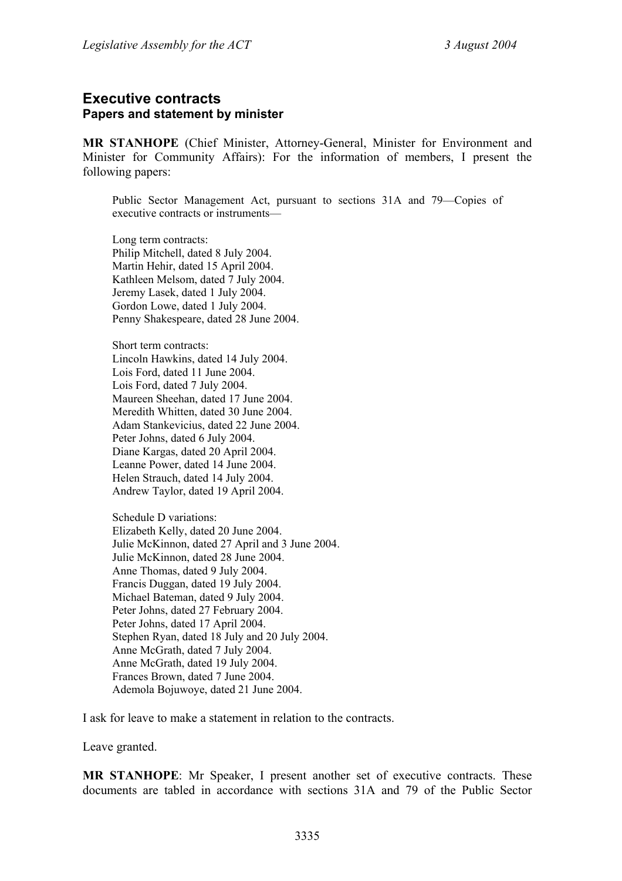## Executive contracts

### Papers and statement by minister

**MR STANHOPE** (Chief Minister, Attorney-General, Minister for Environment and Minister for Community Affairs): For the information of members, I present the following papers:

> Public Sector Management Act, pursuant to sections 31A and 79—Copies of executive contracts or instruments—
>
> Long term contracts:
> Philip Mitchell, dated 8 July 2004.
> Martin Hehir, dated 15 April 2004.
> Kathleen Melsom, dated 7 July 2004.
> Jeremy Lasek, dated 1 July 2004.
> Gordon Lowe, dated 1 July 2004.
> Penny Shakespeare, dated 28 June 2004.
>
> Short term contracts:
> Lincoln Hawkins, dated 14 July 2004.
> Lois Ford, dated 11 June 2004.
> Lois Ford, dated 7 July 2004.
> Maureen Sheehan, dated 17 June 2004.
> Meredith Whitten, dated 30 June 2004.
> Adam Stankevicius, dated 22 June 2004.
> Peter Johns, dated 6 July 2004.
> Diane Kargas, dated 20 April 2004.
> Leanne Power, dated 14 June 2004.
> Helen Strauch, dated 14 July 2004.
> Andrew Taylor, dated 19 April 2004.
>
> Schedule D variations:
> Elizabeth Kelly, dated 20 June 2004.
> Julie McKinnon, dated 27 April and 3 June 2004.
> Julie McKinnon, dated 28 June 2004.
> Anne Thomas, dated 9 July 2004.
> Francis Duggan, dated 19 July 2004.
> Michael Bateman, dated 9 July 2004.
> Peter Johns, dated 27 February 2004.
> Peter Johns, dated 17 April 2004.
> Stephen Ryan, dated 18 July and 20 July 2004.
> Anne McGrath, dated 7 July 2004.
> Anne McGrath, dated 19 July 2004.
> Frances Brown, dated 7 June 2004.
> Ademola Bojuwoye, dated 21 June 2004.

I ask for leave to make a statement in relation to the contracts.

Leave granted.

**MR STANHOPE**: Mr Speaker, I present another set of executive contracts. These documents are tabled in accordance with sections 31A and 79 of the Public Sector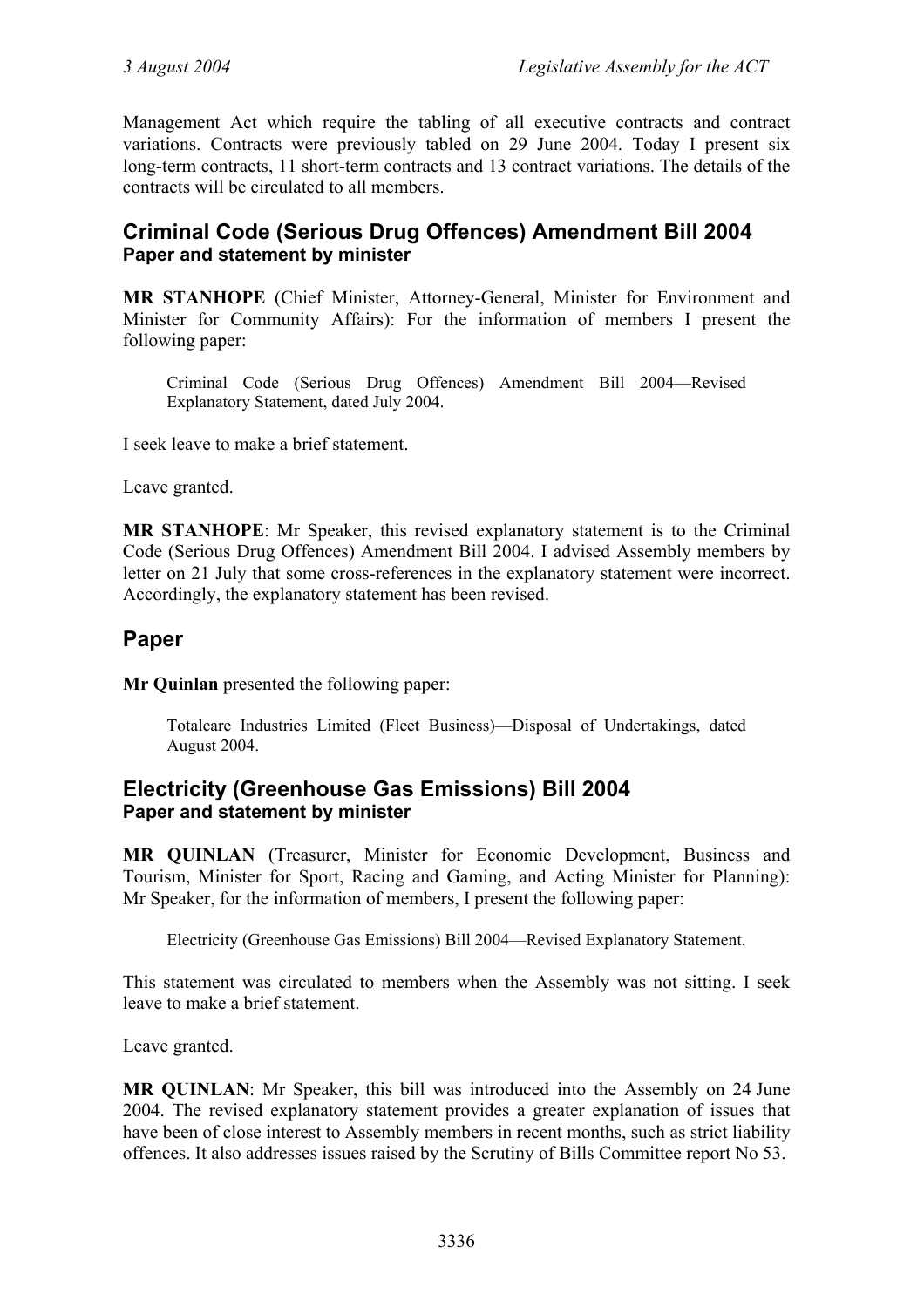Management Act which require the tabling of all executive contracts and contract variations. Contracts were previously tabled on 29 June 2004. Today I present six long-term contracts, 11 short-term contracts and 13 contract variations. The details of the contracts will be circulated to all members.

## Criminal Code (Serious Drug Offences) Amendment Bill 2004
### Paper and statement by minister

**MR STANHOPE** (Chief Minister, Attorney-General, Minister for Environment and Minister for Community Affairs): For the information of members I present the following paper:

> Criminal Code (Serious Drug Offences) Amendment Bill 2004—Revised Explanatory Statement, dated July 2004.

I seek leave to make a brief statement.

Leave granted.

**MR STANHOPE**: Mr Speaker, this revised explanatory statement is to the Criminal Code (Serious Drug Offences) Amendment Bill 2004. I advised Assembly members by letter on 21 July that some cross-references in the explanatory statement were incorrect. Accordingly, the explanatory statement has been revised.

## Paper

**Mr Quinlan** presented the following paper:

> Totalcare Industries Limited (Fleet Business)—Disposal of Undertakings, dated August 2004.

## Electricity (Greenhouse Gas Emissions) Bill 2004
### Paper and statement by minister

**MR QUINLAN** (Treasurer, Minister for Economic Development, Business and Tourism, Minister for Sport, Racing and Gaming, and Acting Minister for Planning): Mr Speaker, for the information of members, I present the following paper:

> Electricity (Greenhouse Gas Emissions) Bill 2004—Revised Explanatory Statement.

This statement was circulated to members when the Assembly was not sitting. I seek leave to make a brief statement.

Leave granted.

**MR QUINLAN**: Mr Speaker, this bill was introduced into the Assembly on 24 June 2004. The revised explanatory statement provides a greater explanation of issues that have been of close interest to Assembly members in recent months, such as strict liability offences. It also addresses issues raised by the Scrutiny of Bills Committee report No 53.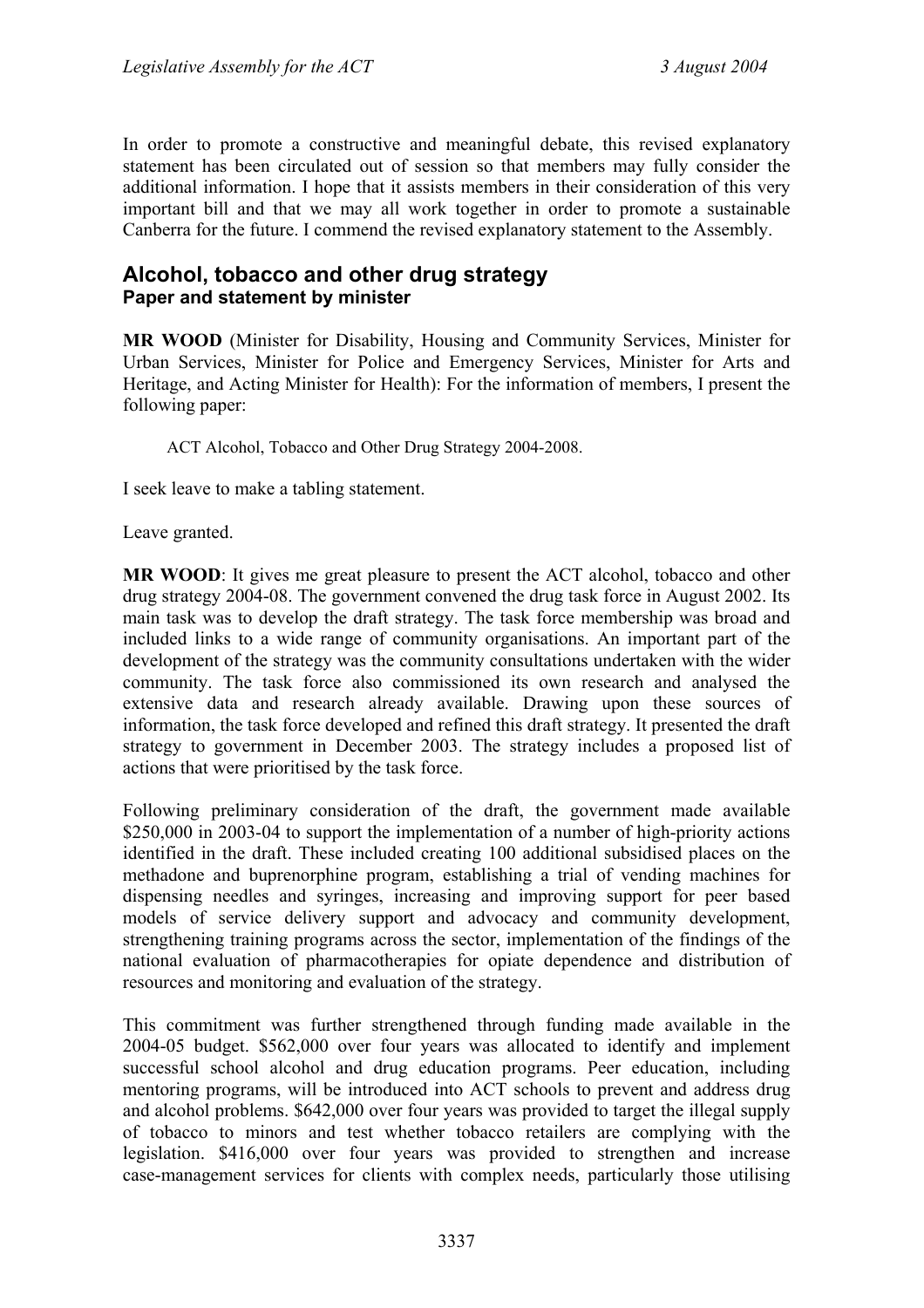In order to promote a constructive and meaningful debate, this revised explanatory statement has been circulated out of session so that members may fully consider the additional information. I hope that it assists members in their consideration of this very important bill and that we may all work together in order to promote a sustainable Canberra for the future. I commend the revised explanatory statement to the Assembly.

## Alcohol, tobacco and other drug strategy
### Paper and statement by minister

**MR WOOD** (Minister for Disability, Housing and Community Services, Minister for Urban Services, Minister for Police and Emergency Services, Minister for Arts and Heritage, and Acting Minister for Health): For the information of members, I present the following paper:

> ACT Alcohol, Tobacco and Other Drug Strategy 2004-2008.

I seek leave to make a tabling statement.

Leave granted.

**MR WOOD**: It gives me great pleasure to present the ACT alcohol, tobacco and other drug strategy 2004-08. The government convened the drug task force in August 2002. Its main task was to develop the draft strategy. The task force membership was broad and included links to a wide range of community organisations. An important part of the development of the strategy was the community consultations undertaken with the wider community. The task force also commissioned its own research and analysed the extensive data and research already available. Drawing upon these sources of information, the task force developed and refined this draft strategy. It presented the draft strategy to government in December 2003. The strategy includes a proposed list of actions that were prioritised by the task force.

Following preliminary consideration of the draft, the government made available $250,000 in 2003-04 to support the implementation of a number of high-priority actions identified in the draft. These included creating 100 additional subsidised places on the methadone and buprenorphine program, establishing a trial of vending machines for dispensing needles and syringes, increasing and improving support for peer based models of service delivery support and advocacy and community development, strengthening training programs across the sector, implementation of the findings of the national evaluation of pharmacotherapies for opiate dependence and distribution of resources and monitoring and evaluation of the strategy.

This commitment was further strengthened through funding made available in the 2004-05 budget. $562,000 over four years was allocated to identify and implement successful school alcohol and drug education programs. Peer education, including mentoring programs, will be introduced into ACT schools to prevent and address drug and alcohol problems. $642,000 over four years was provided to target the illegal supply of tobacco to minors and test whether tobacco retailers are complying with the legislation. $416,000 over four years was provided to strengthen and increase case-management services for clients with complex needs, particularly those utilising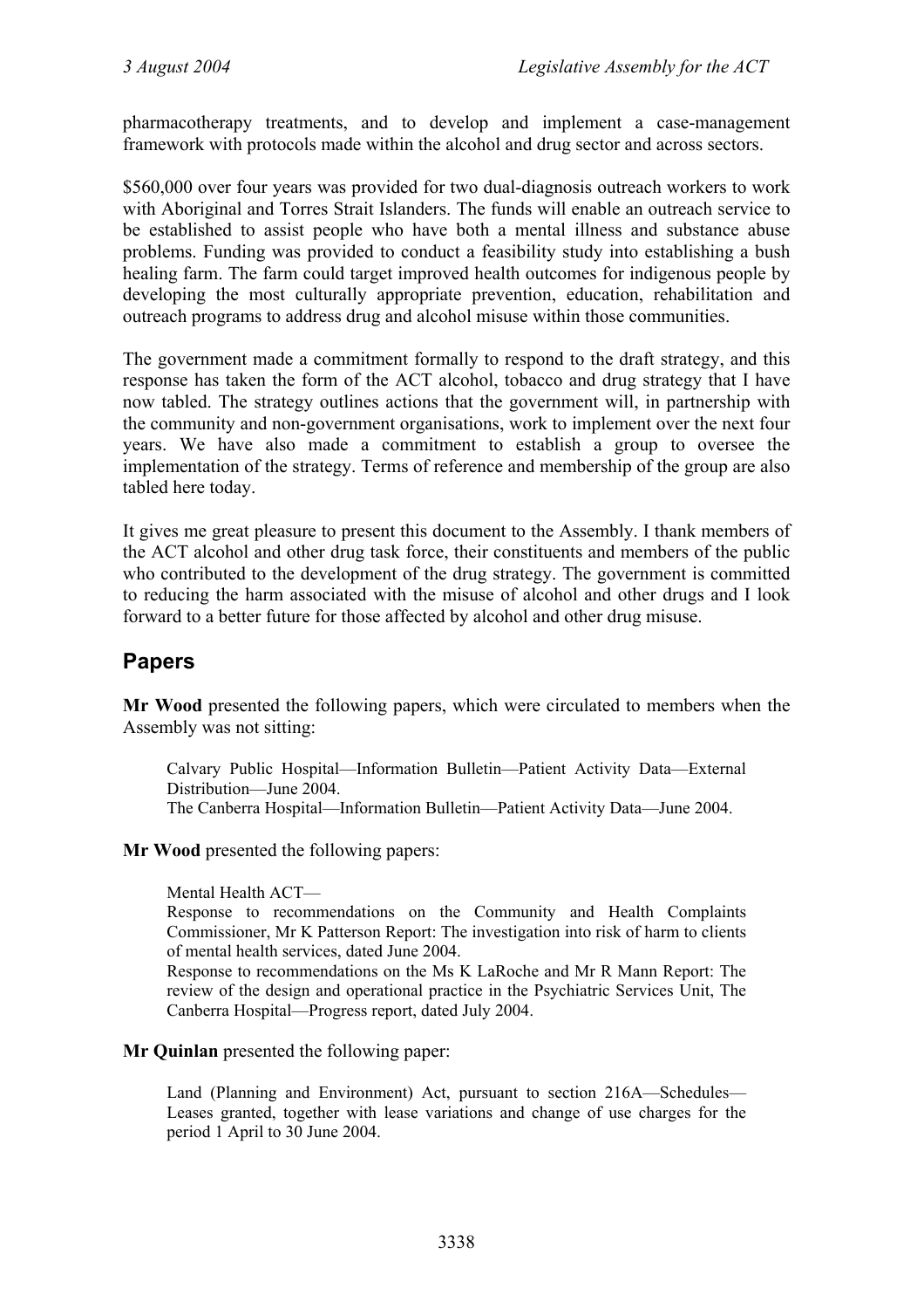pharmacotherapy treatments, and to develop and implement a case-management framework with protocols made within the alcohol and drug sector and across sectors.

$560,000 over four years was provided for two dual-diagnosis outreach workers to work with Aboriginal and Torres Strait Islanders. The funds will enable an outreach service to be established to assist people who have both a mental illness and substance abuse problems. Funding was provided to conduct a feasibility study into establishing a bush healing farm. The farm could target improved health outcomes for indigenous people by developing the most culturally appropriate prevention, education, rehabilitation and outreach programs to address drug and alcohol misuse within those communities.

The government made a commitment formally to respond to the draft strategy, and this response has taken the form of the ACT alcohol, tobacco and drug strategy that I have now tabled. The strategy outlines actions that the government will, in partnership with the community and non-government organisations, work to implement over the next four years. We have also made a commitment to establish a group to oversee the implementation of the strategy. Terms of reference and membership of the group are also tabled here today.

It gives me great pleasure to present this document to the Assembly. I thank members of the ACT alcohol and other drug task force, their constituents and members of the public who contributed to the development of the drug strategy. The government is committed to reducing the harm associated with the misuse of alcohol and other drugs and I look forward to a better future for those affected by alcohol and other drug misuse.

## Papers

**Mr Wood** presented the following papers, which were circulated to members when the Assembly was not sitting:

> Calvary Public Hospital—Information Bulletin—Patient Activity Data—External Distribution—June 2004.
> The Canberra Hospital—Information Bulletin—Patient Activity Data—June 2004.

**Mr Wood** presented the following papers:

> Mental Health ACT—
> Response to recommendations on the Community and Health Complaints Commissioner, Mr K Patterson Report: The investigation into risk of harm to clients of mental health services, dated June 2004.
> Response to recommendations on the Ms K LaRoche and Mr R Mann Report: The review of the design and operational practice in the Psychiatric Services Unit, The Canberra Hospital—Progress report, dated July 2004.

**Mr Quinlan** presented the following paper:

> Land (Planning and Environment) Act, pursuant to section 216A—Schedules—Leases granted, together with lease variations and change of use charges for the period 1 April to 30 June 2004.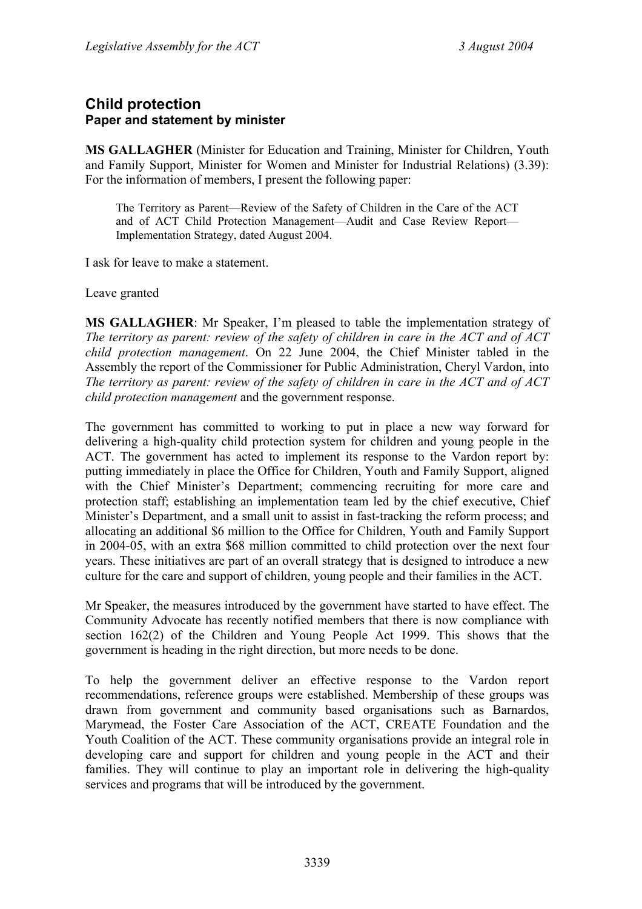## Child protection
### Paper and statement by minister

**MS GALLAGHER** (Minister for Education and Training, Minister for Children, Youth and Family Support, Minister for Women and Minister for Industrial Relations) (3.39): For the information of members, I present the following paper:

> The Territory as Parent—Review of the Safety of Children in the Care of the ACT and of ACT Child Protection Management—Audit and Case Review Report—Implementation Strategy, dated August 2004.

I ask for leave to make a statement.

Leave granted

**MS GALLAGHER**: Mr Speaker, I'm pleased to table the implementation strategy of *The territory as parent: review of the safety of children in care in the ACT and of ACT child protection management*. On 22 June 2004, the Chief Minister tabled in the Assembly the report of the Commissioner for Public Administration, Cheryl Vardon, into *The territory as parent: review of the safety of children in care in the ACT and of ACT child protection management* and the government response.

The government has committed to working to put in place a new way forward for delivering a high-quality child protection system for children and young people in the ACT. The government has acted to implement its response to the Vardon report by: putting immediately in place the Office for Children, Youth and Family Support, aligned with the Chief Minister's Department; commencing recruiting for more care and protection staff; establishing an implementation team led by the chief executive, Chief Minister's Department, and a small unit to assist in fast-tracking the reform process; and allocating an additional $6 million to the Office for Children, Youth and Family Support in 2004-05, with an extra $68 million committed to child protection over the next four years. These initiatives are part of an overall strategy that is designed to introduce a new culture for the care and support of children, young people and their families in the ACT.

Mr Speaker, the measures introduced by the government have started to have effect. The Community Advocate has recently notified members that there is now compliance with section 162(2) of the Children and Young People Act 1999. This shows that the government is heading in the right direction, but more needs to be done.

To help the government deliver an effective response to the Vardon report recommendations, reference groups were established. Membership of these groups was drawn from government and community based organisations such as Barnardos, Marymead, the Foster Care Association of the ACT, CREATE Foundation and the Youth Coalition of the ACT. These community organisations provide an integral role in developing care and support for children and young people in the ACT and their families. They will continue to play an important role in delivering the high-quality services and programs that will be introduced by the government.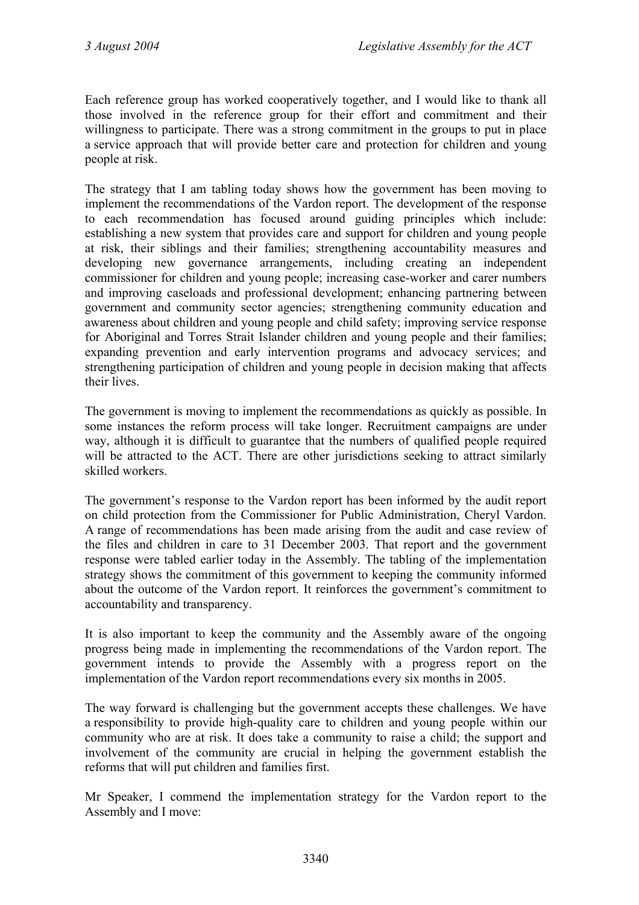Each reference group has worked cooperatively together, and I would like to thank all those involved in the reference group for their effort and commitment and their willingness to participate. There was a strong commitment in the groups to put in place a service approach that will provide better care and protection for children and young people at risk.

The strategy that I am tabling today shows how the government has been moving to implement the recommendations of the Vardon report. The development of the response to each recommendation has focused around guiding principles which include: establishing a new system that provides care and support for children and young people at risk, their siblings and their families; strengthening accountability measures and developing new governance arrangements, including creating an independent commissioner for children and young people; increasing case-worker and carer numbers and improving caseloads and professional development; enhancing partnering between government and community sector agencies; strengthening community education and awareness about children and young people and child safety; improving service response for Aboriginal and Torres Strait Islander children and young people and their families; expanding prevention and early intervention programs and advocacy services; and strengthening participation of children and young people in decision making that affects their lives.

The government is moving to implement the recommendations as quickly as possible. In some instances the reform process will take longer. Recruitment campaigns are under way, although it is difficult to guarantee that the numbers of qualified people required will be attracted to the ACT. There are other jurisdictions seeking to attract similarly skilled workers.

The government's response to the Vardon report has been informed by the audit report on child protection from the Commissioner for Public Administration, Cheryl Vardon. A range of recommendations has been made arising from the audit and case review of the files and children in care to 31 December 2003. That report and the government response were tabled earlier today in the Assembly. The tabling of the implementation strategy shows the commitment of this government to keeping the community informed about the outcome of the Vardon report. It reinforces the government's commitment to accountability and transparency.

It is also important to keep the community and the Assembly aware of the ongoing progress being made in implementing the recommendations of the Vardon report. The government intends to provide the Assembly with a progress report on the implementation of the Vardon report recommendations every six months in 2005.

The way forward is challenging but the government accepts these challenges. We have a responsibility to provide high-quality care to children and young people within our community who are at risk. It does take a community to raise a child; the support and involvement of the community are crucial in helping the government establish the reforms that will put children and families first.

Mr Speaker, I commend the implementation strategy for the Vardon report to the Assembly and I move: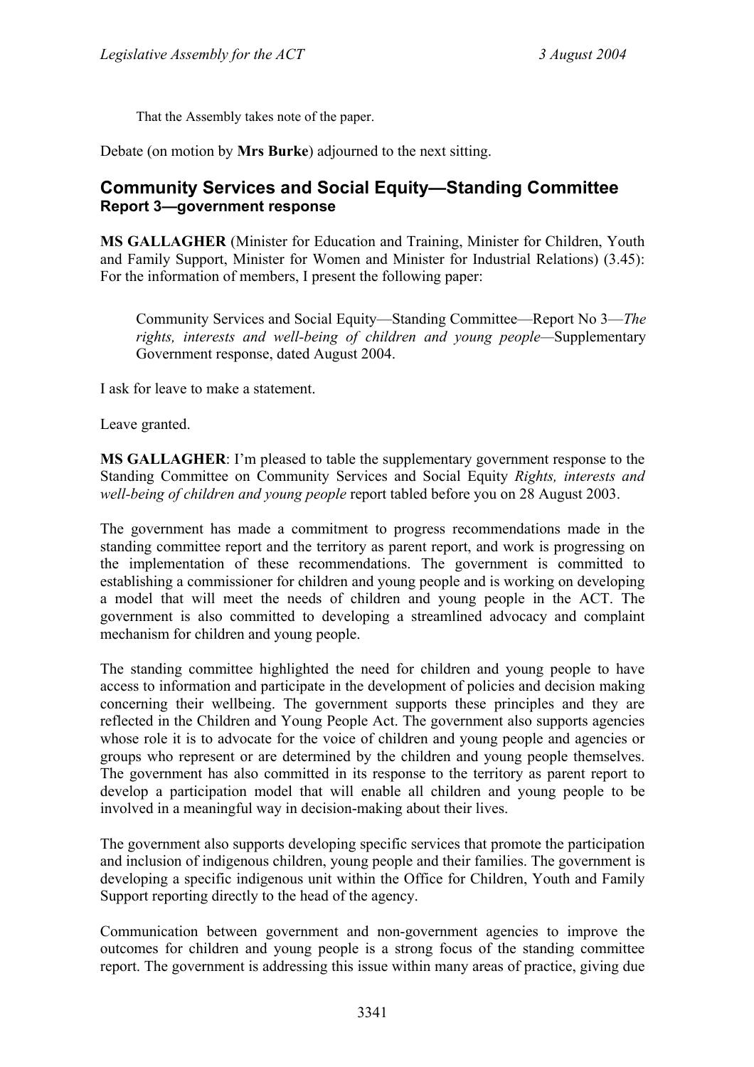That the Assembly takes note of the paper.

Debate (on motion by **Mrs Burke**) adjourned to the next sitting.

## Community Services and Social Equity—Standing Committee
### Report 3—government response

**MS GALLAGHER** (Minister for Education and Training, Minister for Children, Youth and Family Support, Minister for Women and Minister for Industrial Relations) (3.45): For the information of members, I present the following paper:

> Community Services and Social Equity—Standing Committee—Report No 3—*The rights, interests and well-being of children and young people*—Supplementary Government response, dated August 2004.

I ask for leave to make a statement.

Leave granted.

**MS GALLAGHER**: I'm pleased to table the supplementary government response to the Standing Committee on Community Services and Social Equity *Rights, interests and well-being of children and young people* report tabled before you on 28 August 2003.

The government has made a commitment to progress recommendations made in the standing committee report and the territory as parent report, and work is progressing on the implementation of these recommendations. The government is committed to establishing a commissioner for children and young people and is working on developing a model that will meet the needs of children and young people in the ACT. The government is also committed to developing a streamlined advocacy and complaint mechanism for children and young people.

The standing committee highlighted the need for children and young people to have access to information and participate in the development of policies and decision making concerning their wellbeing. The government supports these principles and they are reflected in the Children and Young People Act. The government also supports agencies whose role it is to advocate for the voice of children and young people and agencies or groups who represent or are determined by the children and young people themselves. The government has also committed in its response to the territory as parent report to develop a participation model that will enable all children and young people to be involved in a meaningful way in decision-making about their lives.

The government also supports developing specific services that promote the participation and inclusion of indigenous children, young people and their families. The government is developing a specific indigenous unit within the Office for Children, Youth and Family Support reporting directly to the head of the agency.

Communication between government and non-government agencies to improve the outcomes for children and young people is a strong focus of the standing committee report. The government is addressing this issue within many areas of practice, giving due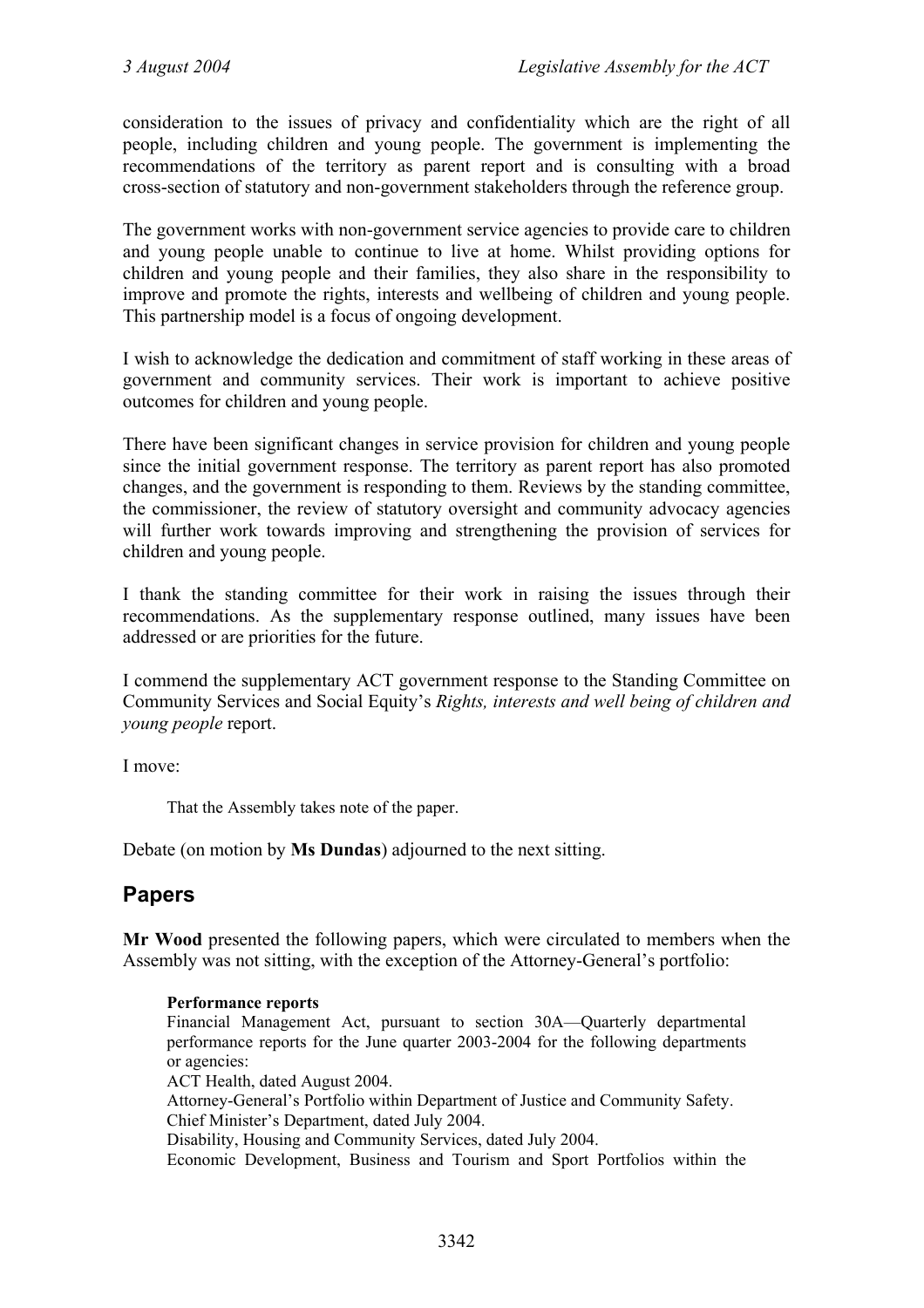consideration to the issues of privacy and confidentiality which are the right of all people, including children and young people. The government is implementing the recommendations of the territory as parent report and is consulting with a broad cross-section of statutory and non-government stakeholders through the reference group.

The government works with non-government service agencies to provide care to children and young people unable to continue to live at home. Whilst providing options for children and young people and their families, they also share in the responsibility to improve and promote the rights, interests and wellbeing of children and young people. This partnership model is a focus of ongoing development.

I wish to acknowledge the dedication and commitment of staff working in these areas of government and community services. Their work is important to achieve positive outcomes for children and young people.

There have been significant changes in service provision for children and young people since the initial government response. The territory as parent report has also promoted changes, and the government is responding to them. Reviews by the standing committee, the commissioner, the review of statutory oversight and community advocacy agencies will further work towards improving and strengthening the provision of services for children and young people.

I thank the standing committee for their work in raising the issues through their recommendations. As the supplementary response outlined, many issues have been addressed or are priorities for the future.

I commend the supplementary ACT government response to the Standing Committee on Community Services and Social Equity's *Rights, interests and well being of children and young people* report.

I move:

> That the Assembly takes note of the paper.

Debate (on motion by **Ms Dundas**) adjourned to the next sitting.

## Papers

**Mr Wood** presented the following papers, which were circulated to members when the Assembly was not sitting, with the exception of the Attorney-General's portfolio:

> **Performance reports**
> Financial Management Act, pursuant to section 30A—Quarterly departmental performance reports for the June quarter 2003-2004 for the following departments or agencies:
> ACT Health, dated August 2004.
> Attorney-General's Portfolio within Department of Justice and Community Safety.
> Chief Minister's Department, dated July 2004.
> Disability, Housing and Community Services, dated July 2004.
> Economic Development, Business and Tourism and Sport Portfolios within the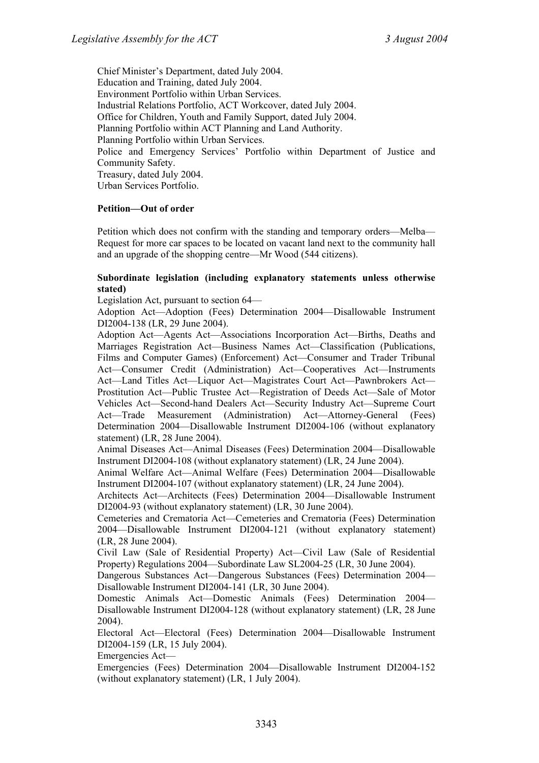Chief Minister's Department, dated July 2004.
Education and Training, dated July 2004.
Environment Portfolio within Urban Services.
Industrial Relations Portfolio, ACT Workcover, dated July 2004.
Office for Children, Youth and Family Support, dated July 2004.
Planning Portfolio within ACT Planning and Land Authority.
Planning Portfolio within Urban Services.
Police and Emergency Services' Portfolio within Department of Justice and Community Safety.
Treasury, dated July 2004.
Urban Services Portfolio.

**Petition—Out of order**

Petition which does not confirm with the standing and temporary orders—Melba—Request for more car spaces to be located on vacant land next to the community hall and an upgrade of the shopping centre—Mr Wood (544 citizens).

**Subordinate legislation (including explanatory statements unless otherwise stated)**

Legislation Act, pursuant to section 64—

Adoption Act—Adoption (Fees) Determination 2004—Disallowable Instrument DI2004-138 (LR, 29 June 2004).

Adoption Act—Agents Act—Associations Incorporation Act—Births, Deaths and Marriages Registration Act—Business Names Act—Classification (Publications, Films and Computer Games) (Enforcement) Act—Consumer and Trader Tribunal Act—Consumer Credit (Administration) Act—Cooperatives Act—Instruments Act—Land Titles Act—Liquor Act—Magistrates Court Act—Pawnbrokers Act—Prostitution Act—Public Trustee Act—Registration of Deeds Act—Sale of Motor Vehicles Act—Second-hand Dealers Act—Security Industry Act—Supreme Court Act—Trade Measurement (Administration) Act—Attorney-General (Fees) Determination 2004—Disallowable Instrument DI2004-106 (without explanatory statement) (LR, 28 June 2004).

Animal Diseases Act—Animal Diseases (Fees) Determination 2004—Disallowable Instrument DI2004-108 (without explanatory statement) (LR, 24 June 2004).

Animal Welfare Act—Animal Welfare (Fees) Determination 2004—Disallowable Instrument DI2004-107 (without explanatory statement) (LR, 24 June 2004).

Architects Act—Architects (Fees) Determination 2004—Disallowable Instrument DI2004-93 (without explanatory statement) (LR, 30 June 2004).

Cemeteries and Crematoria Act—Cemeteries and Crematoria (Fees) Determination 2004—Disallowable Instrument DI2004-121 (without explanatory statement) (LR, 28 June 2004).

Civil Law (Sale of Residential Property) Act—Civil Law (Sale of Residential Property) Regulations 2004—Subordinate Law SL2004-25 (LR, 30 June 2004).

Dangerous Substances Act—Dangerous Substances (Fees) Determination 2004—Disallowable Instrument DI2004-141 (LR, 30 June 2004).

Domestic Animals Act—Domestic Animals (Fees) Determination 2004—Disallowable Instrument DI2004-128 (without explanatory statement) (LR, 28 June 2004).

Electoral Act—Electoral (Fees) Determination 2004—Disallowable Instrument DI2004-159 (LR, 15 July 2004).

Emergencies Act—

Emergencies (Fees) Determination 2004—Disallowable Instrument DI2004-152 (without explanatory statement) (LR, 1 July 2004).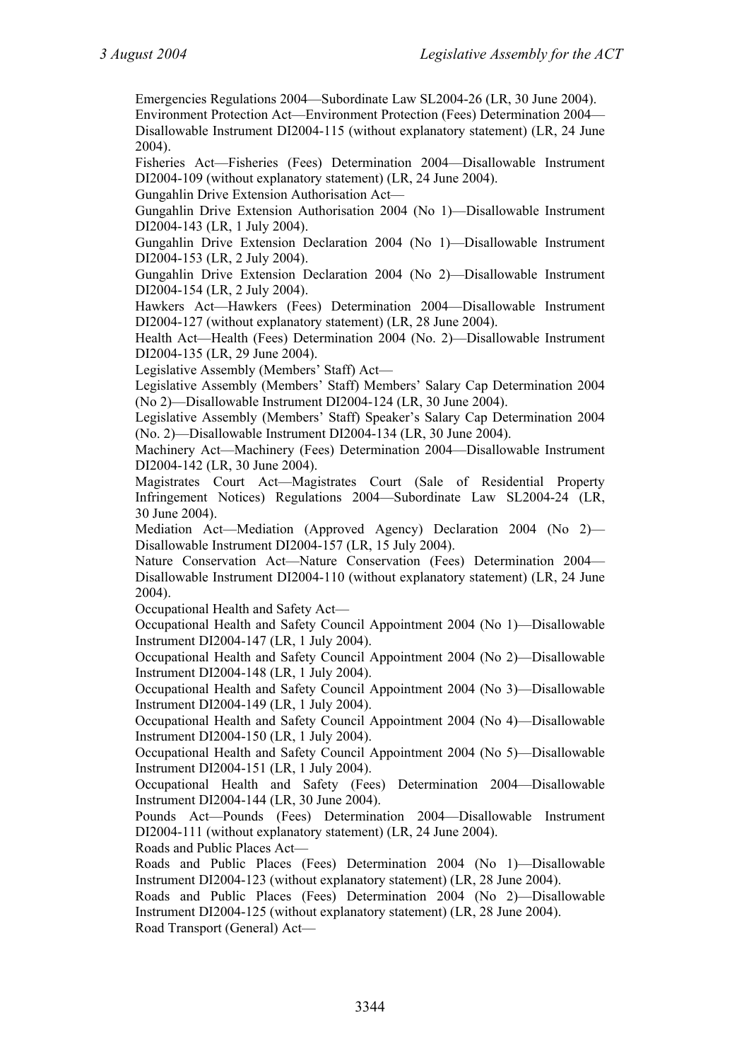Emergencies Regulations 2004—Subordinate Law SL2004-26 (LR, 30 June 2004).

Environment Protection Act—Environment Protection (Fees) Determination 2004—Disallowable Instrument DI2004-115 (without explanatory statement) (LR, 24 June 2004).

Fisheries Act—Fisheries (Fees) Determination 2004—Disallowable Instrument DI2004-109 (without explanatory statement) (LR, 24 June 2004).

Gungahlin Drive Extension Authorisation Act—

Gungahlin Drive Extension Authorisation 2004 (No 1)—Disallowable Instrument DI2004-143 (LR, 1 July 2004).

Gungahlin Drive Extension Declaration 2004 (No 1)—Disallowable Instrument DI2004-153 (LR, 2 July 2004).

Gungahlin Drive Extension Declaration 2004 (No 2)—Disallowable Instrument DI2004-154 (LR, 2 July 2004).

Hawkers Act—Hawkers (Fees) Determination 2004—Disallowable Instrument DI2004-127 (without explanatory statement) (LR, 28 June 2004).

Health Act—Health (Fees) Determination 2004 (No. 2)—Disallowable Instrument DI2004-135 (LR, 29 June 2004).

Legislative Assembly (Members' Staff) Act—

Legislative Assembly (Members' Staff) Members' Salary Cap Determination 2004 (No 2)—Disallowable Instrument DI2004-124 (LR, 30 June 2004).

Legislative Assembly (Members' Staff) Speaker's Salary Cap Determination 2004 (No. 2)—Disallowable Instrument DI2004-134 (LR, 30 June 2004).

Machinery Act—Machinery (Fees) Determination 2004—Disallowable Instrument DI2004-142 (LR, 30 June 2004).

Magistrates Court Act—Magistrates Court (Sale of Residential Property Infringement Notices) Regulations 2004—Subordinate Law SL2004-24 (LR, 30 June 2004).

Mediation Act—Mediation (Approved Agency) Declaration 2004 (No 2)—Disallowable Instrument DI2004-157 (LR, 15 July 2004).

Nature Conservation Act—Nature Conservation (Fees) Determination 2004—Disallowable Instrument DI2004-110 (without explanatory statement) (LR, 24 June 2004).

Occupational Health and Safety Act—

Occupational Health and Safety Council Appointment 2004 (No 1)—Disallowable Instrument DI2004-147 (LR, 1 July 2004).

Occupational Health and Safety Council Appointment 2004 (No 2)—Disallowable Instrument DI2004-148 (LR, 1 July 2004).

Occupational Health and Safety Council Appointment 2004 (No 3)—Disallowable Instrument DI2004-149 (LR, 1 July 2004).

Occupational Health and Safety Council Appointment 2004 (No 4)—Disallowable Instrument DI2004-150 (LR, 1 July 2004).

Occupational Health and Safety Council Appointment 2004 (No 5)—Disallowable Instrument DI2004-151 (LR, 1 July 2004).

Occupational Health and Safety (Fees) Determination 2004—Disallowable Instrument DI2004-144 (LR, 30 June 2004).

Pounds Act—Pounds (Fees) Determination 2004—Disallowable Instrument DI2004-111 (without explanatory statement) (LR, 24 June 2004).

Roads and Public Places Act—

Roads and Public Places (Fees) Determination 2004 (No 1)—Disallowable Instrument DI2004-123 (without explanatory statement) (LR, 28 June 2004).

Roads and Public Places (Fees) Determination 2004 (No 2)—Disallowable Instrument DI2004-125 (without explanatory statement) (LR, 28 June 2004).

Road Transport (General) Act—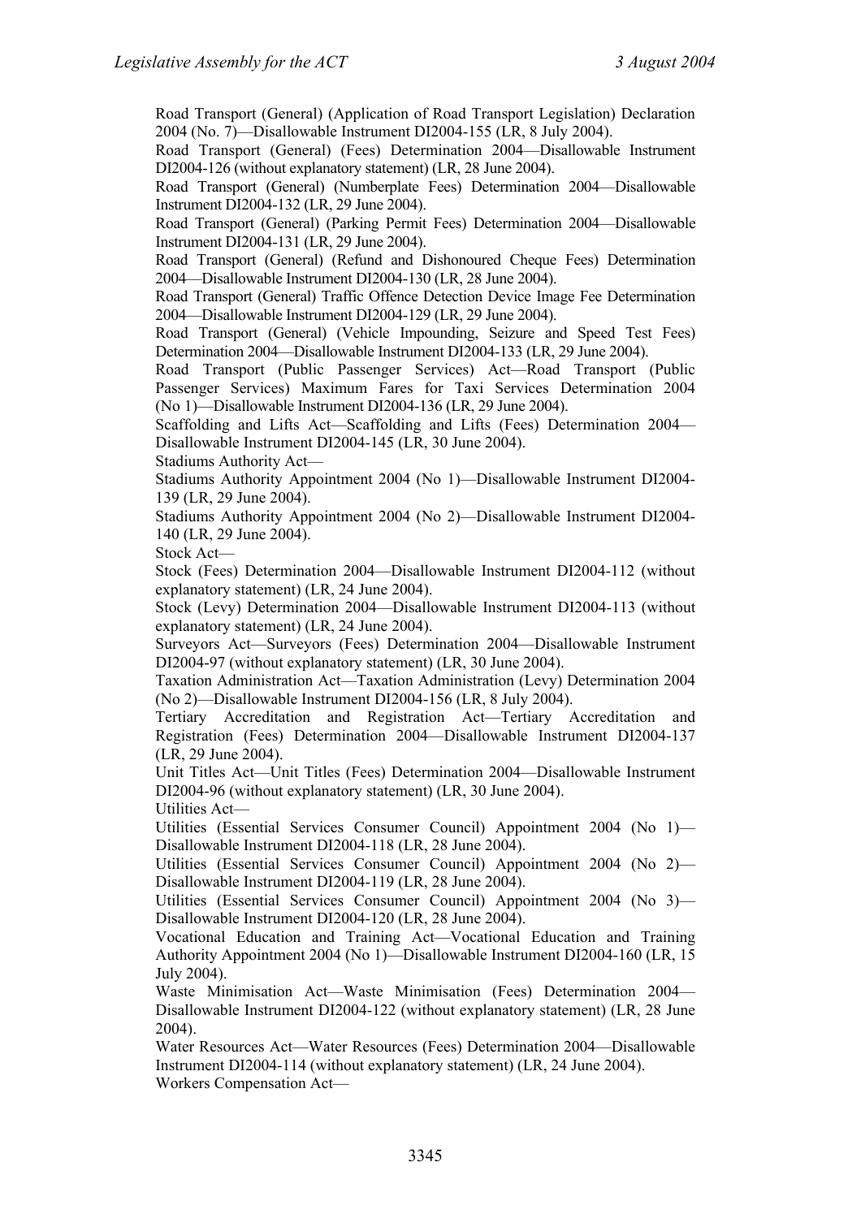Road Transport (General) (Application of Road Transport Legislation) Declaration 2004 (No. 7)—Disallowable Instrument DI2004-155 (LR, 8 July 2004).

Road Transport (General) (Fees) Determination 2004—Disallowable Instrument DI2004-126 (without explanatory statement) (LR, 28 June 2004).

Road Transport (General) (Numberplate Fees) Determination 2004—Disallowable Instrument DI2004-132 (LR, 29 June 2004).

Road Transport (General) (Parking Permit Fees) Determination 2004—Disallowable Instrument DI2004-131 (LR, 29 June 2004).

Road Transport (General) (Refund and Dishonoured Cheque Fees) Determination 2004—Disallowable Instrument DI2004-130 (LR, 28 June 2004).

Road Transport (General) Traffic Offence Detection Device Image Fee Determination 2004—Disallowable Instrument DI2004-129 (LR, 29 June 2004).

Road Transport (General) (Vehicle Impounding, Seizure and Speed Test Fees) Determination 2004—Disallowable Instrument DI2004-133 (LR, 29 June 2004).

Road Transport (Public Passenger Services) Act—Road Transport (Public Passenger Services) Maximum Fares for Taxi Services Determination 2004 (No 1)—Disallowable Instrument DI2004-136 (LR, 29 June 2004).

Scaffolding and Lifts Act—Scaffolding and Lifts (Fees) Determination 2004—Disallowable Instrument DI2004-145 (LR, 30 June 2004).

Stadiums Authority Act—

Stadiums Authority Appointment 2004 (No 1)—Disallowable Instrument DI2004-139 (LR, 29 June 2004).

Stadiums Authority Appointment 2004 (No 2)—Disallowable Instrument DI2004-140 (LR, 29 June 2004).

Stock Act—

Stock (Fees) Determination 2004—Disallowable Instrument DI2004-112 (without explanatory statement) (LR, 24 June 2004).

Stock (Levy) Determination 2004—Disallowable Instrument DI2004-113 (without explanatory statement) (LR, 24 June 2004).

Surveyors Act—Surveyors (Fees) Determination 2004—Disallowable Instrument DI2004-97 (without explanatory statement) (LR, 30 June 2004).

Taxation Administration Act—Taxation Administration (Levy) Determination 2004 (No 2)—Disallowable Instrument DI2004-156 (LR, 8 July 2004).

Tertiary Accreditation and Registration Act—Tertiary Accreditation and Registration (Fees) Determination 2004—Disallowable Instrument DI2004-137 (LR, 29 June 2004).

Unit Titles Act—Unit Titles (Fees) Determination 2004—Disallowable Instrument DI2004-96 (without explanatory statement) (LR, 30 June 2004).

Utilities Act—

Utilities (Essential Services Consumer Council) Appointment 2004 (No 1)—Disallowable Instrument DI2004-118 (LR, 28 June 2004).

Utilities (Essential Services Consumer Council) Appointment 2004 (No 2)—Disallowable Instrument DI2004-119 (LR, 28 June 2004).

Utilities (Essential Services Consumer Council) Appointment 2004 (No 3)—Disallowable Instrument DI2004-120 (LR, 28 June 2004).

Vocational Education and Training Act—Vocational Education and Training Authority Appointment 2004 (No 1)—Disallowable Instrument DI2004-160 (LR, 15 July 2004).

Waste Minimisation Act—Waste Minimisation (Fees) Determination 2004—Disallowable Instrument DI2004-122 (without explanatory statement) (LR, 28 June 2004).

Water Resources Act—Water Resources (Fees) Determination 2004—Disallowable Instrument DI2004-114 (without explanatory statement) (LR, 24 June 2004).

Workers Compensation Act—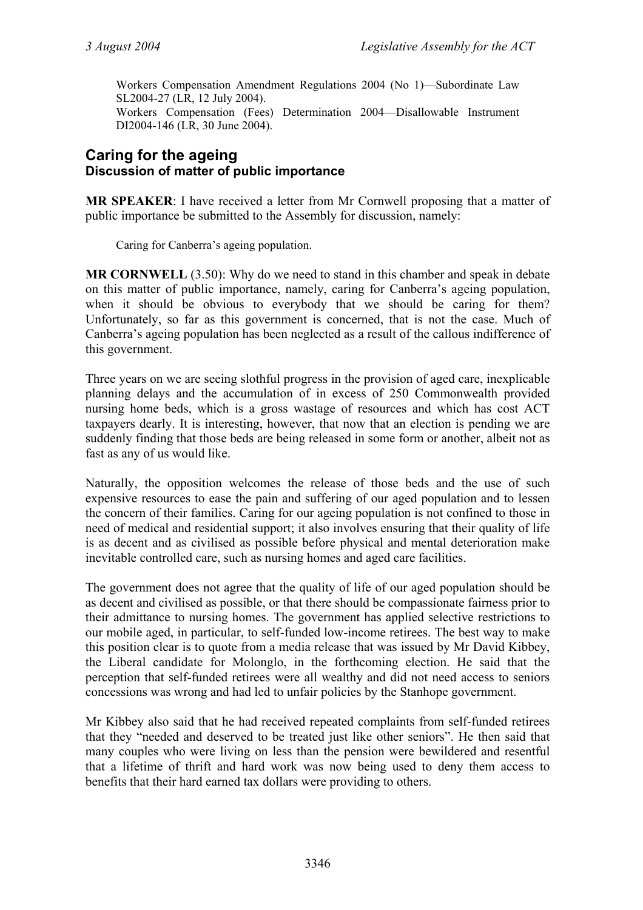Workers Compensation Amendment Regulations 2004 (No 1)—Subordinate Law SL2004-27 (LR, 12 July 2004).

Workers Compensation (Fees) Determination 2004—Disallowable Instrument DI2004-146 (LR, 30 June 2004).

## Caring for the ageing
### Discussion of matter of public importance

**MR SPEAKER**: I have received a letter from Mr Cornwell proposing that a matter of public importance be submitted to the Assembly for discussion, namely:

> Caring for Canberra's ageing population.

**MR CORNWELL** (3.50): Why do we need to stand in this chamber and speak in debate on this matter of public importance, namely, caring for Canberra's ageing population, when it should be obvious to everybody that we should be caring for them? Unfortunately, so far as this government is concerned, that is not the case. Much of Canberra's ageing population has been neglected as a result of the callous indifference of this government.

Three years on we are seeing slothful progress in the provision of aged care, inexplicable planning delays and the accumulation of in excess of 250 Commonwealth provided nursing home beds, which is a gross wastage of resources and which has cost ACT taxpayers dearly. It is interesting, however, that now that an election is pending we are suddenly finding that those beds are being released in some form or another, albeit not as fast as any of us would like.

Naturally, the opposition welcomes the release of those beds and the use of such expensive resources to ease the pain and suffering of our aged population and to lessen the concern of their families. Caring for our ageing population is not confined to those in need of medical and residential support; it also involves ensuring that their quality of life is as decent and as civilised as possible before physical and mental deterioration make inevitable controlled care, such as nursing homes and aged care facilities.

The government does not agree that the quality of life of our aged population should be as decent and civilised as possible, or that there should be compassionate fairness prior to their admittance to nursing homes. The government has applied selective restrictions to our mobile aged, in particular, to self-funded low-income retirees. The best way to make this position clear is to quote from a media release that was issued by Mr David Kibbey, the Liberal candidate for Molonglo, in the forthcoming election. He said that the perception that self-funded retirees were all wealthy and did not need access to seniors concessions was wrong and had led to unfair policies by the Stanhope government.

Mr Kibbey also said that he had received repeated complaints from self-funded retirees that they "needed and deserved to be treated just like other seniors". He then said that many couples who were living on less than the pension were bewildered and resentful that a lifetime of thrift and hard work was now being used to deny them access to benefits that their hard earned tax dollars were providing to others.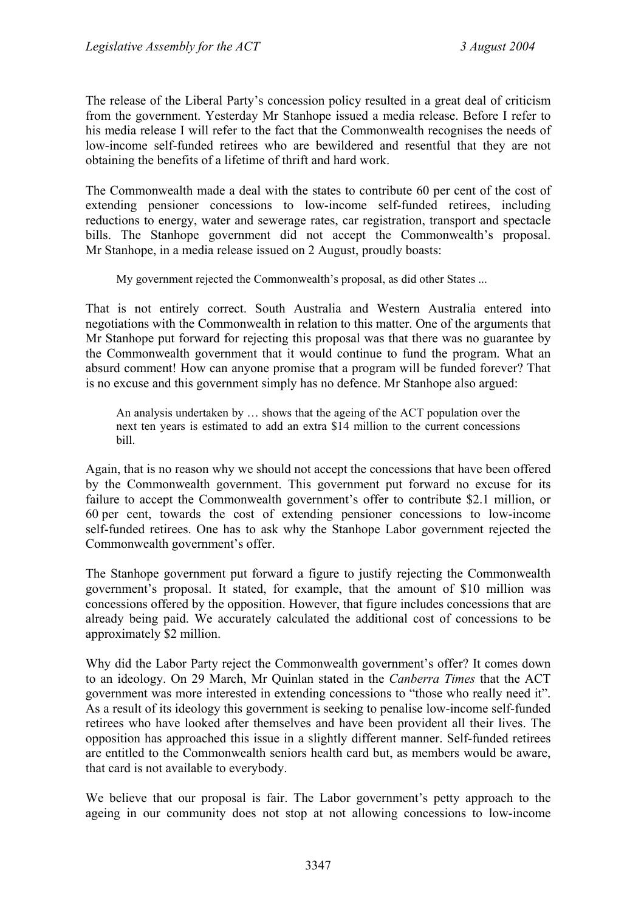The release of the Liberal Party's concession policy resulted in a great deal of criticism from the government. Yesterday Mr Stanhope issued a media release. Before I refer to his media release I will refer to the fact that the Commonwealth recognises the needs of low-income self-funded retirees who are bewildered and resentful that they are not obtaining the benefits of a lifetime of thrift and hard work.

The Commonwealth made a deal with the states to contribute 60 per cent of the cost of extending pensioner concessions to low-income self-funded retirees, including reductions to energy, water and sewerage rates, car registration, transport and spectacle bills. The Stanhope government did not accept the Commonwealth's proposal. Mr Stanhope, in a media release issued on 2 August, proudly boasts:

> My government rejected the Commonwealth's proposal, as did other States ...

That is not entirely correct. South Australia and Western Australia entered into negotiations with the Commonwealth in relation to this matter. One of the arguments that Mr Stanhope put forward for rejecting this proposal was that there was no guarantee by the Commonwealth government that it would continue to fund the program. What an absurd comment! How can anyone promise that a program will be funded forever? That is no excuse and this government simply has no defence. Mr Stanhope also argued:

> An analysis undertaken by … shows that the ageing of the ACT population over the next ten years is estimated to add an extra $14 million to the current concessions bill.

Again, that is no reason why we should not accept the concessions that have been offered by the Commonwealth government. This government put forward no excuse for its failure to accept the Commonwealth government's offer to contribute $2.1 million, or 60 per cent, towards the cost of extending pensioner concessions to low-income self-funded retirees. One has to ask why the Stanhope Labor government rejected the Commonwealth government's offer.

The Stanhope government put forward a figure to justify rejecting the Commonwealth government's proposal. It stated, for example, that the amount of $10 million was concessions offered by the opposition. However, that figure includes concessions that are already being paid. We accurately calculated the additional cost of concessions to be approximately $2 million.

Why did the Labor Party reject the Commonwealth government's offer? It comes down to an ideology. On 29 March, Mr Quinlan stated in the *Canberra Times* that the ACT government was more interested in extending concessions to "those who really need it". As a result of its ideology this government is seeking to penalise low-income self-funded retirees who have looked after themselves and have been provident all their lives. The opposition has approached this issue in a slightly different manner. Self-funded retirees are entitled to the Commonwealth seniors health card but, as members would be aware, that card is not available to everybody.

We believe that our proposal is fair. The Labor government's petty approach to the ageing in our community does not stop at not allowing concessions to low-income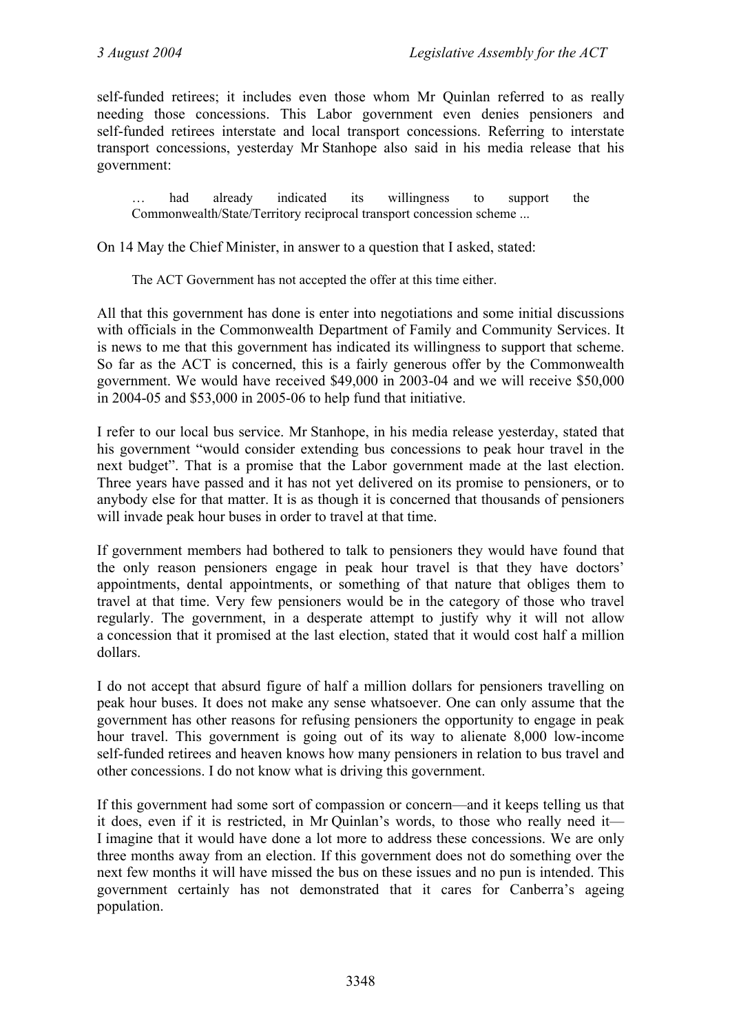self-funded retirees; it includes even those whom Mr Quinlan referred to as really needing those concessions. This Labor government even denies pensioners and self-funded retirees interstate and local transport concessions. Referring to interstate transport concessions, yesterday Mr Stanhope also said in his media release that his government:

> … had already indicated its willingness to support the Commonwealth/State/Territory reciprocal transport concession scheme ...

On 14 May the Chief Minister, in answer to a question that I asked, stated:

> The ACT Government has not accepted the offer at this time either.

All that this government has done is enter into negotiations and some initial discussions with officials in the Commonwealth Department of Family and Community Services. It is news to me that this government has indicated its willingness to support that scheme. So far as the ACT is concerned, this is a fairly generous offer by the Commonwealth government. We would have received $49,000 in 2003-04 and we will receive $50,000 in 2004-05 and $53,000 in 2005-06 to help fund that initiative.

I refer to our local bus service. Mr Stanhope, in his media release yesterday, stated that his government "would consider extending bus concessions to peak hour travel in the next budget". That is a promise that the Labor government made at the last election. Three years have passed and it has not yet delivered on its promise to pensioners, or to anybody else for that matter. It is as though it is concerned that thousands of pensioners will invade peak hour buses in order to travel at that time.

If government members had bothered to talk to pensioners they would have found that the only reason pensioners engage in peak hour travel is that they have doctors' appointments, dental appointments, or something of that nature that obliges them to travel at that time. Very few pensioners would be in the category of those who travel regularly. The government, in a desperate attempt to justify why it will not allow a concession that it promised at the last election, stated that it would cost half a million dollars.

I do not accept that absurd figure of half a million dollars for pensioners travelling on peak hour buses. It does not make any sense whatsoever. One can only assume that the government has other reasons for refusing pensioners the opportunity to engage in peak hour travel. This government is going out of its way to alienate 8,000 low-income self-funded retirees and heaven knows how many pensioners in relation to bus travel and other concessions. I do not know what is driving this government.

If this government had some sort of compassion or concern—and it keeps telling us that it does, even if it is restricted, in Mr Quinlan's words, to those who really need it—I imagine that it would have done a lot more to address these concessions. We are only three months away from an election. If this government does not do something over the next few months it will have missed the bus on these issues and no pun is intended. This government certainly has not demonstrated that it cares for Canberra's ageing population.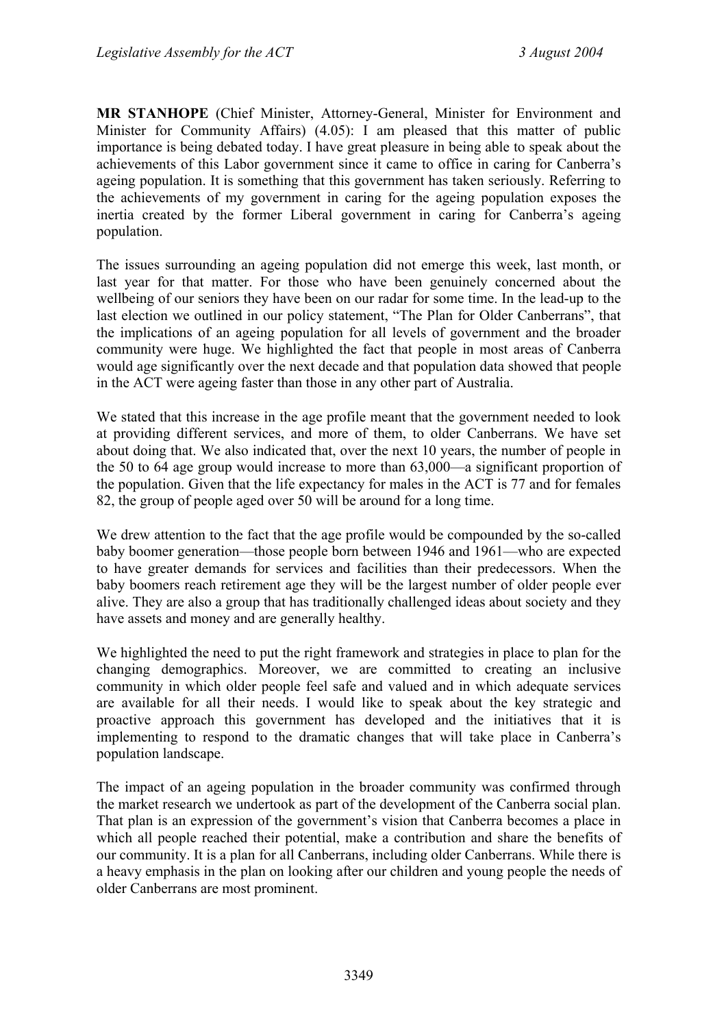**MR STANHOPE** (Chief Minister, Attorney-General, Minister for Environment and Minister for Community Affairs) (4.05): I am pleased that this matter of public importance is being debated today. I have great pleasure in being able to speak about the achievements of this Labor government since it came to office in caring for Canberra's ageing population. It is something that this government has taken seriously. Referring to the achievements of my government in caring for the ageing population exposes the inertia created by the former Liberal government in caring for Canberra's ageing population.

The issues surrounding an ageing population did not emerge this week, last month, or last year for that matter. For those who have been genuinely concerned about the wellbeing of our seniors they have been on our radar for some time. In the lead-up to the last election we outlined in our policy statement, "The Plan for Older Canberrans", that the implications of an ageing population for all levels of government and the broader community were huge. We highlighted the fact that people in most areas of Canberra would age significantly over the next decade and that population data showed that people in the ACT were ageing faster than those in any other part of Australia.

We stated that this increase in the age profile meant that the government needed to look at providing different services, and more of them, to older Canberrans. We have set about doing that. We also indicated that, over the next 10 years, the number of people in the 50 to 64 age group would increase to more than 63,000—a significant proportion of the population. Given that the life expectancy for males in the ACT is 77 and for females 82, the group of people aged over 50 will be around for a long time.

We drew attention to the fact that the age profile would be compounded by the so-called baby boomer generation—those people born between 1946 and 1961—who are expected to have greater demands for services and facilities than their predecessors. When the baby boomers reach retirement age they will be the largest number of older people ever alive. They are also a group that has traditionally challenged ideas about society and they have assets and money and are generally healthy.

We highlighted the need to put the right framework and strategies in place to plan for the changing demographics. Moreover, we are committed to creating an inclusive community in which older people feel safe and valued and in which adequate services are available for all their needs. I would like to speak about the key strategic and proactive approach this government has developed and the initiatives that it is implementing to respond to the dramatic changes that will take place in Canberra's population landscape.

The impact of an ageing population in the broader community was confirmed through the market research we undertook as part of the development of the Canberra social plan. That plan is an expression of the government's vision that Canberra becomes a place in which all people reached their potential, make a contribution and share the benefits of our community. It is a plan for all Canberrans, including older Canberrans. While there is a heavy emphasis in the plan on looking after our children and young people the needs of older Canberrans are most prominent.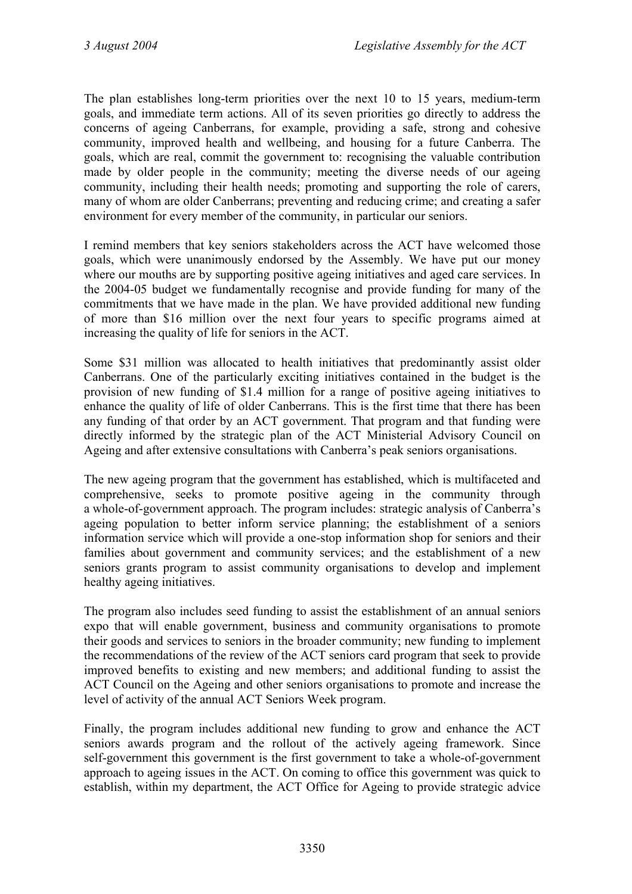The plan establishes long-term priorities over the next 10 to 15 years, medium-term goals, and immediate term actions. All of its seven priorities go directly to address the concerns of ageing Canberrans, for example, providing a safe, strong and cohesive community, improved health and wellbeing, and housing for a future Canberra. The goals, which are real, commit the government to: recognising the valuable contribution made by older people in the community; meeting the diverse needs of our ageing community, including their health needs; promoting and supporting the role of carers, many of whom are older Canberrans; preventing and reducing crime; and creating a safer environment for every member of the community, in particular our seniors.

I remind members that key seniors stakeholders across the ACT have welcomed those goals, which were unanimously endorsed by the Assembly. We have put our money where our mouths are by supporting positive ageing initiatives and aged care services. In the 2004-05 budget we fundamentally recognise and provide funding for many of the commitments that we have made in the plan. We have provided additional new funding of more than $16 million over the next four years to specific programs aimed at increasing the quality of life for seniors in the ACT.

Some $31 million was allocated to health initiatives that predominantly assist older Canberrans. One of the particularly exciting initiatives contained in the budget is the provision of new funding of $1.4 million for a range of positive ageing initiatives to enhance the quality of life of older Canberrans. This is the first time that there has been any funding of that order by an ACT government. That program and that funding were directly informed by the strategic plan of the ACT Ministerial Advisory Council on Ageing and after extensive consultations with Canberra's peak seniors organisations.

The new ageing program that the government has established, which is multifaceted and comprehensive, seeks to promote positive ageing in the community through a whole-of-government approach. The program includes: strategic analysis of Canberra's ageing population to better inform service planning; the establishment of a seniors information service which will provide a one-stop information shop for seniors and their families about government and community services; and the establishment of a new seniors grants program to assist community organisations to develop and implement healthy ageing initiatives.

The program also includes seed funding to assist the establishment of an annual seniors expo that will enable government, business and community organisations to promote their goods and services to seniors in the broader community; new funding to implement the recommendations of the review of the ACT seniors card program that seek to provide improved benefits to existing and new members; and additional funding to assist the ACT Council on the Ageing and other seniors organisations to promote and increase the level of activity of the annual ACT Seniors Week program.

Finally, the program includes additional new funding to grow and enhance the ACT seniors awards program and the rollout of the actively ageing framework. Since self-government this government is the first government to take a whole-of-government approach to ageing issues in the ACT. On coming to office this government was quick to establish, within my department, the ACT Office for Ageing to provide strategic advice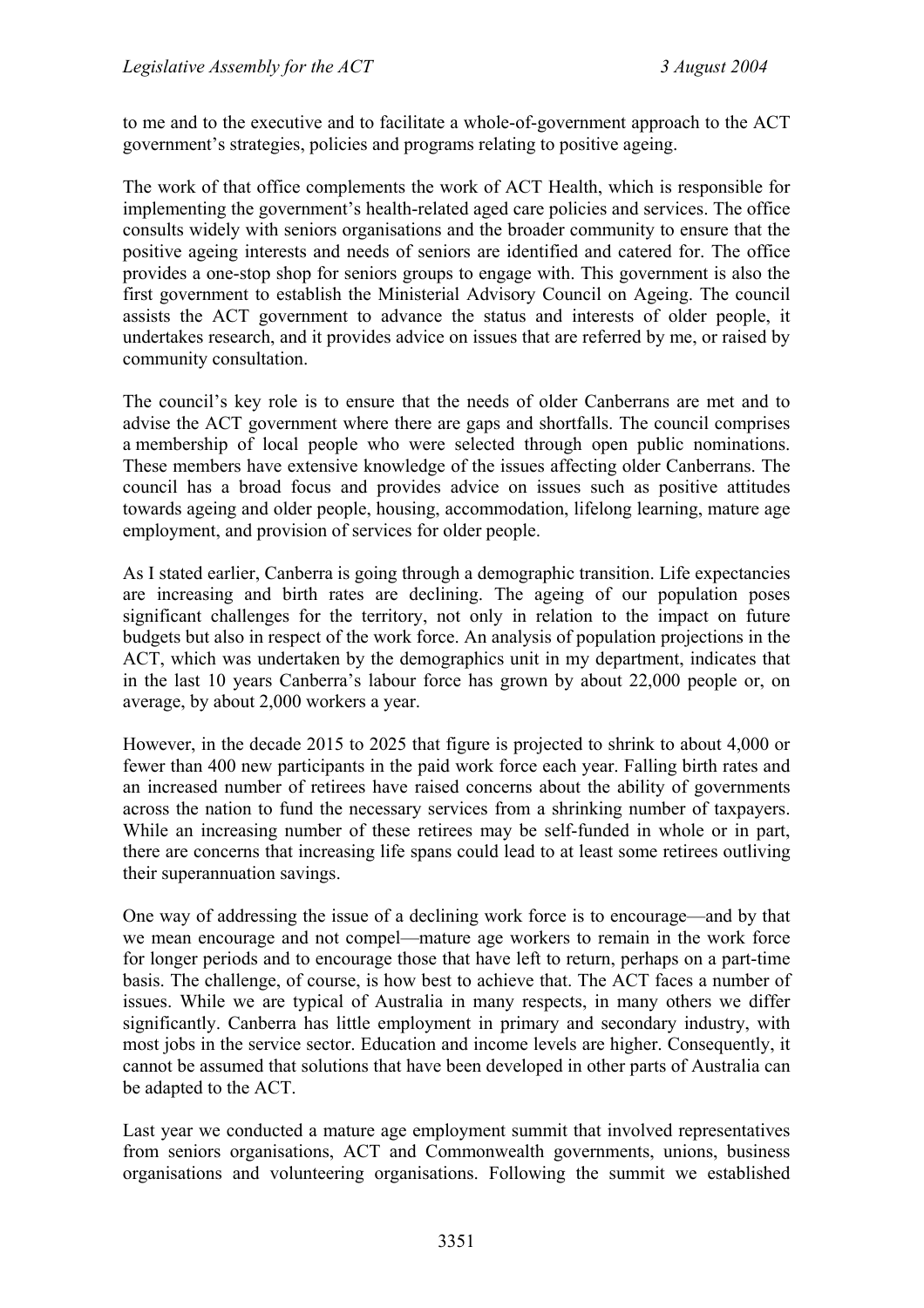to me and to the executive and to facilitate a whole-of-government approach to the ACT government's strategies, policies and programs relating to positive ageing.

The work of that office complements the work of ACT Health, which is responsible for implementing the government's health-related aged care policies and services. The office consults widely with seniors organisations and the broader community to ensure that the positive ageing interests and needs of seniors are identified and catered for. The office provides a one-stop shop for seniors groups to engage with. This government is also the first government to establish the Ministerial Advisory Council on Ageing. The council assists the ACT government to advance the status and interests of older people, it undertakes research, and it provides advice on issues that are referred by me, or raised by community consultation.

The council's key role is to ensure that the needs of older Canberrans are met and to advise the ACT government where there are gaps and shortfalls. The council comprises a membership of local people who were selected through open public nominations. These members have extensive knowledge of the issues affecting older Canberrans. The council has a broad focus and provides advice on issues such as positive attitudes towards ageing and older people, housing, accommodation, lifelong learning, mature age employment, and provision of services for older people.

As I stated earlier, Canberra is going through a demographic transition. Life expectancies are increasing and birth rates are declining. The ageing of our population poses significant challenges for the territory, not only in relation to the impact on future budgets but also in respect of the work force. An analysis of population projections in the ACT, which was undertaken by the demographics unit in my department, indicates that in the last 10 years Canberra's labour force has grown by about 22,000 people or, on average, by about 2,000 workers a year.

However, in the decade 2015 to 2025 that figure is projected to shrink to about 4,000 or fewer than 400 new participants in the paid work force each year. Falling birth rates and an increased number of retirees have raised concerns about the ability of governments across the nation to fund the necessary services from a shrinking number of taxpayers. While an increasing number of these retirees may be self-funded in whole or in part, there are concerns that increasing life spans could lead to at least some retirees outliving their superannuation savings.

One way of addressing the issue of a declining work force is to encourage—and by that we mean encourage and not compel—mature age workers to remain in the work force for longer periods and to encourage those that have left to return, perhaps on a part-time basis. The challenge, of course, is how best to achieve that. The ACT faces a number of issues. While we are typical of Australia in many respects, in many others we differ significantly. Canberra has little employment in primary and secondary industry, with most jobs in the service sector. Education and income levels are higher. Consequently, it cannot be assumed that solutions that have been developed in other parts of Australia can be adapted to the ACT.

Last year we conducted a mature age employment summit that involved representatives from seniors organisations, ACT and Commonwealth governments, unions, business organisations and volunteering organisations. Following the summit we established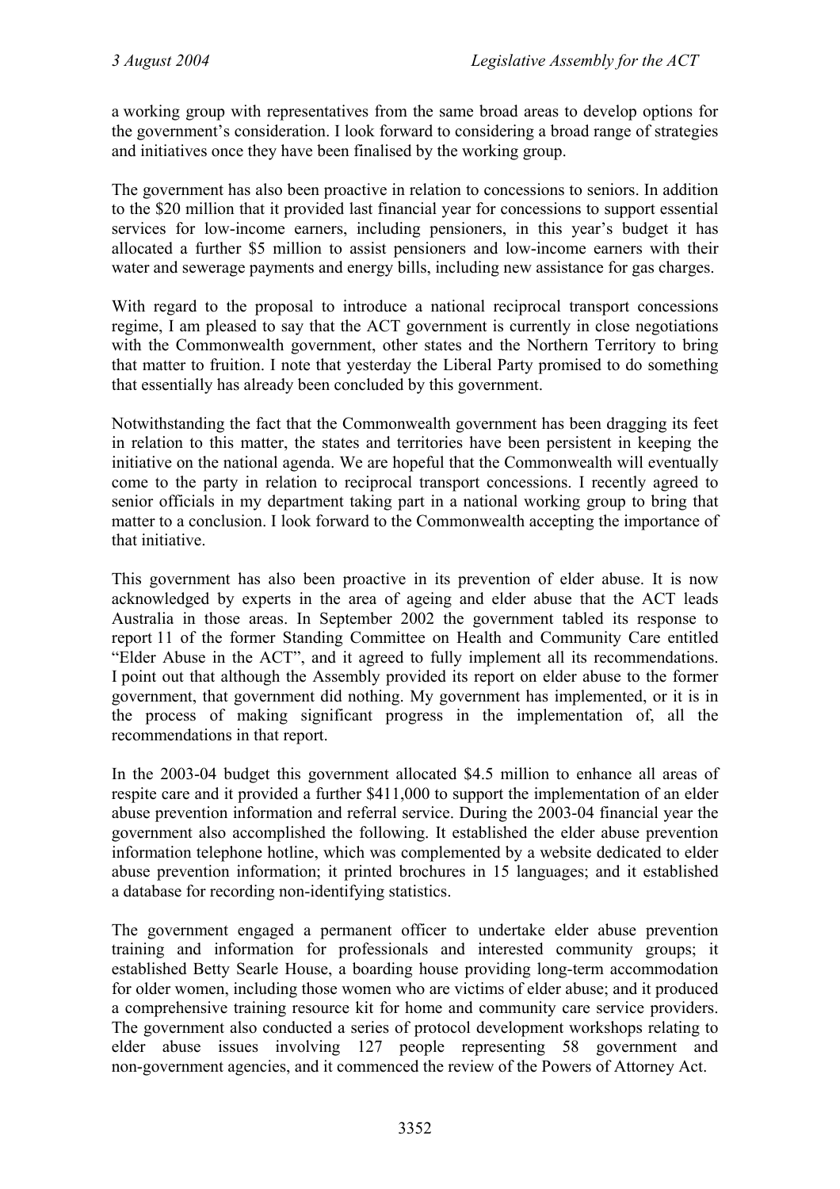a working group with representatives from the same broad areas to develop options for the government's consideration. I look forward to considering a broad range of strategies and initiatives once they have been finalised by the working group.

The government has also been proactive in relation to concessions to seniors. In addition to the $20 million that it provided last financial year for concessions to support essential services for low-income earners, including pensioners, in this year's budget it has allocated a further $5 million to assist pensioners and low-income earners with their water and sewerage payments and energy bills, including new assistance for gas charges.

With regard to the proposal to introduce a national reciprocal transport concessions regime, I am pleased to say that the ACT government is currently in close negotiations with the Commonwealth government, other states and the Northern Territory to bring that matter to fruition. I note that yesterday the Liberal Party promised to do something that essentially has already been concluded by this government.

Notwithstanding the fact that the Commonwealth government has been dragging its feet in relation to this matter, the states and territories have been persistent in keeping the initiative on the national agenda. We are hopeful that the Commonwealth will eventually come to the party in relation to reciprocal transport concessions. I recently agreed to senior officials in my department taking part in a national working group to bring that matter to a conclusion. I look forward to the Commonwealth accepting the importance of that initiative.

This government has also been proactive in its prevention of elder abuse. It is now acknowledged by experts in the area of ageing and elder abuse that the ACT leads Australia in those areas. In September 2002 the government tabled its response to report 11 of the former Standing Committee on Health and Community Care entitled "Elder Abuse in the ACT", and it agreed to fully implement all its recommendations. I point out that although the Assembly provided its report on elder abuse to the former government, that government did nothing. My government has implemented, or it is in the process of making significant progress in the implementation of, all the recommendations in that report.

In the 2003-04 budget this government allocated $4.5 million to enhance all areas of respite care and it provided a further $411,000 to support the implementation of an elder abuse prevention information and referral service. During the 2003-04 financial year the government also accomplished the following. It established the elder abuse prevention information telephone hotline, which was complemented by a website dedicated to elder abuse prevention information; it printed brochures in 15 languages; and it established a database for recording non-identifying statistics.

The government engaged a permanent officer to undertake elder abuse prevention training and information for professionals and interested community groups; it established Betty Searle House, a boarding house providing long-term accommodation for older women, including those women who are victims of elder abuse; and it produced a comprehensive training resource kit for home and community care service providers. The government also conducted a series of protocol development workshops relating to elder abuse issues involving 127 people representing 58 government and non-government agencies, and it commenced the review of the Powers of Attorney Act.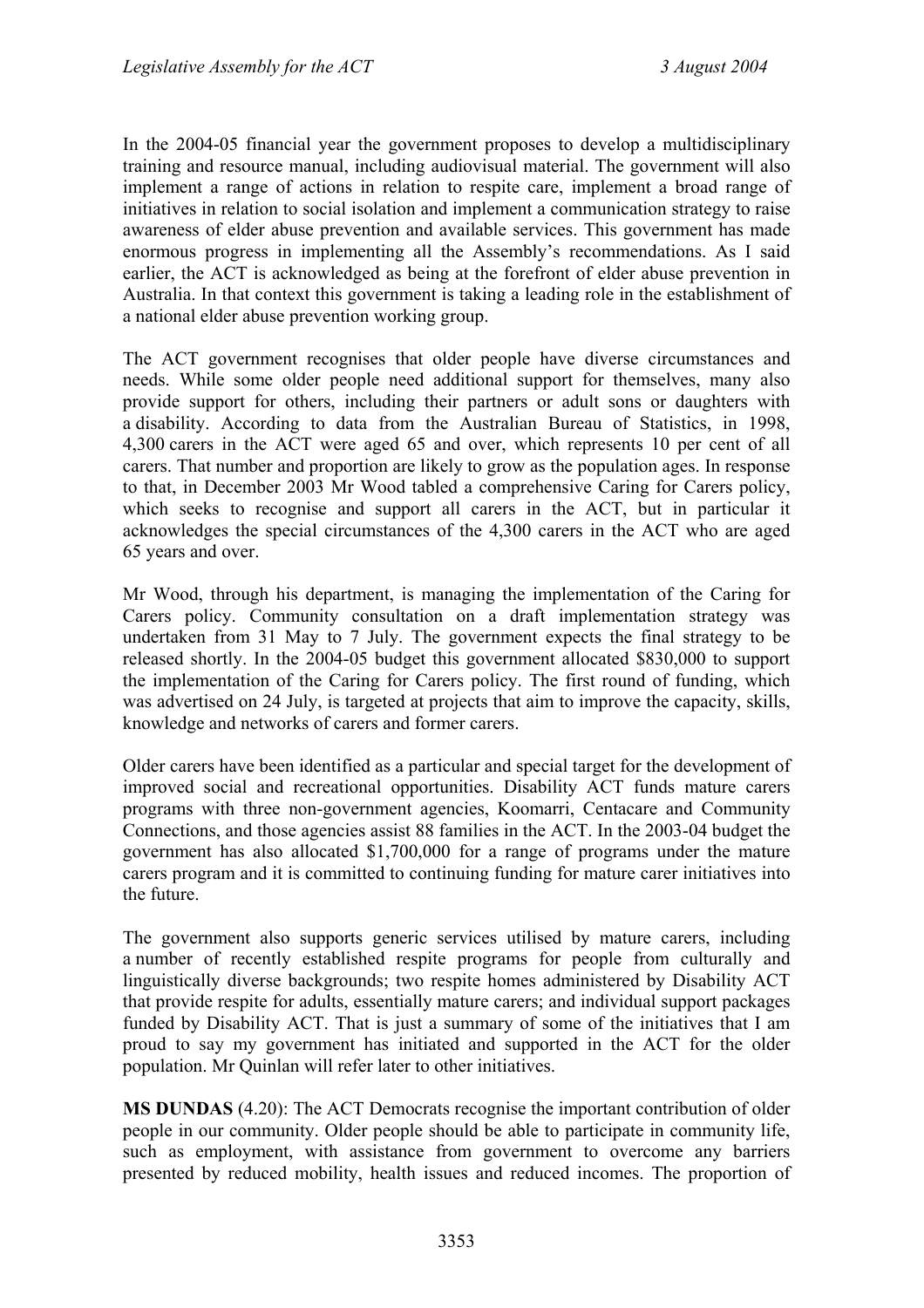In the 2004-05 financial year the government proposes to develop a multidisciplinary training and resource manual, including audiovisual material. The government will also implement a range of actions in relation to respite care, implement a broad range of initiatives in relation to social isolation and implement a communication strategy to raise awareness of elder abuse prevention and available services. This government has made enormous progress in implementing all the Assembly's recommendations. As I said earlier, the ACT is acknowledged as being at the forefront of elder abuse prevention in Australia. In that context this government is taking a leading role in the establishment of a national elder abuse prevention working group.

The ACT government recognises that older people have diverse circumstances and needs. While some older people need additional support for themselves, many also provide support for others, including their partners or adult sons or daughters with a disability. According to data from the Australian Bureau of Statistics, in 1998, 4,300 carers in the ACT were aged 65 and over, which represents 10 per cent of all carers. That number and proportion are likely to grow as the population ages. In response to that, in December 2003 Mr Wood tabled a comprehensive Caring for Carers policy, which seeks to recognise and support all carers in the ACT, but in particular it acknowledges the special circumstances of the 4,300 carers in the ACT who are aged 65 years and over.

Mr Wood, through his department, is managing the implementation of the Caring for Carers policy. Community consultation on a draft implementation strategy was undertaken from 31 May to 7 July. The government expects the final strategy to be released shortly. In the 2004-05 budget this government allocated $830,000 to support the implementation of the Caring for Carers policy. The first round of funding, which was advertised on 24 July, is targeted at projects that aim to improve the capacity, skills, knowledge and networks of carers and former carers.

Older carers have been identified as a particular and special target for the development of improved social and recreational opportunities. Disability ACT funds mature carers programs with three non-government agencies, Koomarri, Centacare and Community Connections, and those agencies assist 88 families in the ACT. In the 2003-04 budget the government has also allocated $1,700,000 for a range of programs under the mature carers program and it is committed to continuing funding for mature carer initiatives into the future.

The government also supports generic services utilised by mature carers, including a number of recently established respite programs for people from culturally and linguistically diverse backgrounds; two respite homes administered by Disability ACT that provide respite for adults, essentially mature carers; and individual support packages funded by Disability ACT. That is just a summary of some of the initiatives that I am proud to say my government has initiated and supported in the ACT for the older population. Mr Quinlan will refer later to other initiatives.

**MS DUNDAS** (4.20): The ACT Democrats recognise the important contribution of older people in our community. Older people should be able to participate in community life, such as employment, with assistance from government to overcome any barriers presented by reduced mobility, health issues and reduced incomes. The proportion of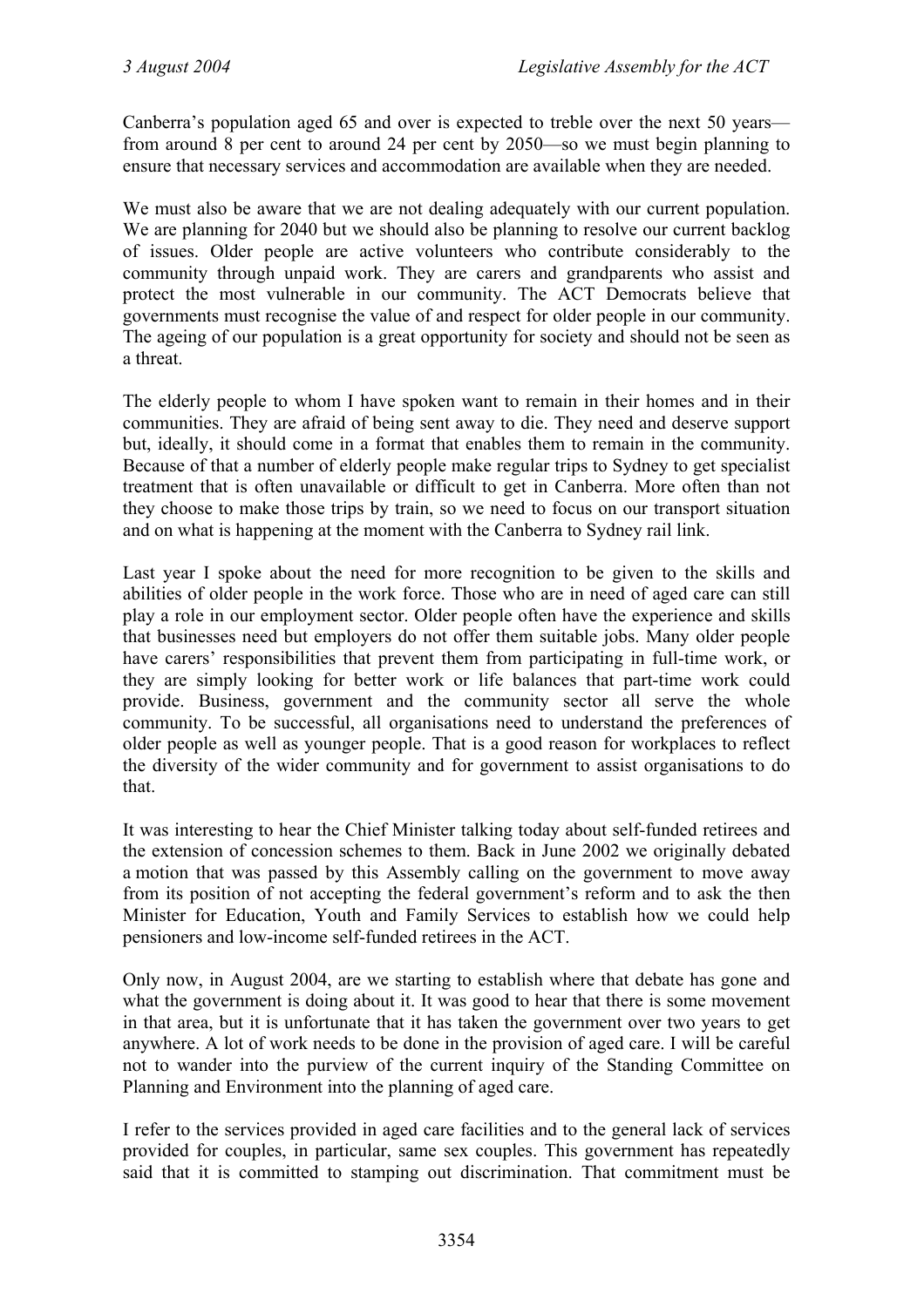Canberra's population aged 65 and over is expected to treble over the next 50 years—from around 8 per cent to around 24 per cent by 2050—so we must begin planning to ensure that necessary services and accommodation are available when they are needed.

We must also be aware that we are not dealing adequately with our current population. We are planning for 2040 but we should also be planning to resolve our current backlog of issues. Older people are active volunteers who contribute considerably to the community through unpaid work. They are carers and grandparents who assist and protect the most vulnerable in our community. The ACT Democrats believe that governments must recognise the value of and respect for older people in our community. The ageing of our population is a great opportunity for society and should not be seen as a threat.

The elderly people to whom I have spoken want to remain in their homes and in their communities. They are afraid of being sent away to die. They need and deserve support but, ideally, it should come in a format that enables them to remain in the community. Because of that a number of elderly people make regular trips to Sydney to get specialist treatment that is often unavailable or difficult to get in Canberra. More often than not they choose to make those trips by train, so we need to focus on our transport situation and on what is happening at the moment with the Canberra to Sydney rail link.

Last year I spoke about the need for more recognition to be given to the skills and abilities of older people in the work force. Those who are in need of aged care can still play a role in our employment sector. Older people often have the experience and skills that businesses need but employers do not offer them suitable jobs. Many older people have carers' responsibilities that prevent them from participating in full-time work, or they are simply looking for better work or life balances that part-time work could provide. Business, government and the community sector all serve the whole community. To be successful, all organisations need to understand the preferences of older people as well as younger people. That is a good reason for workplaces to reflect the diversity of the wider community and for government to assist organisations to do that.

It was interesting to hear the Chief Minister talking today about self-funded retirees and the extension of concession schemes to them. Back in June 2002 we originally debated a motion that was passed by this Assembly calling on the government to move away from its position of not accepting the federal government's reform and to ask the then Minister for Education, Youth and Family Services to establish how we could help pensioners and low-income self-funded retirees in the ACT.

Only now, in August 2004, are we starting to establish where that debate has gone and what the government is doing about it. It was good to hear that there is some movement in that area, but it is unfortunate that it has taken the government over two years to get anywhere. A lot of work needs to be done in the provision of aged care. I will be careful not to wander into the purview of the current inquiry of the Standing Committee on Planning and Environment into the planning of aged care.

I refer to the services provided in aged care facilities and to the general lack of services provided for couples, in particular, same sex couples. This government has repeatedly said that it is committed to stamping out discrimination. That commitment must be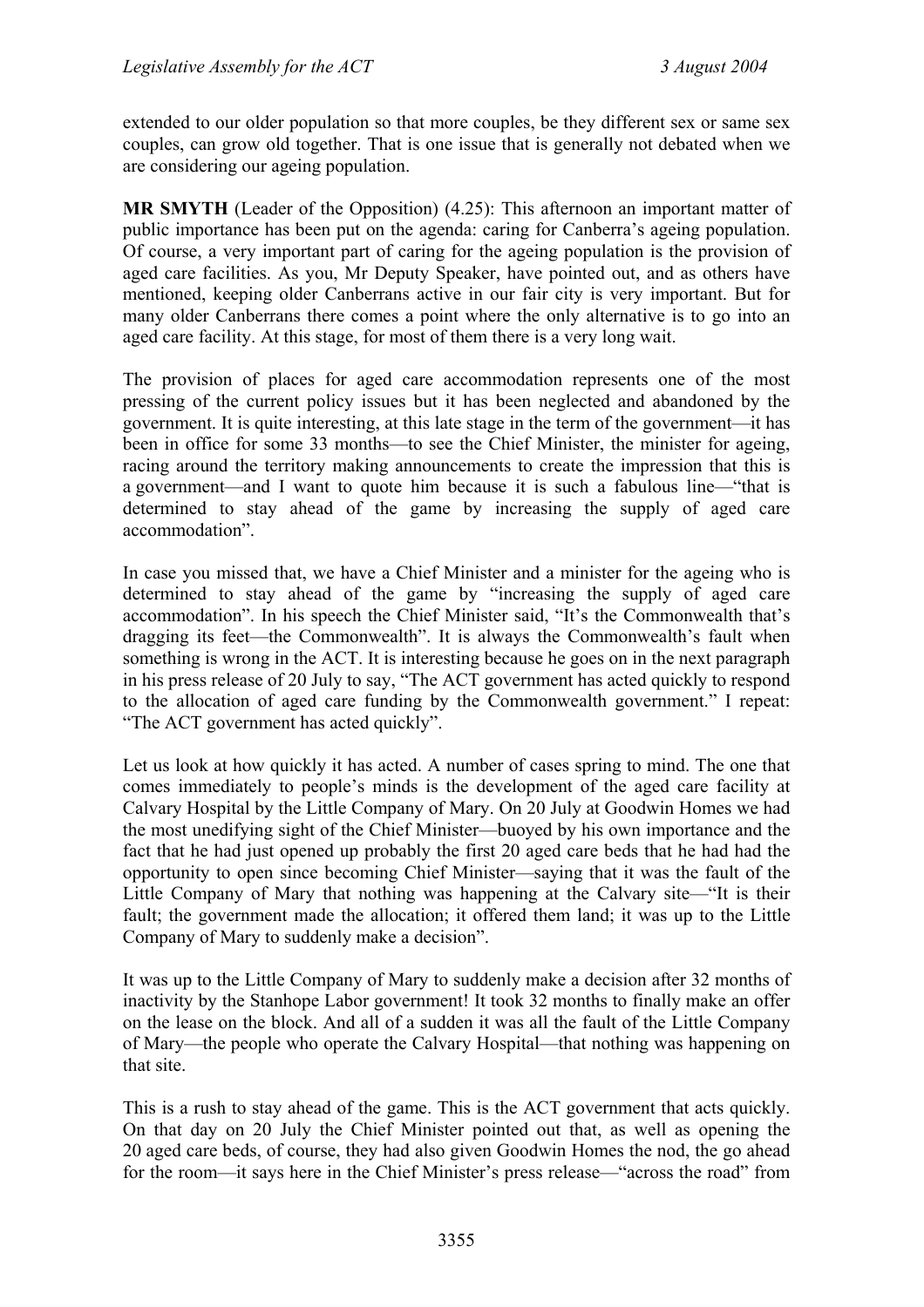extended to our older population so that more couples, be they different sex or same sex couples, can grow old together. That is one issue that is generally not debated when we are considering our ageing population.

**MR SMYTH** (Leader of the Opposition) (4.25): This afternoon an important matter of public importance has been put on the agenda: caring for Canberra's ageing population. Of course, a very important part of caring for the ageing population is the provision of aged care facilities. As you, Mr Deputy Speaker, have pointed out, and as others have mentioned, keeping older Canberrans active in our fair city is very important. But for many older Canberrans there comes a point where the only alternative is to go into an aged care facility. At this stage, for most of them there is a very long wait.

The provision of places for aged care accommodation represents one of the most pressing of the current policy issues but it has been neglected and abandoned by the government. It is quite interesting, at this late stage in the term of the government—it has been in office for some 33 months—to see the Chief Minister, the minister for ageing, racing around the territory making announcements to create the impression that this is a government—and I want to quote him because it is such a fabulous line—"that is determined to stay ahead of the game by increasing the supply of aged care accommodation".

In case you missed that, we have a Chief Minister and a minister for the ageing who is determined to stay ahead of the game by "increasing the supply of aged care accommodation". In his speech the Chief Minister said, "It's the Commonwealth that's dragging its feet—the Commonwealth". It is always the Commonwealth's fault when something is wrong in the ACT. It is interesting because he goes on in the next paragraph in his press release of 20 July to say, "The ACT government has acted quickly to respond to the allocation of aged care funding by the Commonwealth government." I repeat: "The ACT government has acted quickly".

Let us look at how quickly it has acted. A number of cases spring to mind. The one that comes immediately to people's minds is the development of the aged care facility at Calvary Hospital by the Little Company of Mary. On 20 July at Goodwin Homes we had the most unedifying sight of the Chief Minister—buoyed by his own importance and the fact that he had just opened up probably the first 20 aged care beds that he had had the opportunity to open since becoming Chief Minister—saying that it was the fault of the Little Company of Mary that nothing was happening at the Calvary site—"It is their fault; the government made the allocation; it offered them land; it was up to the Little Company of Mary to suddenly make a decision".

It was up to the Little Company of Mary to suddenly make a decision after 32 months of inactivity by the Stanhope Labor government! It took 32 months to finally make an offer on the lease on the block. And all of a sudden it was all the fault of the Little Company of Mary—the people who operate the Calvary Hospital—that nothing was happening on that site.

This is a rush to stay ahead of the game. This is the ACT government that acts quickly. On that day on 20 July the Chief Minister pointed out that, as well as opening the 20 aged care beds, of course, they had also given Goodwin Homes the nod, the go ahead for the room—it says here in the Chief Minister's press release—"across the road" from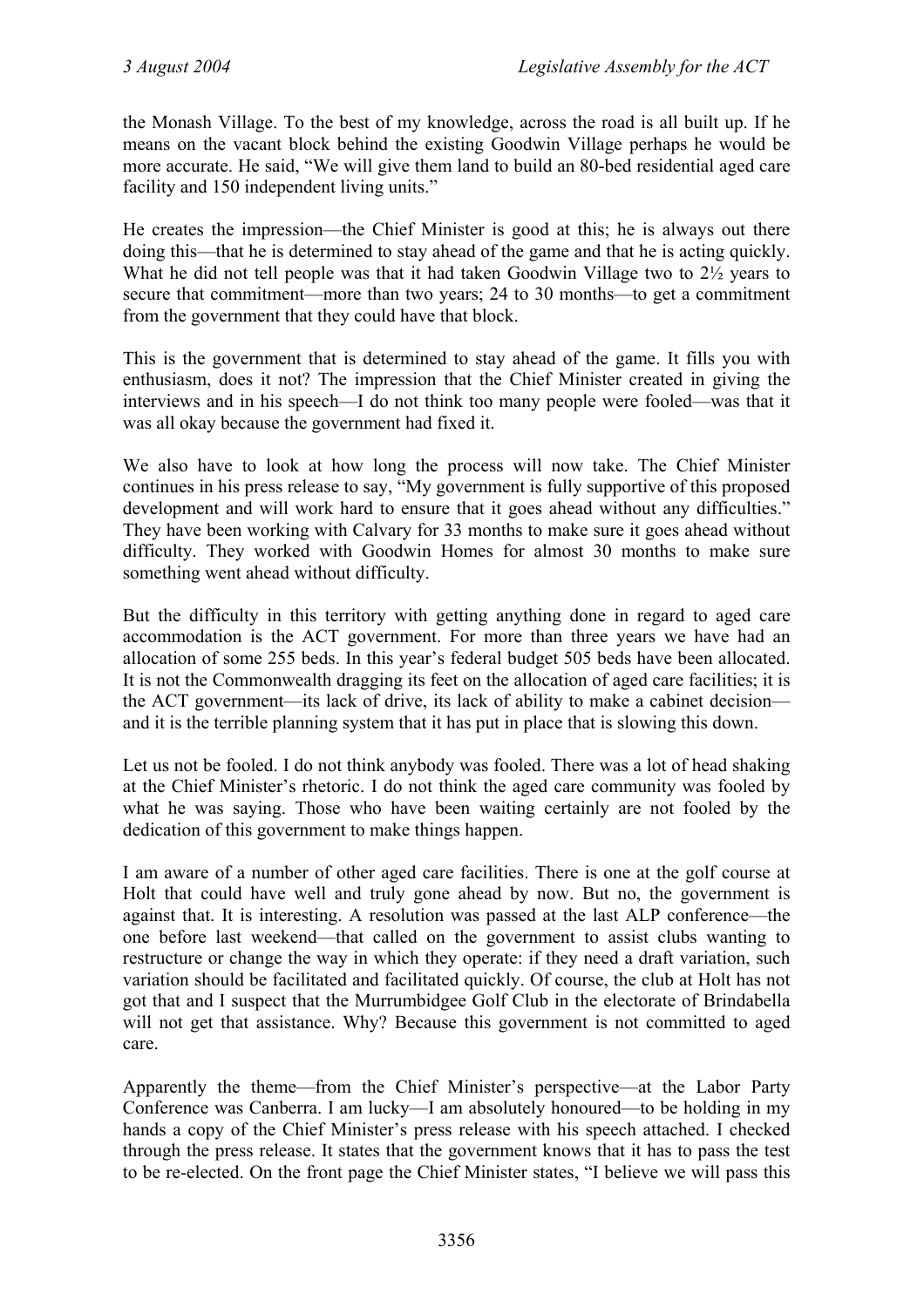the Monash Village. To the best of my knowledge, across the road is all built up. If he means on the vacant block behind the existing Goodwin Village perhaps he would be more accurate. He said, "We will give them land to build an 80-bed residential aged care facility and 150 independent living units."

He creates the impression—the Chief Minister is good at this; he is always out there doing this—that he is determined to stay ahead of the game and that he is acting quickly. What he did not tell people was that it had taken Goodwin Village two to 2½ years to secure that commitment—more than two years; 24 to 30 months—to get a commitment from the government that they could have that block.

This is the government that is determined to stay ahead of the game. It fills you with enthusiasm, does it not? The impression that the Chief Minister created in giving the interviews and in his speech—I do not think too many people were fooled—was that it was all okay because the government had fixed it.

We also have to look at how long the process will now take. The Chief Minister continues in his press release to say, "My government is fully supportive of this proposed development and will work hard to ensure that it goes ahead without any difficulties." They have been working with Calvary for 33 months to make sure it goes ahead without difficulty. They worked with Goodwin Homes for almost 30 months to make sure something went ahead without difficulty.

But the difficulty in this territory with getting anything done in regard to aged care accommodation is the ACT government. For more than three years we have had an allocation of some 255 beds. In this year's federal budget 505 beds have been allocated. It is not the Commonwealth dragging its feet on the allocation of aged care facilities; it is the ACT government—its lack of drive, its lack of ability to make a cabinet decision—and it is the terrible planning system that it has put in place that is slowing this down.

Let us not be fooled. I do not think anybody was fooled. There was a lot of head shaking at the Chief Minister's rhetoric. I do not think the aged care community was fooled by what he was saying. Those who have been waiting certainly are not fooled by the dedication of this government to make things happen.

I am aware of a number of other aged care facilities. There is one at the golf course at Holt that could have well and truly gone ahead by now. But no, the government is against that. It is interesting. A resolution was passed at the last ALP conference—the one before last weekend—that called on the government to assist clubs wanting to restructure or change the way in which they operate: if they need a draft variation, such variation should be facilitated and facilitated quickly. Of course, the club at Holt has not got that and I suspect that the Murrumbidgee Golf Club in the electorate of Brindabella will not get that assistance. Why? Because this government is not committed to aged care.

Apparently the theme—from the Chief Minister's perspective—at the Labor Party Conference was Canberra. I am lucky—I am absolutely honoured—to be holding in my hands a copy of the Chief Minister's press release with his speech attached. I checked through the press release. It states that the government knows that it has to pass the test to be re-elected. On the front page the Chief Minister states, "I believe we will pass this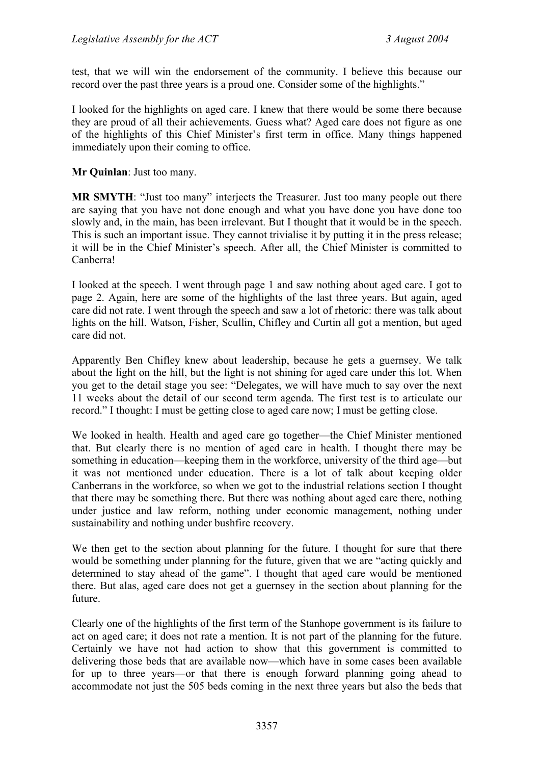test, that we will win the endorsement of the community. I believe this because our record over the past three years is a proud one. Consider some of the highlights."

I looked for the highlights on aged care. I knew that there would be some there because they are proud of all their achievements. Guess what? Aged care does not figure as one of the highlights of this Chief Minister's first term in office. Many things happened immediately upon their coming to office.

**Mr Quinlan**: Just too many.

**MR SMYTH**: "Just too many" interjects the Treasurer. Just too many people out there are saying that you have not done enough and what you have done you have done too slowly and, in the main, has been irrelevant. But I thought that it would be in the speech. This is such an important issue. They cannot trivialise it by putting it in the press release; it will be in the Chief Minister's speech. After all, the Chief Minister is committed to Canberra!

I looked at the speech. I went through page 1 and saw nothing about aged care. I got to page 2. Again, here are some of the highlights of the last three years. But again, aged care did not rate. I went through the speech and saw a lot of rhetoric: there was talk about lights on the hill. Watson, Fisher, Scullin, Chifley and Curtin all got a mention, but aged care did not.

Apparently Ben Chifley knew about leadership, because he gets a guernsey. We talk about the light on the hill, but the light is not shining for aged care under this lot. When you get to the detail stage you see: "Delegates, we will have much to say over the next 11 weeks about the detail of our second term agenda. The first test is to articulate our record." I thought: I must be getting close to aged care now; I must be getting close.

We looked in health. Health and aged care go together—the Chief Minister mentioned that. But clearly there is no mention of aged care in health. I thought there may be something in education—keeping them in the workforce, university of the third age—but it was not mentioned under education. There is a lot of talk about keeping older Canberrans in the workforce, so when we got to the industrial relations section I thought that there may be something there. But there was nothing about aged care there, nothing under justice and law reform, nothing under economic management, nothing under sustainability and nothing under bushfire recovery.

We then get to the section about planning for the future. I thought for sure that there would be something under planning for the future, given that we are "acting quickly and determined to stay ahead of the game". I thought that aged care would be mentioned there. But alas, aged care does not get a guernsey in the section about planning for the future.

Clearly one of the highlights of the first term of the Stanhope government is its failure to act on aged care; it does not rate a mention. It is not part of the planning for the future. Certainly we have not had action to show that this government is committed to delivering those beds that are available now—which have in some cases been available for up to three years—or that there is enough forward planning going ahead to accommodate not just the 505 beds coming in the next three years but also the beds that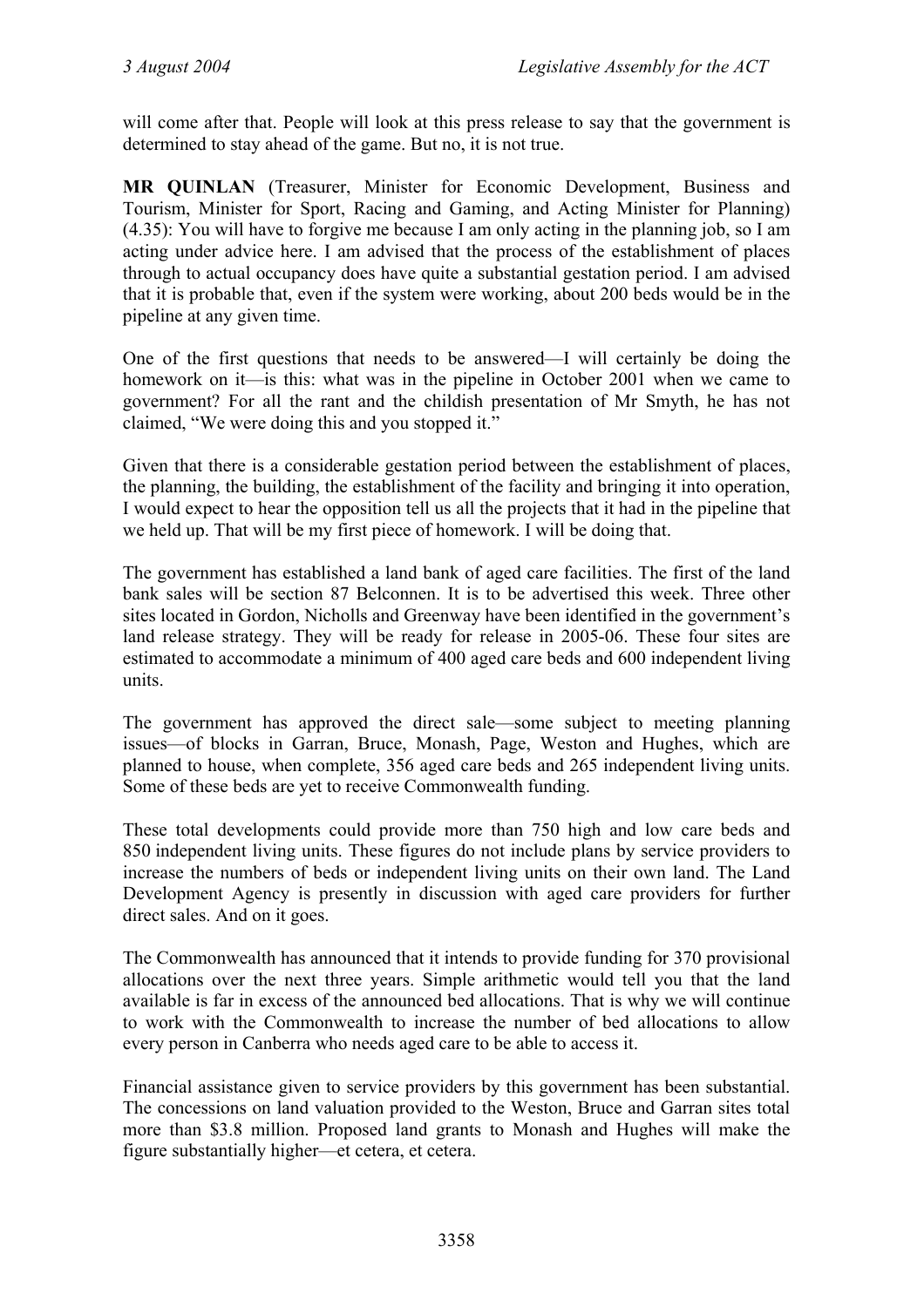will come after that. People will look at this press release to say that the government is determined to stay ahead of the game. But no, it is not true.

**MR QUINLAN** (Treasurer, Minister for Economic Development, Business and Tourism, Minister for Sport, Racing and Gaming, and Acting Minister for Planning) (4.35): You will have to forgive me because I am only acting in the planning job, so I am acting under advice here. I am advised that the process of the establishment of places through to actual occupancy does have quite a substantial gestation period. I am advised that it is probable that, even if the system were working, about 200 beds would be in the pipeline at any given time.

One of the first questions that needs to be answered—I will certainly be doing the homework on it—is this: what was in the pipeline in October 2001 when we came to government? For all the rant and the childish presentation of Mr Smyth, he has not claimed, "We were doing this and you stopped it."

Given that there is a considerable gestation period between the establishment of places, the planning, the building, the establishment of the facility and bringing it into operation, I would expect to hear the opposition tell us all the projects that it had in the pipeline that we held up. That will be my first piece of homework. I will be doing that.

The government has established a land bank of aged care facilities. The first of the land bank sales will be section 87 Belconnen. It is to be advertised this week. Three other sites located in Gordon, Nicholls and Greenway have been identified in the government's land release strategy. They will be ready for release in 2005-06. These four sites are estimated to accommodate a minimum of 400 aged care beds and 600 independent living units.

The government has approved the direct sale—some subject to meeting planning issues—of blocks in Garran, Bruce, Monash, Page, Weston and Hughes, which are planned to house, when complete, 356 aged care beds and 265 independent living units. Some of these beds are yet to receive Commonwealth funding.

These total developments could provide more than 750 high and low care beds and 850 independent living units. These figures do not include plans by service providers to increase the numbers of beds or independent living units on their own land. The Land Development Agency is presently in discussion with aged care providers for further direct sales. And on it goes.

The Commonwealth has announced that it intends to provide funding for 370 provisional allocations over the next three years. Simple arithmetic would tell you that the land available is far in excess of the announced bed allocations. That is why we will continue to work with the Commonwealth to increase the number of bed allocations to allow every person in Canberra who needs aged care to be able to access it.

Financial assistance given to service providers by this government has been substantial. The concessions on land valuation provided to the Weston, Bruce and Garran sites total more than $3.8 million. Proposed land grants to Monash and Hughes will make the figure substantially higher—et cetera, et cetera.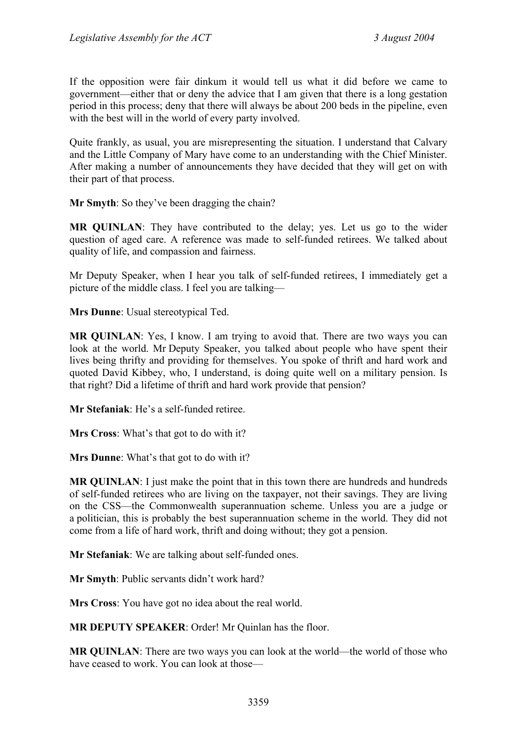If the opposition were fair dinkum it would tell us what it did before we came to government—either that or deny the advice that I am given that there is a long gestation period in this process; deny that there will always be about 200 beds in the pipeline, even with the best will in the world of every party involved.

Quite frankly, as usual, you are misrepresenting the situation. I understand that Calvary and the Little Company of Mary have come to an understanding with the Chief Minister. After making a number of announcements they have decided that they will get on with their part of that process.

**Mr Smyth**: So they've been dragging the chain?

**MR QUINLAN**: They have contributed to the delay; yes. Let us go to the wider question of aged care. A reference was made to self-funded retirees. We talked about quality of life, and compassion and fairness.

Mr Deputy Speaker, when I hear you talk of self-funded retirees, I immediately get a picture of the middle class. I feel you are talking—

**Mrs Dunne**: Usual stereotypical Ted.

**MR QUINLAN**: Yes, I know. I am trying to avoid that. There are two ways you can look at the world. Mr Deputy Speaker, you talked about people who have spent their lives being thrifty and providing for themselves. You spoke of thrift and hard work and quoted David Kibbey, who, I understand, is doing quite well on a military pension. Is that right? Did a lifetime of thrift and hard work provide that pension?

**Mr Stefaniak**: He's a self-funded retiree.

**Mrs Cross**: What's that got to do with it?

**Mrs Dunne**: What's that got to do with it?

**MR QUINLAN**: I just make the point that in this town there are hundreds and hundreds of self-funded retirees who are living on the taxpayer, not their savings. They are living on the CSS—the Commonwealth superannuation scheme. Unless you are a judge or a politician, this is probably the best superannuation scheme in the world. They did not come from a life of hard work, thrift and doing without; they got a pension.

**Mr Stefaniak**: We are talking about self-funded ones.

**Mr Smyth**: Public servants didn't work hard?

**Mrs Cross**: You have got no idea about the real world.

**MR DEPUTY SPEAKER**: Order! Mr Quinlan has the floor.

**MR QUINLAN**: There are two ways you can look at the world—the world of those who have ceased to work. You can look at those—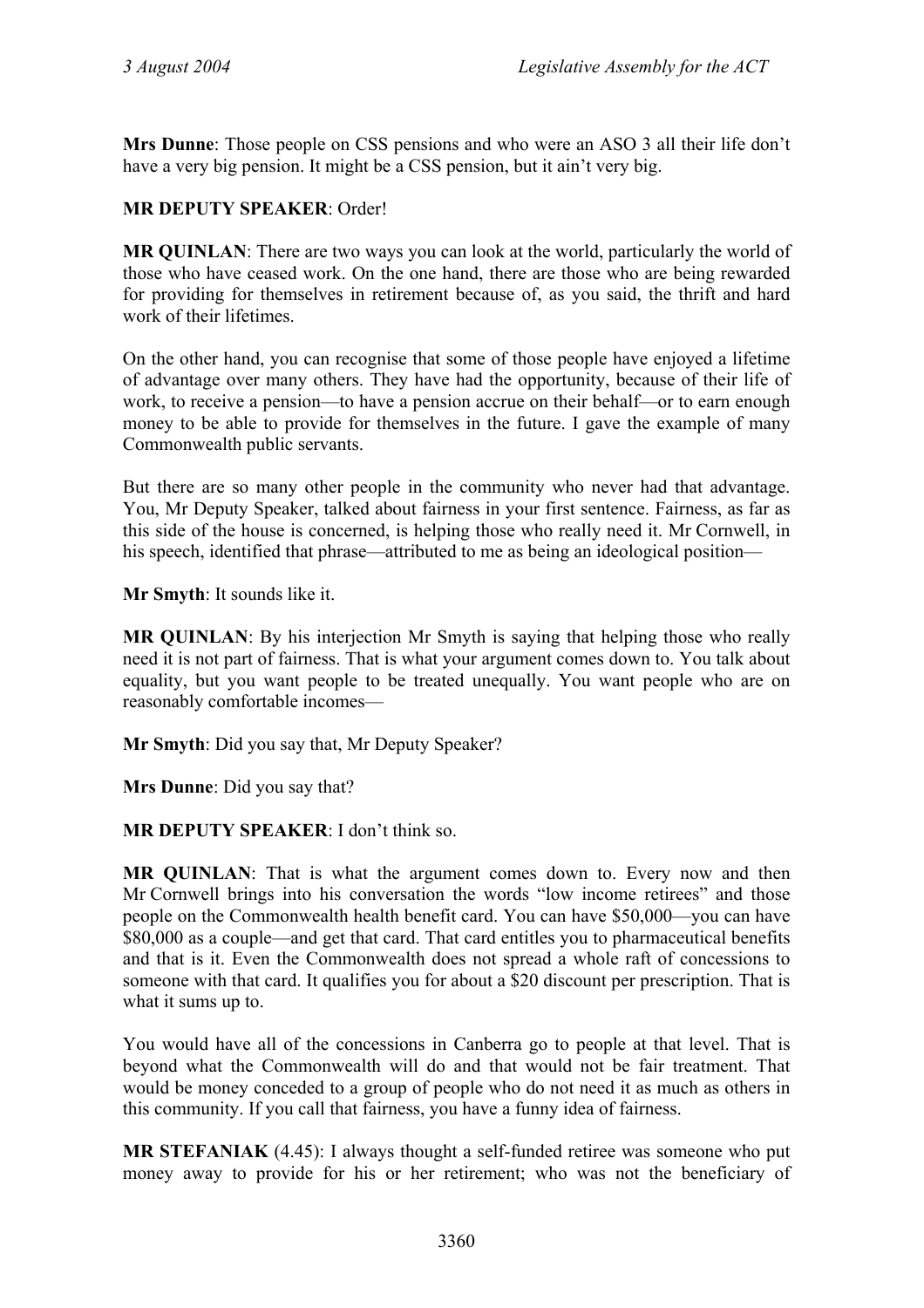**Mrs Dunne**: Those people on CSS pensions and who were an ASO 3 all their life don't have a very big pension. It might be a CSS pension, but it ain't very big.

**MR DEPUTY SPEAKER**: Order!

**MR QUINLAN**: There are two ways you can look at the world, particularly the world of those who have ceased work. On the one hand, there are those who are being rewarded for providing for themselves in retirement because of, as you said, the thrift and hard work of their lifetimes.

On the other hand, you can recognise that some of those people have enjoyed a lifetime of advantage over many others. They have had the opportunity, because of their life of work, to receive a pension—to have a pension accrue on their behalf—or to earn enough money to be able to provide for themselves in the future. I gave the example of many Commonwealth public servants.

But there are so many other people in the community who never had that advantage. You, Mr Deputy Speaker, talked about fairness in your first sentence. Fairness, as far as this side of the house is concerned, is helping those who really need it. Mr Cornwell, in his speech, identified that phrase—attributed to me as being an ideological position—

**Mr Smyth**: It sounds like it.

**MR QUINLAN**: By his interjection Mr Smyth is saying that helping those who really need it is not part of fairness. That is what your argument comes down to. You talk about equality, but you want people to be treated unequally. You want people who are on reasonably comfortable incomes—

**Mr Smyth**: Did you say that, Mr Deputy Speaker?

**Mrs Dunne**: Did you say that?

**MR DEPUTY SPEAKER**: I don't think so.

**MR QUINLAN**: That is what the argument comes down to. Every now and then Mr Cornwell brings into his conversation the words "low income retirees" and those people on the Commonwealth health benefit card. You can have $50,000—you can have $80,000 as a couple—and get that card. That card entitles you to pharmaceutical benefits and that is it. Even the Commonwealth does not spread a whole raft of concessions to someone with that card. It qualifies you for about a $20 discount per prescription. That is what it sums up to.

You would have all of the concessions in Canberra go to people at that level. That is beyond what the Commonwealth will do and that would not be fair treatment. That would be money conceded to a group of people who do not need it as much as others in this community. If you call that fairness, you have a funny idea of fairness.

**MR STEFANIAK** (4.45): I always thought a self-funded retiree was someone who put money away to provide for his or her retirement; who was not the beneficiary of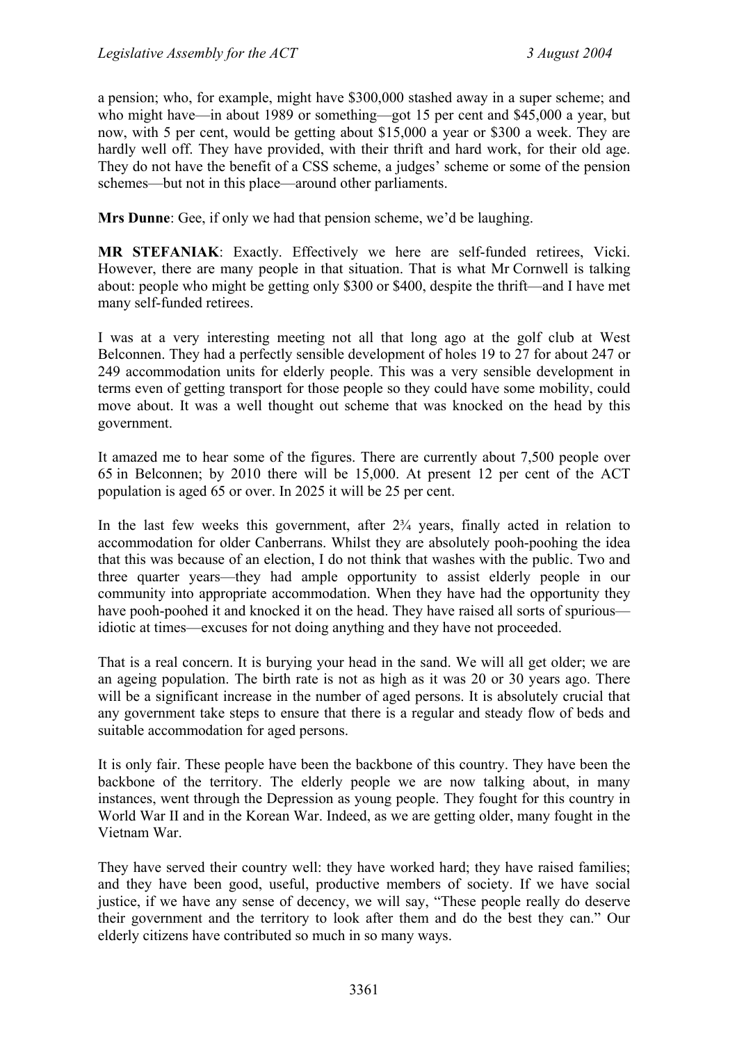a pension; who, for example, might have $300,000 stashed away in a super scheme; and who might have—in about 1989 or something—got 15 per cent and $45,000 a year, but now, with 5 per cent, would be getting about $15,000 a year or $300 a week. They are hardly well off. They have provided, with their thrift and hard work, for their old age. They do not have the benefit of a CSS scheme, a judges' scheme or some of the pension schemes—but not in this place—around other parliaments.

**Mrs Dunne**: Gee, if only we had that pension scheme, we'd be laughing.

**MR STEFANIAK**: Exactly. Effectively we here are self-funded retirees, Vicki. However, there are many people in that situation. That is what Mr Cornwell is talking about: people who might be getting only $300 or $400, despite the thrift—and I have met many self-funded retirees.

I was at a very interesting meeting not all that long ago at the golf club at West Belconnen. They had a perfectly sensible development of holes 19 to 27 for about 247 or 249 accommodation units for elderly people. This was a very sensible development in terms even of getting transport for those people so they could have some mobility, could move about. It was a well thought out scheme that was knocked on the head by this government.

It amazed me to hear some of the figures. There are currently about 7,500 people over 65 in Belconnen; by 2010 there will be 15,000. At present 12 per cent of the ACT population is aged 65 or over. In 2025 it will be 25 per cent.

In the last few weeks this government, after 2¾ years, finally acted in relation to accommodation for older Canberrans. Whilst they are absolutely pooh-poohing the idea that this was because of an election, I do not think that washes with the public. Two and three quarter years—they had ample opportunity to assist elderly people in our community into appropriate accommodation. When they have had the opportunity they have pooh-poohed it and knocked it on the head. They have raised all sorts of spurious—idiotic at times—excuses for not doing anything and they have not proceeded.

That is a real concern. It is burying your head in the sand. We will all get older; we are an ageing population. The birth rate is not as high as it was 20 or 30 years ago. There will be a significant increase in the number of aged persons. It is absolutely crucial that any government take steps to ensure that there is a regular and steady flow of beds and suitable accommodation for aged persons.

It is only fair. These people have been the backbone of this country. They have been the backbone of the territory. The elderly people we are now talking about, in many instances, went through the Depression as young people. They fought for this country in World War II and in the Korean War. Indeed, as we are getting older, many fought in the Vietnam War.

They have served their country well: they have worked hard; they have raised families; and they have been good, useful, productive members of society. If we have social justice, if we have any sense of decency, we will say, "These people really do deserve their government and the territory to look after them and do the best they can." Our elderly citizens have contributed so much in so many ways.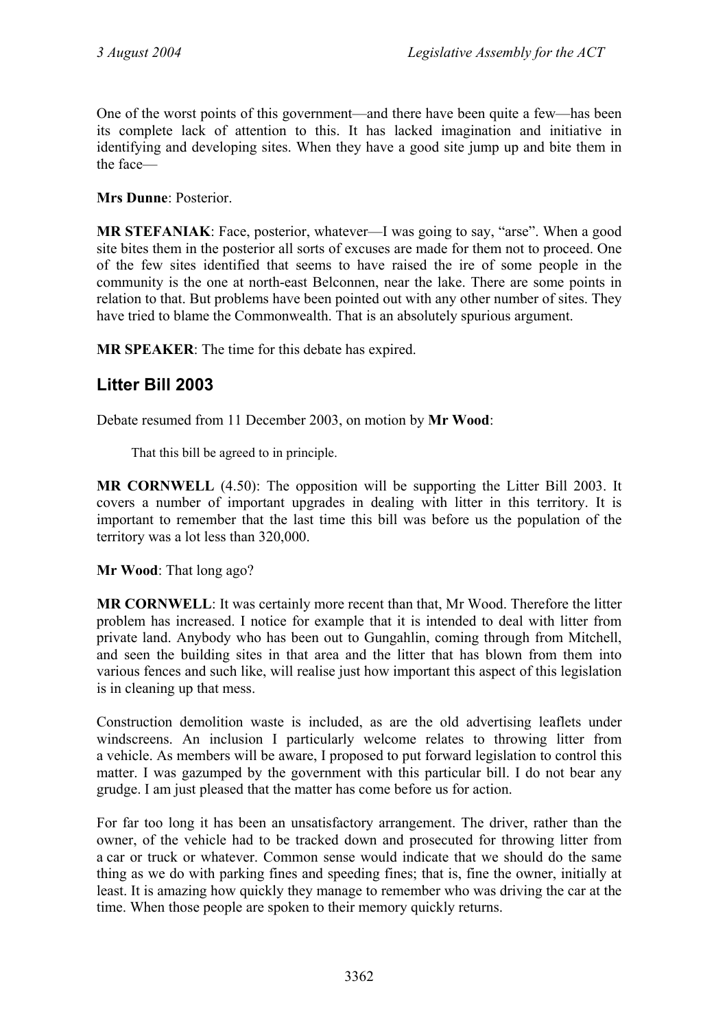One of the worst points of this government—and there have been quite a few—has been its complete lack of attention to this. It has lacked imagination and initiative in identifying and developing sites. When they have a good site jump up and bite them in the face—

**Mrs Dunne**: Posterior.

**MR STEFANIAK**: Face, posterior, whatever—I was going to say, "arse". When a good site bites them in the posterior all sorts of excuses are made for them not to proceed. One of the few sites identified that seems to have raised the ire of some people in the community is the one at north-east Belconnen, near the lake. There are some points in relation to that. But problems have been pointed out with any other number of sites. They have tried to blame the Commonwealth. That is an absolutely spurious argument.

**MR SPEAKER**: The time for this debate has expired.

## Litter Bill 2003

Debate resumed from 11 December 2003, on motion by **Mr Wood**:

> That this bill be agreed to in principle.

**MR CORNWELL** (4.50): The opposition will be supporting the Litter Bill 2003. It covers a number of important upgrades in dealing with litter in this territory. It is important to remember that the last time this bill was before us the population of the territory was a lot less than 320,000.

**Mr Wood**: That long ago?

**MR CORNWELL**: It was certainly more recent than that, Mr Wood. Therefore the litter problem has increased. I notice for example that it is intended to deal with litter from private land. Anybody who has been out to Gungahlin, coming through from Mitchell, and seen the building sites in that area and the litter that has blown from them into various fences and such like, will realise just how important this aspect of this legislation is in cleaning up that mess.

Construction demolition waste is included, as are the old advertising leaflets under windscreens. An inclusion I particularly welcome relates to throwing litter from a vehicle. As members will be aware, I proposed to put forward legislation to control this matter. I was gazumped by the government with this particular bill. I do not bear any grudge. I am just pleased that the matter has come before us for action.

For far too long it has been an unsatisfactory arrangement. The driver, rather than the owner, of the vehicle had to be tracked down and prosecuted for throwing litter from a car or truck or whatever. Common sense would indicate that we should do the same thing as we do with parking fines and speeding fines; that is, fine the owner, initially at least. It is amazing how quickly they manage to remember who was driving the car at the time. When those people are spoken to their memory quickly returns.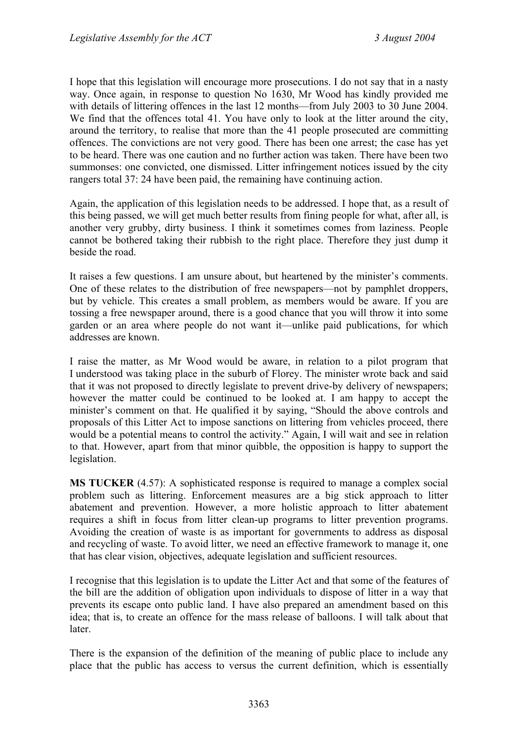I hope that this legislation will encourage more prosecutions. I do not say that in a nasty way. Once again, in response to question No 1630, Mr Wood has kindly provided me with details of littering offences in the last 12 months—from July 2003 to 30 June 2004. We find that the offences total 41. You have only to look at the litter around the city, around the territory, to realise that more than the 41 people prosecuted are committing offences. The convictions are not very good. There has been one arrest; the case has yet to be heard. There was one caution and no further action was taken. There have been two summonses: one convicted, one dismissed. Litter infringement notices issued by the city rangers total 37: 24 have been paid, the remaining have continuing action.

Again, the application of this legislation needs to be addressed. I hope that, as a result of this being passed, we will get much better results from fining people for what, after all, is another very grubby, dirty business. I think it sometimes comes from laziness. People cannot be bothered taking their rubbish to the right place. Therefore they just dump it beside the road.

It raises a few questions. I am unsure about, but heartened by the minister's comments. One of these relates to the distribution of free newspapers—not by pamphlet droppers, but by vehicle. This creates a small problem, as members would be aware. If you are tossing a free newspaper around, there is a good chance that you will throw it into some garden or an area where people do not want it—unlike paid publications, for which addresses are known.

I raise the matter, as Mr Wood would be aware, in relation to a pilot program that I understood was taking place in the suburb of Florey. The minister wrote back and said that it was not proposed to directly legislate to prevent drive-by delivery of newspapers; however the matter could be continued to be looked at. I am happy to accept the minister's comment on that. He qualified it by saying, "Should the above controls and proposals of this Litter Act to impose sanctions on littering from vehicles proceed, there would be a potential means to control the activity." Again, I will wait and see in relation to that. However, apart from that minor quibble, the opposition is happy to support the legislation.

**MS TUCKER** (4.57): A sophisticated response is required to manage a complex social problem such as littering. Enforcement measures are a big stick approach to litter abatement and prevention. However, a more holistic approach to litter abatement requires a shift in focus from litter clean-up programs to litter prevention programs. Avoiding the creation of waste is as important for governments to address as disposal and recycling of waste. To avoid litter, we need an effective framework to manage it, one that has clear vision, objectives, adequate legislation and sufficient resources.

I recognise that this legislation is to update the Litter Act and that some of the features of the bill are the addition of obligation upon individuals to dispose of litter in a way that prevents its escape onto public land. I have also prepared an amendment based on this idea; that is, to create an offence for the mass release of balloons. I will talk about that later.

There is the expansion of the definition of the meaning of public place to include any place that the public has access to versus the current definition, which is essentially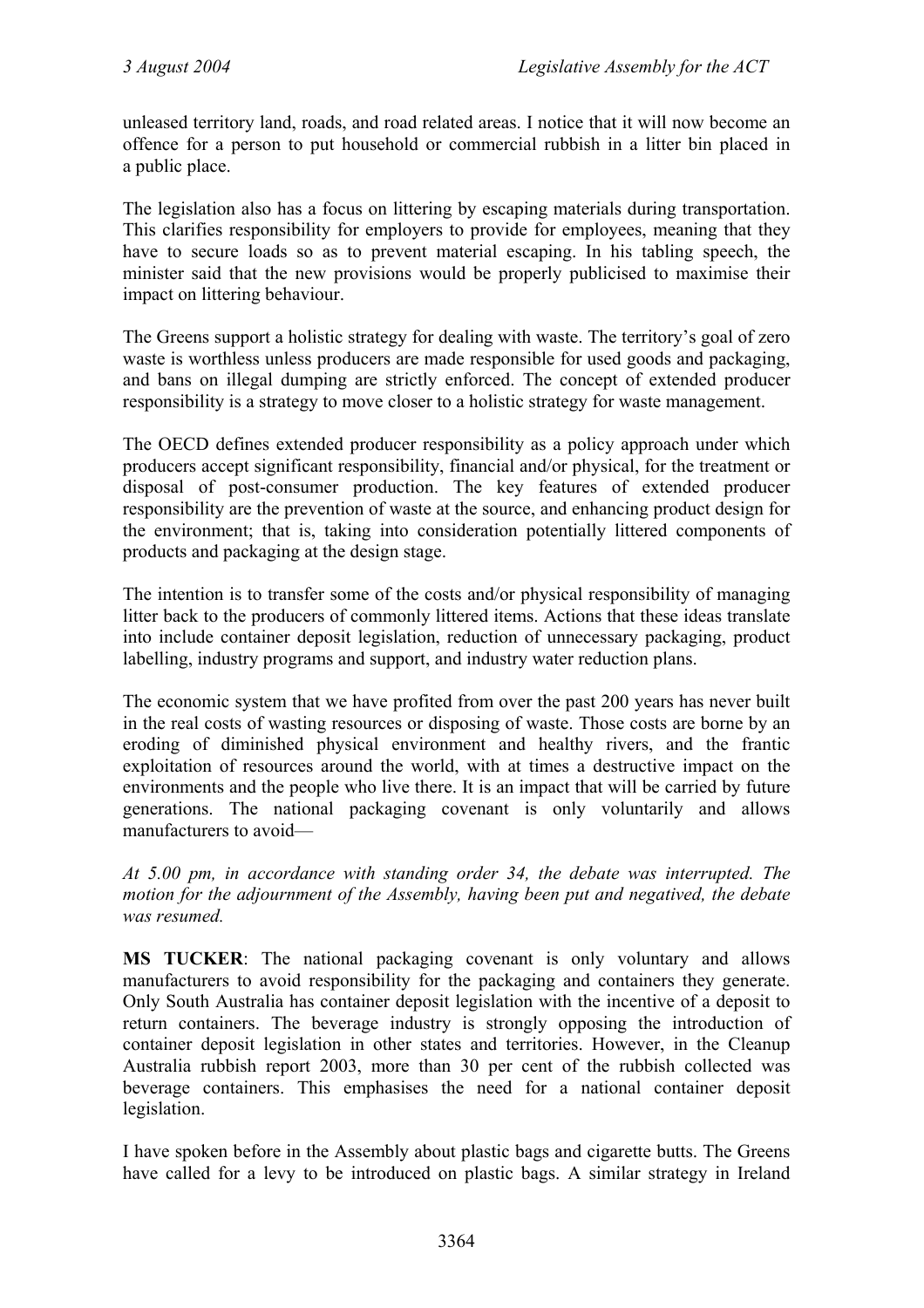unleased territory land, roads, and road related areas. I notice that it will now become an offence for a person to put household or commercial rubbish in a litter bin placed in a public place.

The legislation also has a focus on littering by escaping materials during transportation. This clarifies responsibility for employers to provide for employees, meaning that they have to secure loads so as to prevent material escaping. In his tabling speech, the minister said that the new provisions would be properly publicised to maximise their impact on littering behaviour.

The Greens support a holistic strategy for dealing with waste. The territory's goal of zero waste is worthless unless producers are made responsible for used goods and packaging, and bans on illegal dumping are strictly enforced. The concept of extended producer responsibility is a strategy to move closer to a holistic strategy for waste management.

The OECD defines extended producer responsibility as a policy approach under which producers accept significant responsibility, financial and/or physical, for the treatment or disposal of post-consumer production. The key features of extended producer responsibility are the prevention of waste at the source, and enhancing product design for the environment; that is, taking into consideration potentially littered components of products and packaging at the design stage.

The intention is to transfer some of the costs and/or physical responsibility of managing litter back to the producers of commonly littered items. Actions that these ideas translate into include container deposit legislation, reduction of unnecessary packaging, product labelling, industry programs and support, and industry water reduction plans.

The economic system that we have profited from over the past 200 years has never built in the real costs of wasting resources or disposing of waste. Those costs are borne by an eroding of diminished physical environment and healthy rivers, and the frantic exploitation of resources around the world, with at times a destructive impact on the environments and the people who live there. It is an impact that will be carried by future generations. The national packaging covenant is only voluntarily and allows manufacturers to avoid—

*At 5.00 pm, in accordance with standing order 34, the debate was interrupted. The motion for the adjournment of the Assembly, having been put and negatived, the debate was resumed.*

**MS TUCKER**: The national packaging covenant is only voluntary and allows manufacturers to avoid responsibility for the packaging and containers they generate. Only South Australia has container deposit legislation with the incentive of a deposit to return containers. The beverage industry is strongly opposing the introduction of container deposit legislation in other states and territories. However, in the Cleanup Australia rubbish report 2003, more than 30 per cent of the rubbish collected was beverage containers. This emphasises the need for a national container deposit legislation.

I have spoken before in the Assembly about plastic bags and cigarette butts. The Greens have called for a levy to be introduced on plastic bags. A similar strategy in Ireland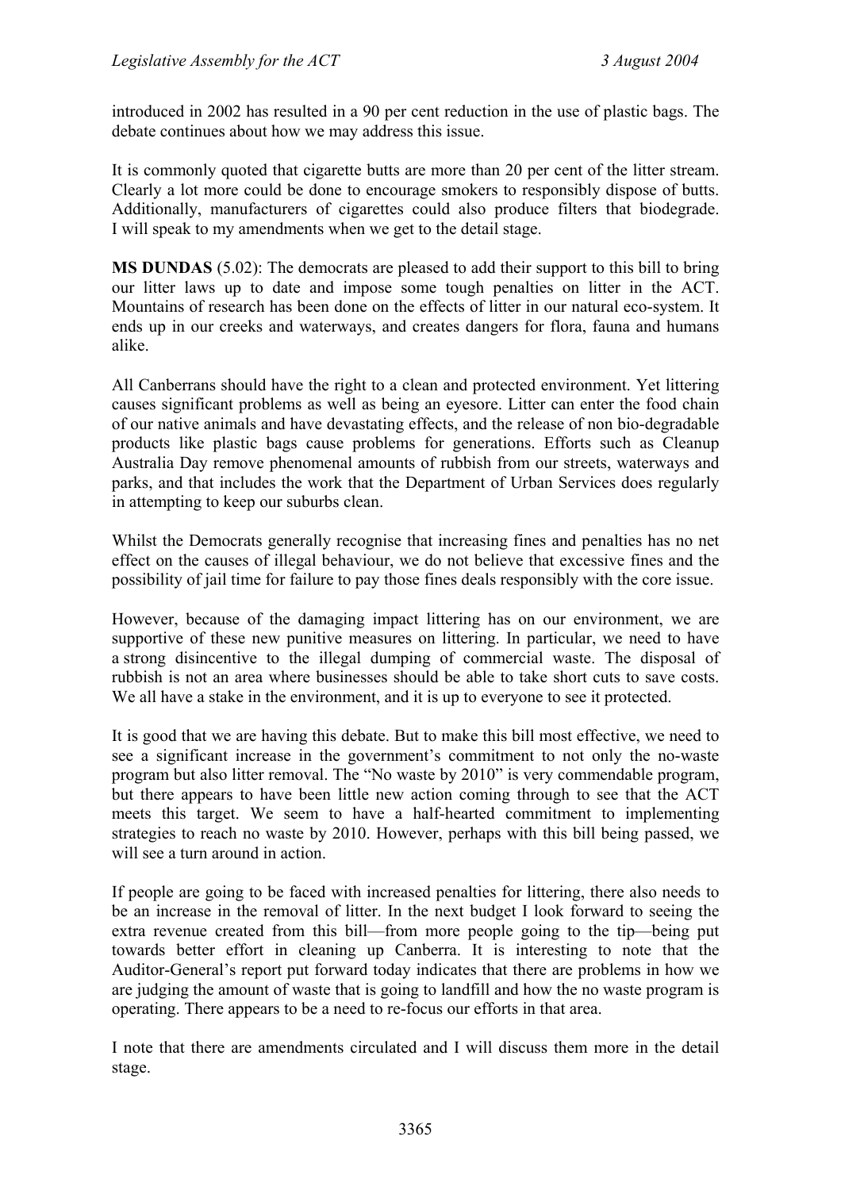introduced in 2002 has resulted in a 90 per cent reduction in the use of plastic bags. The debate continues about how we may address this issue.

It is commonly quoted that cigarette butts are more than 20 per cent of the litter stream. Clearly a lot more could be done to encourage smokers to responsibly dispose of butts. Additionally, manufacturers of cigarettes could also produce filters that biodegrade. I will speak to my amendments when we get to the detail stage.

**MS DUNDAS** (5.02): The democrats are pleased to add their support to this bill to bring our litter laws up to date and impose some tough penalties on litter in the ACT. Mountains of research has been done on the effects of litter in our natural eco-system. It ends up in our creeks and waterways, and creates dangers for flora, fauna and humans alike.

All Canberrans should have the right to a clean and protected environment. Yet littering causes significant problems as well as being an eyesore. Litter can enter the food chain of our native animals and have devastating effects, and the release of non bio-degradable products like plastic bags cause problems for generations. Efforts such as Cleanup Australia Day remove phenomenal amounts of rubbish from our streets, waterways and parks, and that includes the work that the Department of Urban Services does regularly in attempting to keep our suburbs clean.

Whilst the Democrats generally recognise that increasing fines and penalties has no net effect on the causes of illegal behaviour, we do not believe that excessive fines and the possibility of jail time for failure to pay those fines deals responsibly with the core issue.

However, because of the damaging impact littering has on our environment, we are supportive of these new punitive measures on littering. In particular, we need to have a strong disincentive to the illegal dumping of commercial waste. The disposal of rubbish is not an area where businesses should be able to take short cuts to save costs. We all have a stake in the environment, and it is up to everyone to see it protected.

It is good that we are having this debate. But to make this bill most effective, we need to see a significant increase in the government's commitment to not only the no-waste program but also litter removal. The "No waste by 2010" is very commendable program, but there appears to have been little new action coming through to see that the ACT meets this target. We seem to have a half-hearted commitment to implementing strategies to reach no waste by 2010. However, perhaps with this bill being passed, we will see a turn around in action.

If people are going to be faced with increased penalties for littering, there also needs to be an increase in the removal of litter. In the next budget I look forward to seeing the extra revenue created from this bill—from more people going to the tip—being put towards better effort in cleaning up Canberra. It is interesting to note that the Auditor-General's report put forward today indicates that there are problems in how we are judging the amount of waste that is going to landfill and how the no waste program is operating. There appears to be a need to re-focus our efforts in that area.

I note that there are amendments circulated and I will discuss them more in the detail stage.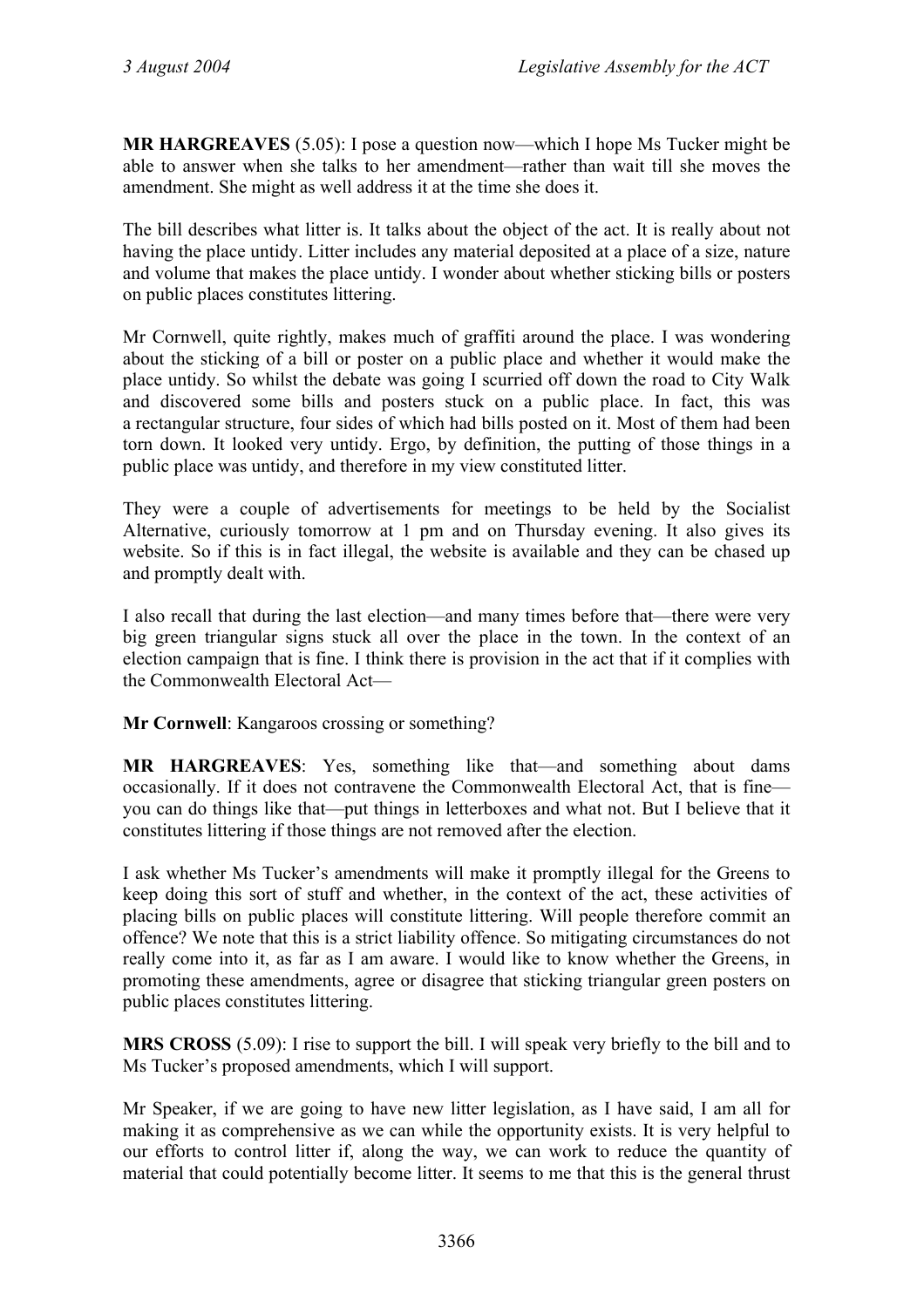**MR HARGREAVES** (5.05): I pose a question now—which I hope Ms Tucker might be able to answer when she talks to her amendment—rather than wait till she moves the amendment. She might as well address it at the time she does it.

The bill describes what litter is. It talks about the object of the act. It is really about not having the place untidy. Litter includes any material deposited at a place of a size, nature and volume that makes the place untidy. I wonder about whether sticking bills or posters on public places constitutes littering.

Mr Cornwell, quite rightly, makes much of graffiti around the place. I was wondering about the sticking of a bill or poster on a public place and whether it would make the place untidy. So whilst the debate was going I scurried off down the road to City Walk and discovered some bills and posters stuck on a public place. In fact, this was a rectangular structure, four sides of which had bills posted on it. Most of them had been torn down. It looked very untidy. Ergo, by definition, the putting of those things in a public place was untidy, and therefore in my view constituted litter.

They were a couple of advertisements for meetings to be held by the Socialist Alternative, curiously tomorrow at 1 pm and on Thursday evening. It also gives its website. So if this is in fact illegal, the website is available and they can be chased up and promptly dealt with.

I also recall that during the last election—and many times before that—there were very big green triangular signs stuck all over the place in the town. In the context of an election campaign that is fine. I think there is provision in the act that if it complies with the Commonwealth Electoral Act—

**Mr Cornwell**: Kangaroos crossing or something?

**MR HARGREAVES**: Yes, something like that—and something about dams occasionally. If it does not contravene the Commonwealth Electoral Act, that is fine—you can do things like that—put things in letterboxes and what not. But I believe that it constitutes littering if those things are not removed after the election.

I ask whether Ms Tucker's amendments will make it promptly illegal for the Greens to keep doing this sort of stuff and whether, in the context of the act, these activities of placing bills on public places will constitute littering. Will people therefore commit an offence? We note that this is a strict liability offence. So mitigating circumstances do not really come into it, as far as I am aware. I would like to know whether the Greens, in promoting these amendments, agree or disagree that sticking triangular green posters on public places constitutes littering.

**MRS CROSS** (5.09): I rise to support the bill. I will speak very briefly to the bill and to Ms Tucker's proposed amendments, which I will support.

Mr Speaker, if we are going to have new litter legislation, as I have said, I am all for making it as comprehensive as we can while the opportunity exists. It is very helpful to our efforts to control litter if, along the way, we can work to reduce the quantity of material that could potentially become litter. It seems to me that this is the general thrust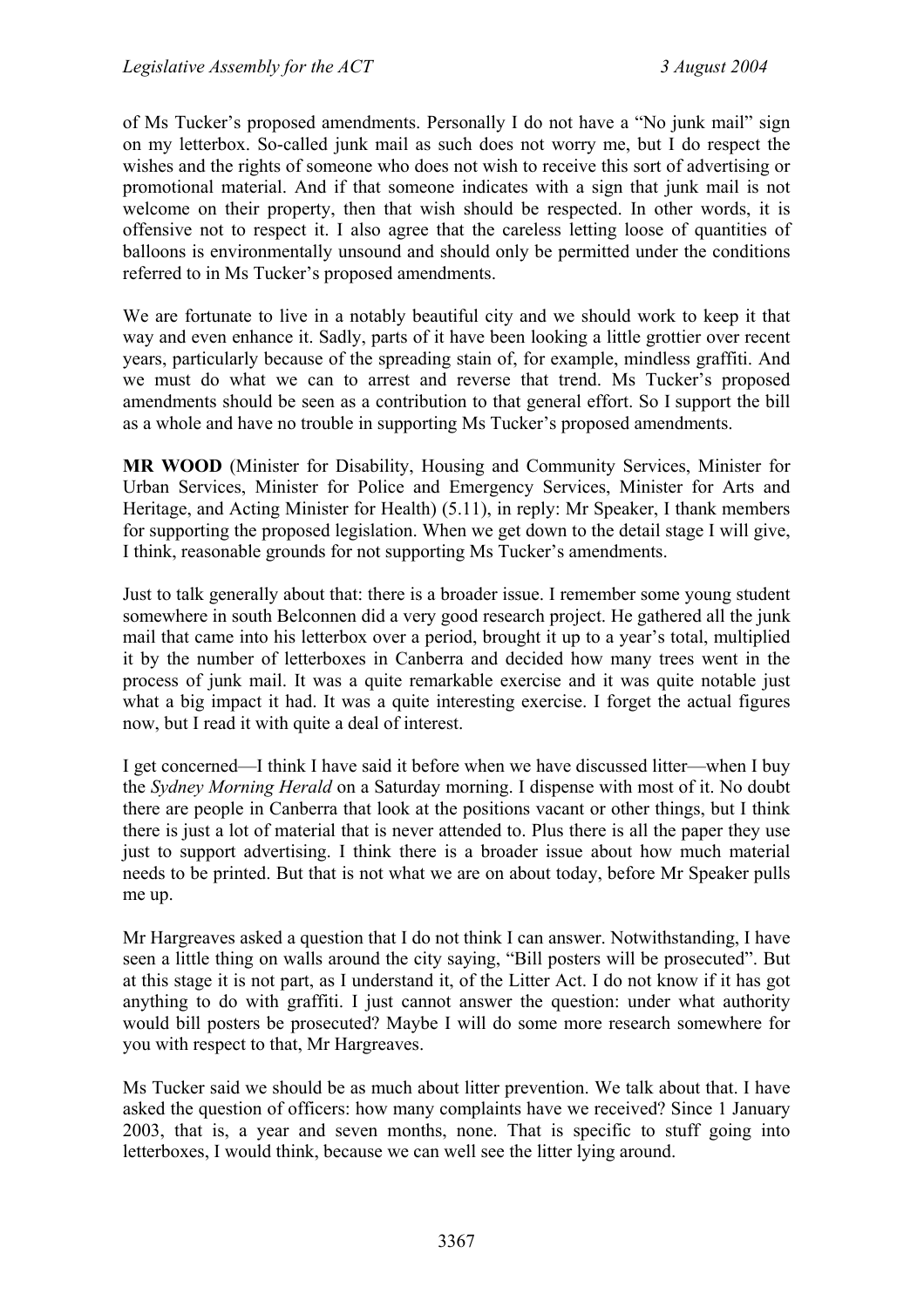of Ms Tucker's proposed amendments. Personally I do not have a "No junk mail" sign on my letterbox. So-called junk mail as such does not worry me, but I do respect the wishes and the rights of someone who does not wish to receive this sort of advertising or promotional material. And if that someone indicates with a sign that junk mail is not welcome on their property, then that wish should be respected. In other words, it is offensive not to respect it. I also agree that the careless letting loose of quantities of balloons is environmentally unsound and should only be permitted under the conditions referred to in Ms Tucker's proposed amendments.

We are fortunate to live in a notably beautiful city and we should work to keep it that way and even enhance it. Sadly, parts of it have been looking a little grottier over recent years, particularly because of the spreading stain of, for example, mindless graffiti. And we must do what we can to arrest and reverse that trend. Ms Tucker's proposed amendments should be seen as a contribution to that general effort. So I support the bill as a whole and have no trouble in supporting Ms Tucker's proposed amendments.

**MR WOOD** (Minister for Disability, Housing and Community Services, Minister for Urban Services, Minister for Police and Emergency Services, Minister for Arts and Heritage, and Acting Minister for Health) (5.11), in reply: Mr Speaker, I thank members for supporting the proposed legislation. When we get down to the detail stage I will give, I think, reasonable grounds for not supporting Ms Tucker's amendments.

Just to talk generally about that: there is a broader issue. I remember some young student somewhere in south Belconnen did a very good research project. He gathered all the junk mail that came into his letterbox over a period, brought it up to a year's total, multiplied it by the number of letterboxes in Canberra and decided how many trees went in the process of junk mail. It was a quite remarkable exercise and it was quite notable just what a big impact it had. It was a quite interesting exercise. I forget the actual figures now, but I read it with quite a deal of interest.

I get concerned—I think I have said it before when we have discussed litter—when I buy the *Sydney Morning Herald* on a Saturday morning. I dispense with most of it. No doubt there are people in Canberra that look at the positions vacant or other things, but I think there is just a lot of material that is never attended to. Plus there is all the paper they use just to support advertising. I think there is a broader issue about how much material needs to be printed. But that is not what we are on about today, before Mr Speaker pulls me up.

Mr Hargreaves asked a question that I do not think I can answer. Notwithstanding, I have seen a little thing on walls around the city saying, "Bill posters will be prosecuted". But at this stage it is not part, as I understand it, of the Litter Act. I do not know if it has got anything to do with graffiti. I just cannot answer the question: under what authority would bill posters be prosecuted? Maybe I will do some more research somewhere for you with respect to that, Mr Hargreaves.

Ms Tucker said we should be as much about litter prevention. We talk about that. I have asked the question of officers: how many complaints have we received? Since 1 January 2003, that is, a year and seven months, none. That is specific to stuff going into letterboxes, I would think, because we can well see the litter lying around.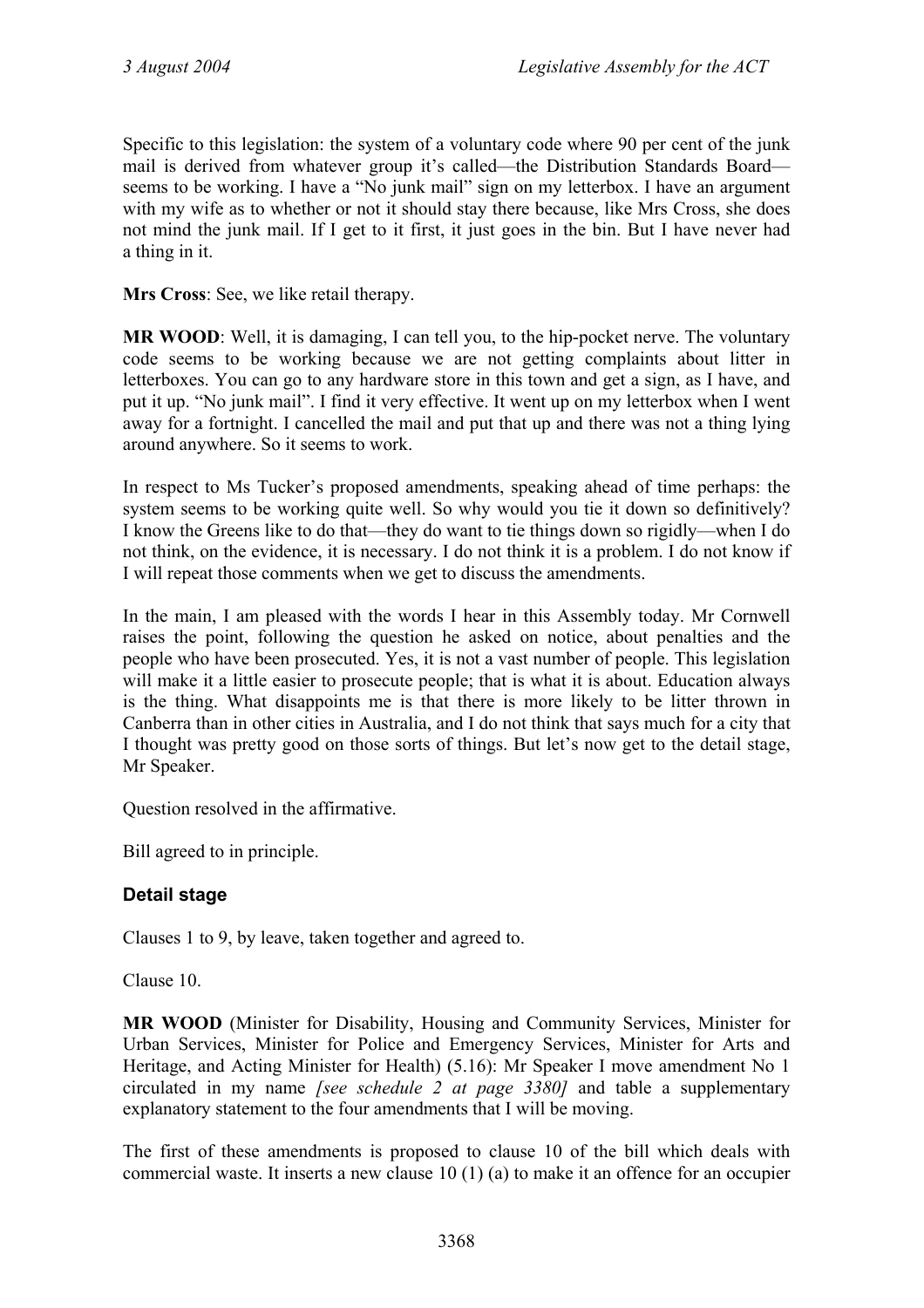Specific to this legislation: the system of a voluntary code where 90 per cent of the junk mail is derived from whatever group it's called—the Distribution Standards Board—seems to be working. I have a "No junk mail" sign on my letterbox. I have an argument with my wife as to whether or not it should stay there because, like Mrs Cross, she does not mind the junk mail. If I get to it first, it just goes in the bin. But I have never had a thing in it.

**Mrs Cross**: See, we like retail therapy.

**MR WOOD**: Well, it is damaging, I can tell you, to the hip-pocket nerve. The voluntary code seems to be working because we are not getting complaints about litter in letterboxes. You can go to any hardware store in this town and get a sign, as I have, and put it up. "No junk mail". I find it very effective. It went up on my letterbox when I went away for a fortnight. I cancelled the mail and put that up and there was not a thing lying around anywhere. So it seems to work.

In respect to Ms Tucker's proposed amendments, speaking ahead of time perhaps: the system seems to be working quite well. So why would you tie it down so definitively? I know the Greens like to do that—they do want to tie things down so rigidly—when I do not think, on the evidence, it is necessary. I do not think it is a problem. I do not know if I will repeat those comments when we get to discuss the amendments.

In the main, I am pleased with the words I hear in this Assembly today. Mr Cornwell raises the point, following the question he asked on notice, about penalties and the people who have been prosecuted. Yes, it is not a vast number of people. This legislation will make it a little easier to prosecute people; that is what it is about. Education always is the thing. What disappoints me is that there is more likely to be litter thrown in Canberra than in other cities in Australia, and I do not think that says much for a city that I thought was pretty good on those sorts of things. But let's now get to the detail stage, Mr Speaker.

Question resolved in the affirmative.

Bill agreed to in principle.

### Detail stage

Clauses 1 to 9, by leave, taken together and agreed to.

Clause 10.

**MR WOOD** (Minister for Disability, Housing and Community Services, Minister for Urban Services, Minister for Police and Emergency Services, Minister for Arts and Heritage, and Acting Minister for Health) (5.16): Mr Speaker I move amendment No 1 circulated in my name *[see schedule 2 at page 3380]* and table a supplementary explanatory statement to the four amendments that I will be moving.

The first of these amendments is proposed to clause 10 of the bill which deals with commercial waste. It inserts a new clause 10 (1) (a) to make it an offence for an occupier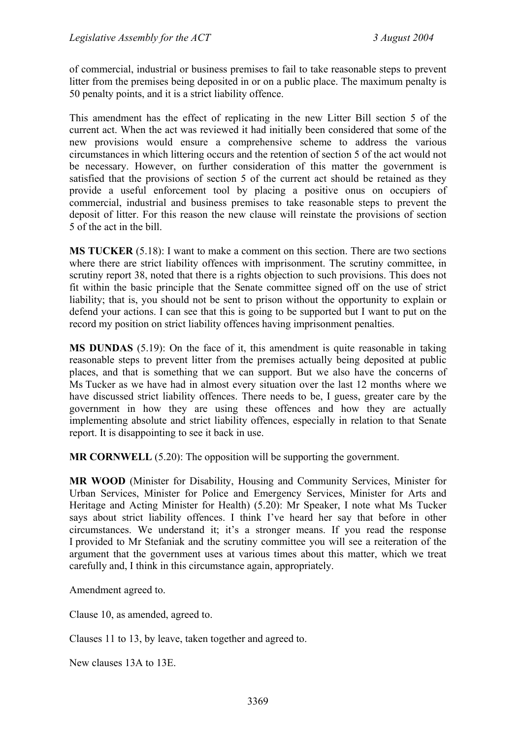of commercial, industrial or business premises to fail to take reasonable steps to prevent litter from the premises being deposited in or on a public place. The maximum penalty is 50 penalty points, and it is a strict liability offence.

This amendment has the effect of replicating in the new Litter Bill section 5 of the current act. When the act was reviewed it had initially been considered that some of the new provisions would ensure a comprehensive scheme to address the various circumstances in which littering occurs and the retention of section 5 of the act would not be necessary. However, on further consideration of this matter the government is satisfied that the provisions of section 5 of the current act should be retained as they provide a useful enforcement tool by placing a positive onus on occupiers of commercial, industrial and business premises to take reasonable steps to prevent the deposit of litter. For this reason the new clause will reinstate the provisions of section 5 of the act in the bill.

**MS TUCKER** (5.18): I want to make a comment on this section. There are two sections where there are strict liability offences with imprisonment. The scrutiny committee, in scrutiny report 38, noted that there is a rights objection to such provisions. This does not fit within the basic principle that the Senate committee signed off on the use of strict liability; that is, you should not be sent to prison without the opportunity to explain or defend your actions. I can see that this is going to be supported but I want to put on the record my position on strict liability offences having imprisonment penalties.

**MS DUNDAS** (5.19): On the face of it, this amendment is quite reasonable in taking reasonable steps to prevent litter from the premises actually being deposited at public places, and that is something that we can support. But we also have the concerns of Ms Tucker as we have had in almost every situation over the last 12 months where we have discussed strict liability offences. There needs to be, I guess, greater care by the government in how they are using these offences and how they are actually implementing absolute and strict liability offences, especially in relation to that Senate report. It is disappointing to see it back in use.

**MR CORNWELL** (5.20): The opposition will be supporting the government.

**MR WOOD** (Minister for Disability, Housing and Community Services, Minister for Urban Services, Minister for Police and Emergency Services, Minister for Arts and Heritage and Acting Minister for Health) (5.20): Mr Speaker, I note what Ms Tucker says about strict liability offences. I think I've heard her say that before in other circumstances. We understand it; it's a stronger means. If you read the response I provided to Mr Stefaniak and the scrutiny committee you will see a reiteration of the argument that the government uses at various times about this matter, which we treat carefully and, I think in this circumstance again, appropriately.

Amendment agreed to.

Clause 10, as amended, agreed to.

Clauses 11 to 13, by leave, taken together and agreed to.

New clauses 13A to 13E.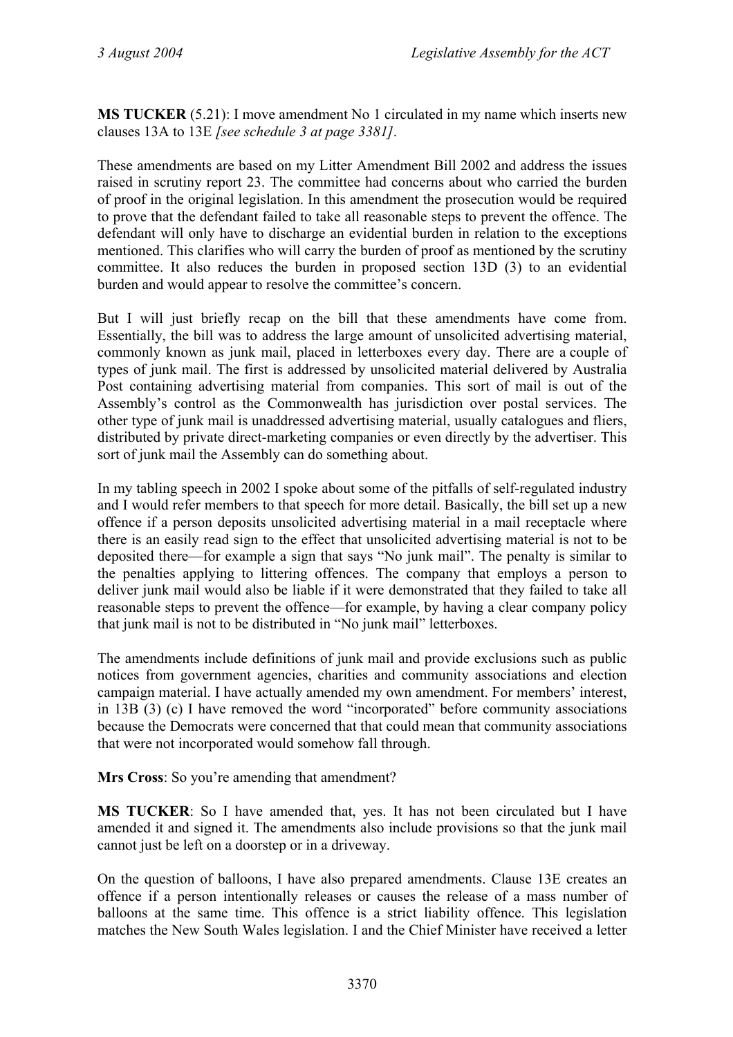**MS TUCKER** (5.21): I move amendment No 1 circulated in my name which inserts new clauses 13A to 13E *[see schedule 3 at page 3381]*.

These amendments are based on my Litter Amendment Bill 2002 and address the issues raised in scrutiny report 23. The committee had concerns about who carried the burden of proof in the original legislation. In this amendment the prosecution would be required to prove that the defendant failed to take all reasonable steps to prevent the offence. The defendant will only have to discharge an evidential burden in relation to the exceptions mentioned. This clarifies who will carry the burden of proof as mentioned by the scrutiny committee. It also reduces the burden in proposed section 13D (3) to an evidential burden and would appear to resolve the committee's concern.

But I will just briefly recap on the bill that these amendments have come from. Essentially, the bill was to address the large amount of unsolicited advertising material, commonly known as junk mail, placed in letterboxes every day. There are a couple of types of junk mail. The first is addressed by unsolicited material delivered by Australia Post containing advertising material from companies. This sort of mail is out of the Assembly's control as the Commonwealth has jurisdiction over postal services. The other type of junk mail is unaddressed advertising material, usually catalogues and fliers, distributed by private direct-marketing companies or even directly by the advertiser. This sort of junk mail the Assembly can do something about.

In my tabling speech in 2002 I spoke about some of the pitfalls of self-regulated industry and I would refer members to that speech for more detail. Basically, the bill set up a new offence if a person deposits unsolicited advertising material in a mail receptacle where there is an easily read sign to the effect that unsolicited advertising material is not to be deposited there—for example a sign that says "No junk mail". The penalty is similar to the penalties applying to littering offences. The company that employs a person to deliver junk mail would also be liable if it were demonstrated that they failed to take all reasonable steps to prevent the offence—for example, by having a clear company policy that junk mail is not to be distributed in "No junk mail" letterboxes.

The amendments include definitions of junk mail and provide exclusions such as public notices from government agencies, charities and community associations and election campaign material. I have actually amended my own amendment. For members' interest, in 13B (3) (c) I have removed the word "incorporated" before community associations because the Democrats were concerned that that could mean that community associations that were not incorporated would somehow fall through.

**Mrs Cross**: So you're amending that amendment?

**MS TUCKER**: So I have amended that, yes. It has not been circulated but I have amended it and signed it. The amendments also include provisions so that the junk mail cannot just be left on a doorstep or in a driveway.

On the question of balloons, I have also prepared amendments. Clause 13E creates an offence if a person intentionally releases or causes the release of a mass number of balloons at the same time. This offence is a strict liability offence. This legislation matches the New South Wales legislation. I and the Chief Minister have received a letter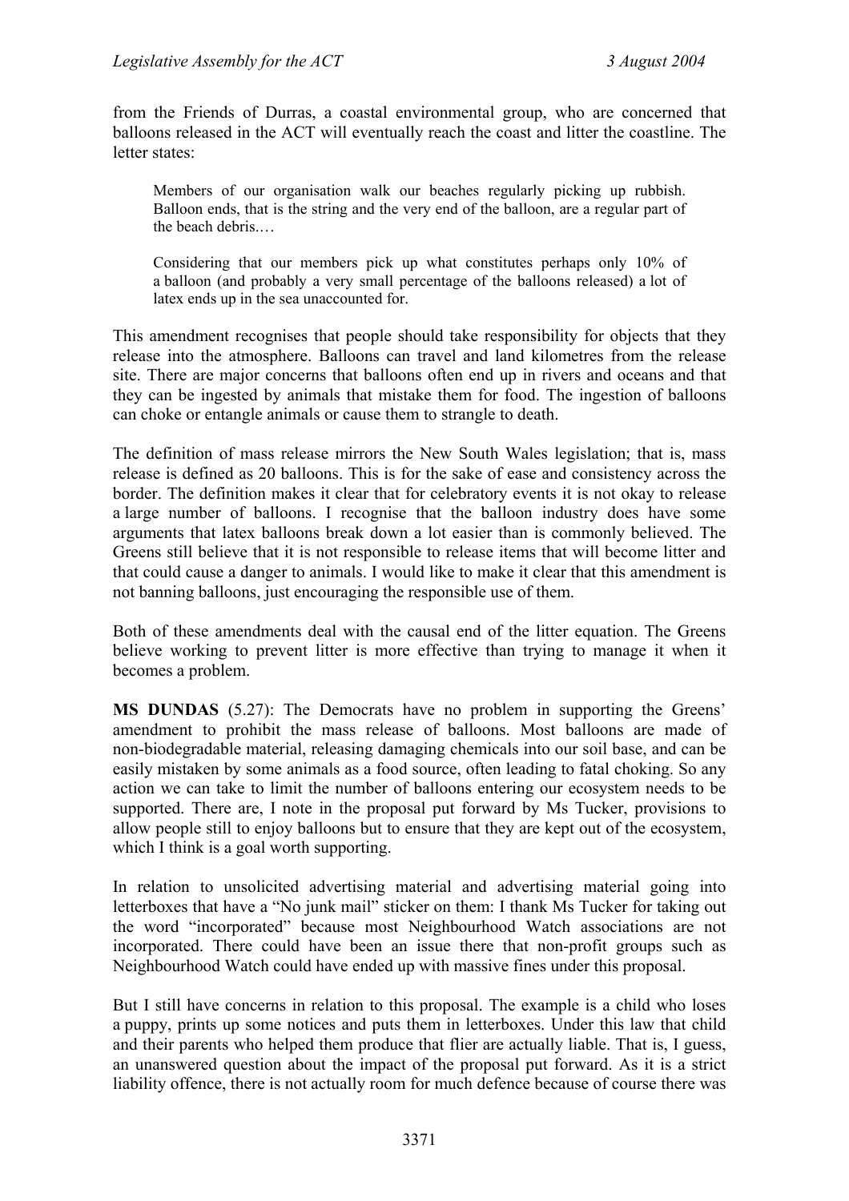from the Friends of Durras, a coastal environmental group, who are concerned that balloons released in the ACT will eventually reach the coast and litter the coastline. The letter states:

> Members of our organisation walk our beaches regularly picking up rubbish. Balloon ends, that is the string and the very end of the balloon, are a regular part of the beach debris.…
>
> Considering that our members pick up what constitutes perhaps only 10% of a balloon (and probably a very small percentage of the balloons released) a lot of latex ends up in the sea unaccounted for.

This amendment recognises that people should take responsibility for objects that they release into the atmosphere. Balloons can travel and land kilometres from the release site. There are major concerns that balloons often end up in rivers and oceans and that they can be ingested by animals that mistake them for food. The ingestion of balloons can choke or entangle animals or cause them to strangle to death.

The definition of mass release mirrors the New South Wales legislation; that is, mass release is defined as 20 balloons. This is for the sake of ease and consistency across the border. The definition makes it clear that for celebratory events it is not okay to release a large number of balloons. I recognise that the balloon industry does have some arguments that latex balloons break down a lot easier than is commonly believed. The Greens still believe that it is not responsible to release items that will become litter and that could cause a danger to animals. I would like to make it clear that this amendment is not banning balloons, just encouraging the responsible use of them.

Both of these amendments deal with the causal end of the litter equation. The Greens believe working to prevent litter is more effective than trying to manage it when it becomes a problem.

**MS DUNDAS** (5.27): The Democrats have no problem in supporting the Greens' amendment to prohibit the mass release of balloons. Most balloons are made of non-biodegradable material, releasing damaging chemicals into our soil base, and can be easily mistaken by some animals as a food source, often leading to fatal choking. So any action we can take to limit the number of balloons entering our ecosystem needs to be supported. There are, I note in the proposal put forward by Ms Tucker, provisions to allow people still to enjoy balloons but to ensure that they are kept out of the ecosystem, which I think is a goal worth supporting.

In relation to unsolicited advertising material and advertising material going into letterboxes that have a "No junk mail" sticker on them: I thank Ms Tucker for taking out the word "incorporated" because most Neighbourhood Watch associations are not incorporated. There could have been an issue there that non-profit groups such as Neighbourhood Watch could have ended up with massive fines under this proposal.

But I still have concerns in relation to this proposal. The example is a child who loses a puppy, prints up some notices and puts them in letterboxes. Under this law that child and their parents who helped them produce that flier are actually liable. That is, I guess, an unanswered question about the impact of the proposal put forward. As it is a strict liability offence, there is not actually room for much defence because of course there was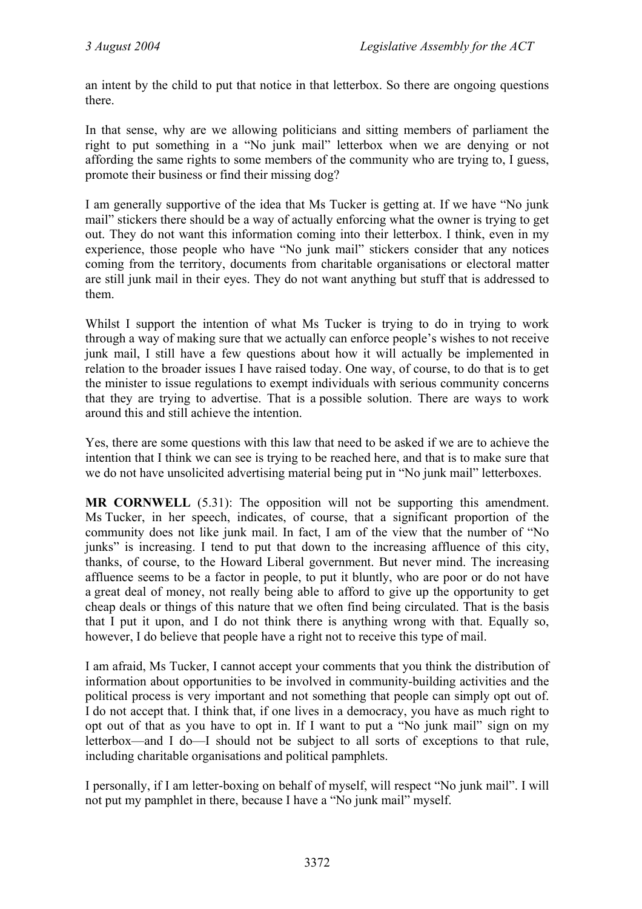an intent by the child to put that notice in that letterbox. So there are ongoing questions there.

In that sense, why are we allowing politicians and sitting members of parliament the right to put something in a "No junk mail" letterbox when we are denying or not affording the same rights to some members of the community who are trying to, I guess, promote their business or find their missing dog?

I am generally supportive of the idea that Ms Tucker is getting at. If we have "No junk mail" stickers there should be a way of actually enforcing what the owner is trying to get out. They do not want this information coming into their letterbox. I think, even in my experience, those people who have "No junk mail" stickers consider that any notices coming from the territory, documents from charitable organisations or electoral matter are still junk mail in their eyes. They do not want anything but stuff that is addressed to them.

Whilst I support the intention of what Ms Tucker is trying to do in trying to work through a way of making sure that we actually can enforce people's wishes to not receive junk mail, I still have a few questions about how it will actually be implemented in relation to the broader issues I have raised today. One way, of course, to do that is to get the minister to issue regulations to exempt individuals with serious community concerns that they are trying to advertise. That is a possible solution. There are ways to work around this and still achieve the intention.

Yes, there are some questions with this law that need to be asked if we are to achieve the intention that I think we can see is trying to be reached here, and that is to make sure that we do not have unsolicited advertising material being put in "No junk mail" letterboxes.

**MR CORNWELL** (5.31): The opposition will not be supporting this amendment. Ms Tucker, in her speech, indicates, of course, that a significant proportion of the community does not like junk mail. In fact, I am of the view that the number of "No junks" is increasing. I tend to put that down to the increasing affluence of this city, thanks, of course, to the Howard Liberal government. But never mind. The increasing affluence seems to be a factor in people, to put it bluntly, who are poor or do not have a great deal of money, not really being able to afford to give up the opportunity to get cheap deals or things of this nature that we often find being circulated. That is the basis that I put it upon, and I do not think there is anything wrong with that. Equally so, however, I do believe that people have a right not to receive this type of mail.

I am afraid, Ms Tucker, I cannot accept your comments that you think the distribution of information about opportunities to be involved in community-building activities and the political process is very important and not something that people can simply opt out of. I do not accept that. I think that, if one lives in a democracy, you have as much right to opt out of that as you have to opt in. If I want to put a "No junk mail" sign on my letterbox—and I do—I should not be subject to all sorts of exceptions to that rule, including charitable organisations and political pamphlets.

I personally, if I am letter-boxing on behalf of myself, will respect "No junk mail". I will not put my pamphlet in there, because I have a "No junk mail" myself.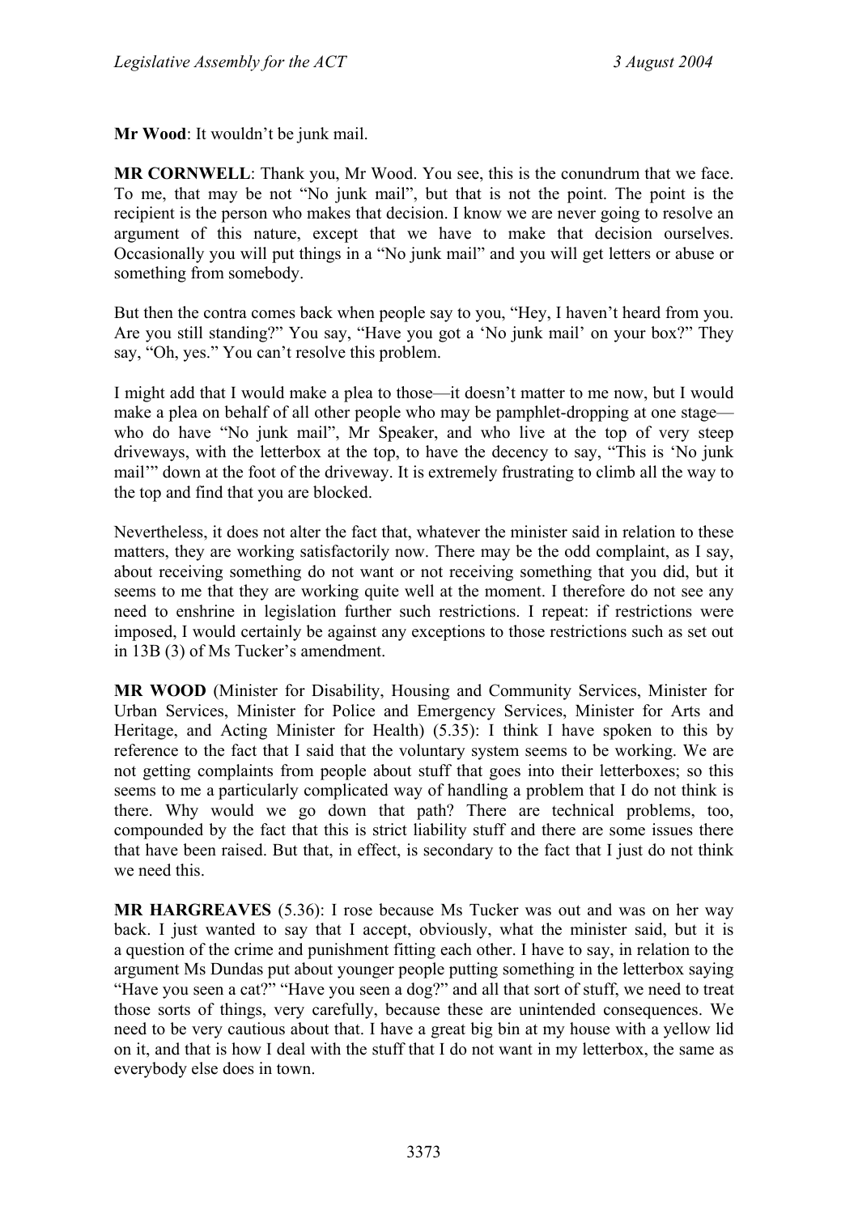**Mr Wood**: It wouldn't be junk mail.

**MR CORNWELL**: Thank you, Mr Wood. You see, this is the conundrum that we face. To me, that may be not "No junk mail", but that is not the point. The point is the recipient is the person who makes that decision. I know we are never going to resolve an argument of this nature, except that we have to make that decision ourselves. Occasionally you will put things in a "No junk mail" and you will get letters or abuse or something from somebody.

But then the contra comes back when people say to you, "Hey, I haven't heard from you. Are you still standing?" You say, "Have you got a 'No junk mail' on your box?" They say, "Oh, yes." You can't resolve this problem.

I might add that I would make a plea to those—it doesn't matter to me now, but I would make a plea on behalf of all other people who may be pamphlet-dropping at one stage—who do have "No junk mail", Mr Speaker, and who live at the top of very steep driveways, with the letterbox at the top, to have the decency to say, "This is 'No junk mail'" down at the foot of the driveway. It is extremely frustrating to climb all the way to the top and find that you are blocked.

Nevertheless, it does not alter the fact that, whatever the minister said in relation to these matters, they are working satisfactorily now. There may be the odd complaint, as I say, about receiving something do not want or not receiving something that you did, but it seems to me that they are working quite well at the moment. I therefore do not see any need to enshrine in legislation further such restrictions. I repeat: if restrictions were imposed, I would certainly be against any exceptions to those restrictions such as set out in 13B (3) of Ms Tucker's amendment.

**MR WOOD** (Minister for Disability, Housing and Community Services, Minister for Urban Services, Minister for Police and Emergency Services, Minister for Arts and Heritage, and Acting Minister for Health) (5.35): I think I have spoken to this by reference to the fact that I said that the voluntary system seems to be working. We are not getting complaints from people about stuff that goes into their letterboxes; so this seems to me a particularly complicated way of handling a problem that I do not think is there. Why would we go down that path? There are technical problems, too, compounded by the fact that this is strict liability stuff and there are some issues there that have been raised. But that, in effect, is secondary to the fact that I just do not think we need this.

**MR HARGREAVES** (5.36): I rose because Ms Tucker was out and was on her way back. I just wanted to say that I accept, obviously, what the minister said, but it is a question of the crime and punishment fitting each other. I have to say, in relation to the argument Ms Dundas put about younger people putting something in the letterbox saying "Have you seen a cat?" "Have you seen a dog?" and all that sort of stuff, we need to treat those sorts of things, very carefully, because these are unintended consequences. We need to be very cautious about that. I have a great big bin at my house with a yellow lid on it, and that is how I deal with the stuff that I do not want in my letterbox, the same as everybody else does in town.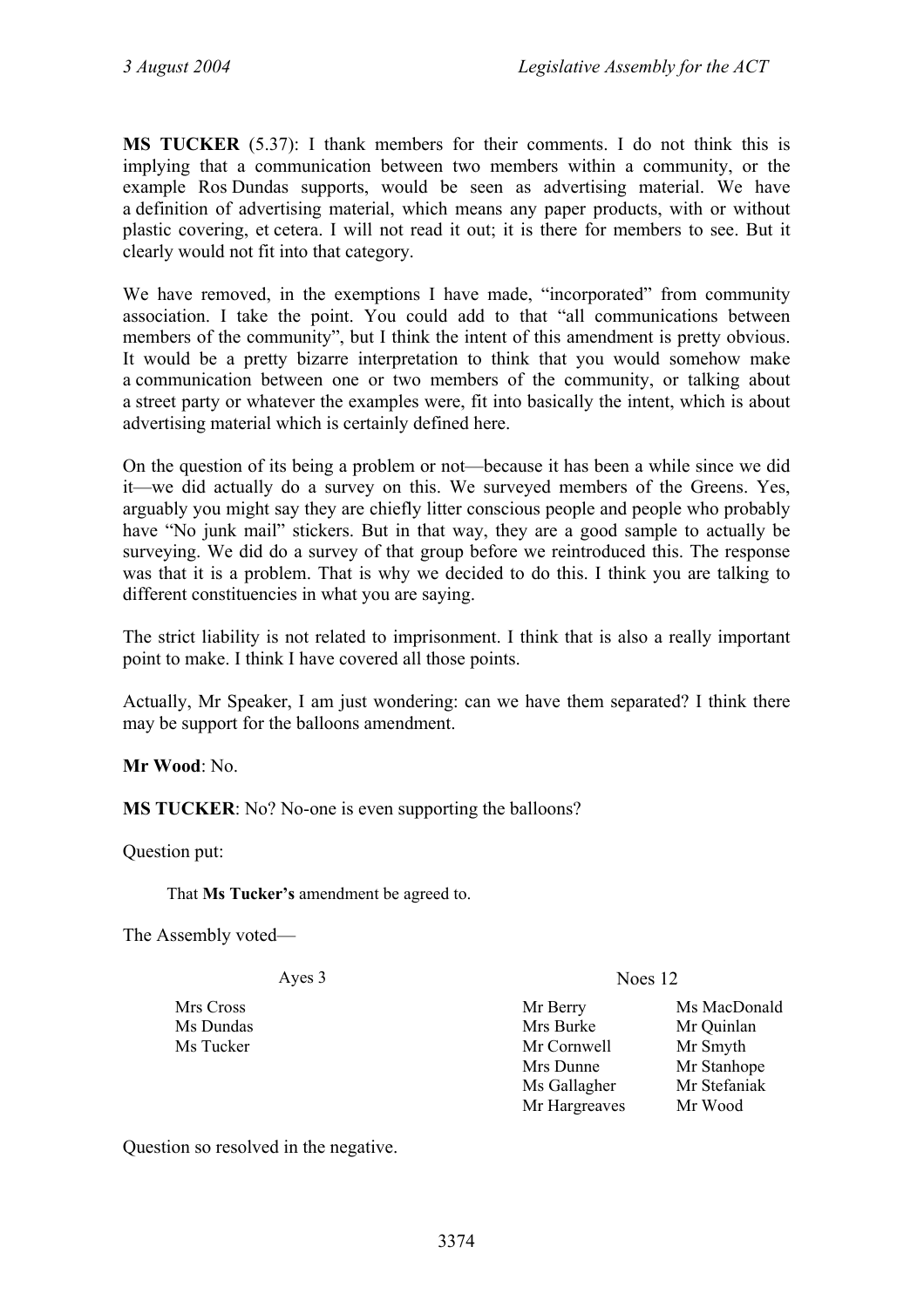**MS TUCKER** (5.37): I thank members for their comments. I do not think this is implying that a communication between two members within a community, or the example Ros Dundas supports, would be seen as advertising material. We have a definition of advertising material, which means any paper products, with or without plastic covering, et cetera. I will not read it out; it is there for members to see. But it clearly would not fit into that category.

We have removed, in the exemptions I have made, "incorporated" from community association. I take the point. You could add to that "all communications between members of the community", but I think the intent of this amendment is pretty obvious. It would be a pretty bizarre interpretation to think that you would somehow make a communication between one or two members of the community, or talking about a street party or whatever the examples were, fit into basically the intent, which is about advertising material which is certainly defined here.

On the question of its being a problem or not—because it has been a while since we did it—we did actually do a survey on this. We surveyed members of the Greens. Yes, arguably you might say they are chiefly litter conscious people and people who probably have "No junk mail" stickers. But in that way, they are a good sample to actually be surveying. We did do a survey of that group before we reintroduced this. The response was that it is a problem. That is why we decided to do this. I think you are talking to different constituencies in what you are saying.

The strict liability is not related to imprisonment. I think that is also a really important point to make. I think I have covered all those points.

Actually, Mr Speaker, I am just wondering: can we have them separated? I think there may be support for the balloons amendment.

**Mr Wood**: No.

**MS TUCKER**: No? No-one is even supporting the balloons?

Question put:

> That **Ms Tucker's** amendment be agreed to.

The Assembly voted—

| Ayes 3 | Noes 12 | |
|---|---|---|
| Mrs Cross | Mr Berry | Ms MacDonald |
| Ms Dundas | Mrs Burke | Mr Quinlan |
| Ms Tucker | Mr Cornwell | Mr Smyth |
| | Mrs Dunne | Mr Stanhope |
| | Ms Gallagher | Mr Stefaniak |
| | Mr Hargreaves | Mr Wood |

Question so resolved in the negative.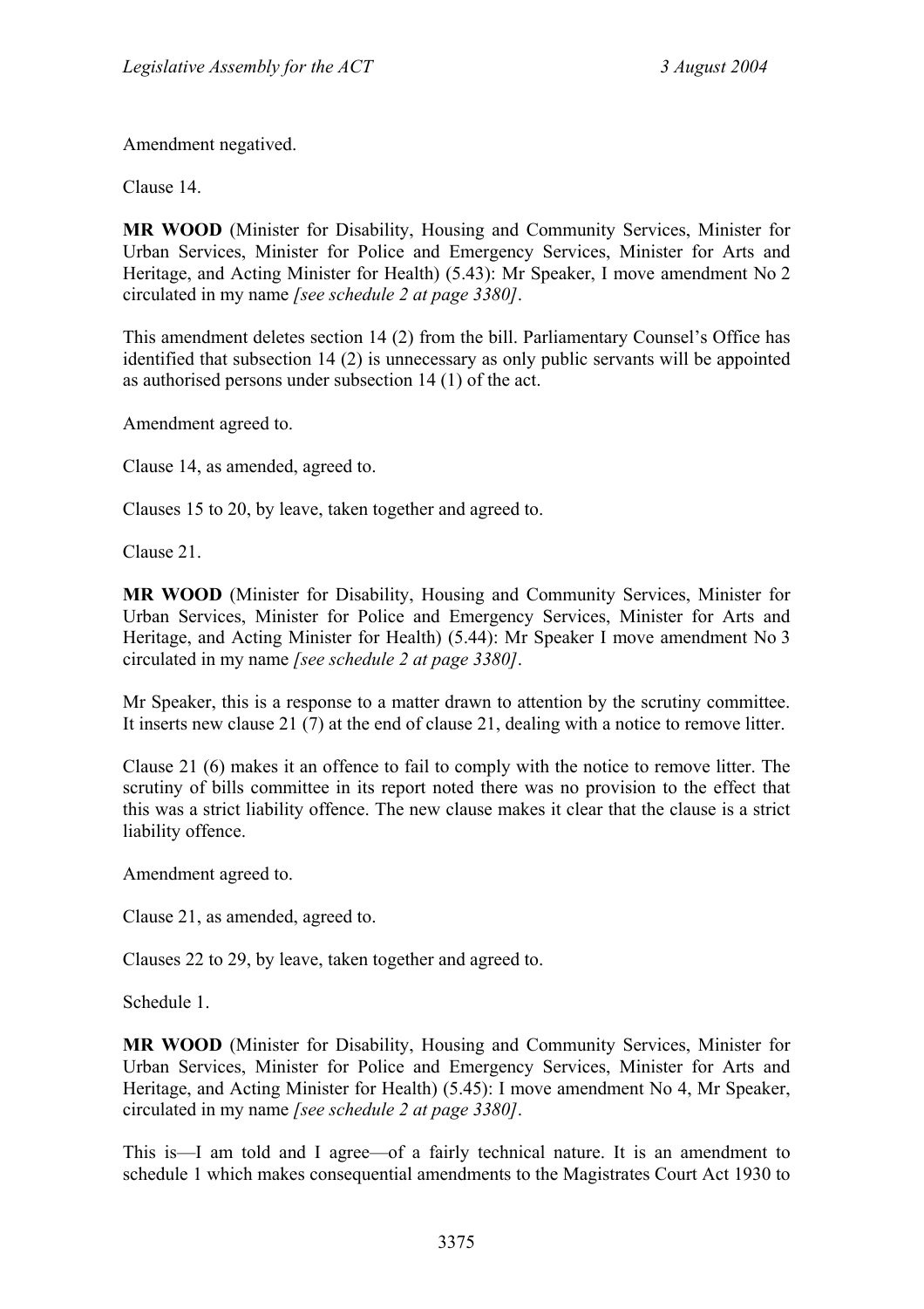Amendment negatived.

Clause 14.

**MR WOOD** (Minister for Disability, Housing and Community Services, Minister for Urban Services, Minister for Police and Emergency Services, Minister for Arts and Heritage, and Acting Minister for Health) (5.43): Mr Speaker, I move amendment No 2 circulated in my name *[see schedule 2 at page 3380]*.

This amendment deletes section 14 (2) from the bill. Parliamentary Counsel's Office has identified that subsection 14 (2) is unnecessary as only public servants will be appointed as authorised persons under subsection 14 (1) of the act.

Amendment agreed to.

Clause 14, as amended, agreed to.

Clauses 15 to 20, by leave, taken together and agreed to.

Clause 21.

**MR WOOD** (Minister for Disability, Housing and Community Services, Minister for Urban Services, Minister for Police and Emergency Services, Minister for Arts and Heritage, and Acting Minister for Health) (5.44): Mr Speaker I move amendment No 3 circulated in my name *[see schedule 2 at page 3380]*.

Mr Speaker, this is a response to a matter drawn to attention by the scrutiny committee. It inserts new clause 21 (7) at the end of clause 21, dealing with a notice to remove litter.

Clause 21 (6) makes it an offence to fail to comply with the notice to remove litter. The scrutiny of bills committee in its report noted there was no provision to the effect that this was a strict liability offence. The new clause makes it clear that the clause is a strict liability offence.

Amendment agreed to.

Clause 21, as amended, agreed to.

Clauses 22 to 29, by leave, taken together and agreed to.

Schedule 1.

**MR WOOD** (Minister for Disability, Housing and Community Services, Minister for Urban Services, Minister for Police and Emergency Services, Minister for Arts and Heritage, and Acting Minister for Health) (5.45): I move amendment No 4, Mr Speaker, circulated in my name *[see schedule 2 at page 3380]*.

This is—I am told and I agree—of a fairly technical nature. It is an amendment to schedule 1 which makes consequential amendments to the Magistrates Court Act 1930 to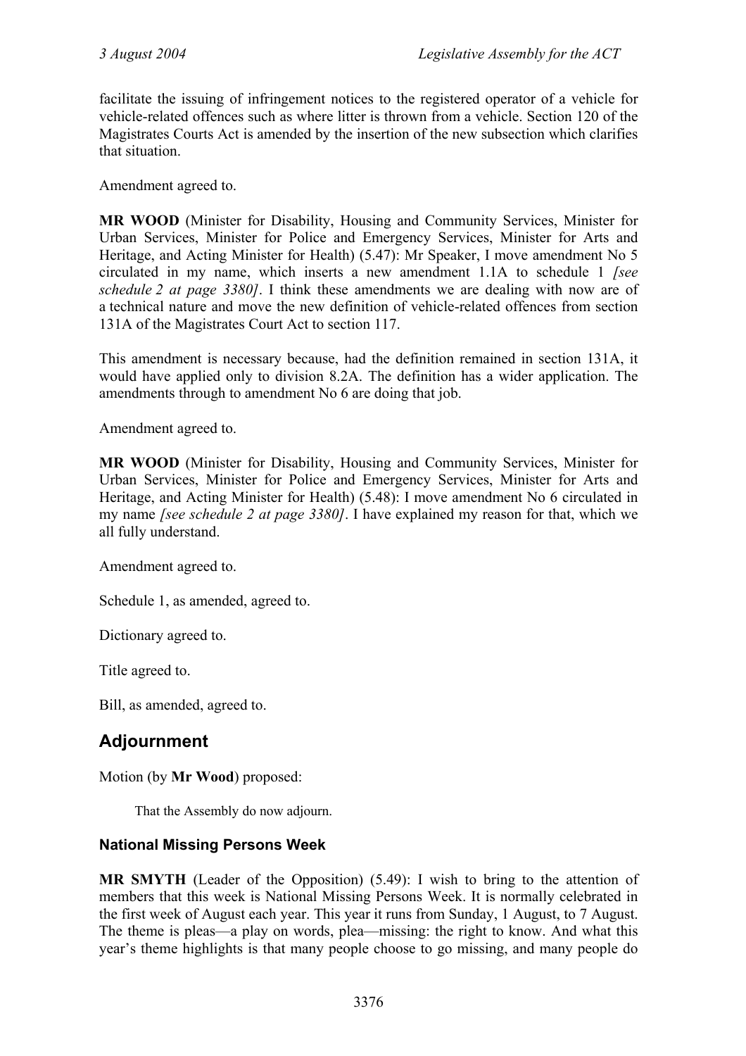facilitate the issuing of infringement notices to the registered operator of a vehicle for vehicle-related offences such as where litter is thrown from a vehicle. Section 120 of the Magistrates Courts Act is amended by the insertion of the new subsection which clarifies that situation.

Amendment agreed to.

**MR WOOD** (Minister for Disability, Housing and Community Services, Minister for Urban Services, Minister for Police and Emergency Services, Minister for Arts and Heritage, and Acting Minister for Health) (5.47): Mr Speaker, I move amendment No 5 circulated in my name, which inserts a new amendment 1.1A to schedule 1 *[see schedule 2 at page 3380]*. I think these amendments we are dealing with now are of a technical nature and move the new definition of vehicle-related offences from section 131A of the Magistrates Court Act to section 117.

This amendment is necessary because, had the definition remained in section 131A, it would have applied only to division 8.2A. The definition has a wider application. The amendments through to amendment No 6 are doing that job.

Amendment agreed to.

**MR WOOD** (Minister for Disability, Housing and Community Services, Minister for Urban Services, Minister for Police and Emergency Services, Minister for Arts and Heritage, and Acting Minister for Health) (5.48): I move amendment No 6 circulated in my name *[see schedule 2 at page 3380]*. I have explained my reason for that, which we all fully understand.

Amendment agreed to.

Schedule 1, as amended, agreed to.

Dictionary agreed to.

Title agreed to.

Bill, as amended, agreed to.

## Adjournment

Motion (by **Mr Wood**) proposed:

> That the Assembly do now adjourn.

### National Missing Persons Week

**MR SMYTH** (Leader of the Opposition) (5.49): I wish to bring to the attention of members that this week is National Missing Persons Week. It is normally celebrated in the first week of August each year. This year it runs from Sunday, 1 August, to 7 August. The theme is pleas—a play on words, plea—missing: the right to know. And what this year's theme highlights is that many people choose to go missing, and many people do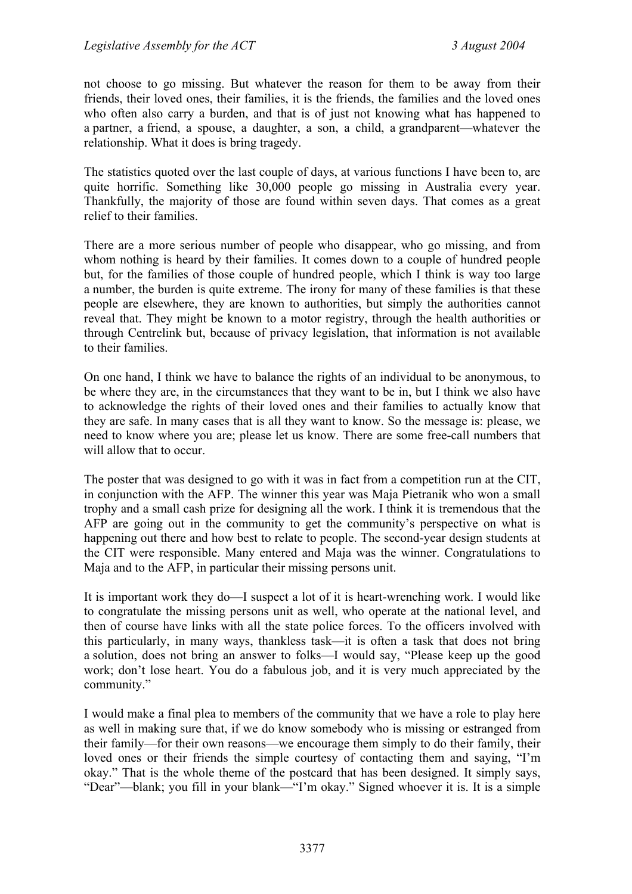not choose to go missing. But whatever the reason for them to be away from their friends, their loved ones, their families, it is the friends, the families and the loved ones who often also carry a burden, and that is of just not knowing what has happened to a partner, a friend, a spouse, a daughter, a son, a child, a grandparent—whatever the relationship. What it does is bring tragedy.

The statistics quoted over the last couple of days, at various functions I have been to, are quite horrific. Something like 30,000 people go missing in Australia every year. Thankfully, the majority of those are found within seven days. That comes as a great relief to their families.

There are a more serious number of people who disappear, who go missing, and from whom nothing is heard by their families. It comes down to a couple of hundred people but, for the families of those couple of hundred people, which I think is way too large a number, the burden is quite extreme. The irony for many of these families is that these people are elsewhere, they are known to authorities, but simply the authorities cannot reveal that. They might be known to a motor registry, through the health authorities or through Centrelink but, because of privacy legislation, that information is not available to their families.

On one hand, I think we have to balance the rights of an individual to be anonymous, to be where they are, in the circumstances that they want to be in, but I think we also have to acknowledge the rights of their loved ones and their families to actually know that they are safe. In many cases that is all they want to know. So the message is: please, we need to know where you are; please let us know. There are some free-call numbers that will allow that to occur.

The poster that was designed to go with it was in fact from a competition run at the CIT, in conjunction with the AFP. The winner this year was Maja Pietranik who won a small trophy and a small cash prize for designing all the work. I think it is tremendous that the AFP are going out in the community to get the community's perspective on what is happening out there and how best to relate to people. The second-year design students at the CIT were responsible. Many entered and Maja was the winner. Congratulations to Maja and to the AFP, in particular their missing persons unit.

It is important work they do—I suspect a lot of it is heart-wrenching work. I would like to congratulate the missing persons unit as well, who operate at the national level, and then of course have links with all the state police forces. To the officers involved with this particularly, in many ways, thankless task—it is often a task that does not bring a solution, does not bring an answer to folks—I would say, "Please keep up the good work; don't lose heart. You do a fabulous job, and it is very much appreciated by the community."

I would make a final plea to members of the community that we have a role to play here as well in making sure that, if we do know somebody who is missing or estranged from their family—for their own reasons—we encourage them simply to do their family, their loved ones or their friends the simple courtesy of contacting them and saying, "I'm okay." That is the whole theme of the postcard that has been designed. It simply says, "Dear"—blank; you fill in your blank—"I'm okay." Signed whoever it is. It is a simple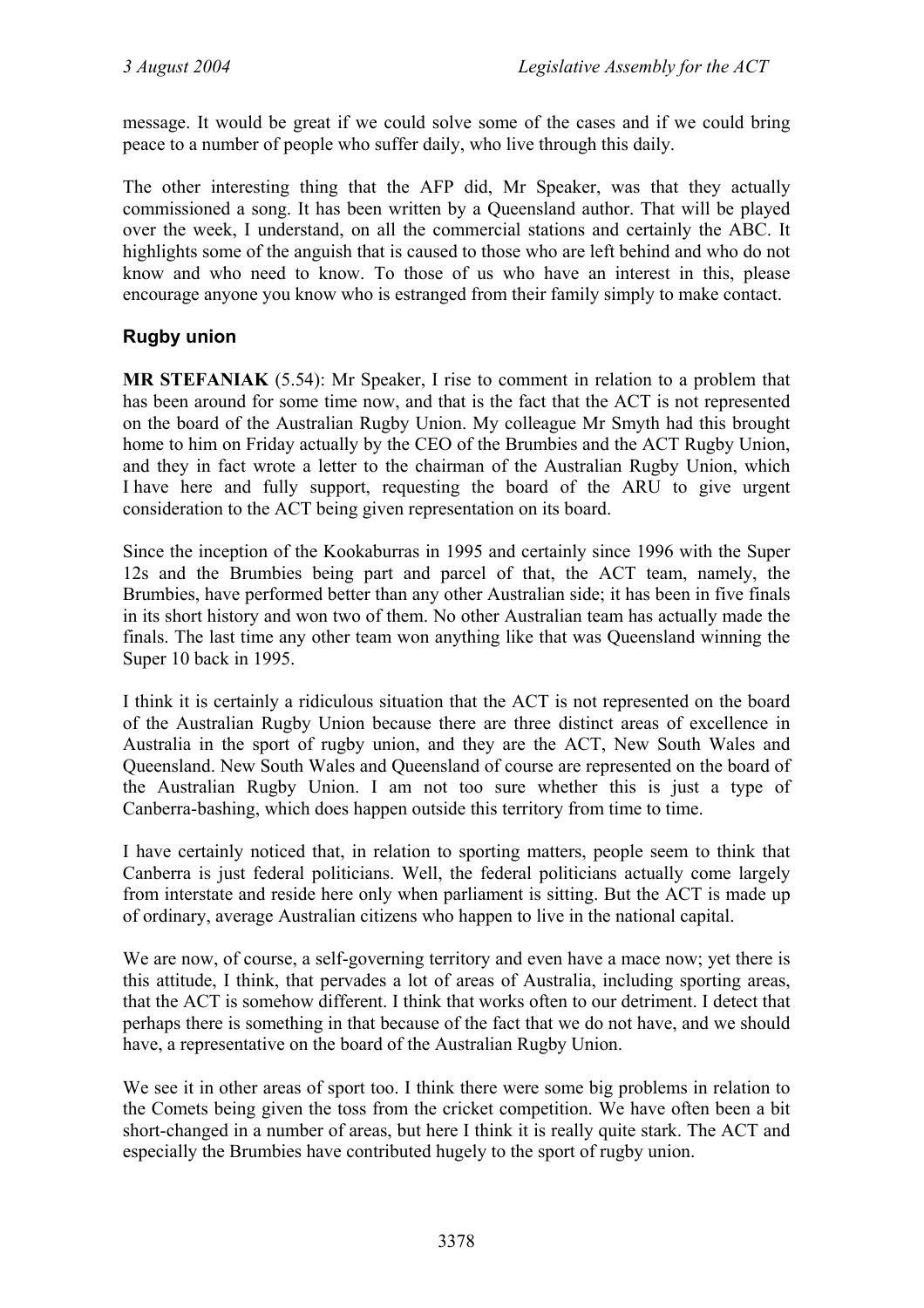message. It would be great if we could solve some of the cases and if we could bring peace to a number of people who suffer daily, who live through this daily.

The other interesting thing that the AFP did, Mr Speaker, was that they actually commissioned a song. It has been written by a Queensland author. That will be played over the week, I understand, on all the commercial stations and certainly the ABC. It highlights some of the anguish that is caused to those who are left behind and who do not know and who need to know. To those of us who have an interest in this, please encourage anyone you know who is estranged from their family simply to make contact.

## Rugby union

**MR STEFANIAK** (5.54): Mr Speaker, I rise to comment in relation to a problem that has been around for some time now, and that is the fact that the ACT is not represented on the board of the Australian Rugby Union. My colleague Mr Smyth had this brought home to him on Friday actually by the CEO of the Brumbies and the ACT Rugby Union, and they in fact wrote a letter to the chairman of the Australian Rugby Union, which I have here and fully support, requesting the board of the ARU to give urgent consideration to the ACT being given representation on its board.

Since the inception of the Kookaburras in 1995 and certainly since 1996 with the Super 12s and the Brumbies being part and parcel of that, the ACT team, namely, the Brumbies, have performed better than any other Australian side; it has been in five finals in its short history and won two of them. No other Australian team has actually made the finals. The last time any other team won anything like that was Queensland winning the Super 10 back in 1995.

I think it is certainly a ridiculous situation that the ACT is not represented on the board of the Australian Rugby Union because there are three distinct areas of excellence in Australia in the sport of rugby union, and they are the ACT, New South Wales and Queensland. New South Wales and Queensland of course are represented on the board of the Australian Rugby Union. I am not too sure whether this is just a type of Canberra-bashing, which does happen outside this territory from time to time.

I have certainly noticed that, in relation to sporting matters, people seem to think that Canberra is just federal politicians. Well, the federal politicians actually come largely from interstate and reside here only when parliament is sitting. But the ACT is made up of ordinary, average Australian citizens who happen to live in the national capital.

We are now, of course, a self-governing territory and even have a mace now; yet there is this attitude, I think, that pervades a lot of areas of Australia, including sporting areas, that the ACT is somehow different. I think that works often to our detriment. I detect that perhaps there is something in that because of the fact that we do not have, and we should have, a representative on the board of the Australian Rugby Union.

We see it in other areas of sport too. I think there were some big problems in relation to the Comets being given the toss from the cricket competition. We have often been a bit short-changed in a number of areas, but here I think it is really quite stark. The ACT and especially the Brumbies have contributed hugely to the sport of rugby union.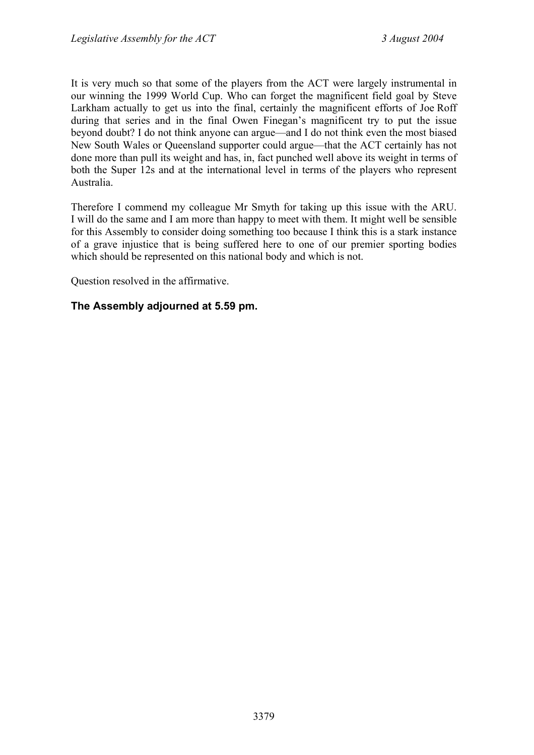It is very much so that some of the players from the ACT were largely instrumental in our winning the 1999 World Cup. Who can forget the magnificent field goal by Steve Larkham actually to get us into the final, certainly the magnificent efforts of Joe Roff during that series and in the final Owen Finegan's magnificent try to put the issue beyond doubt? I do not think anyone can argue—and I do not think even the most biased New South Wales or Queensland supporter could argue—that the ACT certainly has not done more than pull its weight and has, in, fact punched well above its weight in terms of both the Super 12s and at the international level in terms of the players who represent Australia.

Therefore I commend my colleague Mr Smyth for taking up this issue with the ARU. I will do the same and I am more than happy to meet with them. It might well be sensible for this Assembly to consider doing something too because I think this is a stark instance of a grave injustice that is being suffered here to one of our premier sporting bodies which should be represented on this national body and which is not.

Question resolved in the affirmative.

**The Assembly adjourned at 5.59 pm.**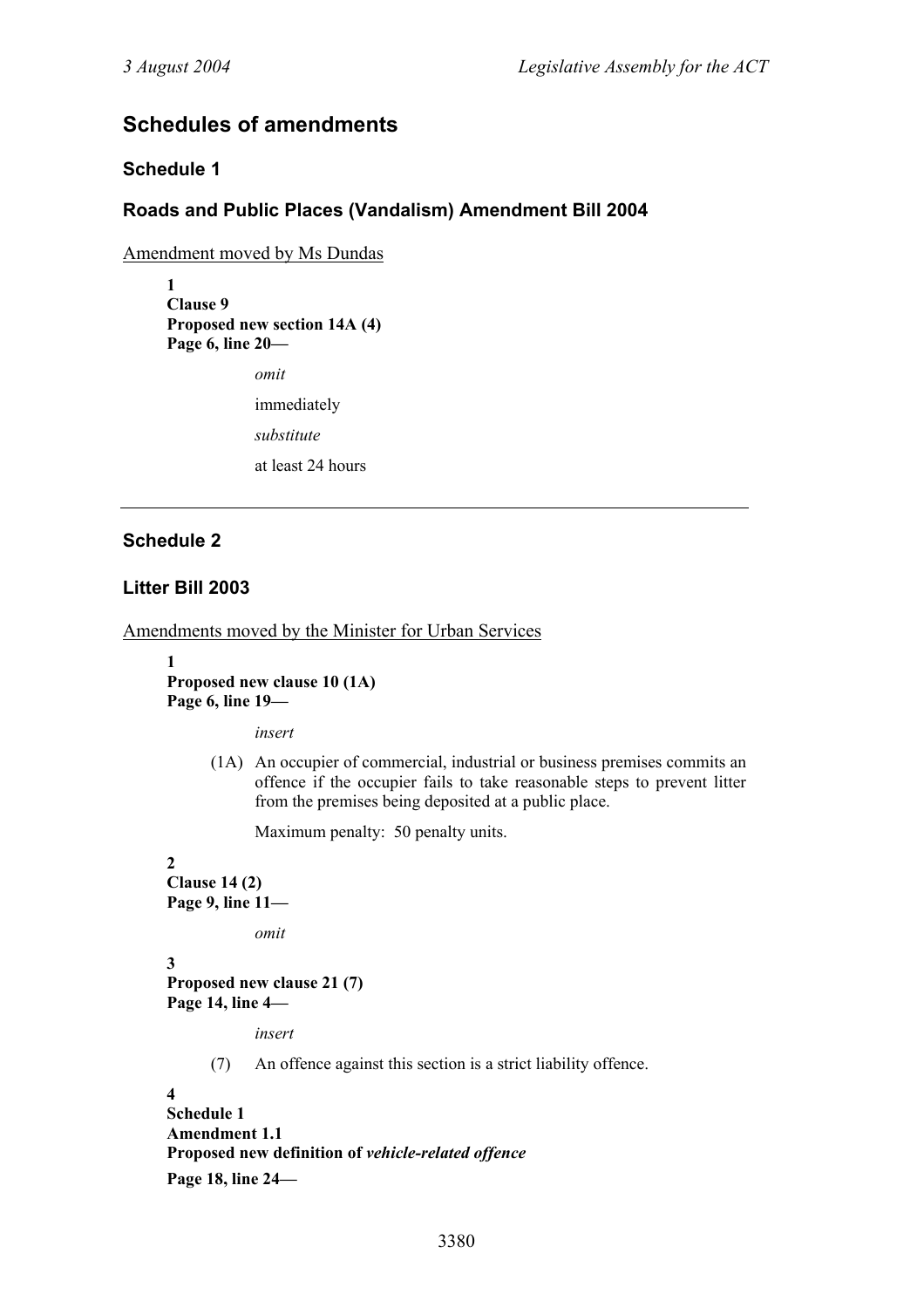## Schedules of amendments

### Schedule 1

### Roads and Public Places (Vandalism) Amendment Bill 2004

Amendment moved by Ms Dundas

**1**
**Clause 9**
**Proposed new section 14A (4)**
**Page 6, line 20—**

*omit*

immediately

*substitute*

at least 24 hours

---

### Schedule 2

### Litter Bill 2003

Amendments moved by the Minister for Urban Services

**1**
**Proposed new clause 10 (1A)**
**Page 6, line 19—**

*insert*

(1A) An occupier of commercial, industrial or business premises commits an offence if the occupier fails to take reasonable steps to prevent litter from the premises being deposited at a public place.

Maximum penalty: 50 penalty units.

**2**
**Clause 14 (2)**
**Page 9, line 11—**

*omit*

**3**
**Proposed new clause 21 (7)**
**Page 14, line 4—**

*insert*

(7) An offence against this section is a strict liability offence.

**4**
**Schedule 1**
**Amendment 1.1**
**Proposed new definition of *vehicle-related offence***
**Page 18, line 24—**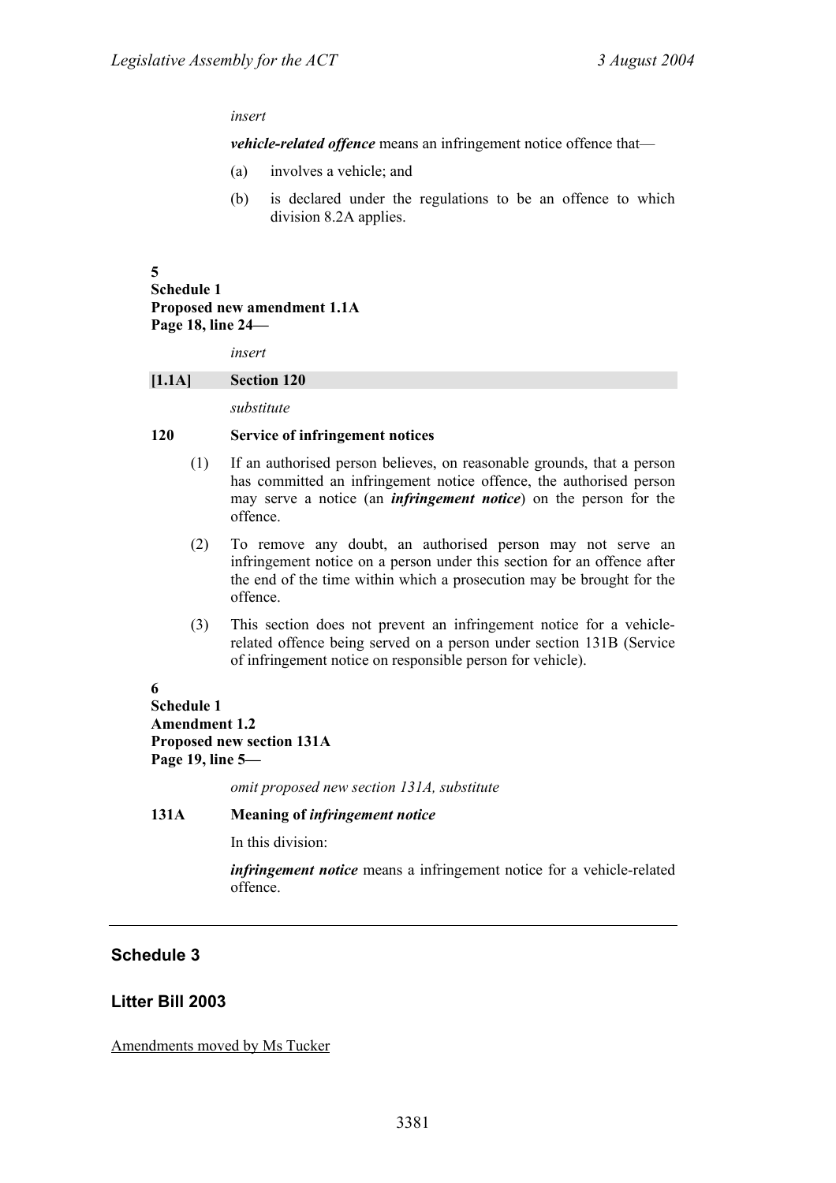*insert*

***vehicle-related offence*** means an infringement notice offence that—

(a) involves a vehicle; and

(b) is declared under the regulations to be an offence to which division 8.2A applies.

**5**
**Schedule 1**
**Proposed new amendment 1.1A**
**Page 18, line 24—**

*insert*

**[1.1A] Section 120**

*substitute*

**120 Service of infringement notices**

(1) If an authorised person believes, on reasonable grounds, that a person has committed an infringement notice offence, the authorised person may serve a notice (an ***infringement notice***) on the person for the offence.

(2) To remove any doubt, an authorised person may not serve an infringement notice on a person under this section for an offence after the end of the time within which a prosecution may be brought for the offence.

(3) This section does not prevent an infringement notice for a vehicle-related offence being served on a person under section 131B (Service of infringement notice on responsible person for vehicle).

**6**
**Schedule 1**
**Amendment 1.2**
**Proposed new section 131A**
**Page 19, line 5—**

*omit proposed new section 131A, substitute*

**131A Meaning of *infringement notice***

In this division:

***infringement notice*** means a infringement notice for a vehicle-related offence.

---

## Schedule 3

## Litter Bill 2003

Amendments moved by Ms Tucker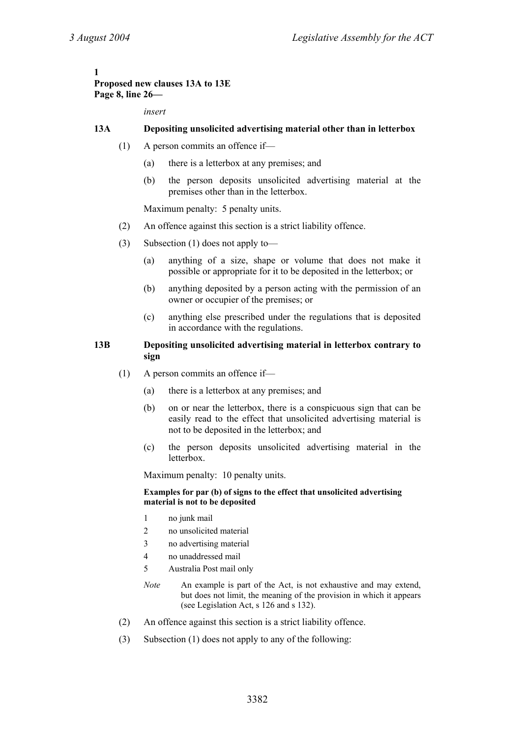**1**
**Proposed new clauses 13A to 13E**
**Page 8, line 26—**

*insert*

**13A Depositing unsolicited advertising material other than in letterbox**

(1) A person commits an offence if—

(a) there is a letterbox at any premises; and

(b) the person deposits unsolicited advertising material at the premises other than in the letterbox.

Maximum penalty: 5 penalty units.

(2) An offence against this section is a strict liability offence.

(3) Subsection (1) does not apply to—

(a) anything of a size, shape or volume that does not make it possible or appropriate for it to be deposited in the letterbox; or

(b) anything deposited by a person acting with the permission of an owner or occupier of the premises; or

(c) anything else prescribed under the regulations that is deposited in accordance with the regulations.

**13B Depositing unsolicited advertising material in letterbox contrary to sign**

(1) A person commits an offence if—

(a) there is a letterbox at any premises; and

(b) on or near the letterbox, there is a conspicuous sign that can be easily read to the effect that unsolicited advertising material is not to be deposited in the letterbox; and

(c) the person deposits unsolicited advertising material in the letterbox.

Maximum penalty: 10 penalty units.

**Examples for par (b) of signs to the effect that unsolicited advertising material is not to be deposited**

1 no junk mail
2 no unsolicited material
3 no advertising material
4 no unaddressed mail
5 Australia Post mail only

*Note* An example is part of the Act, is not exhaustive and may extend, but does not limit, the meaning of the provision in which it appears (see Legislation Act, s 126 and s 132).

(2) An offence against this section is a strict liability offence.

(3) Subsection (1) does not apply to any of the following: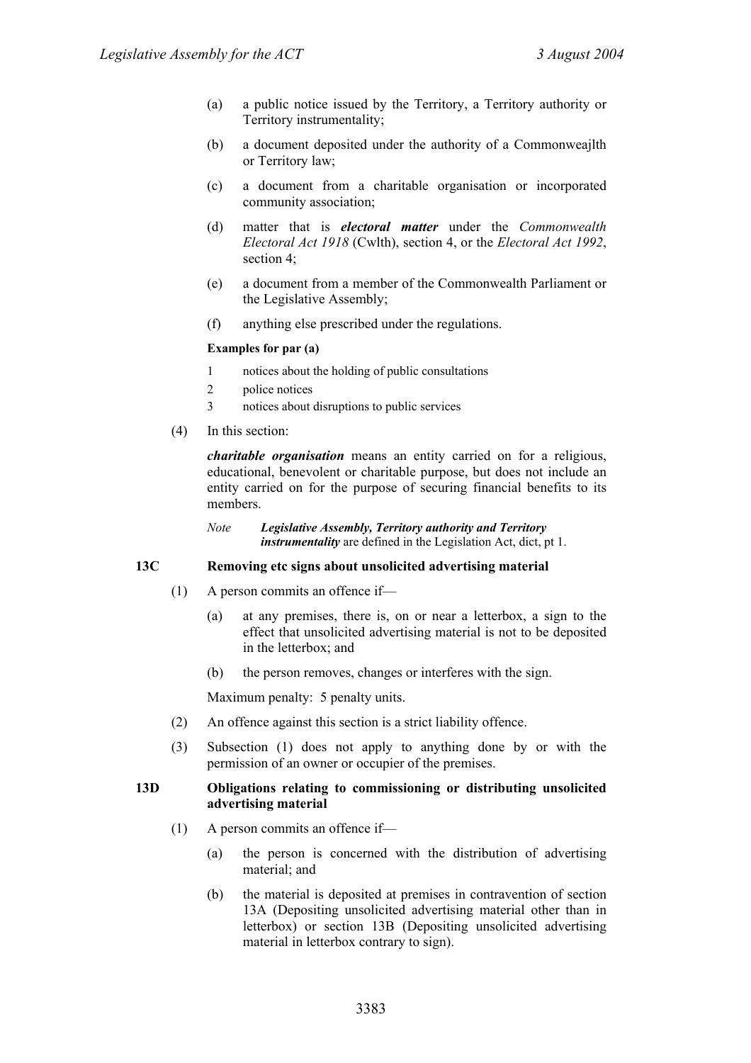(a) a public notice issued by the Territory, a Territory authority or Territory instrumentality;

(b) a document deposited under the authority of a Commonweajlth or Territory law;

(c) a document from a charitable organisation or incorporated community association;

(d) matter that is ***electoral matter*** under the *Commonwealth Electoral Act 1918* (Cwlth), section 4, or the *Electoral Act 1992*, section 4;

(e) a document from a member of the Commonwealth Parliament or the Legislative Assembly;

(f) anything else prescribed under the regulations.

**Examples for par (a)**

1 notices about the holding of public consultations

2 police notices

3 notices about disruptions to public services

(4) In this section:

***charitable organisation*** means an entity carried on for a religious, educational, benevolent or charitable purpose, but does not include an entity carried on for the purpose of securing financial benefits to its members.

*Note* ***Legislative Assembly, Territory authority and Territory instrumentality*** are defined in the Legislation Act, dict, pt 1.

**13C Removing etc signs about unsolicited advertising material**

(1) A person commits an offence if—

(a) at any premises, there is, on or near a letterbox, a sign to the effect that unsolicited advertising material is not to be deposited in the letterbox; and

(b) the person removes, changes or interferes with the sign.

Maximum penalty: 5 penalty units.

(2) An offence against this section is a strict liability offence.

(3) Subsection (1) does not apply to anything done by or with the permission of an owner or occupier of the premises.

**13D Obligations relating to commissioning or distributing unsolicited advertising material**

(1) A person commits an offence if—

(a) the person is concerned with the distribution of advertising material; and

(b) the material is deposited at premises in contravention of section 13A (Depositing unsolicited advertising material other than in letterbox) or section 13B (Depositing unsolicited advertising material in letterbox contrary to sign).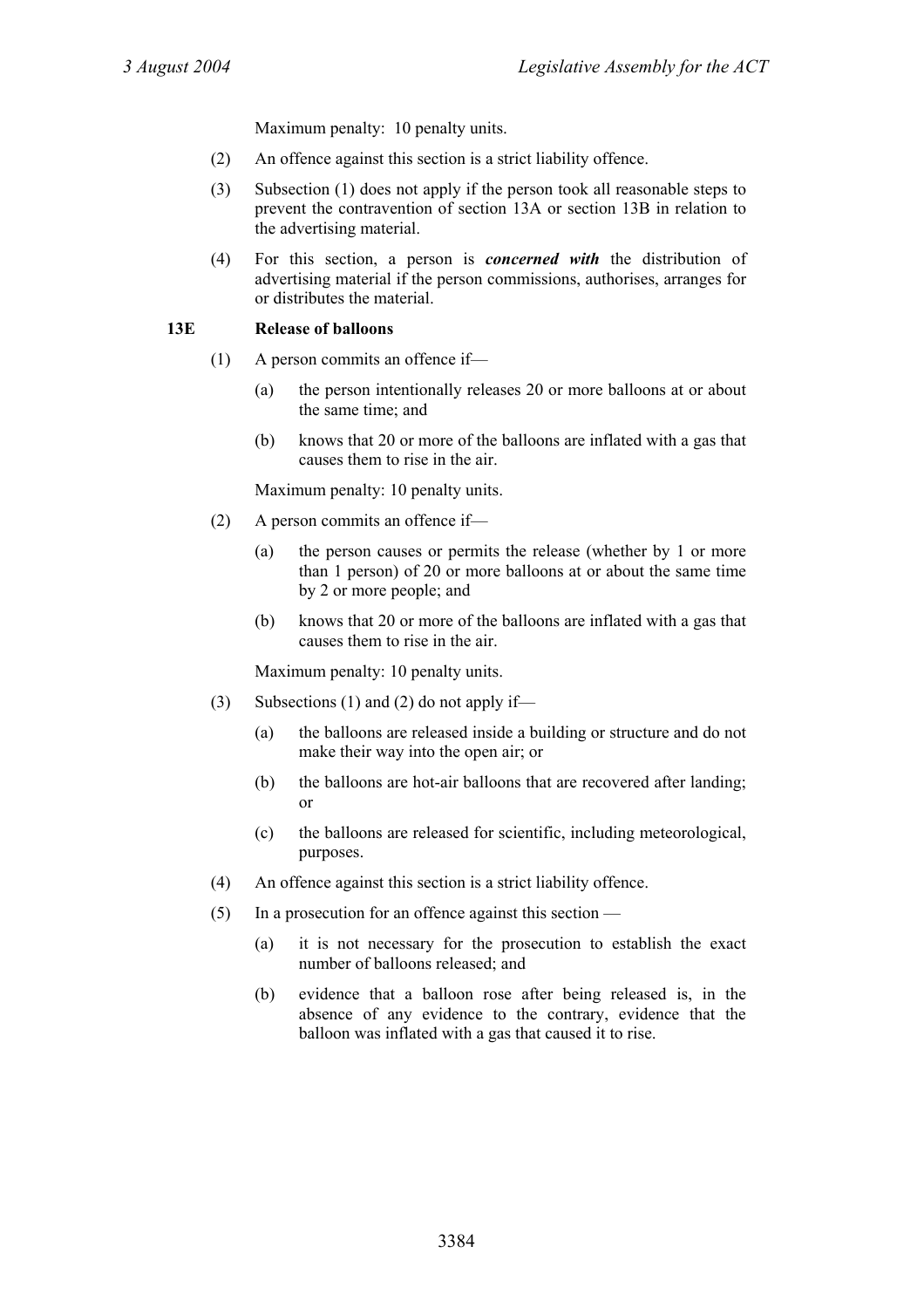Maximum penalty: 10 penalty units.

(2) An offence against this section is a strict liability offence.

(3) Subsection (1) does not apply if the person took all reasonable steps to prevent the contravention of section 13A or section 13B in relation to the advertising material.

(4) For this section, a person is ***concerned with*** the distribution of advertising material if the person commissions, authorises, arranges for or distributes the material.

**13E Release of balloons**

(1) A person commits an offence if—

(a) the person intentionally releases 20 or more balloons at or about the same time; and

(b) knows that 20 or more of the balloons are inflated with a gas that causes them to rise in the air.

Maximum penalty: 10 penalty units.

(2) A person commits an offence if—

(a) the person causes or permits the release (whether by 1 or more than 1 person) of 20 or more balloons at or about the same time by 2 or more people; and

(b) knows that 20 or more of the balloons are inflated with a gas that causes them to rise in the air.

Maximum penalty: 10 penalty units.

(3) Subsections (1) and (2) do not apply if—

(a) the balloons are released inside a building or structure and do not make their way into the open air; or

(b) the balloons are hot-air balloons that are recovered after landing; or

(c) the balloons are released for scientific, including meteorological, purposes.

(4) An offence against this section is a strict liability offence.

(5) In a prosecution for an offence against this section —

(a) it is not necessary for the prosecution to establish the exact number of balloons released; and

(b) evidence that a balloon rose after being released is, in the absence of any evidence to the contrary, evidence that the balloon was inflated with a gas that caused it to rise.